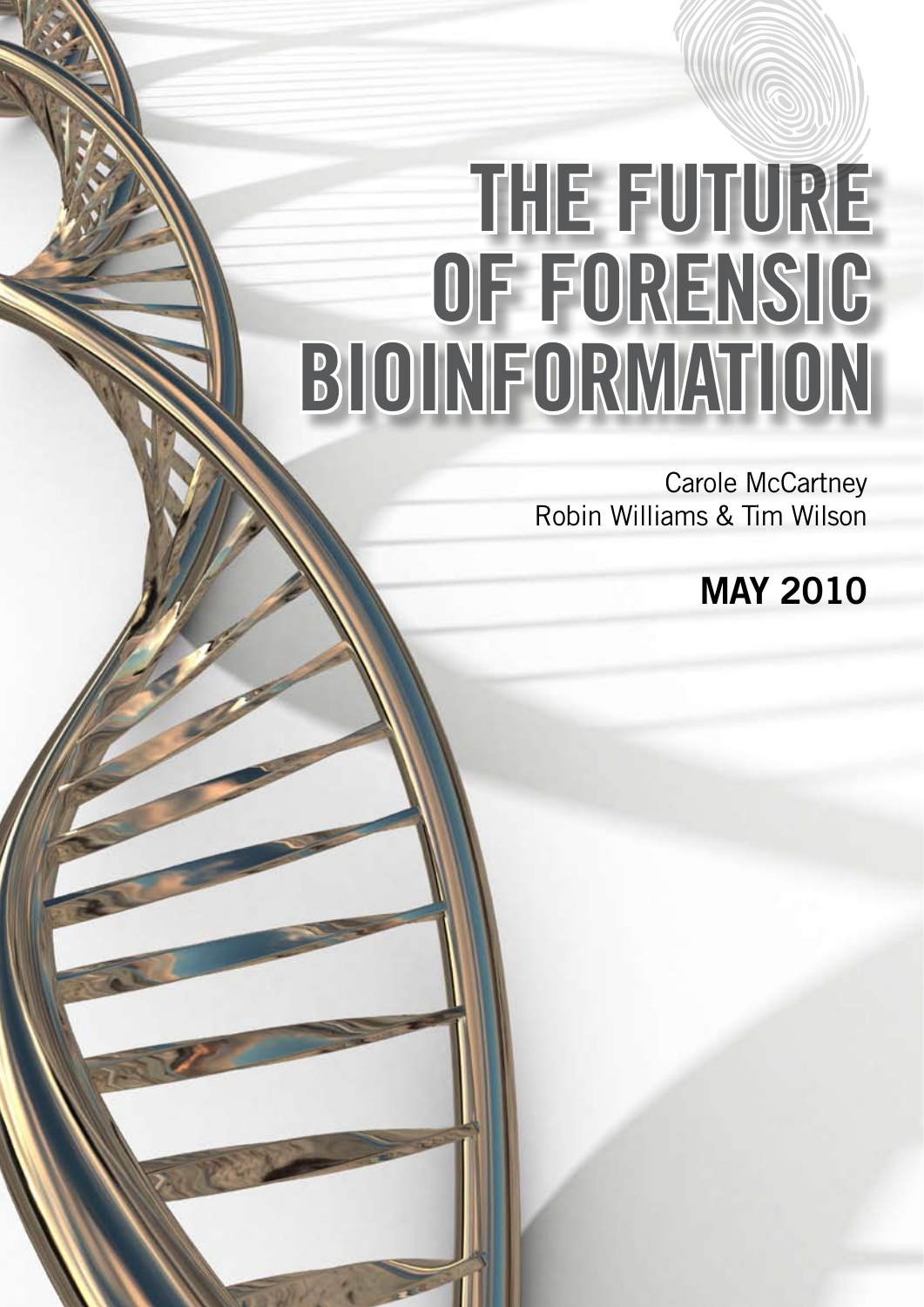# THE FUTURE OF FORENSIC BIOINFORMATION

Carole McCartney
Robin Williams & Tim Wilson

**MAY 2010**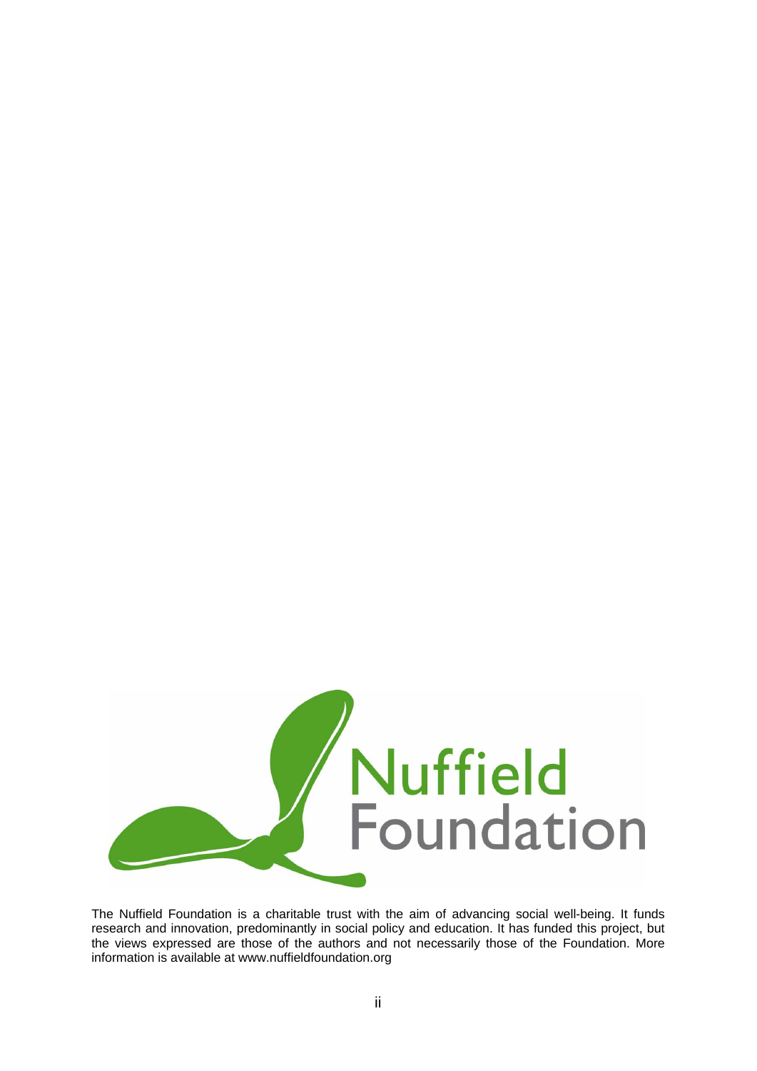The Nuffield Foundation is a charitable trust with the aim of advancing social well-being. It funds research and innovation, predominantly in social policy and education. It has funded this project, but the views expressed are those of the authors and not necessarily those of the Foundation. More information is available at www.nuffieldfoundation.org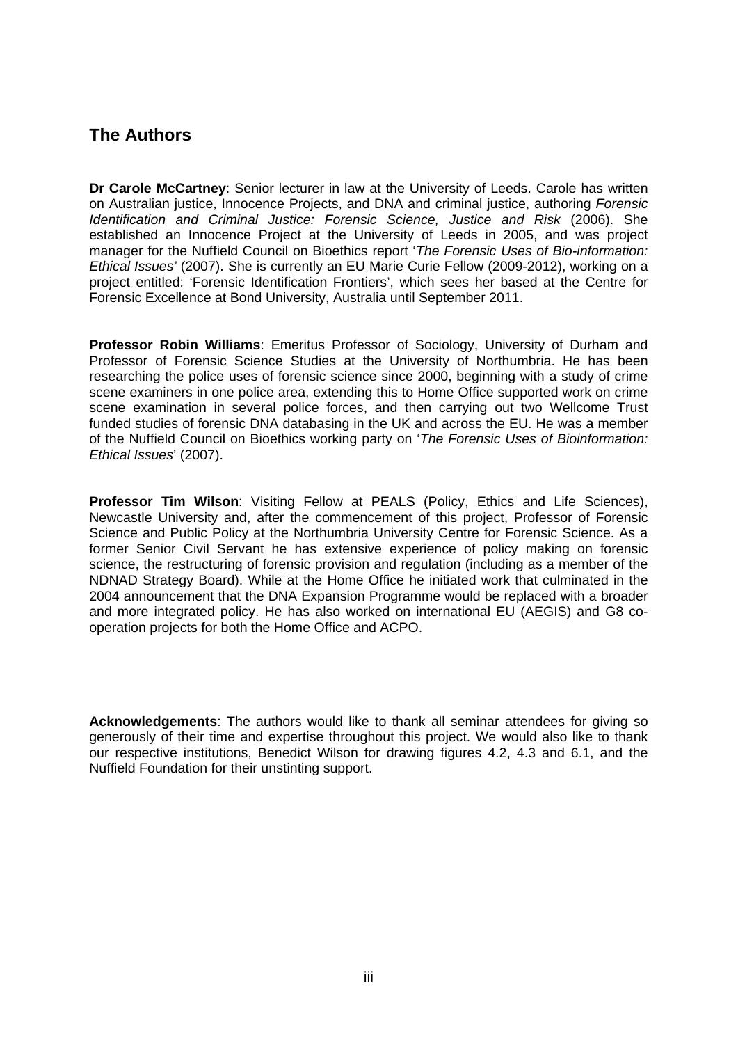## The Authors

**Dr Carole McCartney**: Senior lecturer in law at the University of Leeds. Carole has written on Australian justice, Innocence Projects, and DNA and criminal justice, authoring *Forensic Identification and Criminal Justice: Forensic Science, Justice and Risk* (2006). She established an Innocence Project at the University of Leeds in 2005, and was project manager for the Nuffield Council on Bioethics report '*The Forensic Uses of Bio-information: Ethical Issues'* (2007). She is currently an EU Marie Curie Fellow (2009-2012), working on a project entitled: 'Forensic Identification Frontiers', which sees her based at the Centre for Forensic Excellence at Bond University, Australia until September 2011.

**Professor Robin Williams**: Emeritus Professor of Sociology, University of Durham and Professor of Forensic Science Studies at the University of Northumbria. He has been researching the police uses of forensic science since 2000, beginning with a study of crime scene examiners in one police area, extending this to Home Office supported work on crime scene examination in several police forces, and then carrying out two Wellcome Trust funded studies of forensic DNA databasing in the UK and across the EU. He was a member of the Nuffield Council on Bioethics working party on '*The Forensic Uses of Bioinformation: Ethical Issues*' (2007).

**Professor Tim Wilson**: Visiting Fellow at PEALS (Policy, Ethics and Life Sciences), Newcastle University and, after the commencement of this project, Professor of Forensic Science and Public Policy at the Northumbria University Centre for Forensic Science. As a former Senior Civil Servant he has extensive experience of policy making on forensic science, the restructuring of forensic provision and regulation (including as a member of the NDNAD Strategy Board). While at the Home Office he initiated work that culminated in the 2004 announcement that the DNA Expansion Programme would be replaced with a broader and more integrated policy. He has also worked on international EU (AEGIS) and G8 co-operation projects for both the Home Office and ACPO.

**Acknowledgements**: The authors would like to thank all seminar attendees for giving so generously of their time and expertise throughout this project. We would also like to thank our respective institutions, Benedict Wilson for drawing figures 4.2, 4.3 and 6.1, and the Nuffield Foundation for their unstinting support.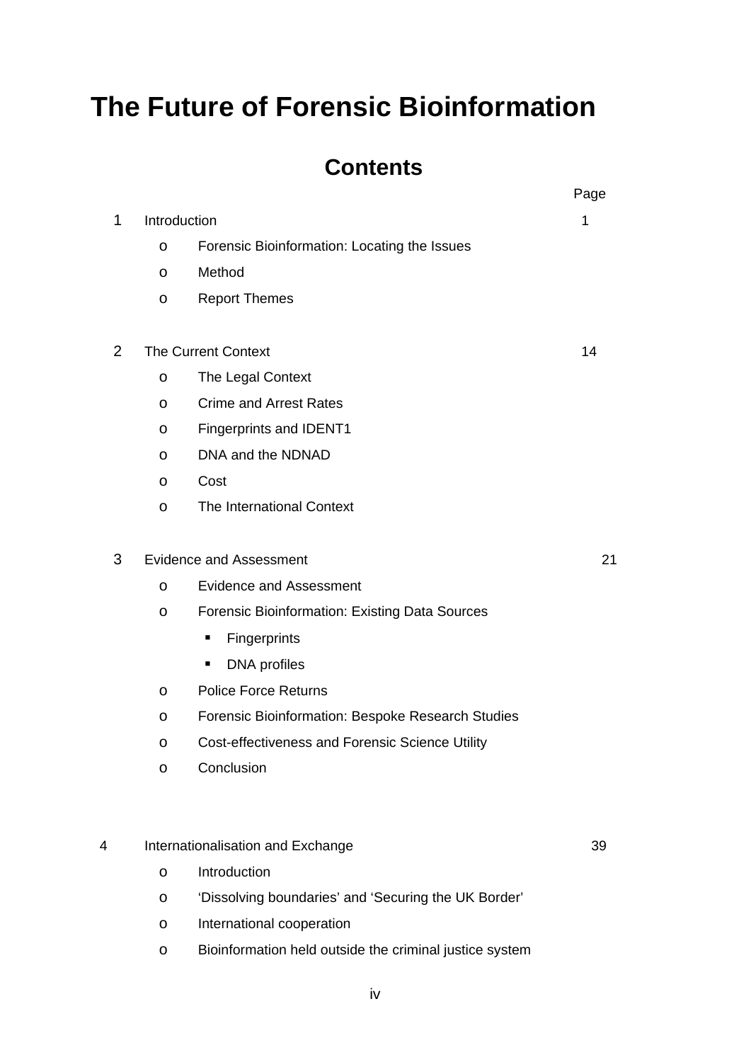# The Future of Forensic Bioinformation

## Contents

| | | Page |
|---|---|---|
| 1 | Introduction | 1 |
| | o Forensic Bioinformation: Locating the Issues | |
| | o Method | |
| | o Report Themes | |
| 2 | The Current Context | 14 |
| | o The Legal Context | |
| | o Crime and Arrest Rates | |
| | o Fingerprints and IDENT1 | |
| | o DNA and the NDNAD | |
| | o Cost | |
| | o The International Context | |
| 3 | Evidence and Assessment | 21 |
| | o Evidence and Assessment | |
| | o Forensic Bioinformation: Existing Data Sources | |
| | ▪ Fingerprints | |
| | ▪ DNA profiles | |
| | o Police Force Returns | |
| | o Forensic Bioinformation: Bespoke Research Studies | |
| | o Cost-effectiveness and Forensic Science Utility | |
| | o Conclusion | |
| 4 | Internationalisation and Exchange | 39 |
| | o Introduction | |
| | o 'Dissolving boundaries' and 'Securing the UK Border' | |
| | o International cooperation | |
| | o Bioinformation held outside the criminal justice system | |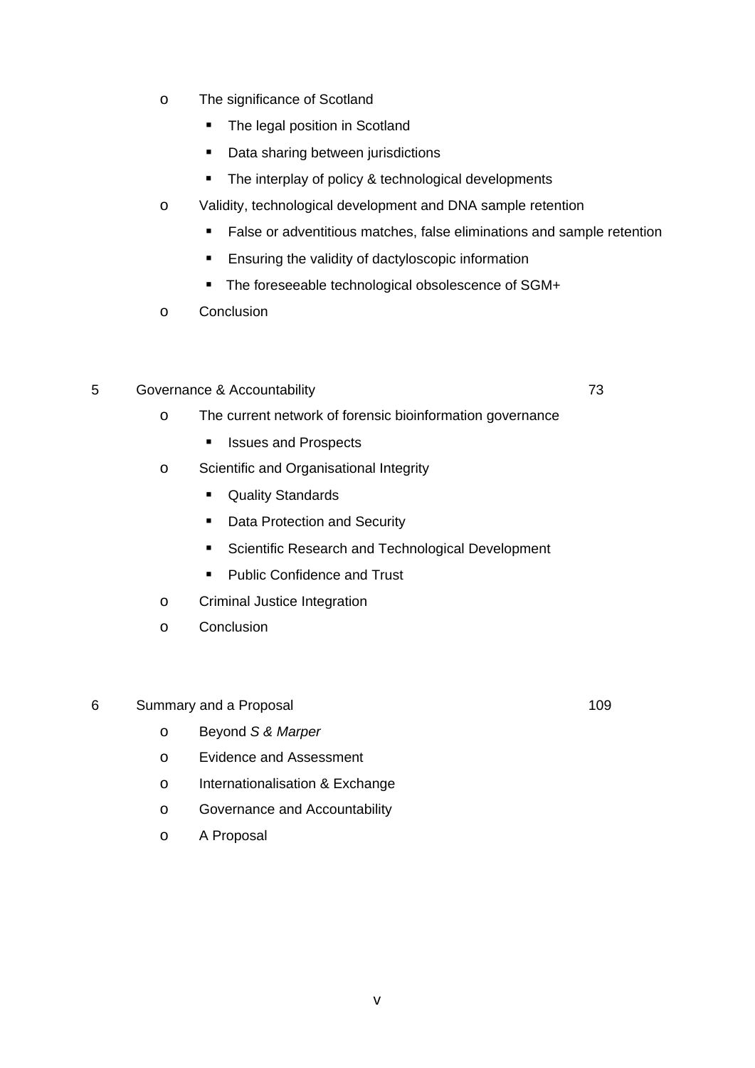- The significance of Scotland
  - The legal position in Scotland
  - Data sharing between jurisdictions
  - The interplay of policy & technological developments
- Validity, technological development and DNA sample retention
  - False or adventitious matches, false eliminations and sample retention
  - Ensuring the validity of dactyloscopic information
  - The foreseeable technological obsolescence of SGM+
- Conclusion

5 Governance & Accountability 73

- The current network of forensic bioinformation governance
  - Issues and Prospects
- Scientific and Organisational Integrity
  - Quality Standards
  - Data Protection and Security
  - Scientific Research and Technological Development
  - Public Confidence and Trust
- Criminal Justice Integration
- Conclusion

6 Summary and a Proposal 109

- Beyond *S & Marper*
- Evidence and Assessment
- Internationalisation & Exchange
- Governance and Accountability
- A Proposal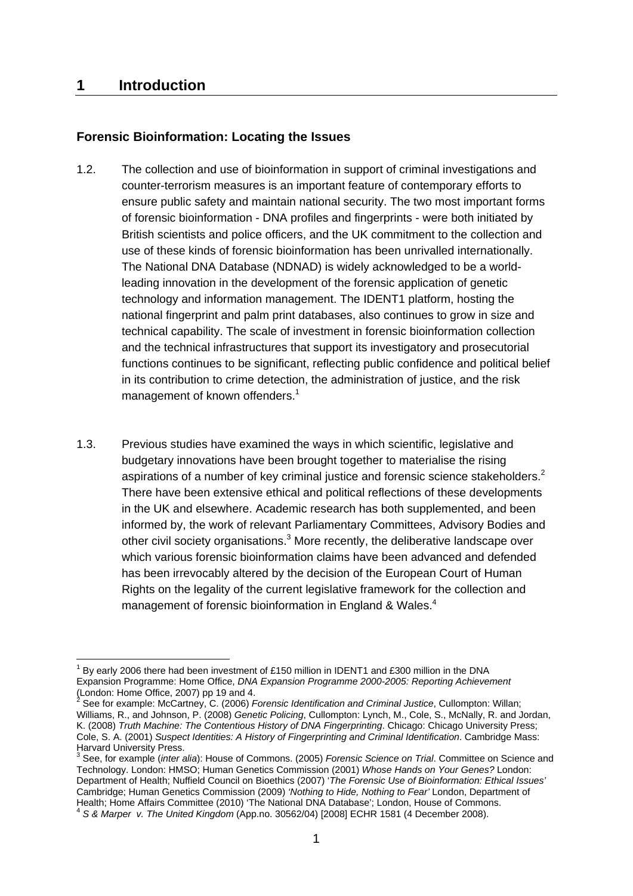# 1 Introduction

## Forensic Bioinformation: Locating the Issues

1.2. The collection and use of bioinformation in support of criminal investigations and counter-terrorism measures is an important feature of contemporary efforts to ensure public safety and maintain national security. The two most important forms of forensic bioinformation - DNA profiles and fingerprints - were both initiated by British scientists and police officers, and the UK commitment to the collection and use of these kinds of forensic bioinformation has been unrivalled internationally. The National DNA Database (NDNAD) is widely acknowledged to be a world-leading innovation in the development of the forensic application of genetic technology and information management. The IDENT1 platform, hosting the national fingerprint and palm print databases, also continues to grow in size and technical capability. The scale of investment in forensic bioinformation collection and the technical infrastructures that support its investigatory and prosecutorial functions continues to be significant, reflecting public confidence and political belief in its contribution to crime detection, the administration of justice, and the risk management of known offenders.[1]

1.3. Previous studies have examined the ways in which scientific, legislative and budgetary innovations have been brought together to materialise the rising aspirations of a number of key criminal justice and forensic science stakeholders.[2] There have been extensive ethical and political reflections of these developments in the UK and elsewhere. Academic research has both supplemented, and been informed by, the work of relevant Parliamentary Committees, Advisory Bodies and other civil society organisations.[3] More recently, the deliberative landscape over which various forensic bioinformation claims have been advanced and defended has been irrevocably altered by the decision of the European Court of Human Rights on the legality of the current legislative framework for the collection and management of forensic bioinformation in England & Wales.[4]

---

[1] By early 2006 there had been investment of £150 million in IDENT1 and £300 million in the DNA Expansion Programme: Home Office, *DNA Expansion Programme 2000-2005: Reporting Achievement* (London: Home Office, 2007) pp 19 and 4.

[2] See for example: McCartney, C. (2006) *Forensic Identification and Criminal Justice*, Cullompton: Willan; Williams, R., and Johnson, P. (2008) *Genetic Policing*, Cullompton: Lynch, M., Cole, S., McNally, R. and Jordan, K. (2008) *Truth Machine: The Contentious History of DNA Fingerprinting*. Chicago: Chicago University Press; Cole, S. A. (2001) *Suspect Identities: A History of Fingerprinting and Criminal Identification*. Cambridge Mass: Harvard University Press.

[3] See, for example (*inter alia*): House of Commons. (2005) *Forensic Science on Trial*. Committee on Science and Technology. London: HMSO; Human Genetics Commission (2001) *Whose Hands on Your Genes?* London: Department of Health; Nuffield Council on Bioethics (2007) '*The Forensic Use of Bioinformation: Ethical Issues'* Cambridge; Human Genetics Commission (2009) *'Nothing to Hide, Nothing to Fear'* London, Department of Health; Home Affairs Committee (2010) 'The National DNA Database'; London, House of Commons.

[4] *S & Marper v. The United Kingdom* (App.no. 30562/04) [2008] ECHR 1581 (4 December 2008).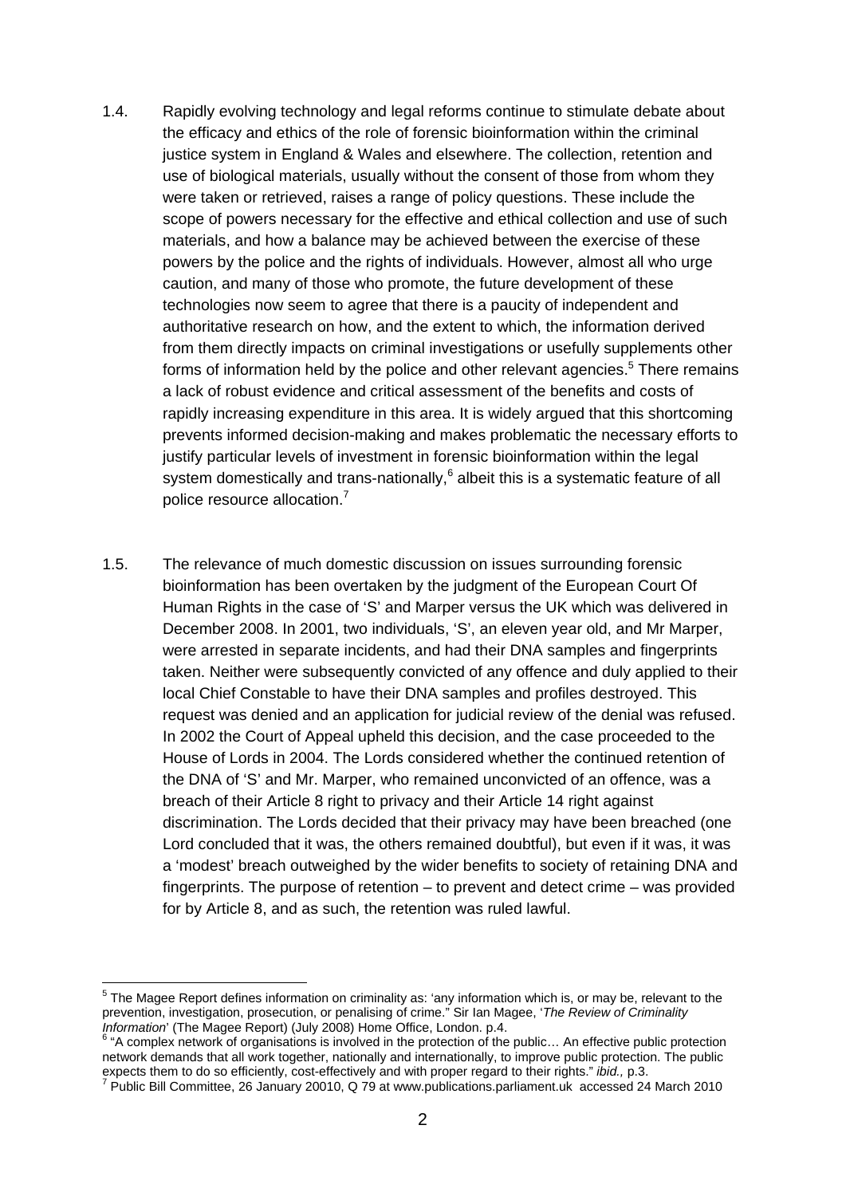1.4. Rapidly evolving technology and legal reforms continue to stimulate debate about the efficacy and ethics of the role of forensic bioinformation within the criminal justice system in England & Wales and elsewhere. The collection, retention and use of biological materials, usually without the consent of those from whom they were taken or retrieved, raises a range of policy questions. These include the scope of powers necessary for the effective and ethical collection and use of such materials, and how a balance may be achieved between the exercise of these powers by the police and the rights of individuals. However, almost all who urge caution, and many of those who promote, the future development of these technologies now seem to agree that there is a paucity of independent and authoritative research on how, and the extent to which, the information derived from them directly impacts on criminal investigations or usefully supplements other forms of information held by the police and other relevant agencies.[5] There remains a lack of robust evidence and critical assessment of the benefits and costs of rapidly increasing expenditure in this area. It is widely argued that this shortcoming prevents informed decision-making and makes problematic the necessary efforts to justify particular levels of investment in forensic bioinformation within the legal system domestically and trans-nationally,[6] albeit this is a systematic feature of all police resource allocation.[7]

1.5. The relevance of much domestic discussion on issues surrounding forensic bioinformation has been overtaken by the judgment of the European Court Of Human Rights in the case of 'S' and Marper versus the UK which was delivered in December 2008. In 2001, two individuals, 'S', an eleven year old, and Mr Marper, were arrested in separate incidents, and had their DNA samples and fingerprints taken. Neither were subsequently convicted of any offence and duly applied to their local Chief Constable to have their DNA samples and profiles destroyed. This request was denied and an application for judicial review of the denial was refused. In 2002 the Court of Appeal upheld this decision, and the case proceeded to the House of Lords in 2004. The Lords considered whether the continued retention of the DNA of 'S' and Mr. Marper, who remained unconvicted of an offence, was a breach of their Article 8 right to privacy and their Article 14 right against discrimination. The Lords decided that their privacy may have been breached (one Lord concluded that it was, the others remained doubtful), but even if it was, it was a 'modest' breach outweighed by the wider benefits to society of retaining DNA and fingerprints. The purpose of retention – to prevent and detect crime – was provided for by Article 8, and as such, the retention was ruled lawful.

---

[5] The Magee Report defines information on criminality as: 'any information which is, or may be, relevant to the prevention, investigation, prosecution, or penalising of crime." Sir Ian Magee, '*The Review of Criminality Information*' (The Magee Report) (July 2008) Home Office, London. p.4.

[6] "A complex network of organisations is involved in the protection of the public… An effective public protection network demands that all work together, nationally and internationally, to improve public protection. The public expects them to do so efficiently, cost-effectively and with proper regard to their rights." *ibid.,* p.3.

[7] Public Bill Committee, 26 January 20010, Q 79 at www.publications.parliament.uk accessed 24 March 2010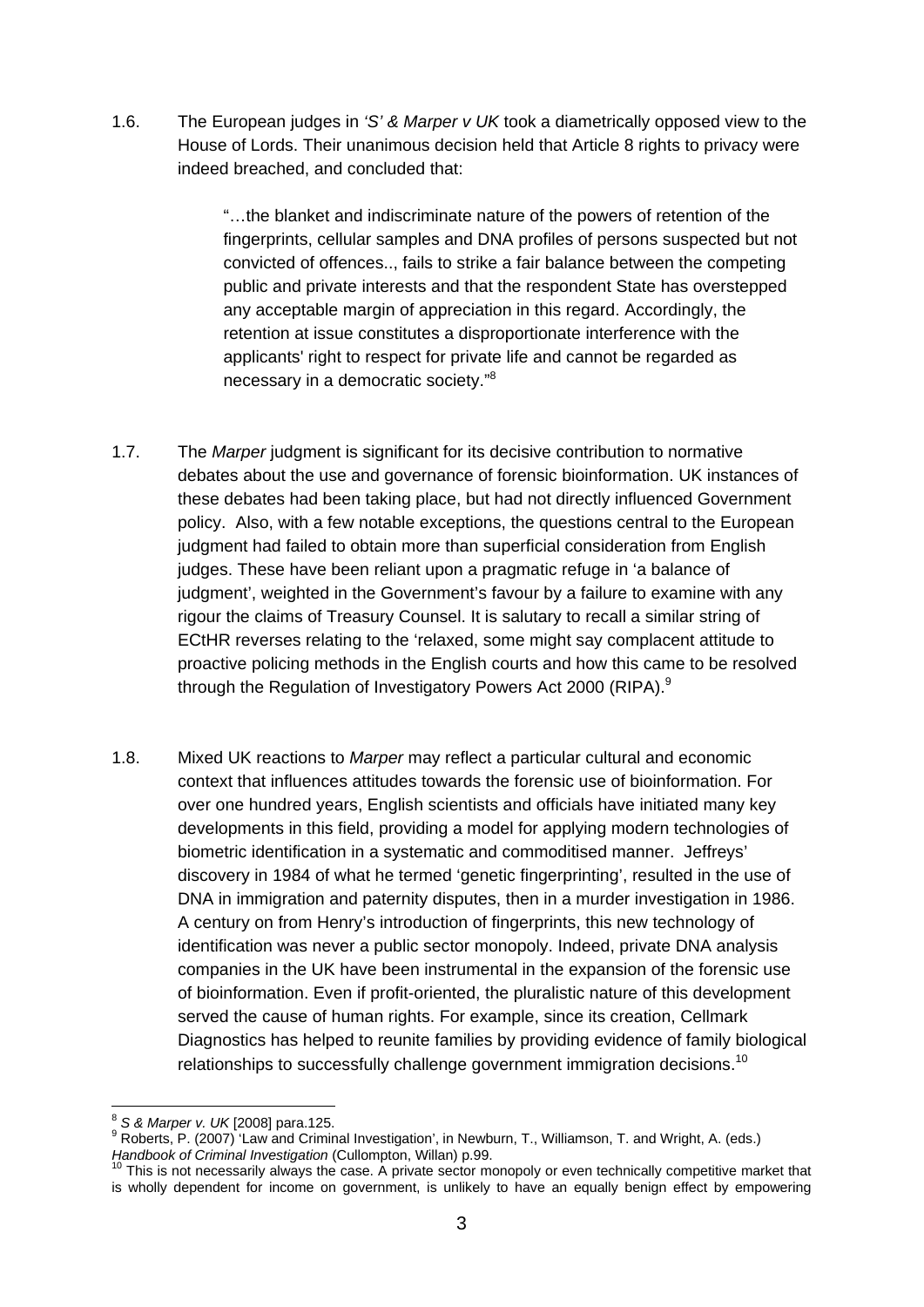1.6. The European judges in *'S' & Marper v UK* took a diametrically opposed view to the House of Lords. Their unanimous decision held that Article 8 rights to privacy were indeed breached, and concluded that:

> "…the blanket and indiscriminate nature of the powers of retention of the fingerprints, cellular samples and DNA profiles of persons suspected but not convicted of offences.., fails to strike a fair balance between the competing public and private interests and that the respondent State has overstepped any acceptable margin of appreciation in this regard. Accordingly, the retention at issue constitutes a disproportionate interference with the applicants' right to respect for private life and cannot be regarded as necessary in a democratic society."[8]

1.7. The *Marper* judgment is significant for its decisive contribution to normative debates about the use and governance of forensic bioinformation. UK instances of these debates had been taking place, but had not directly influenced Government policy. Also, with a few notable exceptions, the questions central to the European judgment had failed to obtain more than superficial consideration from English judges. These have been reliant upon a pragmatic refuge in 'a balance of judgment', weighted in the Government's favour by a failure to examine with any rigour the claims of Treasury Counsel. It is salutary to recall a similar string of ECtHR reverses relating to the 'relaxed, some might say complacent attitude to proactive policing methods in the English courts and how this came to be resolved through the Regulation of Investigatory Powers Act 2000 (RIPA).[9]

1.8. Mixed UK reactions to *Marper* may reflect a particular cultural and economic context that influences attitudes towards the forensic use of bioinformation. For over one hundred years, English scientists and officials have initiated many key developments in this field, providing a model for applying modern technologies of biometric identification in a systematic and commoditised manner. Jeffreys' discovery in 1984 of what he termed 'genetic fingerprinting', resulted in the use of DNA in immigration and paternity disputes, then in a murder investigation in 1986. A century on from Henry's introduction of fingerprints, this new technology of identification was never a public sector monopoly. Indeed, private DNA analysis companies in the UK have been instrumental in the expansion of the forensic use of bioinformation. Even if profit-oriented, the pluralistic nature of this development served the cause of human rights. For example, since its creation, Cellmark Diagnostics has helped to reunite families by providing evidence of family biological relationships to successfully challenge government immigration decisions.[10]

---

[8] *S & Marper v. UK* [2008] para.125.

[9] Roberts, P. (2007) 'Law and Criminal Investigation', in Newburn, T., Williamson, T. and Wright, A. (eds.) *Handbook of Criminal Investigation* (Cullompton, Willan) p.99.

[10] This is not necessarily always the case. A private sector monopoly or even technically competitive market that is wholly dependent for income on government, is unlikely to have an equally benign effect by empowering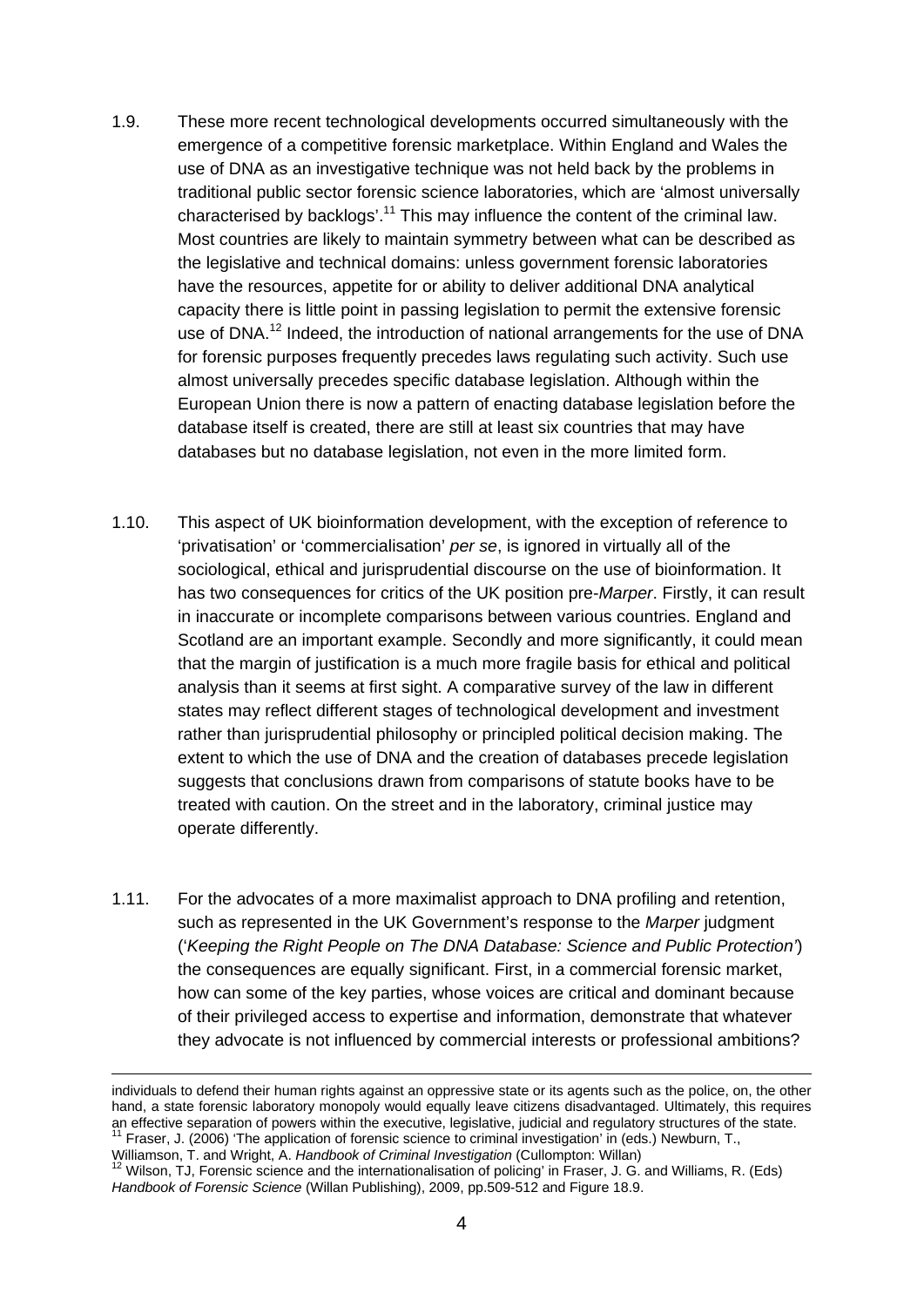1.9. These more recent technological developments occurred simultaneously with the emergence of a competitive forensic marketplace. Within England and Wales the use of DNA as an investigative technique was not held back by the problems in traditional public sector forensic science laboratories, which are 'almost universally characterised by backlogs'.[11] This may influence the content of the criminal law. Most countries are likely to maintain symmetry between what can be described as the legislative and technical domains: unless government forensic laboratories have the resources, appetite for or ability to deliver additional DNA analytical capacity there is little point in passing legislation to permit the extensive forensic use of DNA.[12] Indeed, the introduction of national arrangements for the use of DNA for forensic purposes frequently precedes laws regulating such activity. Such use almost universally precedes specific database legislation. Although within the European Union there is now a pattern of enacting database legislation before the database itself is created, there are still at least six countries that may have databases but no database legislation, not even in the more limited form.

1.10. This aspect of UK bioinformation development, with the exception of reference to 'privatisation' or 'commercialisation' *per se*, is ignored in virtually all of the sociological, ethical and jurisprudential discourse on the use of bioinformation. It has two consequences for critics of the UK position pre-*Marper*. Firstly, it can result in inaccurate or incomplete comparisons between various countries. England and Scotland are an important example. Secondly and more significantly, it could mean that the margin of justification is a much more fragile basis for ethical and political analysis than it seems at first sight. A comparative survey of the law in different states may reflect different stages of technological development and investment rather than jurisprudential philosophy or principled political decision making. The extent to which the use of DNA and the creation of databases precede legislation suggests that conclusions drawn from comparisons of statute books have to be treated with caution. On the street and in the laboratory, criminal justice may operate differently.

1.11. For the advocates of a more maximalist approach to DNA profiling and retention, such as represented in the UK Government's response to the *Marper* judgment ('*Keeping the Right People on The DNA Database: Science and Public Protection*') the consequences are equally significant. First, in a commercial forensic market, how can some of the key parties, whose voices are critical and dominant because of their privileged access to expertise and information, demonstrate that whatever they advocate is not influenced by commercial interests or professional ambitions?

---

individuals to defend their human rights against an oppressive state or its agents such as the police, on, the other hand, a state forensic laboratory monopoly would equally leave citizens disadvantaged. Ultimately, this requires an effective separation of powers within the executive, legislative, judicial and regulatory structures of the state.

[11] Fraser, J. (2006) 'The application of forensic science to criminal investigation' in (eds.) Newburn, T., Williamson, T. and Wright, A. *Handbook of Criminal Investigation* (Cullompton: Willan)

[12] Wilson, TJ, Forensic science and the internationalisation of policing' in Fraser, J. G. and Williams, R. (Eds) *Handbook of Forensic Science* (Willan Publishing), 2009, pp.509-512 and Figure 18.9.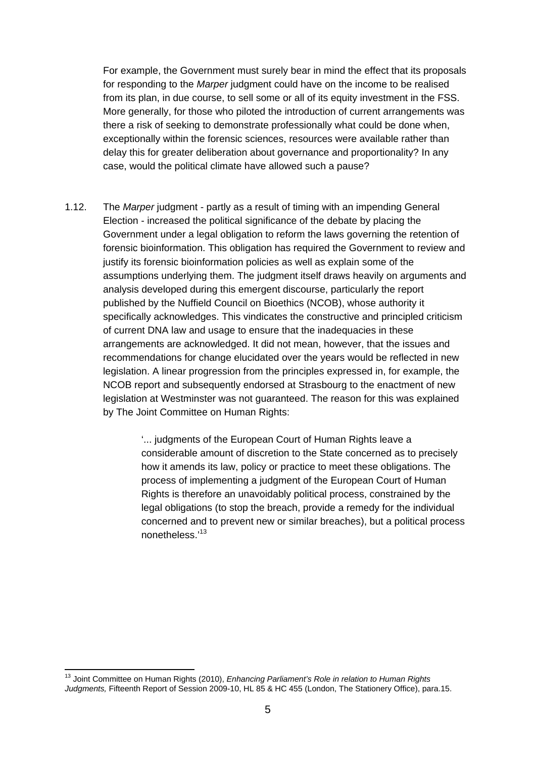For example, the Government must surely bear in mind the effect that its proposals for responding to the *Marper* judgment could have on the income to be realised from its plan, in due course, to sell some or all of its equity investment in the FSS. More generally, for those who piloted the introduction of current arrangements was there a risk of seeking to demonstrate professionally what could be done when, exceptionally within the forensic sciences, resources were available rather than delay this for greater deliberation about governance and proportionality? In any case, would the political climate have allowed such a pause?

1.12. The *Marper* judgment - partly as a result of timing with an impending General Election - increased the political significance of the debate by placing the Government under a legal obligation to reform the laws governing the retention of forensic bioinformation. This obligation has required the Government to review and justify its forensic bioinformation policies as well as explain some of the assumptions underlying them. The judgment itself draws heavily on arguments and analysis developed during this emergent discourse, particularly the report published by the Nuffield Council on Bioethics (NCOB), whose authority it specifically acknowledges. This vindicates the constructive and principled criticism of current DNA law and usage to ensure that the inadequacies in these arrangements are acknowledged. It did not mean, however, that the issues and recommendations for change elucidated over the years would be reflected in new legislation. A linear progression from the principles expressed in, for example, the NCOB report and subsequently endorsed at Strasbourg to the enactment of new legislation at Westminster was not guaranteed. The reason for this was explained by The Joint Committee on Human Rights:

> '... judgments of the European Court of Human Rights leave a considerable amount of discretion to the State concerned as to precisely how it amends its law, policy or practice to meet these obligations. The process of implementing a judgment of the European Court of Human Rights is therefore an unavoidably political process, constrained by the legal obligations (to stop the breach, provide a remedy for the individual concerned and to prevent new or similar breaches), but a political process nonetheless.'[13]

---

[13] Joint Committee on Human Rights (2010), *Enhancing Parliament's Role in relation to Human Rights Judgments,* Fifteenth Report of Session 2009-10, HL 85 & HC 455 (London, The Stationery Office), para.15.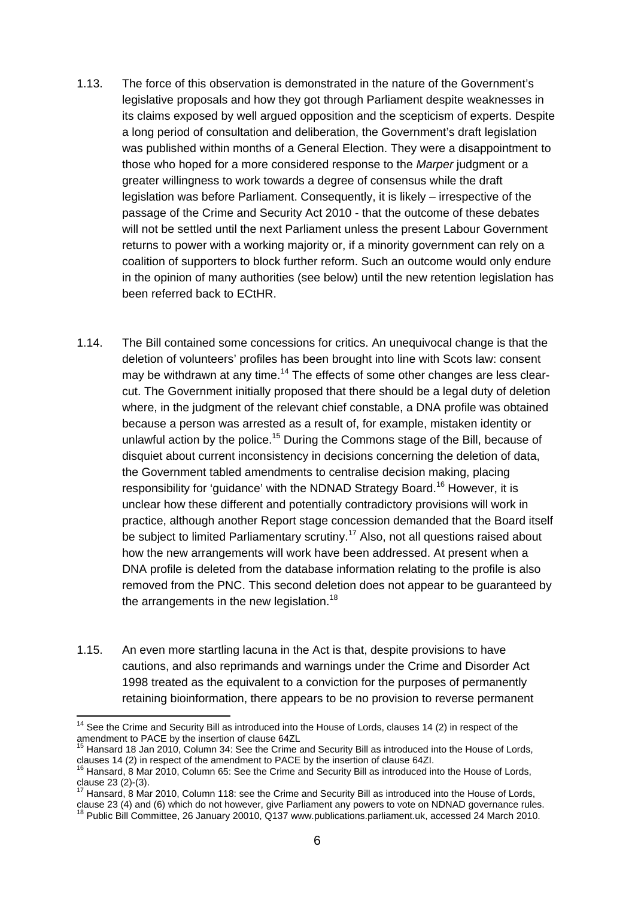1.13. The force of this observation is demonstrated in the nature of the Government's legislative proposals and how they got through Parliament despite weaknesses in its claims exposed by well argued opposition and the scepticism of experts. Despite a long period of consultation and deliberation, the Government's draft legislation was published within months of a General Election. They were a disappointment to those who hoped for a more considered response to the *Marper* judgment or a greater willingness to work towards a degree of consensus while the draft legislation was before Parliament. Consequently, it is likely – irrespective of the passage of the Crime and Security Act 2010 - that the outcome of these debates will not be settled until the next Parliament unless the present Labour Government returns to power with a working majority or, if a minority government can rely on a coalition of supporters to block further reform. Such an outcome would only endure in the opinion of many authorities (see below) until the new retention legislation has been referred back to ECtHR.

1.14. The Bill contained some concessions for critics. An unequivocal change is that the deletion of volunteers' profiles has been brought into line with Scots law: consent may be withdrawn at any time.[14] The effects of some other changes are less clear-cut. The Government initially proposed that there should be a legal duty of deletion where, in the judgment of the relevant chief constable, a DNA profile was obtained because a person was arrested as a result of, for example, mistaken identity or unlawful action by the police.[15] During the Commons stage of the Bill, because of disquiet about current inconsistency in decisions concerning the deletion of data, the Government tabled amendments to centralise decision making, placing responsibility for 'guidance' with the NDNAD Strategy Board.[16] However, it is unclear how these different and potentially contradictory provisions will work in practice, although another Report stage concession demanded that the Board itself be subject to limited Parliamentary scrutiny.[17] Also, not all questions raised about how the new arrangements will work have been addressed. At present when a DNA profile is deleted from the database information relating to the profile is also removed from the PNC. This second deletion does not appear to be guaranteed by the arrangements in the new legislation.[18]

1.15. An even more startling lacuna in the Act is that, despite provisions to have cautions, and also reprimands and warnings under the Crime and Disorder Act 1998 treated as the equivalent to a conviction for the purposes of permanently retaining bioinformation, there appears to be no provision to reverse permanent

---

[14] See the Crime and Security Bill as introduced into the House of Lords, clauses 14 (2) in respect of the amendment to PACE by the insertion of clause 64ZL

[15] Hansard 18 Jan 2010, Column 34: See the Crime and Security Bill as introduced into the House of Lords, clauses 14 (2) in respect of the amendment to PACE by the insertion of clause 64ZI.

[16] Hansard, 8 Mar 2010, Column 65: See the Crime and Security Bill as introduced into the House of Lords, clause 23 (2)-(3).

[17] Hansard, 8 Mar 2010, Column 118: see the Crime and Security Bill as introduced into the House of Lords, clause 23 (4) and (6) which do not however, give Parliament any powers to vote on NDNAD governance rules.

[18] Public Bill Committee, 26 January 20010, Q137 www.publications.parliament.uk, accessed 24 March 2010.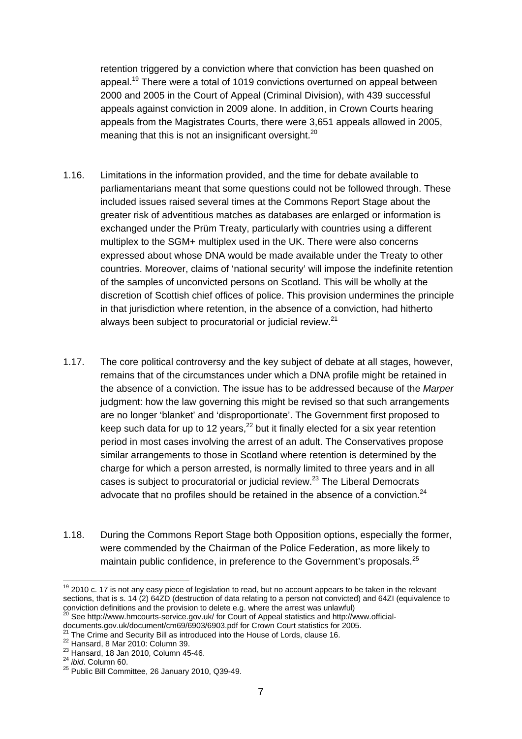retention triggered by a conviction where that conviction has been quashed on appeal.[19] There were a total of 1019 convictions overturned on appeal between 2000 and 2005 in the Court of Appeal (Criminal Division), with 439 successful appeals against conviction in 2009 alone. In addition, in Crown Courts hearing appeals from the Magistrates Courts, there were 3,651 appeals allowed in 2005, meaning that this is not an insignificant oversight.[20]

1.16. Limitations in the information provided, and the time for debate available to parliamentarians meant that some questions could not be followed through. These included issues raised several times at the Commons Report Stage about the greater risk of adventitious matches as databases are enlarged or information is exchanged under the Prüm Treaty, particularly with countries using a different multiplex to the SGM+ multiplex used in the UK. There were also concerns expressed about whose DNA would be made available under the Treaty to other countries. Moreover, claims of 'national security' will impose the indefinite retention of the samples of unconvicted persons on Scotland. This will be wholly at the discretion of Scottish chief offices of police. This provision undermines the principle in that jurisdiction where retention, in the absence of a conviction, had hitherto always been subject to procuratorial or judicial review.[21]

1.17. The core political controversy and the key subject of debate at all stages, however, remains that of the circumstances under which a DNA profile might be retained in the absence of a conviction. The issue has to be addressed because of the *Marper* judgment: how the law governing this might be revised so that such arrangements are no longer 'blanket' and 'disproportionate'. The Government first proposed to keep such data for up to 12 years,[22] but it finally elected for a six year retention period in most cases involving the arrest of an adult. The Conservatives propose similar arrangements to those in Scotland where retention is determined by the charge for which a person arrested, is normally limited to three years and in all cases is subject to procuratorial or judicial review.[23] The Liberal Democrats advocate that no profiles should be retained in the absence of a conviction.[24]

1.18. During the Commons Report Stage both Opposition options, especially the former, were commended by the Chairman of the Police Federation, as more likely to maintain public confidence, in preference to the Government's proposals.[25]

---

[19] 2010 c. 17 is not any easy piece of legislation to read, but no account appears to be taken in the relevant sections, that is s. 14 (2) 64ZD (destruction of data relating to a person not convicted) and 64ZI (equivalence to conviction definitions and the provision to delete e.g. where the arrest was unlawful)

[20] See http://www.hmcourts-service.gov.uk/ for Court of Appeal statistics and http://www.official-documents.gov.uk/document/cm69/6903/6903.pdf for Crown Court statistics for 2005.

[21] The Crime and Security Bill as introduced into the House of Lords, clause 16.

[22] Hansard, 8 Mar 2010: Column 39.

[23] Hansard, 18 Jan 2010, Column 45-46.

[24] *ibid*. Column 60.

[25] Public Bill Committee, 26 January 2010, Q39-49.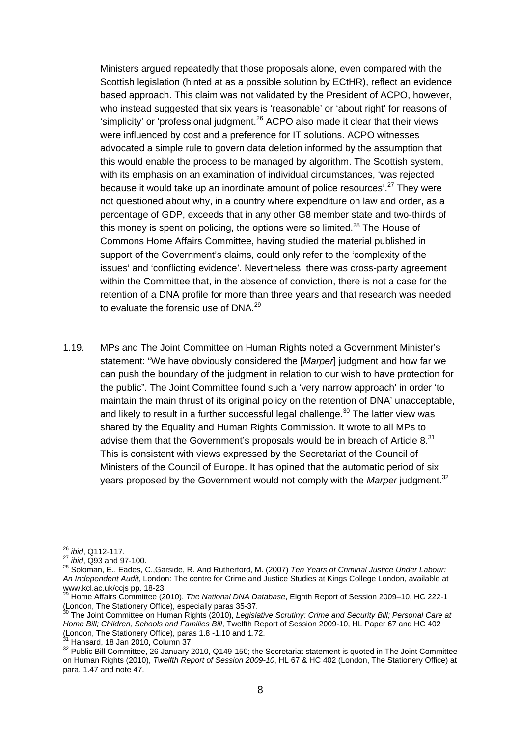Ministers argued repeatedly that those proposals alone, even compared with the Scottish legislation (hinted at as a possible solution by ECtHR), reflect an evidence based approach. This claim was not validated by the President of ACPO, however, who instead suggested that six years is 'reasonable' or 'about right' for reasons of 'simplicity' or 'professional judgment.[26] ACPO also made it clear that their views were influenced by cost and a preference for IT solutions. ACPO witnesses advocated a simple rule to govern data deletion informed by the assumption that this would enable the process to be managed by algorithm. The Scottish system, with its emphasis on an examination of individual circumstances, 'was rejected because it would take up an inordinate amount of police resources'.[27] They were not questioned about why, in a country where expenditure on law and order, as a percentage of GDP, exceeds that in any other G8 member state and two-thirds of this money is spent on policing, the options were so limited.[28] The House of Commons Home Affairs Committee, having studied the material published in support of the Government's claims, could only refer to the 'complexity of the issues' and 'conflicting evidence'. Nevertheless, there was cross-party agreement within the Committee that, in the absence of conviction, there is not a case for the retention of a DNA profile for more than three years and that research was needed to evaluate the forensic use of DNA.[29]

1.19. MPs and The Joint Committee on Human Rights noted a Government Minister's statement: "We have obviously considered the [*Marper*] judgment and how far we can push the boundary of the judgment in relation to our wish to have protection for the public". The Joint Committee found such a 'very narrow approach' in order 'to maintain the main thrust of its original policy on the retention of DNA' unacceptable, and likely to result in a further successful legal challenge.[30] The latter view was shared by the Equality and Human Rights Commission. It wrote to all MPs to advise them that the Government's proposals would be in breach of Article 8.[31] This is consistent with views expressed by the Secretariat of the Council of Ministers of the Council of Europe. It has opined that the automatic period of six years proposed by the Government would not comply with the *Marper* judgment.[32]

---

[26] *ibid*, Q112-117.
[27] *ibid*, Q93 and 97-100.
[28] Soloman, E., Eades, C.,Garside, R. And Rutherford, M. (2007) *Ten Years of Criminal Justice Under Labour: An Independent Audit*, London: The centre for Crime and Justice Studies at Kings College London, available at www.kcl.ac.uk/ccjs pp. 18-23
[29] Home Affairs Committee (2010), *The National DNA Database*, Eighth Report of Session 2009–10, HC 222-1 (London, The Stationery Office), especially paras 35-37.
[30] The Joint Committee on Human Rights (2010), *Legislative Scrutiny: Crime and Security Bill; Personal Care at Home Bill; Children, Schools and Families Bill*, Twelfth Report of Session 2009-10, HL Paper 67 and HC 402 (London, The Stationery Office), paras 1.8 -1.10 and 1.72.
[31] Hansard, 18 Jan 2010, Column 37.
[32] Public Bill Committee, 26 January 2010, Q149-150; the Secretariat statement is quoted in The Joint Committee on Human Rights (2010), *Twelfth Report of Session 2009-10*, HL 67 & HC 402 (London, The Stationery Office) at para. 1.47 and note 47.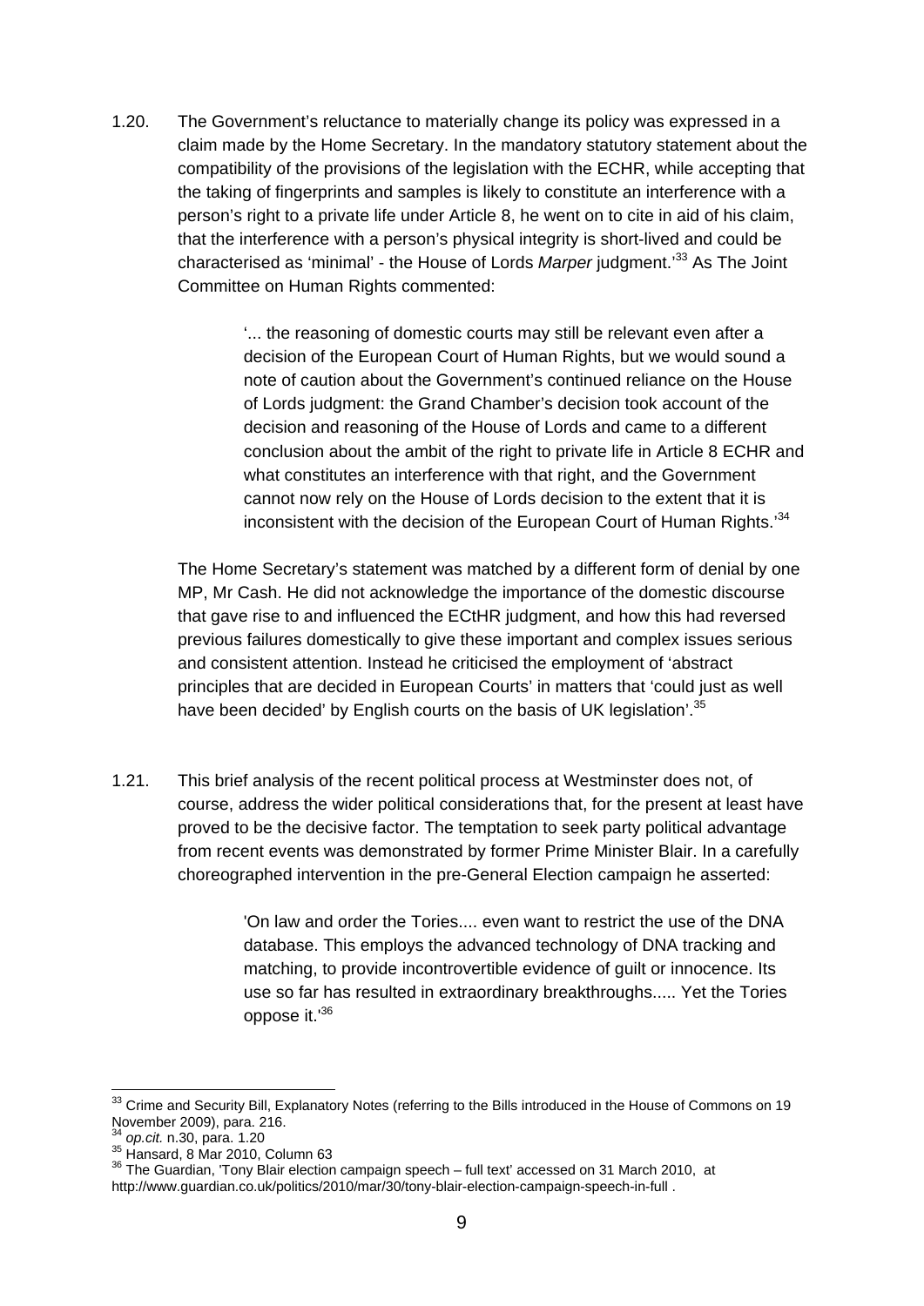1.20. The Government's reluctance to materially change its policy was expressed in a claim made by the Home Secretary. In the mandatory statutory statement about the compatibility of the provisions of the legislation with the ECHR, while accepting that the taking of fingerprints and samples is likely to constitute an interference with a person's right to a private life under Article 8, he went on to cite in aid of his claim, that the interference with a person's physical integrity is short-lived and could be characterised as 'minimal' - the House of Lords *Marper* judgment.'[33] As The Joint Committee on Human Rights commented:

> '... the reasoning of domestic courts may still be relevant even after a decision of the European Court of Human Rights, but we would sound a note of caution about the Government's continued reliance on the House of Lords judgment: the Grand Chamber's decision took account of the decision and reasoning of the House of Lords and came to a different conclusion about the ambit of the right to private life in Article 8 ECHR and what constitutes an interference with that right, and the Government cannot now rely on the House of Lords decision to the extent that it is inconsistent with the decision of the European Court of Human Rights.'[34]

The Home Secretary's statement was matched by a different form of denial by one MP, Mr Cash. He did not acknowledge the importance of the domestic discourse that gave rise to and influenced the ECtHR judgment, and how this had reversed previous failures domestically to give these important and complex issues serious and consistent attention. Instead he criticised the employment of 'abstract principles that are decided in European Courts' in matters that 'could just as well have been decided' by English courts on the basis of UK legislation'.[35]

1.21. This brief analysis of the recent political process at Westminster does not, of course, address the wider political considerations that, for the present at least have proved to be the decisive factor. The temptation to seek party political advantage from recent events was demonstrated by former Prime Minister Blair. In a carefully choreographed intervention in the pre-General Election campaign he asserted:

> 'On law and order the Tories.... even want to restrict the use of the DNA database. This employs the advanced technology of DNA tracking and matching, to provide incontrovertible evidence of guilt or innocence. Its use so far has resulted in extraordinary breakthroughs..... Yet the Tories oppose it.'[36]

---

[33] Crime and Security Bill, Explanatory Notes (referring to the Bills introduced in the House of Commons on 19 November 2009), para. 216.
[34] *op.cit.* n.30, para. 1.20
[35] Hansard, 8 Mar 2010, Column 63
[36] The Guardian, 'Tony Blair election campaign speech – full text' accessed on 31 March 2010, at http://www.guardian.co.uk/politics/2010/mar/30/tony-blair-election-campaign-speech-in-full .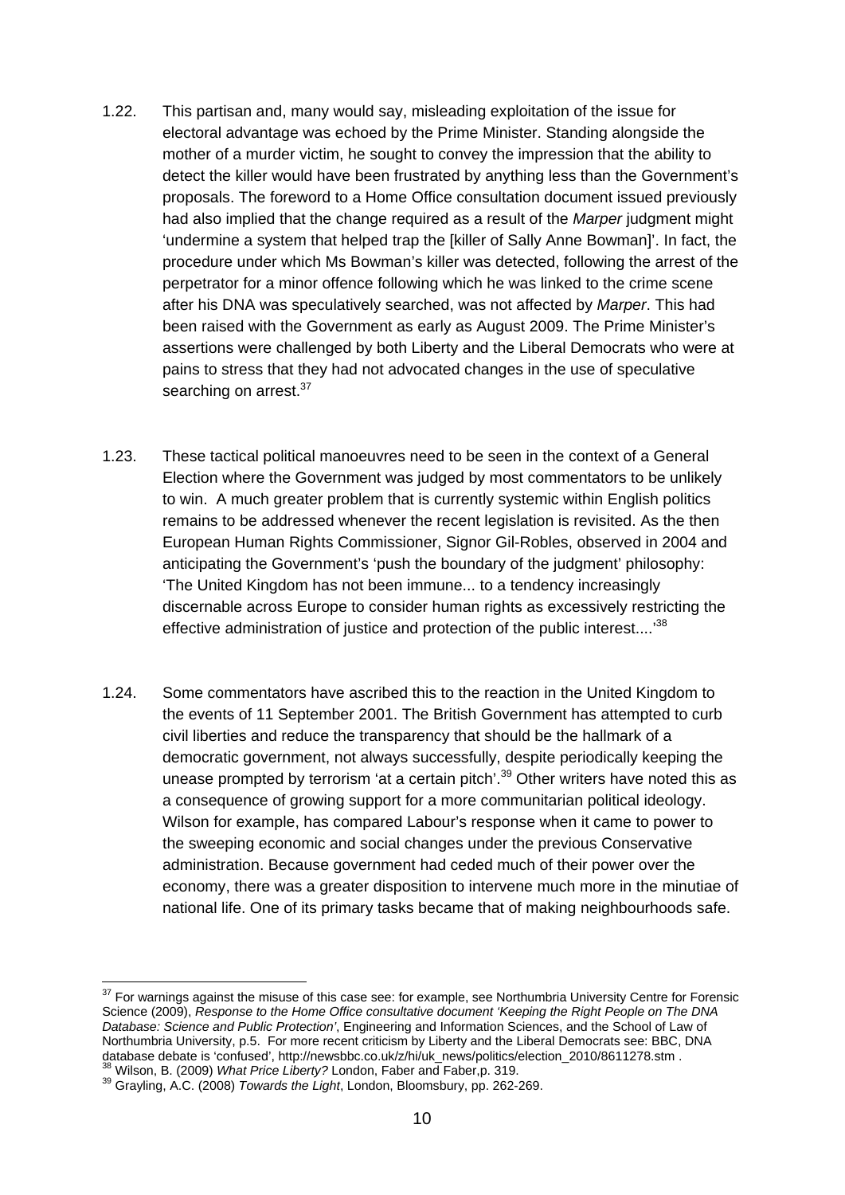1.22. This partisan and, many would say, misleading exploitation of the issue for electoral advantage was echoed by the Prime Minister. Standing alongside the mother of a murder victim, he sought to convey the impression that the ability to detect the killer would have been frustrated by anything less than the Government's proposals. The foreword to a Home Office consultation document issued previously had also implied that the change required as a result of the *Marper* judgment might 'undermine a system that helped trap the [killer of Sally Anne Bowman]'. In fact, the procedure under which Ms Bowman's killer was detected, following the arrest of the perpetrator for a minor offence following which he was linked to the crime scene after his DNA was speculatively searched, was not affected by *Marper*. This had been raised with the Government as early as August 2009. The Prime Minister's assertions were challenged by both Liberty and the Liberal Democrats who were at pains to stress that they had not advocated changes in the use of speculative searching on arrest.[37]

1.23. These tactical political manoeuvres need to be seen in the context of a General Election where the Government was judged by most commentators to be unlikely to win. A much greater problem that is currently systemic within English politics remains to be addressed whenever the recent legislation is revisited. As the then European Human Rights Commissioner, Signor Gil-Robles, observed in 2004 and anticipating the Government's 'push the boundary of the judgment' philosophy: 'The United Kingdom has not been immune... to a tendency increasingly discernable across Europe to consider human rights as excessively restricting the effective administration of justice and protection of the public interest....'[38]

1.24. Some commentators have ascribed this to the reaction in the United Kingdom to the events of 11 September 2001. The British Government has attempted to curb civil liberties and reduce the transparency that should be the hallmark of a democratic government, not always successfully, despite periodically keeping the unease prompted by terrorism 'at a certain pitch'.[39] Other writers have noted this as a consequence of growing support for a more communitarian political ideology. Wilson for example, has compared Labour's response when it came to power to the sweeping economic and social changes under the previous Conservative administration. Because government had ceded much of their power over the economy, there was a greater disposition to intervene much more in the minutiae of national life. One of its primary tasks became that of making neighbourhoods safe.

---

[37] For warnings against the misuse of this case see: for example, see Northumbria University Centre for Forensic Science (2009), *Response to the Home Office consultative document 'Keeping the Right People on The DNA Database: Science and Public Protection'*, Engineering and Information Sciences, and the School of Law of Northumbria University, p.5. For more recent criticism by Liberty and the Liberal Democrats see: BBC, DNA database debate is 'confused', http://newsbbc.co.uk/z/hi/uk_news/politics/election_2010/8611278.stm .

[38] Wilson, B. (2009) *What Price Liberty?* London, Faber and Faber,p. 319.

[39] Grayling, A.C. (2008) *Towards the Light*, London, Bloomsbury, pp. 262-269.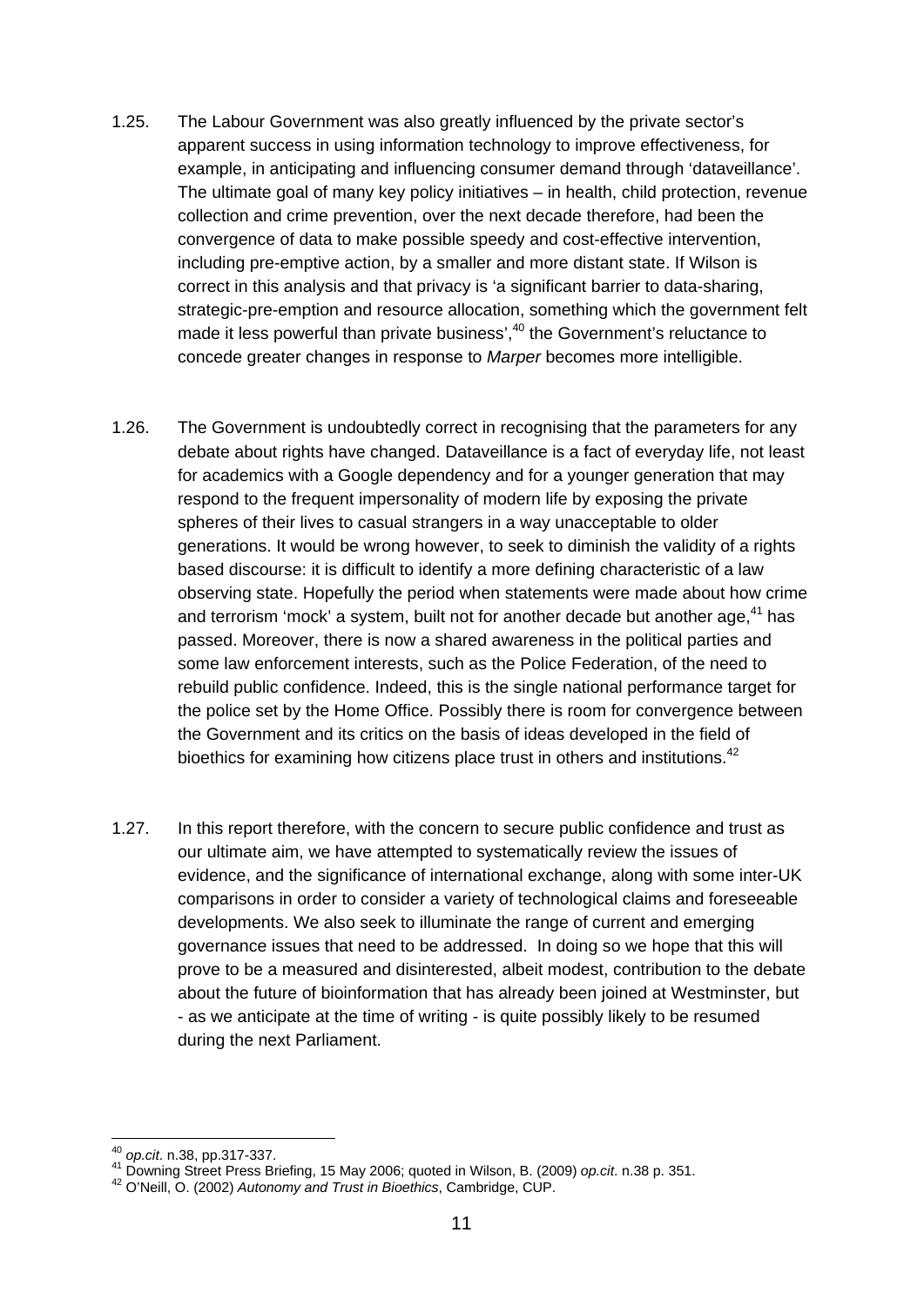1.25. The Labour Government was also greatly influenced by the private sector's apparent success in using information technology to improve effectiveness, for example, in anticipating and influencing consumer demand through 'dataveillance'. The ultimate goal of many key policy initiatives – in health, child protection, revenue collection and crime prevention, over the next decade therefore, had been the convergence of data to make possible speedy and cost-effective intervention, including pre-emptive action, by a smaller and more distant state. If Wilson is correct in this analysis and that privacy is 'a significant barrier to data-sharing, strategic-pre-emption and resource allocation, something which the government felt made it less powerful than private business',[40] the Government's reluctance to concede greater changes in response to *Marper* becomes more intelligible.

1.26. The Government is undoubtedly correct in recognising that the parameters for any debate about rights have changed. Dataveillance is a fact of everyday life, not least for academics with a Google dependency and for a younger generation that may respond to the frequent impersonality of modern life by exposing the private spheres of their lives to casual strangers in a way unacceptable to older generations. It would be wrong however, to seek to diminish the validity of a rights based discourse: it is difficult to identify a more defining characteristic of a law observing state. Hopefully the period when statements were made about how crime and terrorism 'mock' a system, built not for another decade but another age,[41] has passed. Moreover, there is now a shared awareness in the political parties and some law enforcement interests, such as the Police Federation, of the need to rebuild public confidence. Indeed, this is the single national performance target for the police set by the Home Office. Possibly there is room for convergence between the Government and its critics on the basis of ideas developed in the field of bioethics for examining how citizens place trust in others and institutions.[42]

1.27. In this report therefore, with the concern to secure public confidence and trust as our ultimate aim, we have attempted to systematically review the issues of evidence, and the significance of international exchange, along with some inter-UK comparisons in order to consider a variety of technological claims and foreseeable developments. We also seek to illuminate the range of current and emerging governance issues that need to be addressed. In doing so we hope that this will prove to be a measured and disinterested, albeit modest, contribution to the debate about the future of bioinformation that has already been joined at Westminster, but - as we anticipate at the time of writing - is quite possibly likely to be resumed during the next Parliament.

---

[40] *op.cit*. n.38, pp.317-337.

[41] Downing Street Press Briefing, 15 May 2006; quoted in Wilson, B. (2009) *op.cit*. n.38 p. 351.

[42] O'Neill, O. (2002) *Autonomy and Trust in Bioethics*, Cambridge, CUP.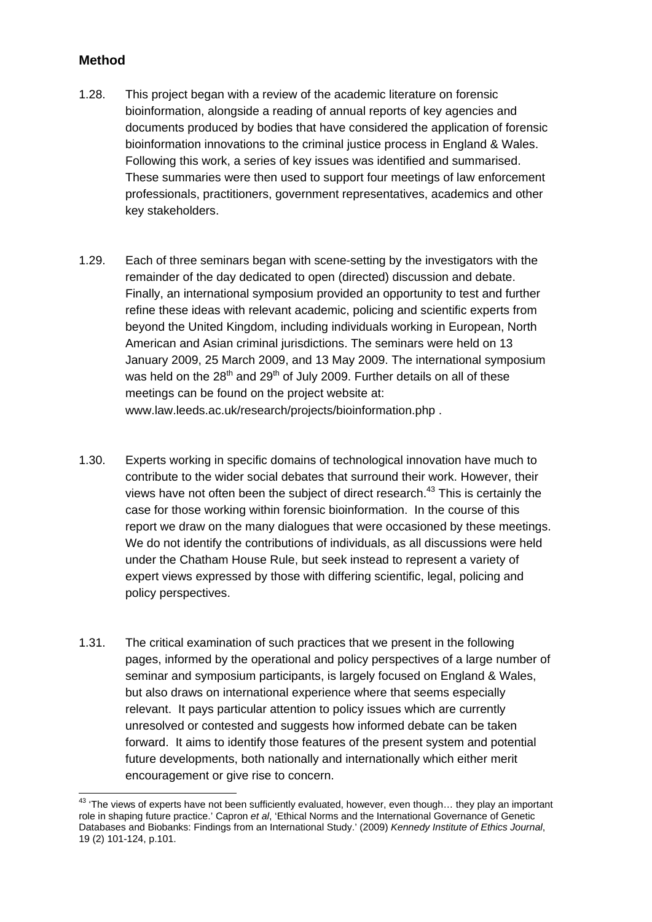## Method

1.28. This project began with a review of the academic literature on forensic bioinformation, alongside a reading of annual reports of key agencies and documents produced by bodies that have considered the application of forensic bioinformation innovations to the criminal justice process in England & Wales. Following this work, a series of key issues was identified and summarised. These summaries were then used to support four meetings of law enforcement professionals, practitioners, government representatives, academics and other key stakeholders.

1.29. Each of three seminars began with scene-setting by the investigators with the remainder of the day dedicated to open (directed) discussion and debate. Finally, an international symposium provided an opportunity to test and further refine these ideas with relevant academic, policing and scientific experts from beyond the United Kingdom, including individuals working in European, North American and Asian criminal jurisdictions. The seminars were held on 13 January 2009, 25 March 2009, and 13 May 2009. The international symposium was held on the 28th and 29th of July 2009. Further details on all of these meetings can be found on the project website at: www.law.leeds.ac.uk/research/projects/bioinformation.php .

1.30. Experts working in specific domains of technological innovation have much to contribute to the wider social debates that surround their work. However, their views have not often been the subject of direct research.[43] This is certainly the case for those working within forensic bioinformation. In the course of this report we draw on the many dialogues that were occasioned by these meetings. We do not identify the contributions of individuals, as all discussions were held under the Chatham House Rule, but seek instead to represent a variety of expert views expressed by those with differing scientific, legal, policing and policy perspectives.

1.31. The critical examination of such practices that we present in the following pages, informed by the operational and policy perspectives of a large number of seminar and symposium participants, is largely focused on England & Wales, but also draws on international experience where that seems especially relevant. It pays particular attention to policy issues which are currently unresolved or contested and suggests how informed debate can be taken forward. It aims to identify those features of the present system and potential future developments, both nationally and internationally which either merit encouragement or give rise to concern.

---

[43] 'The views of experts have not been sufficiently evaluated, however, even though… they play an important role in shaping future practice.' Capron *et al*, 'Ethical Norms and the International Governance of Genetic Databases and Biobanks: Findings from an International Study.' (2009) *Kennedy Institute of Ethics Journal*, 19 (2) 101-124, p.101.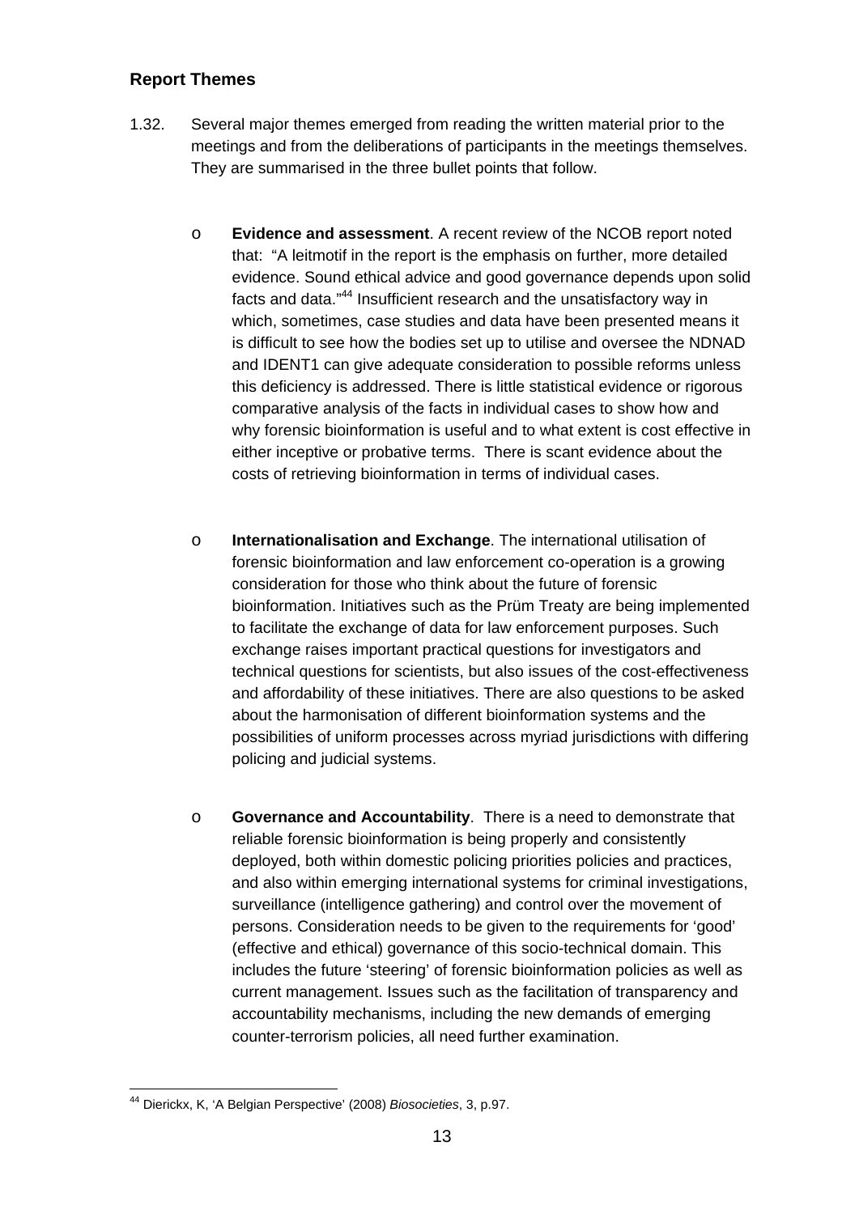## Report Themes

1.32. Several major themes emerged from reading the written material prior to the meetings and from the deliberations of participants in the meetings themselves. They are summarised in the three bullet points that follow.

- **Evidence and assessment**. A recent review of the NCOB report noted that: "A leitmotif in the report is the emphasis on further, more detailed evidence. Sound ethical advice and good governance depends upon solid facts and data."[44] Insufficient research and the unsatisfactory way in which, sometimes, case studies and data have been presented means it is difficult to see how the bodies set up to utilise and oversee the NDNAD and IDENT1 can give adequate consideration to possible reforms unless this deficiency is addressed. There is little statistical evidence or rigorous comparative analysis of the facts in individual cases to show how and why forensic bioinformation is useful and to what extent is cost effective in either inceptive or probative terms. There is scant evidence about the costs of retrieving bioinformation in terms of individual cases.

- **Internationalisation and Exchange**. The international utilisation of forensic bioinformation and law enforcement co-operation is a growing consideration for those who think about the future of forensic bioinformation. Initiatives such as the Prüm Treaty are being implemented to facilitate the exchange of data for law enforcement purposes. Such exchange raises important practical questions for investigators and technical questions for scientists, but also issues of the cost-effectiveness and affordability of these initiatives. There are also questions to be asked about the harmonisation of different bioinformation systems and the possibilities of uniform processes across myriad jurisdictions with differing policing and judicial systems.

- **Governance and Accountability**. There is a need to demonstrate that reliable forensic bioinformation is being properly and consistently deployed, both within domestic policing priorities policies and practices, and also within emerging international systems for criminal investigations, surveillance (intelligence gathering) and control over the movement of persons. Consideration needs to be given to the requirements for 'good' (effective and ethical) governance of this socio-technical domain. This includes the future 'steering' of forensic bioinformation policies as well as current management. Issues such as the facilitation of transparency and accountability mechanisms, including the new demands of emerging counter-terrorism policies, all need further examination.

---

[44] Dierickx, K, 'A Belgian Perspective' (2008) *Biosocieties*, 3, p.97.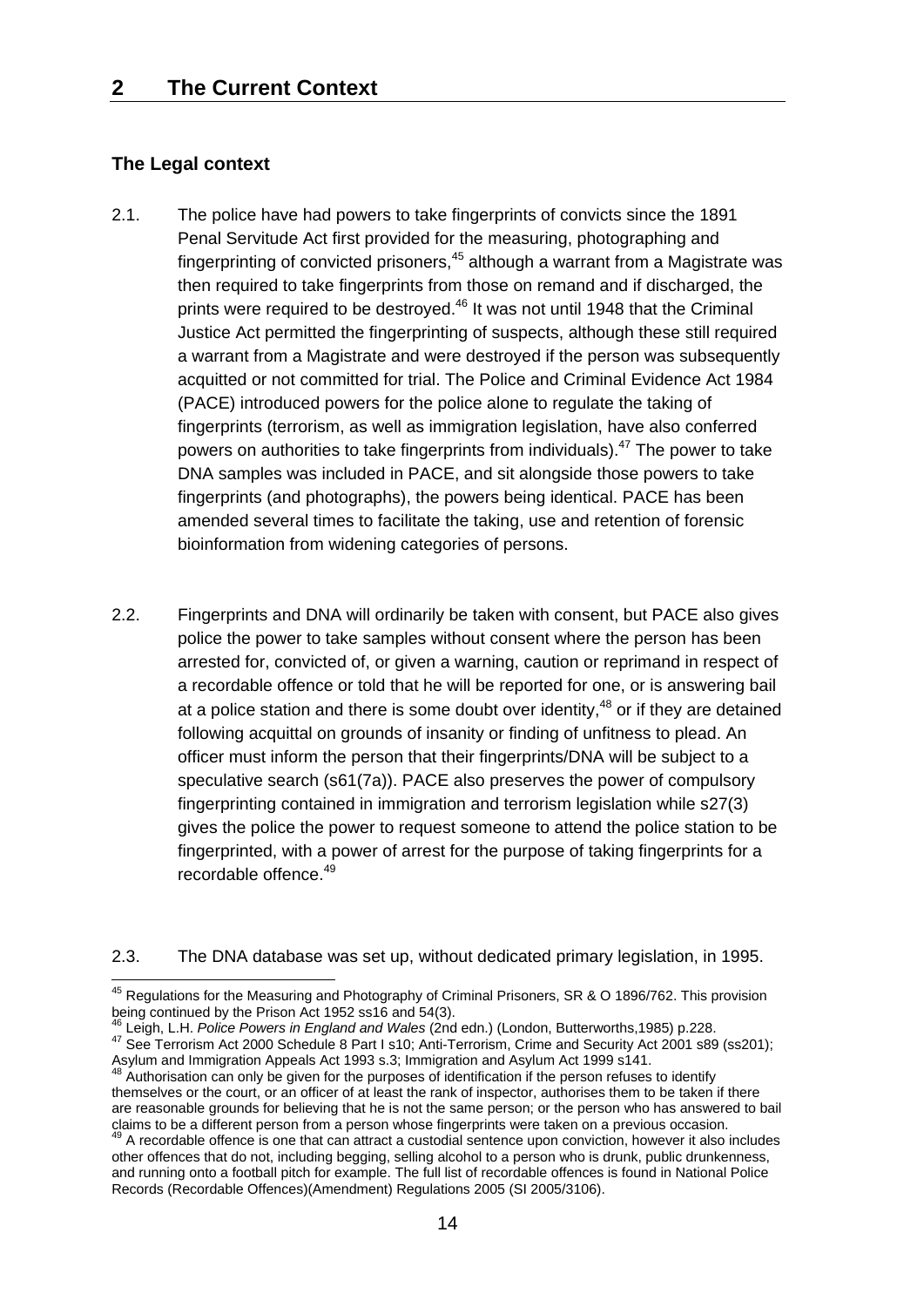# 2 The Current Context

## The Legal context

2.1. The police have had powers to take fingerprints of convicts since the 1891 Penal Servitude Act first provided for the measuring, photographing and fingerprinting of convicted prisoners,[45] although a warrant from a Magistrate was then required to take fingerprints from those on remand and if discharged, the prints were required to be destroyed.[46] It was not until 1948 that the Criminal Justice Act permitted the fingerprinting of suspects, although these still required a warrant from a Magistrate and were destroyed if the person was subsequently acquitted or not committed for trial. The Police and Criminal Evidence Act 1984 (PACE) introduced powers for the police alone to regulate the taking of fingerprints (terrorism, as well as immigration legislation, have also conferred powers on authorities to take fingerprints from individuals).[47] The power to take DNA samples was included in PACE, and sit alongside those powers to take fingerprints (and photographs), the powers being identical. PACE has been amended several times to facilitate the taking, use and retention of forensic bioinformation from widening categories of persons.

2.2. Fingerprints and DNA will ordinarily be taken with consent, but PACE also gives police the power to take samples without consent where the person has been arrested for, convicted of, or given a warning, caution or reprimand in respect of a recordable offence or told that he will be reported for one, or is answering bail at a police station and there is some doubt over identity,[48] or if they are detained following acquittal on grounds of insanity or finding of unfitness to plead. An officer must inform the person that their fingerprints/DNA will be subject to a speculative search (s61(7a)). PACE also preserves the power of compulsory fingerprinting contained in immigration and terrorism legislation while s27(3) gives the police the power to request someone to attend the police station to be fingerprinted, with a power of arrest for the purpose of taking fingerprints for a recordable offence.[49]

2.3. The DNA database was set up, without dedicated primary legislation, in 1995.

---

[45] Regulations for the Measuring and Photography of Criminal Prisoners, SR & O 1896/762. This provision being continued by the Prison Act 1952 ss16 and 54(3).

[46] Leigh, L.H. *Police Powers in England and Wales* (2nd edn.) (London, Butterworths,1985) p.228.

[47] See Terrorism Act 2000 Schedule 8 Part I s10; Anti-Terrorism, Crime and Security Act 2001 s89 (ss201); Asylum and Immigration Appeals Act 1993 s.3; Immigration and Asylum Act 1999 s141.

[48] Authorisation can only be given for the purposes of identification if the person refuses to identify themselves or the court, or an officer of at least the rank of inspector, authorises them to be taken if there are reasonable grounds for believing that he is not the same person; or the person who has answered to bail claims to be a different person from a person whose fingerprints were taken on a previous occasion.

[49] A recordable offence is one that can attract a custodial sentence upon conviction, however it also includes other offences that do not, including begging, selling alcohol to a person who is drunk, public drunkenness, and running onto a football pitch for example. The full list of recordable offences is found in National Police Records (Recordable Offences)(Amendment) Regulations 2005 (SI 2005/3106).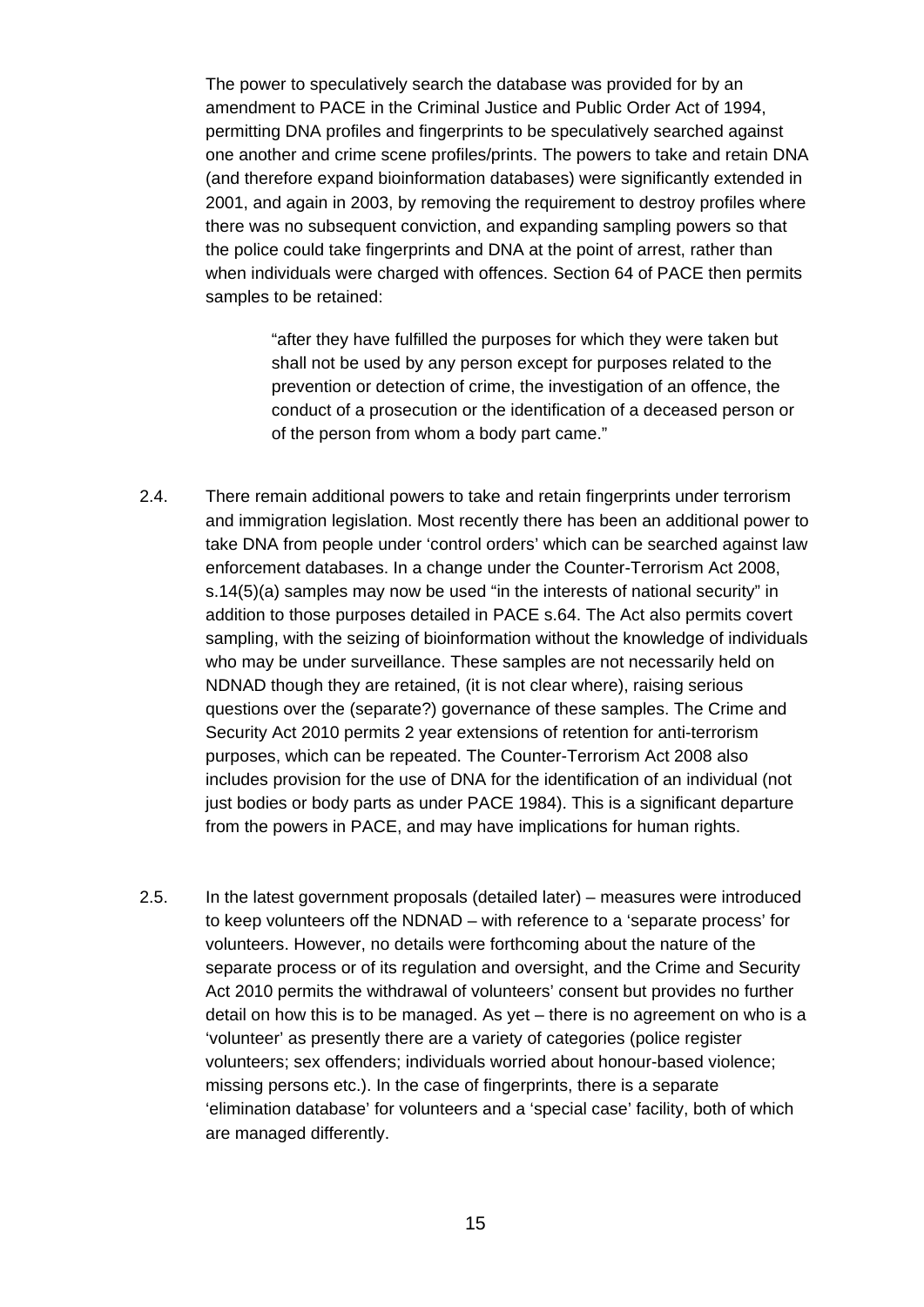The power to speculatively search the database was provided for by an amendment to PACE in the Criminal Justice and Public Order Act of 1994, permitting DNA profiles and fingerprints to be speculatively searched against one another and crime scene profiles/prints. The powers to take and retain DNA (and therefore expand bioinformation databases) were significantly extended in 2001, and again in 2003, by removing the requirement to destroy profiles where there was no subsequent conviction, and expanding sampling powers so that the police could take fingerprints and DNA at the point of arrest, rather than when individuals were charged with offences. Section 64 of PACE then permits samples to be retained:

> "after they have fulfilled the purposes for which they were taken but shall not be used by any person except for purposes related to the prevention or detection of crime, the investigation of an offence, the conduct of a prosecution or the identification of a deceased person or of the person from whom a body part came."

2.4. There remain additional powers to take and retain fingerprints under terrorism and immigration legislation. Most recently there has been an additional power to take DNA from people under 'control orders' which can be searched against law enforcement databases. In a change under the Counter-Terrorism Act 2008, s.14(5)(a) samples may now be used "in the interests of national security" in addition to those purposes detailed in PACE s.64. The Act also permits covert sampling, with the seizing of bioinformation without the knowledge of individuals who may be under surveillance. These samples are not necessarily held on NDNAD though they are retained, (it is not clear where), raising serious questions over the (separate?) governance of these samples. The Crime and Security Act 2010 permits 2 year extensions of retention for anti-terrorism purposes, which can be repeated. The Counter-Terrorism Act 2008 also includes provision for the use of DNA for the identification of an individual (not just bodies or body parts as under PACE 1984). This is a significant departure from the powers in PACE, and may have implications for human rights.

2.5. In the latest government proposals (detailed later) – measures were introduced to keep volunteers off the NDNAD – with reference to a 'separate process' for volunteers. However, no details were forthcoming about the nature of the separate process or of its regulation and oversight, and the Crime and Security Act 2010 permits the withdrawal of volunteers' consent but provides no further detail on how this is to be managed. As yet – there is no agreement on who is a 'volunteer' as presently there are a variety of categories (police register volunteers; sex offenders; individuals worried about honour-based violence; missing persons etc.). In the case of fingerprints, there is a separate 'elimination database' for volunteers and a 'special case' facility, both of which are managed differently.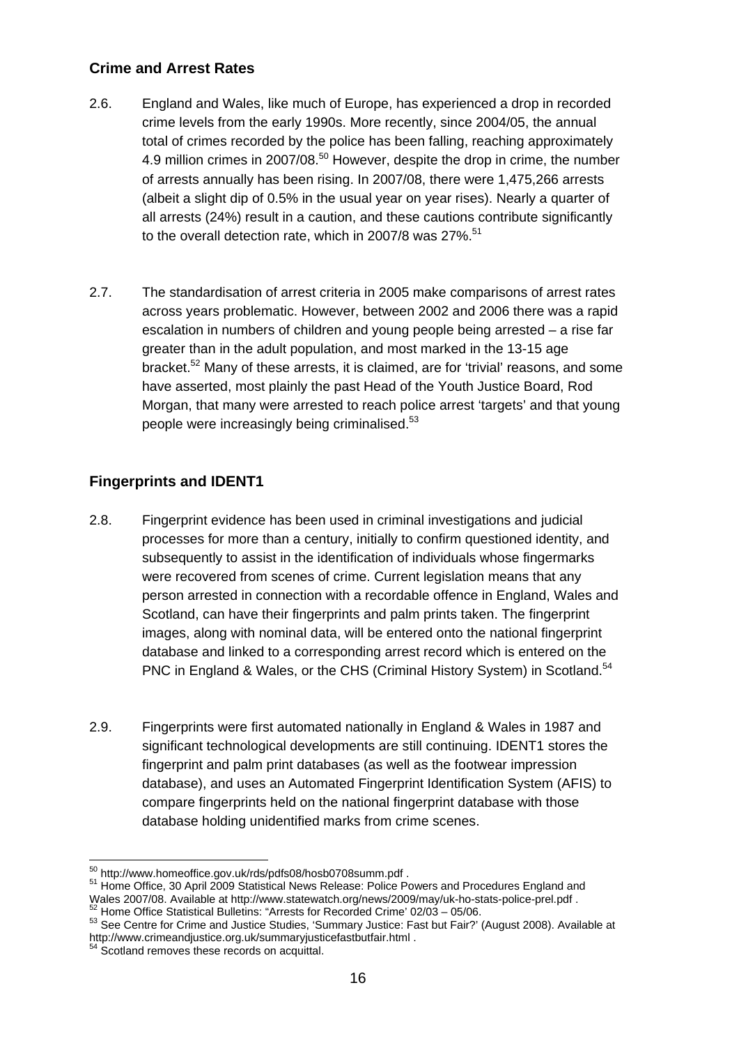## Crime and Arrest Rates

2.6. England and Wales, like much of Europe, has experienced a drop in recorded crime levels from the early 1990s. More recently, since 2004/05, the annual total of crimes recorded by the police has been falling, reaching approximately 4.9 million crimes in 2007/08.[50] However, despite the drop in crime, the number of arrests annually has been rising. In 2007/08, there were 1,475,266 arrests (albeit a slight dip of 0.5% in the usual year on year rises). Nearly a quarter of all arrests (24%) result in a caution, and these cautions contribute significantly to the overall detection rate, which in 2007/8 was 27%.[51]

2.7. The standardisation of arrest criteria in 2005 make comparisons of arrest rates across years problematic. However, between 2002 and 2006 there was a rapid escalation in numbers of children and young people being arrested – a rise far greater than in the adult population, and most marked in the 13-15 age bracket.[52] Many of these arrests, it is claimed, are for 'trivial' reasons, and some have asserted, most plainly the past Head of the Youth Justice Board, Rod Morgan, that many were arrested to reach police arrest 'targets' and that young people were increasingly being criminalised.[53]

## Fingerprints and IDENT1

2.8. Fingerprint evidence has been used in criminal investigations and judicial processes for more than a century, initially to confirm questioned identity, and subsequently to assist in the identification of individuals whose fingermarks were recovered from scenes of crime. Current legislation means that any person arrested in connection with a recordable offence in England, Wales and Scotland, can have their fingerprints and palm prints taken. The fingerprint images, along with nominal data, will be entered onto the national fingerprint database and linked to a corresponding arrest record which is entered on the PNC in England & Wales, or the CHS (Criminal History System) in Scotland.[54]

2.9. Fingerprints were first automated nationally in England & Wales in 1987 and significant technological developments are still continuing. IDENT1 stores the fingerprint and palm print databases (as well as the footwear impression database), and uses an Automated Fingerprint Identification System (AFIS) to compare fingerprints held on the national fingerprint database with those database holding unidentified marks from crime scenes.

---

[50] http://www.homeoffice.gov.uk/rds/pdfs08/hosb0708summ.pdf .

[51] Home Office, 30 April 2009 Statistical News Release: Police Powers and Procedures England and Wales 2007/08. Available at http://www.statewatch.org/news/2009/may/uk-ho-stats-police-prel.pdf .

[52] Home Office Statistical Bulletins: "Arrests for Recorded Crime' 02/03 – 05/06.

[53] See Centre for Crime and Justice Studies, 'Summary Justice: Fast but Fair?' (August 2008). Available at http://www.crimeandjustice.org.uk/summaryjusticefastbutfair.html .

[54] Scotland removes these records on acquittal.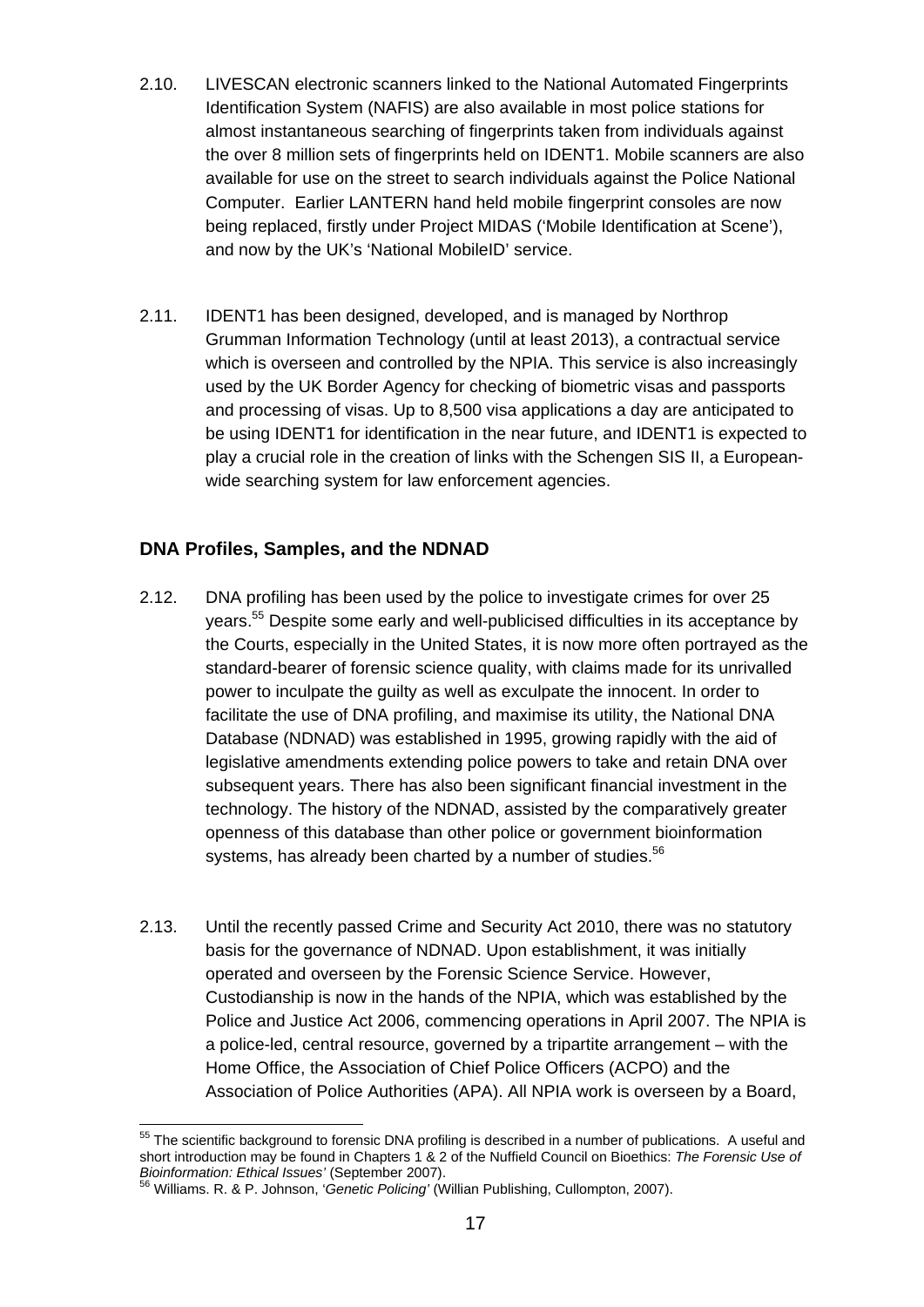2.10. LIVESCAN electronic scanners linked to the National Automated Fingerprints Identification System (NAFIS) are also available in most police stations for almost instantaneous searching of fingerprints taken from individuals against the over 8 million sets of fingerprints held on IDENT1. Mobile scanners are also available for use on the street to search individuals against the Police National Computer. Earlier LANTERN hand held mobile fingerprint consoles are now being replaced, firstly under Project MIDAS ('Mobile Identification at Scene'), and now by the UK's 'National MobileID' service.

2.11. IDENT1 has been designed, developed, and is managed by Northrop Grumman Information Technology (until at least 2013), a contractual service which is overseen and controlled by the NPIA. This service is also increasingly used by the UK Border Agency for checking of biometric visas and passports and processing of visas. Up to 8,500 visa applications a day are anticipated to be using IDENT1 for identification in the near future, and IDENT1 is expected to play a crucial role in the creation of links with the Schengen SIS II, a European-wide searching system for law enforcement agencies.

### DNA Profiles, Samples, and the NDNAD

2.12. DNA profiling has been used by the police to investigate crimes for over 25 years.[55] Despite some early and well-publicised difficulties in its acceptance by the Courts, especially in the United States, it is now more often portrayed as the standard-bearer of forensic science quality, with claims made for its unrivalled power to inculpate the guilty as well as exculpate the innocent. In order to facilitate the use of DNA profiling, and maximise its utility, the National DNA Database (NDNAD) was established in 1995, growing rapidly with the aid of legislative amendments extending police powers to take and retain DNA over subsequent years. There has also been significant financial investment in the technology. The history of the NDNAD, assisted by the comparatively greater openness of this database than other police or government bioinformation systems, has already been charted by a number of studies.[56]

2.13. Until the recently passed Crime and Security Act 2010, there was no statutory basis for the governance of NDNAD. Upon establishment, it was initially operated and overseen by the Forensic Science Service. However, Custodianship is now in the hands of the NPIA, which was established by the Police and Justice Act 2006, commencing operations in April 2007. The NPIA is a police-led, central resource, governed by a tripartite arrangement – with the Home Office, the Association of Chief Police Officers (ACPO) and the Association of Police Authorities (APA). All NPIA work is overseen by a Board,

---

[55] The scientific background to forensic DNA profiling is described in a number of publications. A useful and short introduction may be found in Chapters 1 & 2 of the Nuffield Council on Bioethics: *The Forensic Use of Bioinformation: Ethical Issues'* (September 2007).

[56] Williams. R. & P. Johnson, '*Genetic Policing'* (Willian Publishing, Cullompton, 2007).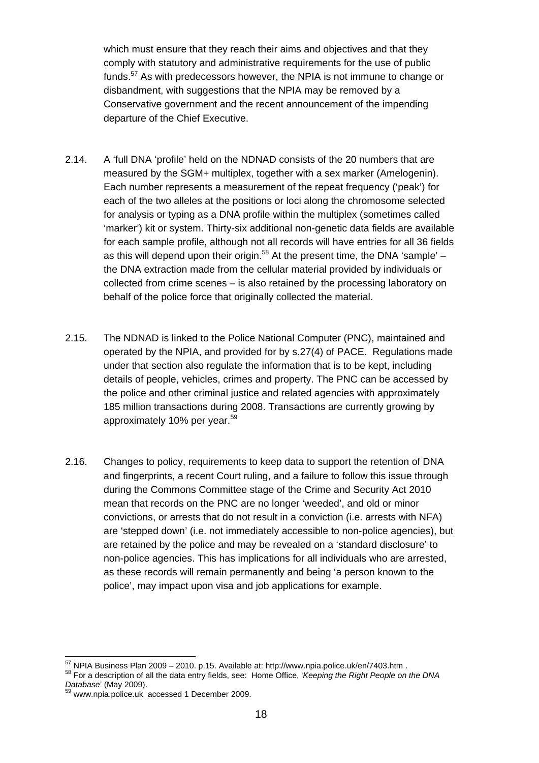which must ensure that they reach their aims and objectives and that they comply with statutory and administrative requirements for the use of public funds.[57] As with predecessors however, the NPIA is not immune to change or disbandment, with suggestions that the NPIA may be removed by a Conservative government and the recent announcement of the impending departure of the Chief Executive.

2.14. A 'full DNA 'profile' held on the NDNAD consists of the 20 numbers that are measured by the SGM+ multiplex, together with a sex marker (Amelogenin). Each number represents a measurement of the repeat frequency ('peak') for each of the two alleles at the positions or loci along the chromosome selected for analysis or typing as a DNA profile within the multiplex (sometimes called 'marker') kit or system. Thirty-six additional non-genetic data fields are available for each sample profile, although not all records will have entries for all 36 fields as this will depend upon their origin.[58] At the present time, the DNA 'sample' – the DNA extraction made from the cellular material provided by individuals or collected from crime scenes – is also retained by the processing laboratory on behalf of the police force that originally collected the material.

2.15. The NDNAD is linked to the Police National Computer (PNC), maintained and operated by the NPIA, and provided for by s.27(4) of PACE. Regulations made under that section also regulate the information that is to be kept, including details of people, vehicles, crimes and property. The PNC can be accessed by the police and other criminal justice and related agencies with approximately 185 million transactions during 2008. Transactions are currently growing by approximately 10% per year.[59]

2.16. Changes to policy, requirements to keep data to support the retention of DNA and fingerprints, a recent Court ruling, and a failure to follow this issue through during the Commons Committee stage of the Crime and Security Act 2010 mean that records on the PNC are no longer 'weeded', and old or minor convictions, or arrests that do not result in a conviction (i.e. arrests with NFA) are 'stepped down' (i.e. not immediately accessible to non-police agencies), but are retained by the police and may be revealed on a 'standard disclosure' to non-police agencies. This has implications for all individuals who are arrested, as these records will remain permanently and being 'a person known to the police', may impact upon visa and job applications for example.

---

[57] NPIA Business Plan 2009 – 2010. p.15. Available at: http://www.npia.police.uk/en/7403.htm .

[58] For a description of all the data entry fields, see: Home Office, '*Keeping the Right People on the DNA Database*' (May 2009).

[59] www.npia.police.uk accessed 1 December 2009.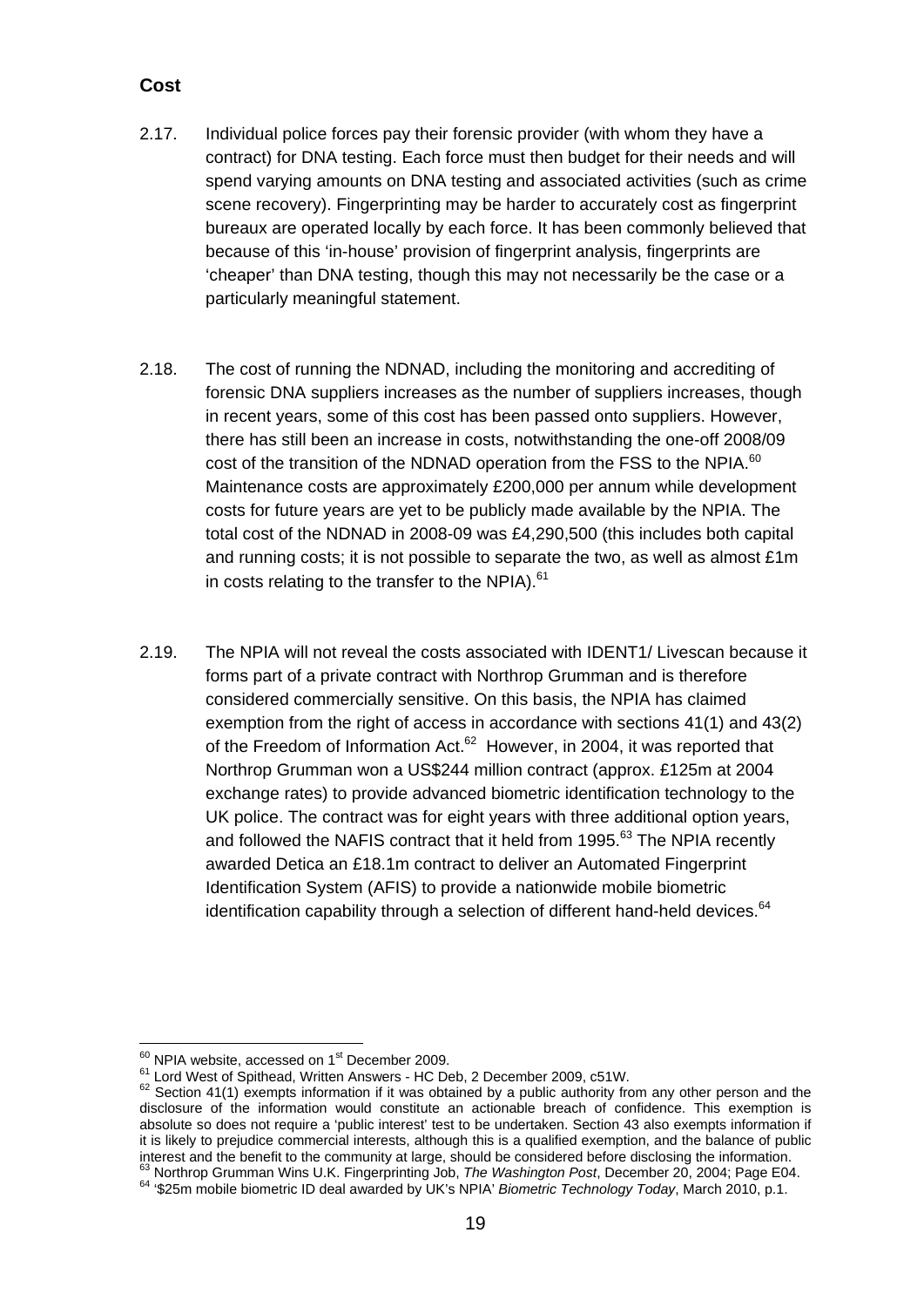## Cost

2.17. Individual police forces pay their forensic provider (with whom they have a contract) for DNA testing. Each force must then budget for their needs and will spend varying amounts on DNA testing and associated activities (such as crime scene recovery). Fingerprinting may be harder to accurately cost as fingerprint bureaux are operated locally by each force. It has been commonly believed that because of this 'in-house' provision of fingerprint analysis, fingerprints are 'cheaper' than DNA testing, though this may not necessarily be the case or a particularly meaningful statement.

2.18. The cost of running the NDNAD, including the monitoring and accrediting of forensic DNA suppliers increases as the number of suppliers increases, though in recent years, some of this cost has been passed onto suppliers. However, there has still been an increase in costs, notwithstanding the one-off 2008/09 cost of the transition of the NDNAD operation from the FSS to the NPIA.[60] Maintenance costs are approximately £200,000 per annum while development costs for future years are yet to be publicly made available by the NPIA. The total cost of the NDNAD in 2008-09 was £4,290,500 (this includes both capital and running costs; it is not possible to separate the two, as well as almost £1m in costs relating to the transfer to the NPIA).[61]

2.19. The NPIA will not reveal the costs associated with IDENT1/ Livescan because it forms part of a private contract with Northrop Grumman and is therefore considered commercially sensitive. On this basis, the NPIA has claimed exemption from the right of access in accordance with sections 41(1) and 43(2) of the Freedom of Information Act.[62] However, in 2004, it was reported that Northrop Grumman won a US$244 million contract (approx. £125m at 2004 exchange rates) to provide advanced biometric identification technology to the UK police. The contract was for eight years with three additional option years, and followed the NAFIS contract that it held from 1995.[63] The NPIA recently awarded Detica an £18.1m contract to deliver an Automated Fingerprint Identification System (AFIS) to provide a nationwide mobile biometric identification capability through a selection of different hand-held devices.[64]

---

[60] NPIA website, accessed on 1st December 2009.

[61] Lord West of Spithead, Written Answers - HC Deb, 2 December 2009, c51W.

[62] Section 41(1) exempts information if it was obtained by a public authority from any other person and the disclosure of the information would constitute an actionable breach of confidence. This exemption is absolute so does not require a 'public interest' test to be undertaken. Section 43 also exempts information if it is likely to prejudice commercial interests, although this is a qualified exemption, and the balance of public interest and the benefit to the community at large, should be considered before disclosing the information.

[63] Northrop Grumman Wins U.K. Fingerprinting Job, *The Washington Post*, December 20, 2004; Page E04.

[64] '$25m mobile biometric ID deal awarded by UK's NPIA' *Biometric Technology Today*, March 2010, p.1.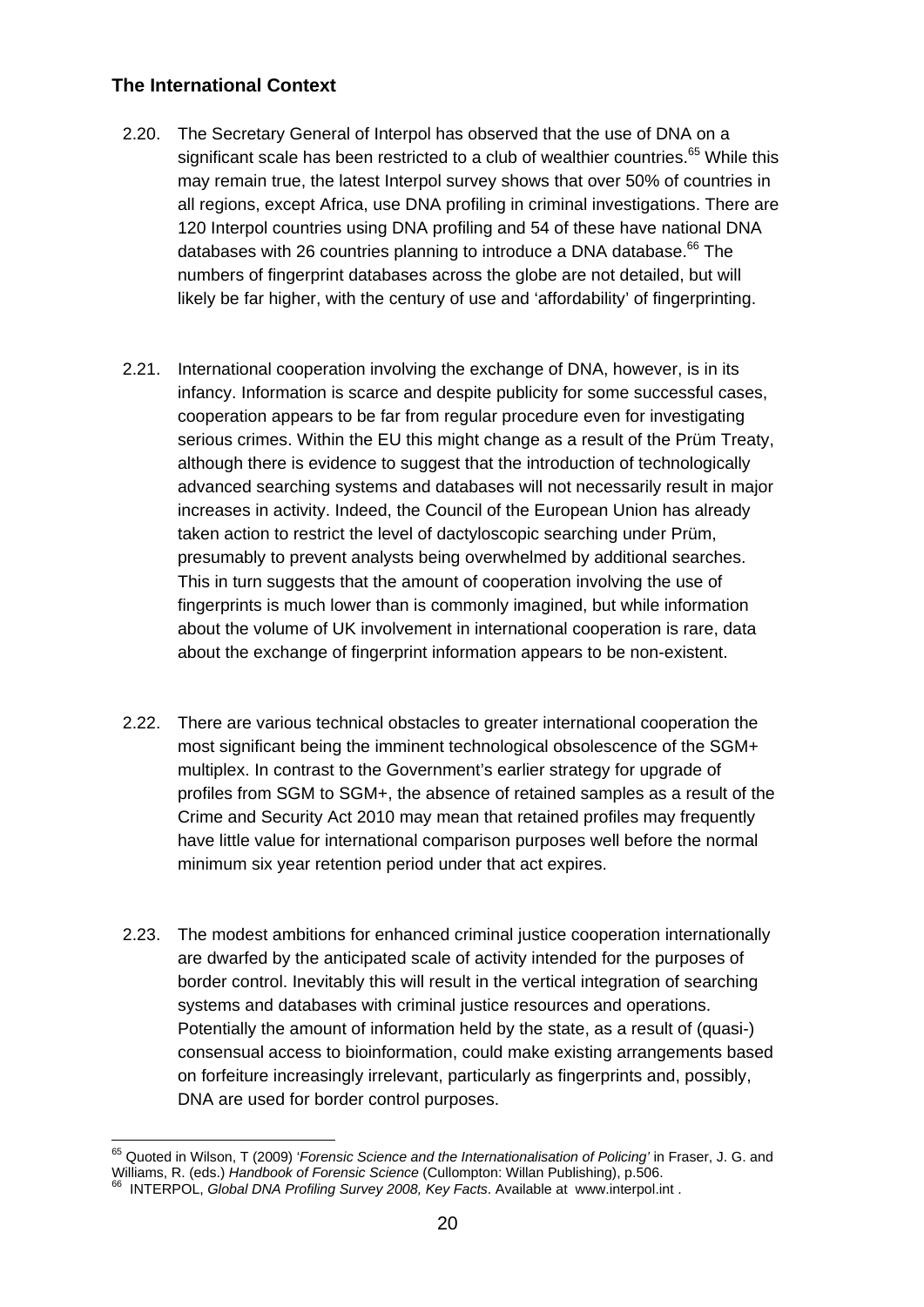## The International Context

2.20. The Secretary General of Interpol has observed that the use of DNA on a significant scale has been restricted to a club of wealthier countries.[65] While this may remain true, the latest Interpol survey shows that over 50% of countries in all regions, except Africa, use DNA profiling in criminal investigations. There are 120 Interpol countries using DNA profiling and 54 of these have national DNA databases with 26 countries planning to introduce a DNA database.[66] The numbers of fingerprint databases across the globe are not detailed, but will likely be far higher, with the century of use and 'affordability' of fingerprinting.

2.21. International cooperation involving the exchange of DNA, however, is in its infancy. Information is scarce and despite publicity for some successful cases, cooperation appears to be far from regular procedure even for investigating serious crimes. Within the EU this might change as a result of the Prüm Treaty, although there is evidence to suggest that the introduction of technologically advanced searching systems and databases will not necessarily result in major increases in activity. Indeed, the Council of the European Union has already taken action to restrict the level of dactyloscopic searching under Prüm, presumably to prevent analysts being overwhelmed by additional searches. This in turn suggests that the amount of cooperation involving the use of fingerprints is much lower than is commonly imagined, but while information about the volume of UK involvement in international cooperation is rare, data about the exchange of fingerprint information appears to be non-existent.

2.22. There are various technical obstacles to greater international cooperation the most significant being the imminent technological obsolescence of the SGM+ multiplex. In contrast to the Government's earlier strategy for upgrade of profiles from SGM to SGM+, the absence of retained samples as a result of the Crime and Security Act 2010 may mean that retained profiles may frequently have little value for international comparison purposes well before the normal minimum six year retention period under that act expires.

2.23. The modest ambitions for enhanced criminal justice cooperation internationally are dwarfed by the anticipated scale of activity intended for the purposes of border control. Inevitably this will result in the vertical integration of searching systems and databases with criminal justice resources and operations. Potentially the amount of information held by the state, as a result of (quasi-) consensual access to bioinformation, could make existing arrangements based on forfeiture increasingly irrelevant, particularly as fingerprints and, possibly, DNA are used for border control purposes.

---

[65] Quoted in Wilson, T (2009) '*Forensic Science and the Internationalisation of Policing'* in Fraser, J. G. and Williams, R. (eds.) *Handbook of Forensic Science* (Cullompton: Willan Publishing), p.506.

[66] INTERPOL, *Global DNA Profiling Survey 2008, Key Facts*. Available at www.interpol.int .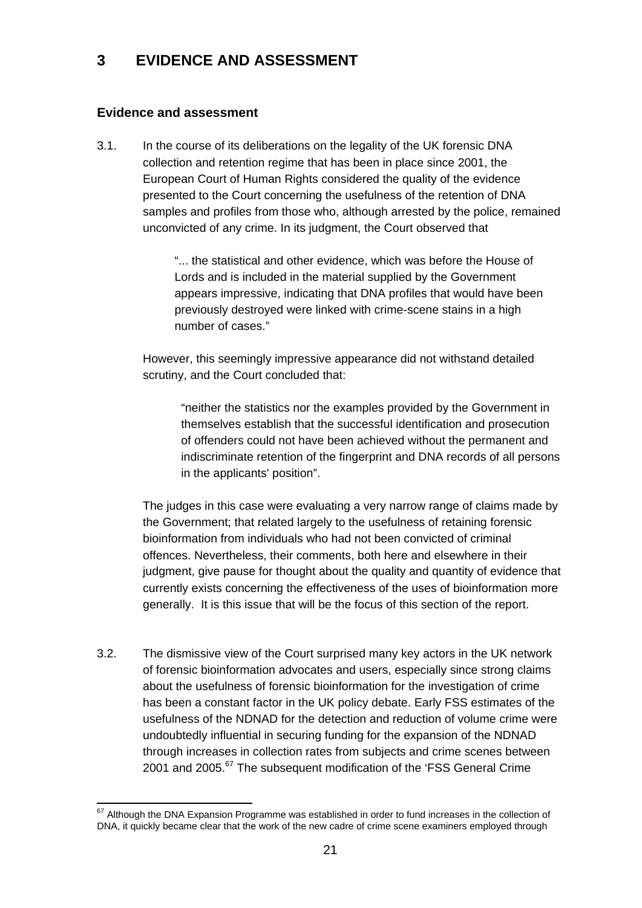# 3 EVIDENCE AND ASSESSMENT

## Evidence and assessment

3.1. In the course of its deliberations on the legality of the UK forensic DNA collection and retention regime that has been in place since 2001, the European Court of Human Rights considered the quality of the evidence presented to the Court concerning the usefulness of the retention of DNA samples and profiles from those who, although arrested by the police, remained unconvicted of any crime. In its judgment, the Court observed that

> "... the statistical and other evidence, which was before the House of Lords and is included in the material supplied by the Government appears impressive, indicating that DNA profiles that would have been previously destroyed were linked with crime-scene stains in a high number of cases."

However, this seemingly impressive appearance did not withstand detailed scrutiny, and the Court concluded that:

> "neither the statistics nor the examples provided by the Government in themselves establish that the successful identification and prosecution of offenders could not have been achieved without the permanent and indiscriminate retention of the fingerprint and DNA records of all persons in the applicants' position".

The judges in this case were evaluating a very narrow range of claims made by the Government; that related largely to the usefulness of retaining forensic bioinformation from individuals who had not been convicted of criminal offences. Nevertheless, their comments, both here and elsewhere in their judgment, give pause for thought about the quality and quantity of evidence that currently exists concerning the effectiveness of the uses of bioinformation more generally. It is this issue that will be the focus of this section of the report.

3.2. The dismissive view of the Court surprised many key actors in the UK network of forensic bioinformation advocates and users, especially since strong claims about the usefulness of forensic bioinformation for the investigation of crime has been a constant factor in the UK policy debate. Early FSS estimates of the usefulness of the NDNAD for the detection and reduction of volume crime were undoubtedly influential in securing funding for the expansion of the NDNAD through increases in collection rates from subjects and crime scenes between 2001 and 2005.[67] The subsequent modification of the 'FSS General Crime

[67] Although the DNA Expansion Programme was established in order to fund increases in the collection of DNA, it quickly became clear that the work of the new cadre of crime scene examiners employed through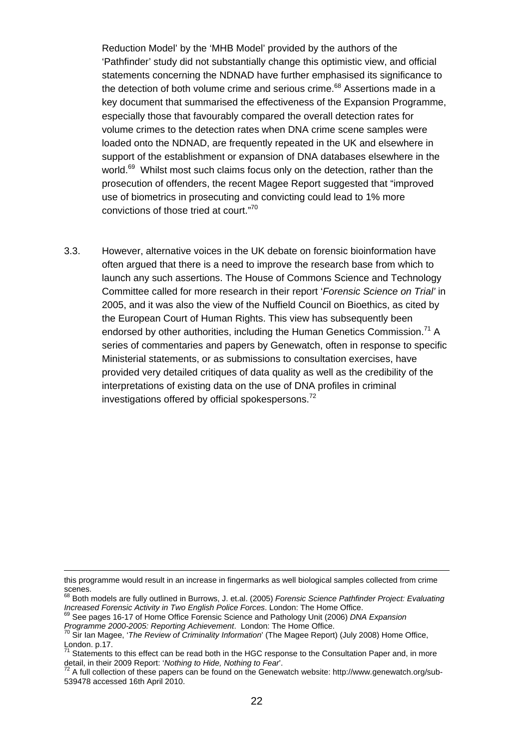Reduction Model' by the 'MHB Model' provided by the authors of the 'Pathfinder' study did not substantially change this optimistic view, and official statements concerning the NDNAD have further emphasised its significance to the detection of both volume crime and serious crime.[68] Assertions made in a key document that summarised the effectiveness of the Expansion Programme, especially those that favourably compared the overall detection rates for volume crimes to the detection rates when DNA crime scene samples were loaded onto the NDNAD, are frequently repeated in the UK and elsewhere in support of the establishment or expansion of DNA databases elsewhere in the world.[69] Whilst most such claims focus only on the detection, rather than the prosecution of offenders, the recent Magee Report suggested that "improved use of biometrics in prosecuting and convicting could lead to 1% more convictions of those tried at court."[70]

3.3. However, alternative voices in the UK debate on forensic bioinformation have often argued that there is a need to improve the research base from which to launch any such assertions. The House of Commons Science and Technology Committee called for more research in their report '*Forensic Science on Trial'* in 2005, and it was also the view of the Nuffield Council on Bioethics, as cited by the European Court of Human Rights. This view has subsequently been endorsed by other authorities, including the Human Genetics Commission.[71] A series of commentaries and papers by Genewatch, often in response to specific Ministerial statements, or as submissions to consultation exercises, have provided very detailed critiques of data quality as well as the credibility of the interpretations of existing data on the use of DNA profiles in criminal investigations offered by official spokespersons.[72]

---

this programme would result in an increase in fingermarks as well biological samples collected from crime scenes.

[68] Both models are fully outlined in Burrows, J. et.al. (2005) *Forensic Science Pathfinder Project: Evaluating Increased Forensic Activity in Two English Police Forces*. London: The Home Office.

[69] See pages 16-17 of Home Office Forensic Science and Pathology Unit (2006) *DNA Expansion Programme 2000-2005: Reporting Achievement*. London: The Home Office.

[70] Sir Ian Magee, '*The Review of Criminality Information*' (The Magee Report) (July 2008) Home Office, London. p.17.

[71] Statements to this effect can be read both in the HGC response to the Consultation Paper and, in more detail, in their 2009 Report: '*Nothing to Hide, Nothing to Fear*'.

[72] A full collection of these papers can be found on the Genewatch website: http://www.genewatch.org/sub-539478 accessed 16th April 2010.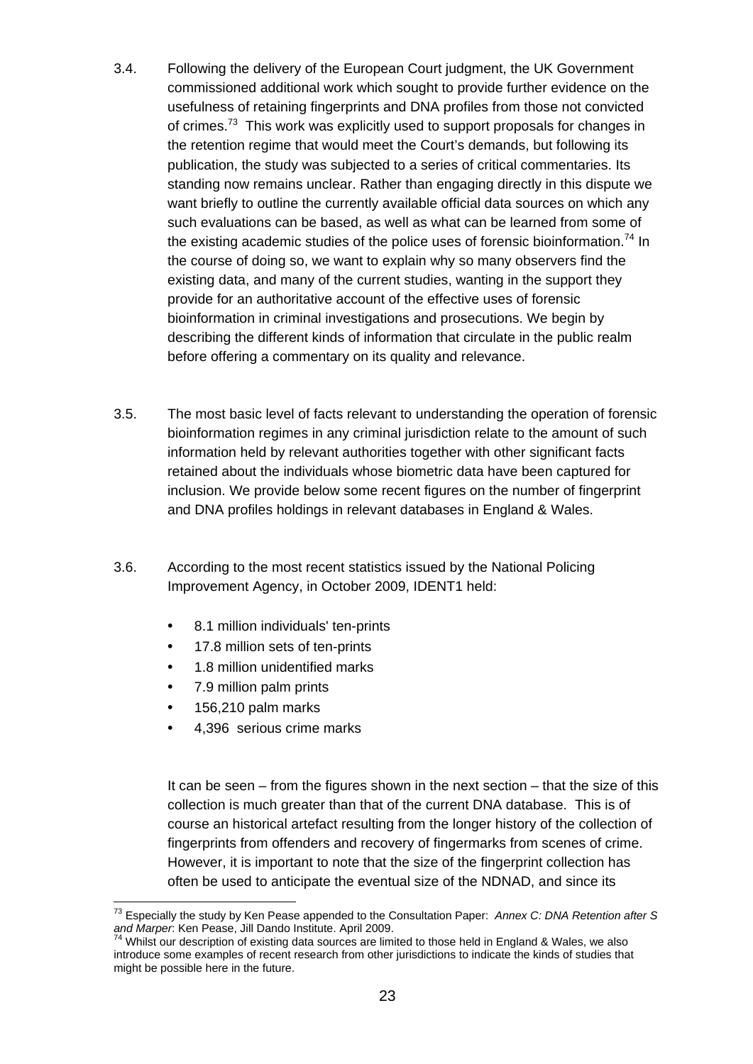3.4. Following the delivery of the European Court judgment, the UK Government commissioned additional work which sought to provide further evidence on the usefulness of retaining fingerprints and DNA profiles from those not convicted of crimes.[73] This work was explicitly used to support proposals for changes in the retention regime that would meet the Court's demands, but following its publication, the study was subjected to a series of critical commentaries. Its standing now remains unclear. Rather than engaging directly in this dispute we want briefly to outline the currently available official data sources on which any such evaluations can be based, as well as what can be learned from some of the existing academic studies of the police uses of forensic bioinformation.[74] In the course of doing so, we want to explain why so many observers find the existing data, and many of the current studies, wanting in the support they provide for an authoritative account of the effective uses of forensic bioinformation in criminal investigations and prosecutions. We begin by describing the different kinds of information that circulate in the public realm before offering a commentary on its quality and relevance.

3.5. The most basic level of facts relevant to understanding the operation of forensic bioinformation regimes in any criminal jurisdiction relate to the amount of such information held by relevant authorities together with other significant facts retained about the individuals whose biometric data have been captured for inclusion. We provide below some recent figures on the number of fingerprint and DNA profiles holdings in relevant databases in England & Wales.

3.6. According to the most recent statistics issued by the National Policing Improvement Agency, in October 2009, IDENT1 held:

- 8.1 million individuals' ten-prints
- 17.8 million sets of ten-prints
- 1.8 million unidentified marks
- 7.9 million palm prints
- 156,210 palm marks
- 4,396 serious crime marks

It can be seen – from the figures shown in the next section – that the size of this collection is much greater than that of the current DNA database. This is of course an historical artefact resulting from the longer history of the collection of fingerprints from offenders and recovery of fingermarks from scenes of crime. However, it is important to note that the size of the fingerprint collection has often be used to anticipate the eventual size of the NDNAD, and since its

---

[73] Especially the study by Ken Pease appended to the Consultation Paper: *Annex C: DNA Retention after S and Marper*: Ken Pease, Jill Dando Institute. April 2009.

[74] Whilst our description of existing data sources are limited to those held in England & Wales, we also introduce some examples of recent research from other jurisdictions to indicate the kinds of studies that might be possible here in the future.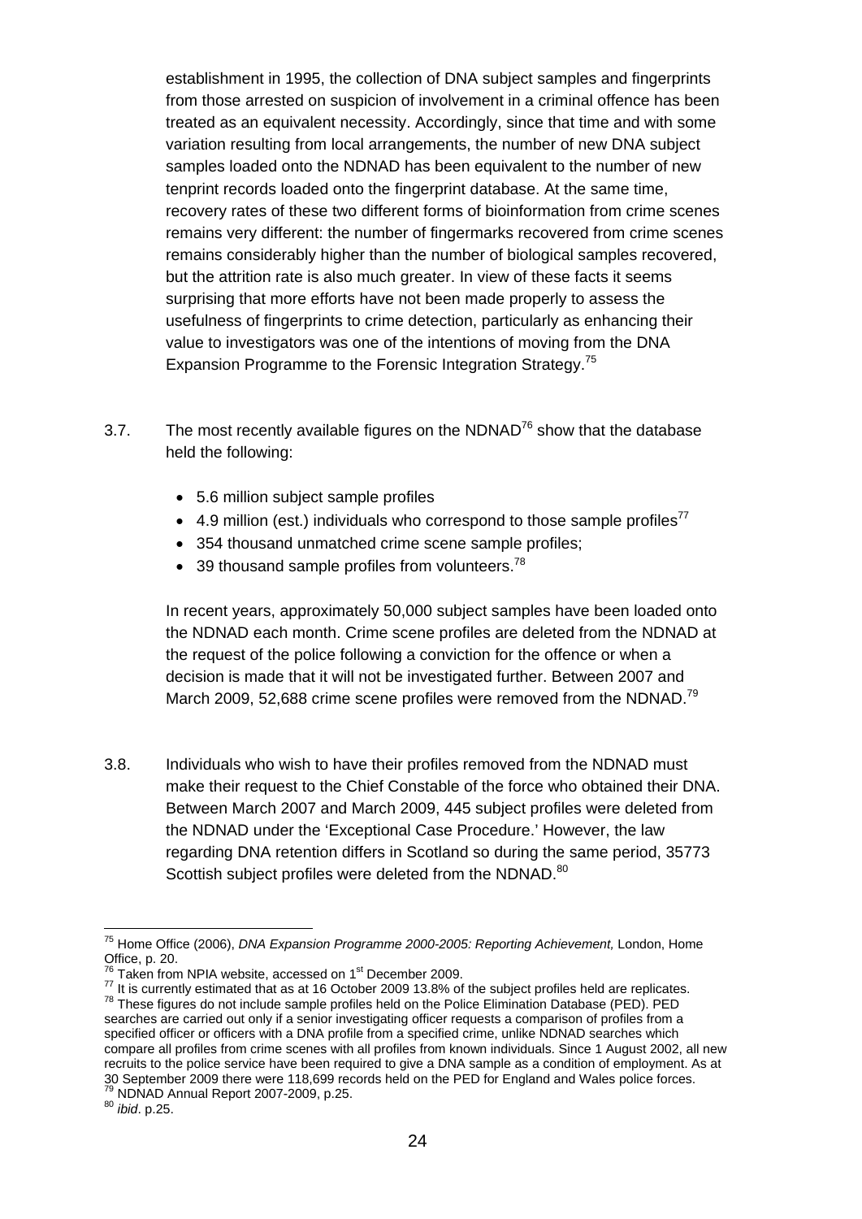establishment in 1995, the collection of DNA subject samples and fingerprints from those arrested on suspicion of involvement in a criminal offence has been treated as an equivalent necessity. Accordingly, since that time and with some variation resulting from local arrangements, the number of new DNA subject samples loaded onto the NDNAD has been equivalent to the number of new tenprint records loaded onto the fingerprint database. At the same time, recovery rates of these two different forms of bioinformation from crime scenes remains very different: the number of fingermarks recovered from crime scenes remains considerably higher than the number of biological samples recovered, but the attrition rate is also much greater. In view of these facts it seems surprising that more efforts have not been made properly to assess the usefulness of fingerprints to crime detection, particularly as enhancing their value to investigators was one of the intentions of moving from the DNA Expansion Programme to the Forensic Integration Strategy.[75]

3.7. The most recently available figures on the NDNAD[76] show that the database held the following:

- 5.6 million subject sample profiles
- 4.9 million (est.) individuals who correspond to those sample profiles[77]
- 354 thousand unmatched crime scene sample profiles;
- 39 thousand sample profiles from volunteers.[78]

In recent years, approximately 50,000 subject samples have been loaded onto the NDNAD each month. Crime scene profiles are deleted from the NDNAD at the request of the police following a conviction for the offence or when a decision is made that it will not be investigated further. Between 2007 and March 2009, 52,688 crime scene profiles were removed from the NDNAD.[79]

3.8. Individuals who wish to have their profiles removed from the NDNAD must make their request to the Chief Constable of the force who obtained their DNA. Between March 2007 and March 2009, 445 subject profiles were deleted from the NDNAD under the 'Exceptional Case Procedure.' However, the law regarding DNA retention differs in Scotland so during the same period, 35773 Scottish subject profiles were deleted from the NDNAD.[80]

---

[75] Home Office (2006), *DNA Expansion Programme 2000-2005: Reporting Achievement,* London, Home Office, p. 20.

[76] Taken from NPIA website, accessed on 1st December 2009.

[77] It is currently estimated that as at 16 October 2009 13.8% of the subject profiles held are replicates.

[78] These figures do not include sample profiles held on the Police Elimination Database (PED). PED searches are carried out only if a senior investigating officer requests a comparison of profiles from a specified officer or officers with a DNA profile from a specified crime, unlike NDNAD searches which compare all profiles from crime scenes with all profiles from known individuals. Since 1 August 2002, all new recruits to the police service have been required to give a DNA sample as a condition of employment. As at 30 September 2009 there were 118,699 records held on the PED for England and Wales police forces.

[79] NDNAD Annual Report 2007-2009, p.25.

[80] *ibid*. p.25.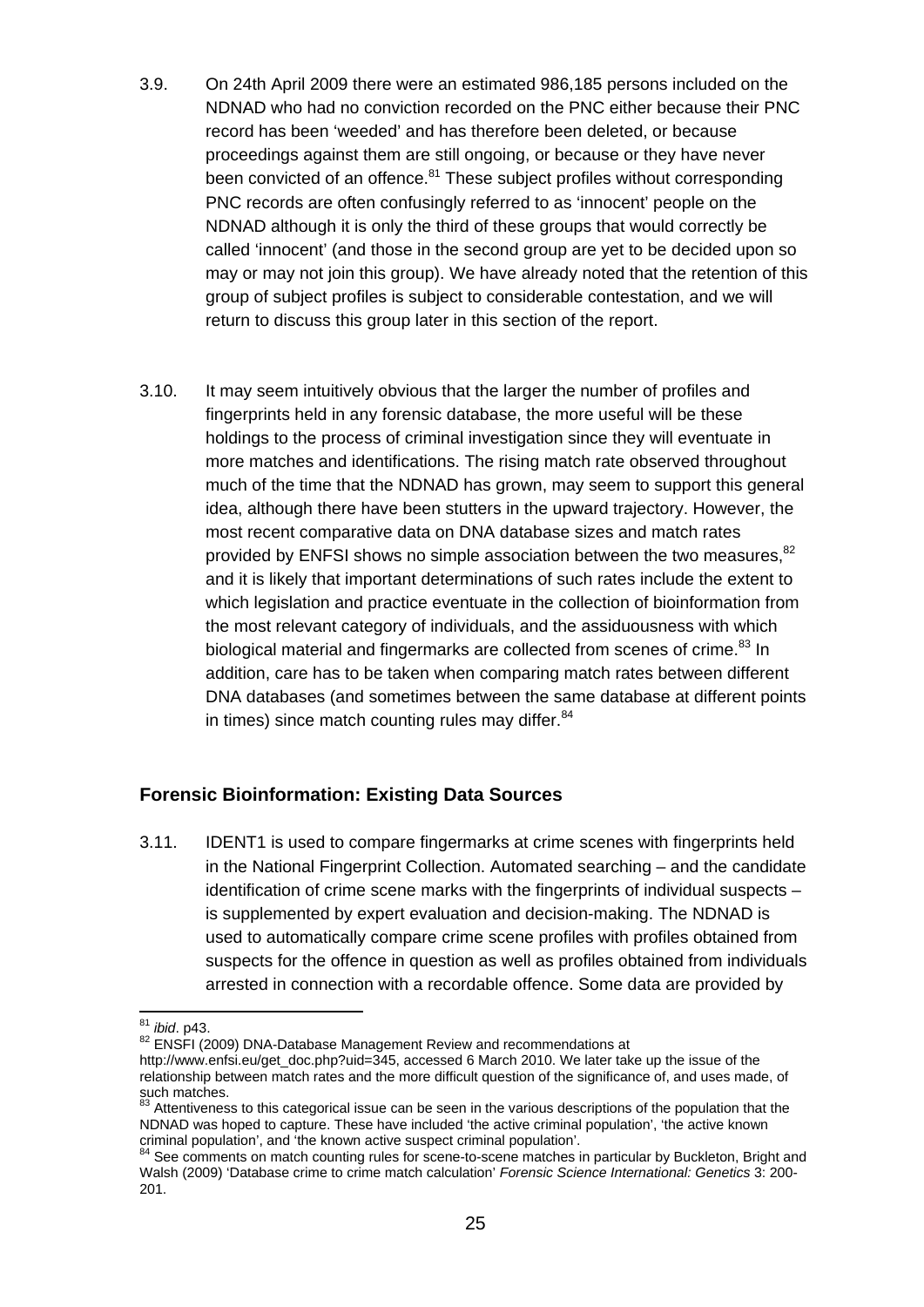3.9. On 24th April 2009 there were an estimated 986,185 persons included on the NDNAD who had no conviction recorded on the PNC either because their PNC record has been 'weeded' and has therefore been deleted, or because proceedings against them are still ongoing, or because or they have never been convicted of an offence.[81] These subject profiles without corresponding PNC records are often confusingly referred to as 'innocent' people on the NDNAD although it is only the third of these groups that would correctly be called 'innocent' (and those in the second group are yet to be decided upon so may or may not join this group). We have already noted that the retention of this group of subject profiles is subject to considerable contestation, and we will return to discuss this group later in this section of the report.

3.10. It may seem intuitively obvious that the larger the number of profiles and fingerprints held in any forensic database, the more useful will be these holdings to the process of criminal investigation since they will eventuate in more matches and identifications. The rising match rate observed throughout much of the time that the NDNAD has grown, may seem to support this general idea, although there have been stutters in the upward trajectory. However, the most recent comparative data on DNA database sizes and match rates provided by ENFSI shows no simple association between the two measures,[82] and it is likely that important determinations of such rates include the extent to which legislation and practice eventuate in the collection of bioinformation from the most relevant category of individuals, and the assiduousness with which biological material and fingermarks are collected from scenes of crime.[83] In addition, care has to be taken when comparing match rates between different DNA databases (and sometimes between the same database at different points in times) since match counting rules may differ.[84]

## Forensic Bioinformation: Existing Data Sources

3.11. IDENT1 is used to compare fingermarks at crime scenes with fingerprints held in the National Fingerprint Collection. Automated searching – and the candidate identification of crime scene marks with the fingerprints of individual suspects – is supplemented by expert evaluation and decision-making. The NDNAD is used to automatically compare crime scene profiles with profiles obtained from suspects for the offence in question as well as profiles obtained from individuals arrested in connection with a recordable offence. Some data are provided by

---

[81] *ibid*. p43.

[82] ENSFI (2009) DNA-Database Management Review and recommendations at http://www.enfsi.eu/get_doc.php?uid=345, accessed 6 March 2010. We later take up the issue of the relationship between match rates and the more difficult question of the significance of, and uses made, of such matches.

[83] Attentiveness to this categorical issue can be seen in the various descriptions of the population that the NDNAD was hoped to capture. These have included 'the active criminal population', 'the active known criminal population', and 'the known active suspect criminal population'.

[84] See comments on match counting rules for scene-to-scene matches in particular by Buckleton, Bright and Walsh (2009) 'Database crime to crime match calculation' *Forensic Science International: Genetics* 3: 200-201.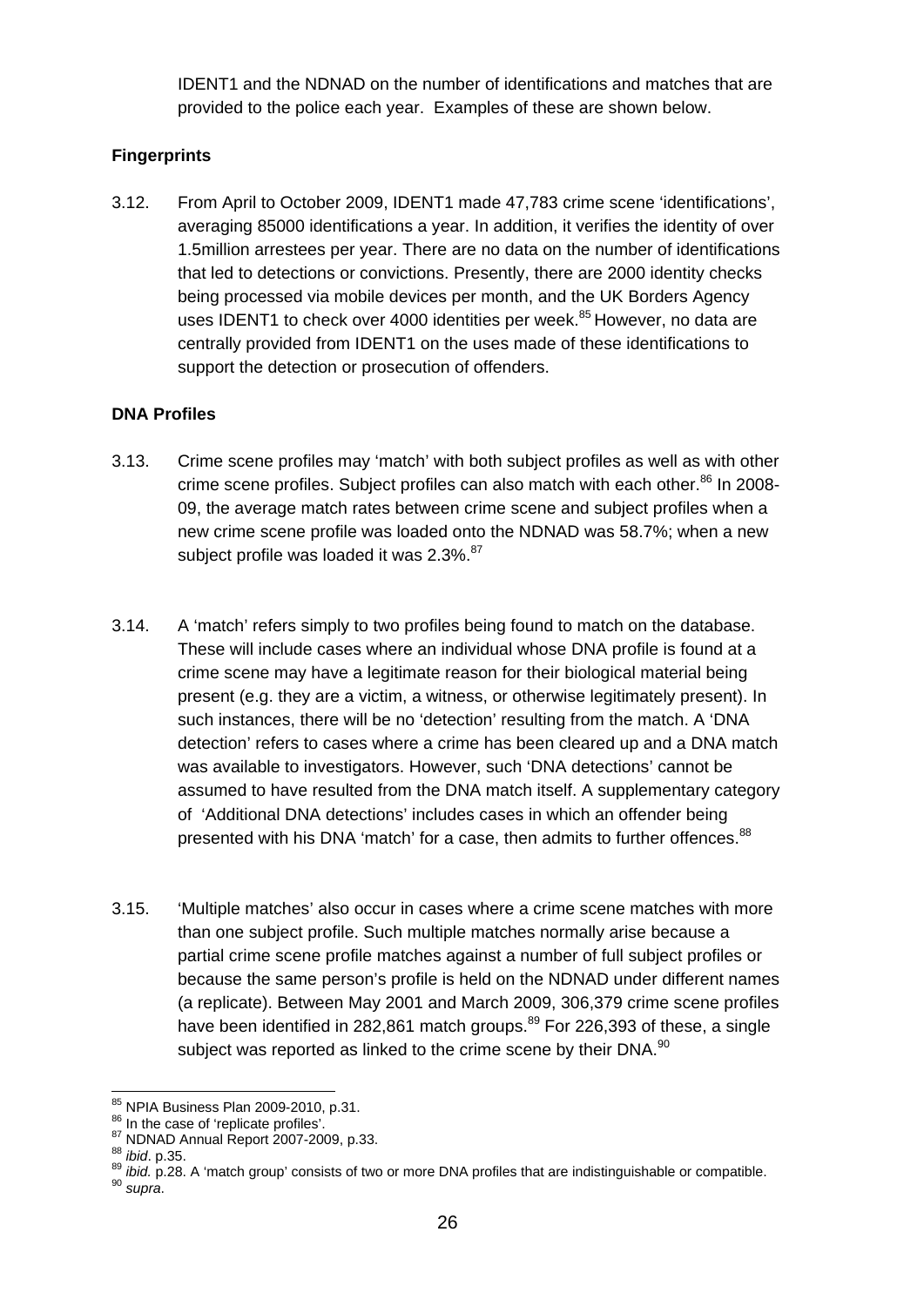IDENT1 and the NDNAD on the number of identifications and matches that are provided to the police each year. Examples of these are shown below.

**Fingerprints**

3.12. From April to October 2009, IDENT1 made 47,783 crime scene 'identifications', averaging 85000 identifications a year. In addition, it verifies the identity of over 1.5million arrestees per year. There are no data on the number of identifications that led to detections or convictions. Presently, there are 2000 identity checks being processed via mobile devices per month, and the UK Borders Agency uses IDENT1 to check over 4000 identities per week.[85] However, no data are centrally provided from IDENT1 on the uses made of these identifications to support the detection or prosecution of offenders.

**DNA Profiles**

3.13. Crime scene profiles may 'match' with both subject profiles as well as with other crime scene profiles. Subject profiles can also match with each other.[86] In 2008-09, the average match rates between crime scene and subject profiles when a new crime scene profile was loaded onto the NDNAD was 58.7%; when a new subject profile was loaded it was 2.3%.[87]

3.14. A 'match' refers simply to two profiles being found to match on the database. These will include cases where an individual whose DNA profile is found at a crime scene may have a legitimate reason for their biological material being present (e.g. they are a victim, a witness, or otherwise legitimately present). In such instances, there will be no 'detection' resulting from the match. A 'DNA detection' refers to cases where a crime has been cleared up and a DNA match was available to investigators. However, such 'DNA detections' cannot be assumed to have resulted from the DNA match itself. A supplementary category of 'Additional DNA detections' includes cases in which an offender being presented with his DNA 'match' for a case, then admits to further offences.[88]

3.15. 'Multiple matches' also occur in cases where a crime scene matches with more than one subject profile. Such multiple matches normally arise because a partial crime scene profile matches against a number of full subject profiles or because the same person's profile is held on the NDNAD under different names (a replicate). Between May 2001 and March 2009, 306,379 crime scene profiles have been identified in 282,861 match groups.[89] For 226,393 of these, a single subject was reported as linked to the crime scene by their DNA.[90]

---

[85] NPIA Business Plan 2009-2010, p.31.
[86] In the case of 'replicate profiles'.
[87] NDNAD Annual Report 2007-2009, p.33.
[88] *ibid*. p.35.
[89] *ibid.* p.28. A 'match group' consists of two or more DNA profiles that are indistinguishable or compatible.
[90] *supra*.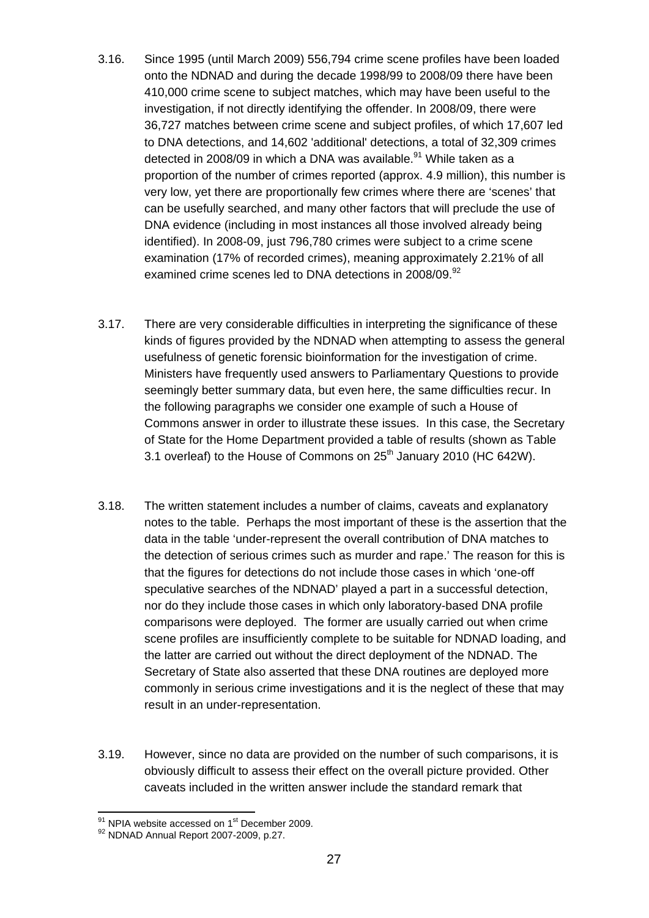3.16. Since 1995 (until March 2009) 556,794 crime scene profiles have been loaded onto the NDNAD and during the decade 1998/99 to 2008/09 there have been 410,000 crime scene to subject matches, which may have been useful to the investigation, if not directly identifying the offender. In 2008/09, there were 36,727 matches between crime scene and subject profiles, of which 17,607 led to DNA detections, and 14,602 'additional' detections, a total of 32,309 crimes detected in 2008/09 in which a DNA was available.[91] While taken as a proportion of the number of crimes reported (approx. 4.9 million), this number is very low, yet there are proportionally few crimes where there are 'scenes' that can be usefully searched, and many other factors that will preclude the use of DNA evidence (including in most instances all those involved already being identified). In 2008-09, just 796,780 crimes were subject to a crime scene examination (17% of recorded crimes), meaning approximately 2.21% of all examined crime scenes led to DNA detections in 2008/09.[92]

3.17. There are very considerable difficulties in interpreting the significance of these kinds of figures provided by the NDNAD when attempting to assess the general usefulness of genetic forensic bioinformation for the investigation of crime. Ministers have frequently used answers to Parliamentary Questions to provide seemingly better summary data, but even here, the same difficulties recur. In the following paragraphs we consider one example of such a House of Commons answer in order to illustrate these issues. In this case, the Secretary of State for the Home Department provided a table of results (shown as Table 3.1 overleaf) to the House of Commons on 25th January 2010 (HC 642W).

3.18. The written statement includes a number of claims, caveats and explanatory notes to the table. Perhaps the most important of these is the assertion that the data in the table 'under-represent the overall contribution of DNA matches to the detection of serious crimes such as murder and rape.' The reason for this is that the figures for detections do not include those cases in which 'one-off speculative searches of the NDNAD' played a part in a successful detection, nor do they include those cases in which only laboratory-based DNA profile comparisons were deployed. The former are usually carried out when crime scene profiles are insufficiently complete to be suitable for NDNAD loading, and the latter are carried out without the direct deployment of the NDNAD. The Secretary of State also asserted that these DNA routines are deployed more commonly in serious crime investigations and it is the neglect of these that may result in an under-representation.

3.19. However, since no data are provided on the number of such comparisons, it is obviously difficult to assess their effect on the overall picture provided. Other caveats included in the written answer include the standard remark that

---

[91] NPIA website accessed on 1st December 2009.

[92] NDNAD Annual Report 2007-2009, p.27.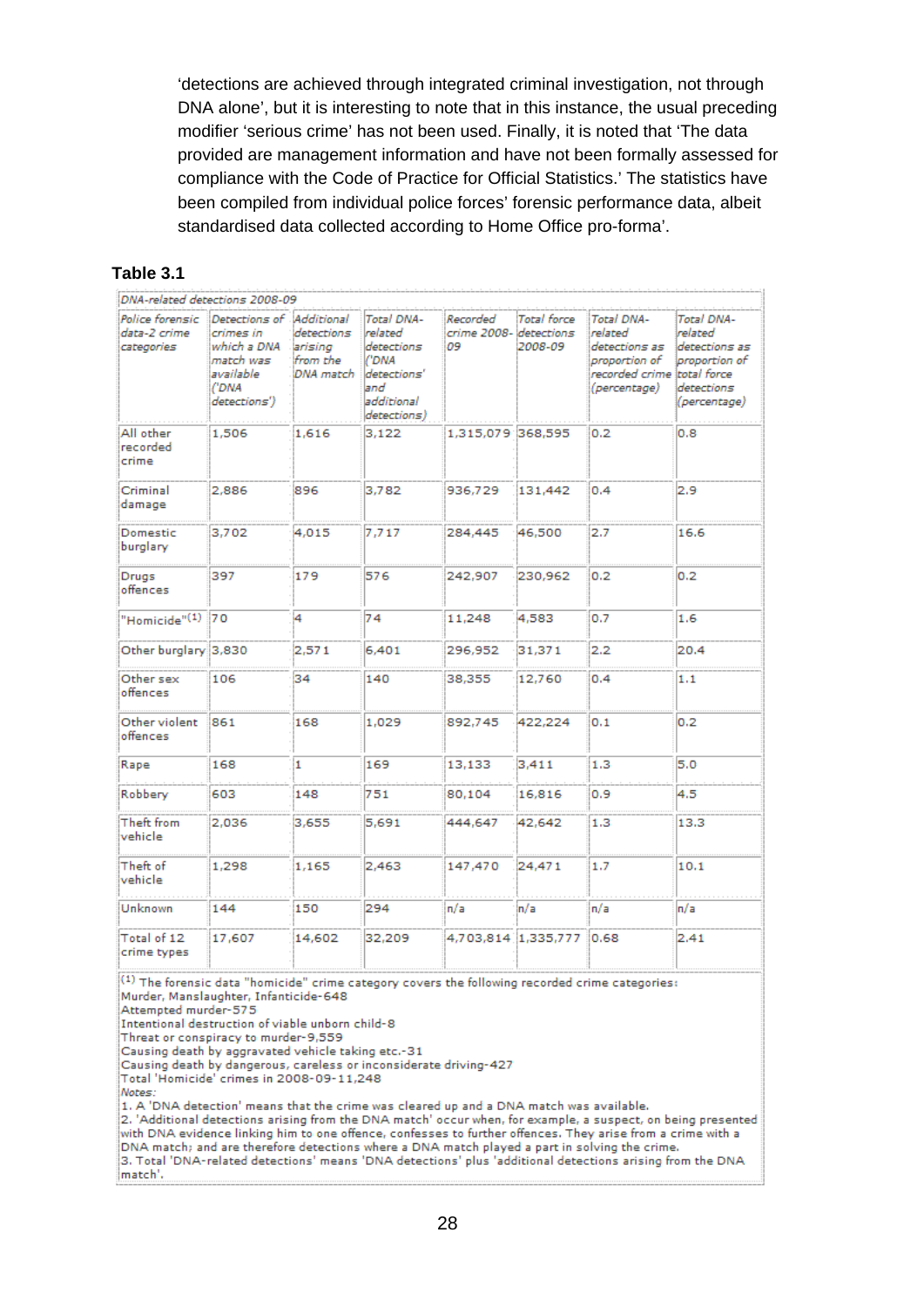'detections are achieved through integrated criminal investigation, not through DNA alone', but it is interesting to note that in this instance, the usual preceding modifier 'serious crime' has not been used. Finally, it is noted that 'The data provided are management information and have not been formally assessed for compliance with the Code of Practice for Official Statistics.' The statistics have been compiled from individual police forces' forensic performance data, albeit standardised data collected according to Home Office pro-forma'.

**Table 3.1**

*DNA-related detections 2008-09*

| *Police forensic data-2 crime categories* | *Detections of crimes in which a DNA match was available ('DNA detections')* | *Additional detections arising from the DNA match* | *Total DNA-related detections ('DNA detections' and additional detections)* | *Recorded crime 2008-09* | *Total force detections 2008-09* | *Total DNA-related detections as proportion of recorded crime (percentage)* | *Total DNA-related detections as proportion of total force detections (percentage)* |
|---|---|---|---|---|---|---|---|
| All other recorded crime | 1,506 | 1,616 | 3,122 | 1,315,079 | 368,595 | 0.2 | 0.8 |
| Criminal damage | 2,886 | 896 | 3,782 | 936,729 | 131,442 | 0.4 | 2.9 |
| Domestic burglary | 3,702 | 4,015 | 7,717 | 284,445 | 46,500 | 2.7 | 16.6 |
| Drugs offences | 397 | 179 | 576 | 242,907 | 230,962 | 0.2 | 0.2 |
| "Homicide"(1) | 70 | 4 | 74 | 11,248 | 4,583 | 0.7 | 1.6 |
| Other burglary | 3,830 | 2,571 | 6,401 | 296,952 | 31,371 | 2.2 | 20.4 |
| Other sex offences | 106 | 34 | 140 | 38,355 | 12,760 | 0.4 | 1.1 |
| Other violent offences | 861 | 168 | 1,029 | 892,745 | 422,224 | 0.1 | 0.2 |
| Rape | 168 | 1 | 169 | 13,133 | 3,411 | 1.3 | 5.0 |
| Robbery | 603 | 148 | 751 | 80,104 | 16,816 | 0.9 | 4.5 |
| Theft from vehicle | 2,036 | 3,655 | 5,691 | 444,647 | 42,642 | 1.3 | 13.3 |
| Theft of vehicle | 1,298 | 1,165 | 2,463 | 147,470 | 24,471 | 1.7 | 10.1 |
| Unknown | 144 | 150 | 294 | n/a | n/a | n/a | n/a |
| Total of 12 crime types | 17,607 | 14,602 | 32,209 | 4,703,814 | 1,335,777 | 0.68 | 2.41 |

(1) The forensic data "homicide" crime category covers the following recorded crime categories:
Murder, Manslaughter, Infanticide-648
Attempted murder-575
Intentional destruction of viable unborn child-8
Threat or conspiracy to murder-9,559
Causing death by aggravated vehicle taking etc.-31
Causing death by dangerous, careless or inconsiderate driving-427
Total 'Homicide' crimes in 2008-09-11,248

*Notes:*
1. A 'DNA detection' means that the crime was cleared up and a DNA match was available.
2. 'Additional detections arising from the DNA match' occur when, for example, a suspect, on being presented with DNA evidence linking him to one offence, confesses to further offences. They arise from a crime with a DNA match; and are therefore detections where a DNA match played a part in solving the crime.
3. Total 'DNA-related detections' means 'DNA detections' plus 'additional detections arising from the DNA match'.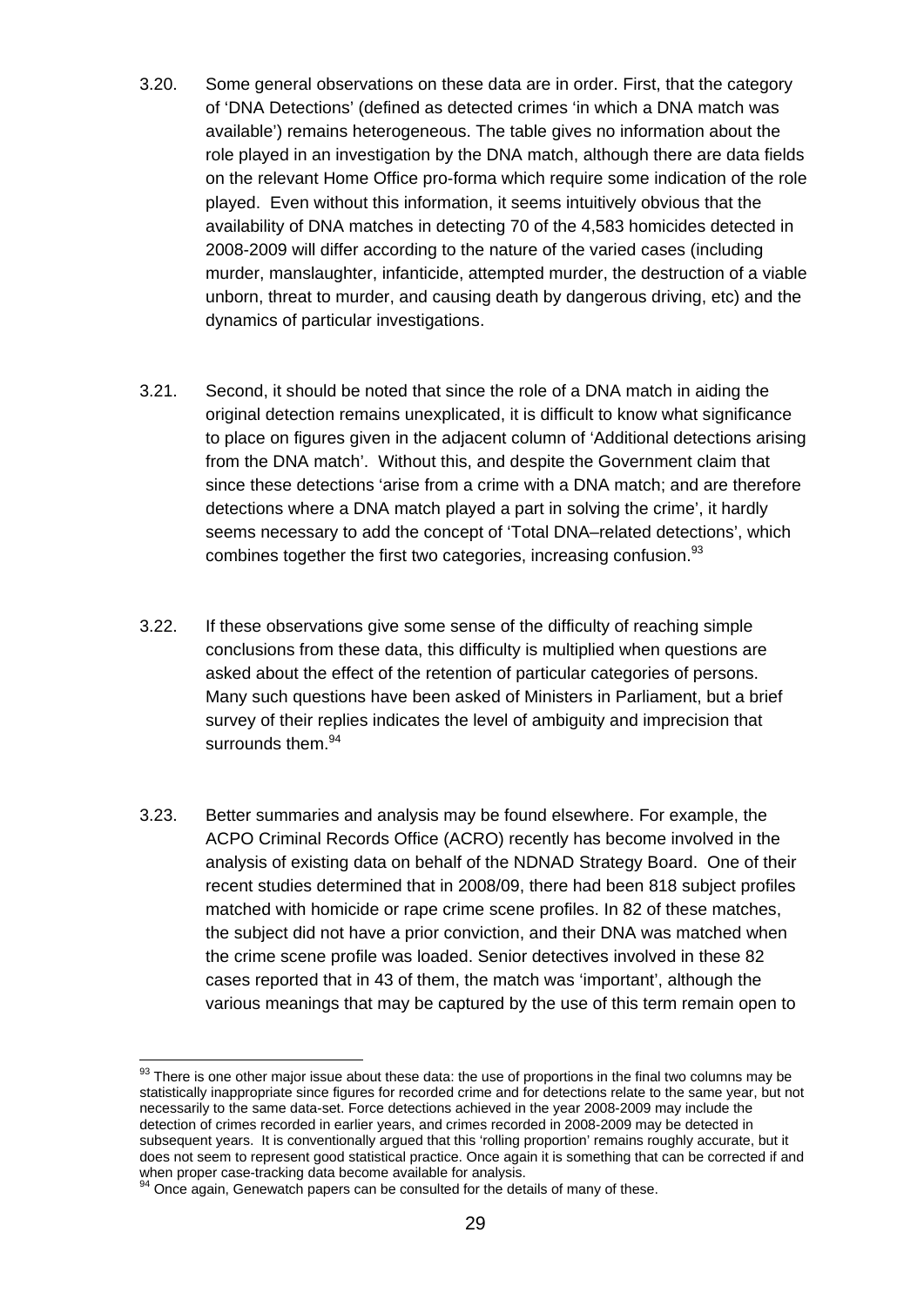3.20. Some general observations on these data are in order. First, that the category of 'DNA Detections' (defined as detected crimes 'in which a DNA match was available') remains heterogeneous. The table gives no information about the role played in an investigation by the DNA match, although there are data fields on the relevant Home Office pro-forma which require some indication of the role played. Even without this information, it seems intuitively obvious that the availability of DNA matches in detecting 70 of the 4,583 homicides detected in 2008-2009 will differ according to the nature of the varied cases (including murder, manslaughter, infanticide, attempted murder, the destruction of a viable unborn, threat to murder, and causing death by dangerous driving, etc) and the dynamics of particular investigations.

3.21. Second, it should be noted that since the role of a DNA match in aiding the original detection remains unexplicated, it is difficult to know what significance to place on figures given in the adjacent column of 'Additional detections arising from the DNA match'. Without this, and despite the Government claim that since these detections 'arise from a crime with a DNA match; and are therefore detections where a DNA match played a part in solving the crime', it hardly seems necessary to add the concept of 'Total DNA–related detections', which combines together the first two categories, increasing confusion.[93]

3.22. If these observations give some sense of the difficulty of reaching simple conclusions from these data, this difficulty is multiplied when questions are asked about the effect of the retention of particular categories of persons. Many such questions have been asked of Ministers in Parliament, but a brief survey of their replies indicates the level of ambiguity and imprecision that surrounds them.[94]

3.23. Better summaries and analysis may be found elsewhere. For example, the ACPO Criminal Records Office (ACRO) recently has become involved in the analysis of existing data on behalf of the NDNAD Strategy Board. One of their recent studies determined that in 2008/09, there had been 818 subject profiles matched with homicide or rape crime scene profiles. In 82 of these matches, the subject did not have a prior conviction, and their DNA was matched when the crime scene profile was loaded. Senior detectives involved in these 82 cases reported that in 43 of them, the match was 'important', although the various meanings that may be captured by the use of this term remain open to

---

[93] There is one other major issue about these data: the use of proportions in the final two columns may be statistically inappropriate since figures for recorded crime and for detections relate to the same year, but not necessarily to the same data-set. Force detections achieved in the year 2008-2009 may include the detection of crimes recorded in earlier years, and crimes recorded in 2008-2009 may be detected in subsequent years. It is conventionally argued that this 'rolling proportion' remains roughly accurate, but it does not seem to represent good statistical practice. Once again it is something that can be corrected if and when proper case-tracking data become available for analysis.

[94] Once again, Genewatch papers can be consulted for the details of many of these.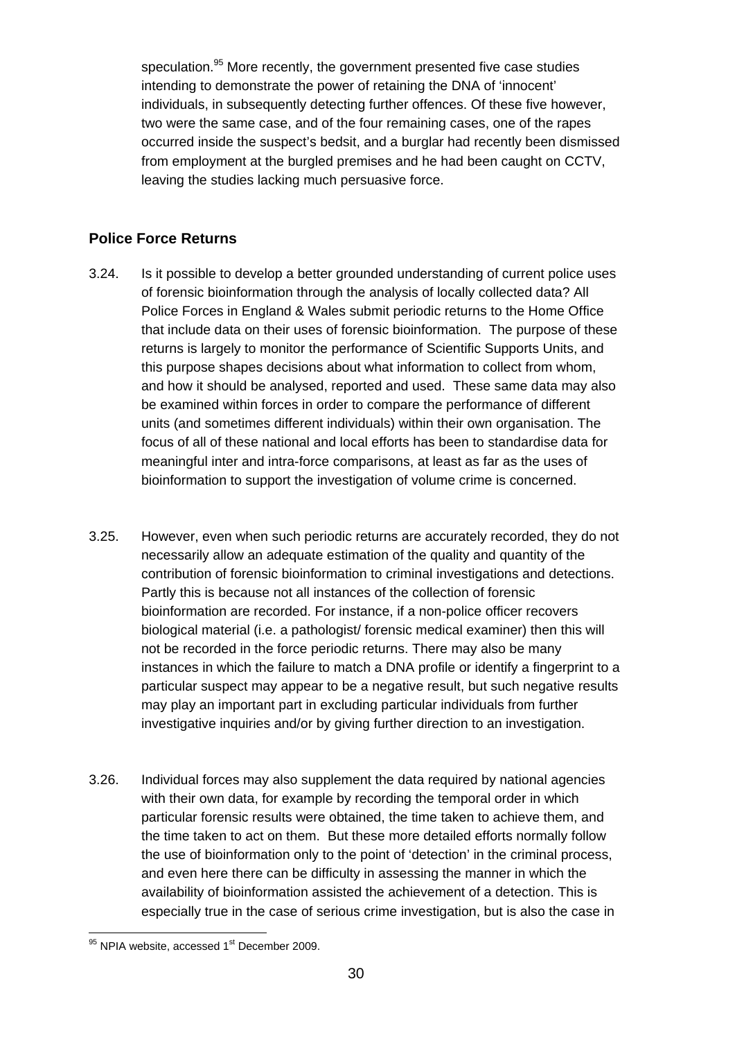speculation.[95] More recently, the government presented five case studies intending to demonstrate the power of retaining the DNA of 'innocent' individuals, in subsequently detecting further offences. Of these five however, two were the same case, and of the four remaining cases, one of the rapes occurred inside the suspect's bedsit, and a burglar had recently been dismissed from employment at the burgled premises and he had been caught on CCTV, leaving the studies lacking much persuasive force.

## Police Force Returns

3.24. Is it possible to develop a better grounded understanding of current police uses of forensic bioinformation through the analysis of locally collected data? All Police Forces in England & Wales submit periodic returns to the Home Office that include data on their uses of forensic bioinformation. The purpose of these returns is largely to monitor the performance of Scientific Supports Units, and this purpose shapes decisions about what information to collect from whom, and how it should be analysed, reported and used. These same data may also be examined within forces in order to compare the performance of different units (and sometimes different individuals) within their own organisation. The focus of all of these national and local efforts has been to standardise data for meaningful inter and intra-force comparisons, at least as far as the uses of bioinformation to support the investigation of volume crime is concerned.

3.25. However, even when such periodic returns are accurately recorded, they do not necessarily allow an adequate estimation of the quality and quantity of the contribution of forensic bioinformation to criminal investigations and detections. Partly this is because not all instances of the collection of forensic bioinformation are recorded. For instance, if a non-police officer recovers biological material (i.e. a pathologist/ forensic medical examiner) then this will not be recorded in the force periodic returns. There may also be many instances in which the failure to match a DNA profile or identify a fingerprint to a particular suspect may appear to be a negative result, but such negative results may play an important part in excluding particular individuals from further investigative inquiries and/or by giving further direction to an investigation.

3.26. Individual forces may also supplement the data required by national agencies with their own data, for example by recording the temporal order in which particular forensic results were obtained, the time taken to achieve them, and the time taken to act on them. But these more detailed efforts normally follow the use of bioinformation only to the point of 'detection' in the criminal process, and even here there can be difficulty in assessing the manner in which the availability of bioinformation assisted the achievement of a detection. This is especially true in the case of serious crime investigation, but is also the case in

[95] NPIA website, accessed 1st December 2009.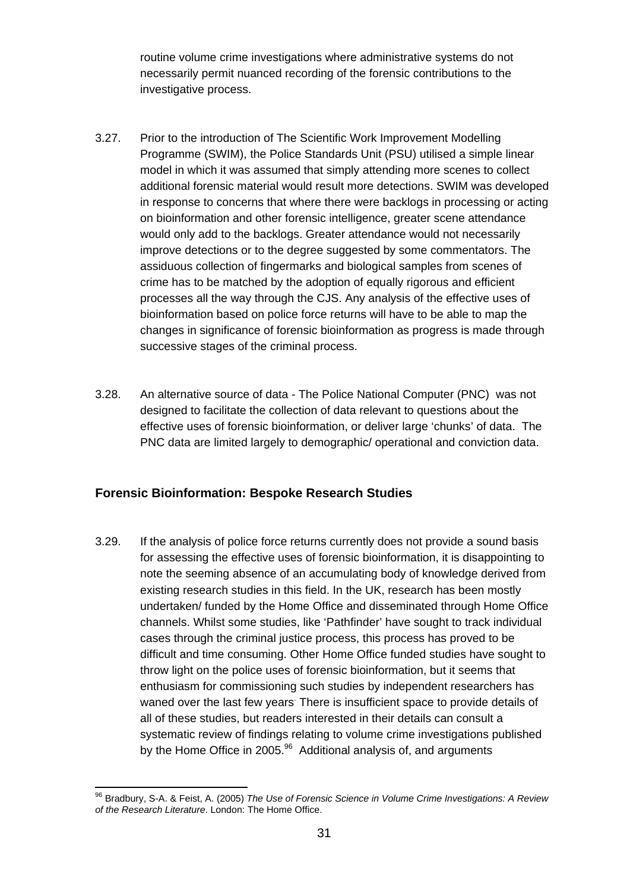routine volume crime investigations where administrative systems do not necessarily permit nuanced recording of the forensic contributions to the investigative process.

3.27. Prior to the introduction of The Scientific Work Improvement Modelling Programme (SWIM), the Police Standards Unit (PSU) utilised a simple linear model in which it was assumed that simply attending more scenes to collect additional forensic material would result more detections. SWIM was developed in response to concerns that where there were backlogs in processing or acting on bioinformation and other forensic intelligence, greater scene attendance would only add to the backlogs. Greater attendance would not necessarily improve detections or to the degree suggested by some commentators. The assiduous collection of fingermarks and biological samples from scenes of crime has to be matched by the adoption of equally rigorous and efficient processes all the way through the CJS. Any analysis of the effective uses of bioinformation based on police force returns will have to be able to map the changes in significance of forensic bioinformation as progress is made through successive stages of the criminal process.

3.28. An alternative source of data - The Police National Computer (PNC) was not designed to facilitate the collection of data relevant to questions about the effective uses of forensic bioinformation, or deliver large 'chunks' of data. The PNC data are limited largely to demographic/ operational and conviction data.

## Forensic Bioinformation: Bespoke Research Studies

3.29. If the analysis of police force returns currently does not provide a sound basis for assessing the effective uses of forensic bioinformation, it is disappointing to note the seeming absence of an accumulating body of knowledge derived from existing research studies in this field. In the UK, research has been mostly undertaken/ funded by the Home Office and disseminated through Home Office channels. Whilst some studies, like 'Pathfinder' have sought to track individual cases through the criminal justice process, this process has proved to be difficult and time consuming. Other Home Office funded studies have sought to throw light on the police uses of forensic bioinformation, but it seems that enthusiasm for commissioning such studies by independent researchers has waned over the last few years. There is insufficient space to provide details of all of these studies, but readers interested in their details can consult a systematic review of findings relating to volume crime investigations published by the Home Office in 2005.[96] Additional analysis of, and arguments

[96] Bradbury, S-A. & Feist, A. (2005) *The Use of Forensic Science in Volume Crime Investigations: A Review of the Research Literature*. London: The Home Office.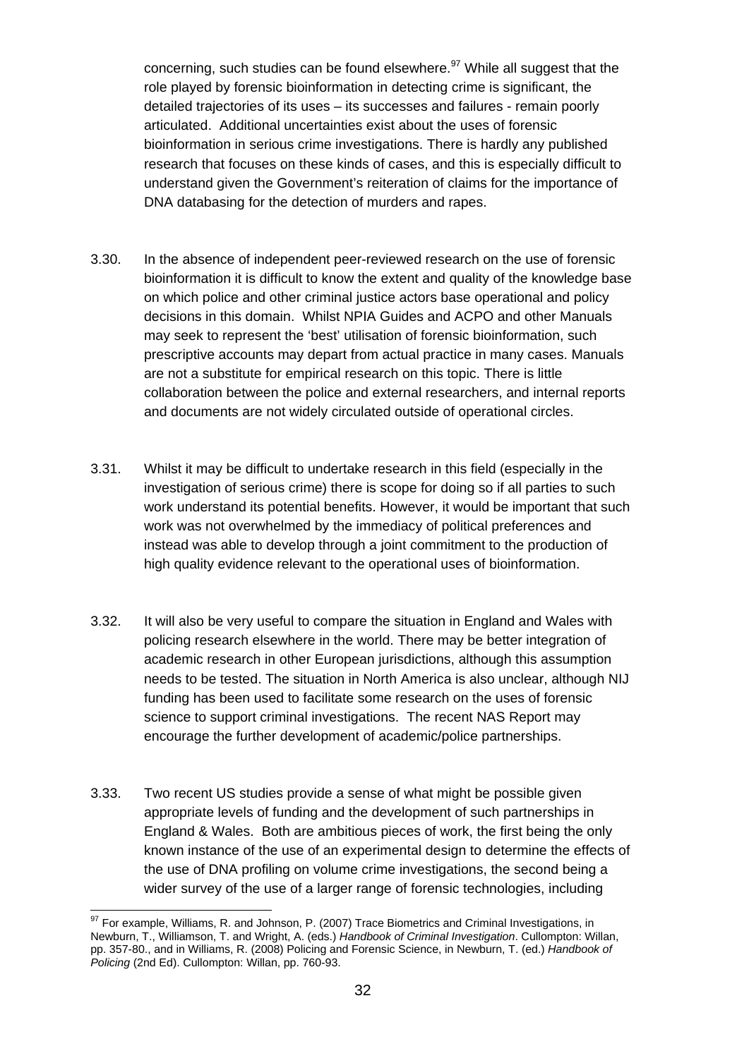concerning, such studies can be found elsewhere.[97] While all suggest that the role played by forensic bioinformation in detecting crime is significant, the detailed trajectories of its uses – its successes and failures - remain poorly articulated. Additional uncertainties exist about the uses of forensic bioinformation in serious crime investigations. There is hardly any published research that focuses on these kinds of cases, and this is especially difficult to understand given the Government's reiteration of claims for the importance of DNA databasing for the detection of murders and rapes.

3.30. In the absence of independent peer-reviewed research on the use of forensic bioinformation it is difficult to know the extent and quality of the knowledge base on which police and other criminal justice actors base operational and policy decisions in this domain. Whilst NPIA Guides and ACPO and other Manuals may seek to represent the 'best' utilisation of forensic bioinformation, such prescriptive accounts may depart from actual practice in many cases. Manuals are not a substitute for empirical research on this topic. There is little collaboration between the police and external researchers, and internal reports and documents are not widely circulated outside of operational circles.

3.31. Whilst it may be difficult to undertake research in this field (especially in the investigation of serious crime) there is scope for doing so if all parties to such work understand its potential benefits. However, it would be important that such work was not overwhelmed by the immediacy of political preferences and instead was able to develop through a joint commitment to the production of high quality evidence relevant to the operational uses of bioinformation.

3.32. It will also be very useful to compare the situation in England and Wales with policing research elsewhere in the world. There may be better integration of academic research in other European jurisdictions, although this assumption needs to be tested. The situation in North America is also unclear, although NIJ funding has been used to facilitate some research on the uses of forensic science to support criminal investigations. The recent NAS Report may encourage the further development of academic/police partnerships.

3.33. Two recent US studies provide a sense of what might be possible given appropriate levels of funding and the development of such partnerships in England & Wales. Both are ambitious pieces of work, the first being the only known instance of the use of an experimental design to determine the effects of the use of DNA profiling on volume crime investigations, the second being a wider survey of the use of a larger range of forensic technologies, including

---

[97] For example, Williams, R. and Johnson, P. (2007) Trace Biometrics and Criminal Investigations, in Newburn, T., Williamson, T. and Wright, A. (eds.) *Handbook of Criminal Investigation*. Cullompton: Willan, pp. 357-80., and in Williams, R. (2008) Policing and Forensic Science, in Newburn, T. (ed.) *Handbook of Policing* (2nd Ed). Cullompton: Willan, pp. 760-93.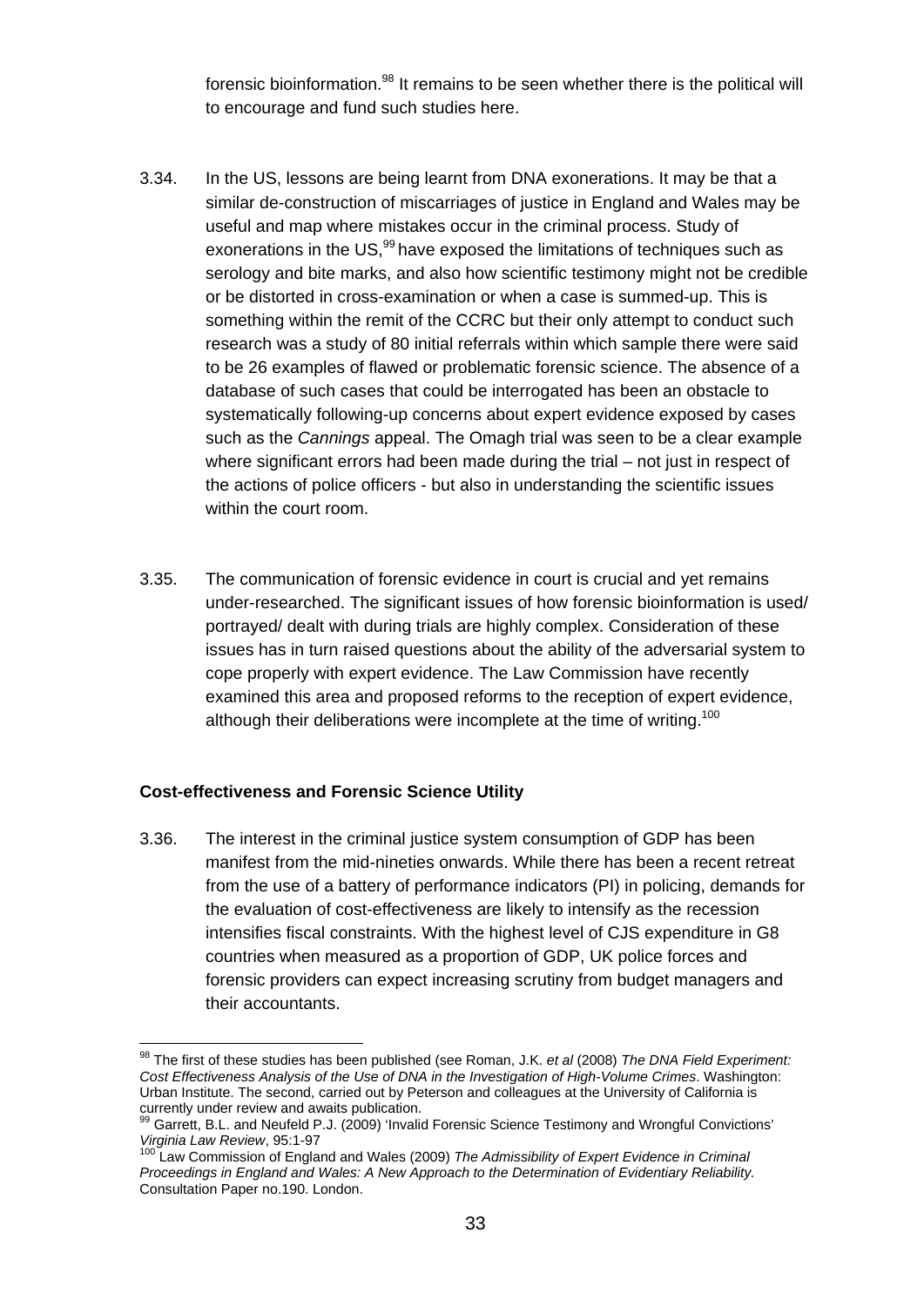forensic bioinformation.[98] It remains to be seen whether there is the political will to encourage and fund such studies here.

3.34. In the US, lessons are being learnt from DNA exonerations. It may be that a similar de-construction of miscarriages of justice in England and Wales may be useful and map where mistakes occur in the criminal process. Study of exonerations in the US,[99] have exposed the limitations of techniques such as serology and bite marks, and also how scientific testimony might not be credible or be distorted in cross-examination or when a case is summed-up. This is something within the remit of the CCRC but their only attempt to conduct such research was a study of 80 initial referrals within which sample there were said to be 26 examples of flawed or problematic forensic science. The absence of a database of such cases that could be interrogated has been an obstacle to systematically following-up concerns about expert evidence exposed by cases such as the *Cannings* appeal. The Omagh trial was seen to be a clear example where significant errors had been made during the trial – not just in respect of the actions of police officers - but also in understanding the scientific issues within the court room.

3.35. The communication of forensic evidence in court is crucial and yet remains under-researched. The significant issues of how forensic bioinformation is used/ portrayed/ dealt with during trials are highly complex. Consideration of these issues has in turn raised questions about the ability of the adversarial system to cope properly with expert evidence. The Law Commission have recently examined this area and proposed reforms to the reception of expert evidence, although their deliberations were incomplete at the time of writing.[100]

**Cost-effectiveness and Forensic Science Utility**

3.36. The interest in the criminal justice system consumption of GDP has been manifest from the mid-nineties onwards. While there has been a recent retreat from the use of a battery of performance indicators (PI) in policing, demands for the evaluation of cost-effectiveness are likely to intensify as the recession intensifies fiscal constraints. With the highest level of CJS expenditure in G8 countries when measured as a proportion of GDP, UK police forces and forensic providers can expect increasing scrutiny from budget managers and their accountants.

---

[98] The first of these studies has been published (see Roman, J.K. *et al* (2008) *The DNA Field Experiment: Cost Effectiveness Analysis of the Use of DNA in the Investigation of High-Volume Crimes*. Washington: Urban Institute. The second, carried out by Peterson and colleagues at the University of California is currently under review and awaits publication.

[99] Garrett, B.L. and Neufeld P.J. (2009) 'Invalid Forensic Science Testimony and Wrongful Convictions' *Virginia Law Review*, 95:1-97

[100] Law Commission of England and Wales (2009) *The Admissibility of Expert Evidence in Criminal Proceedings in England and Wales: A New Approach to the Determination of Evidentiary Reliability.* Consultation Paper no.190. London.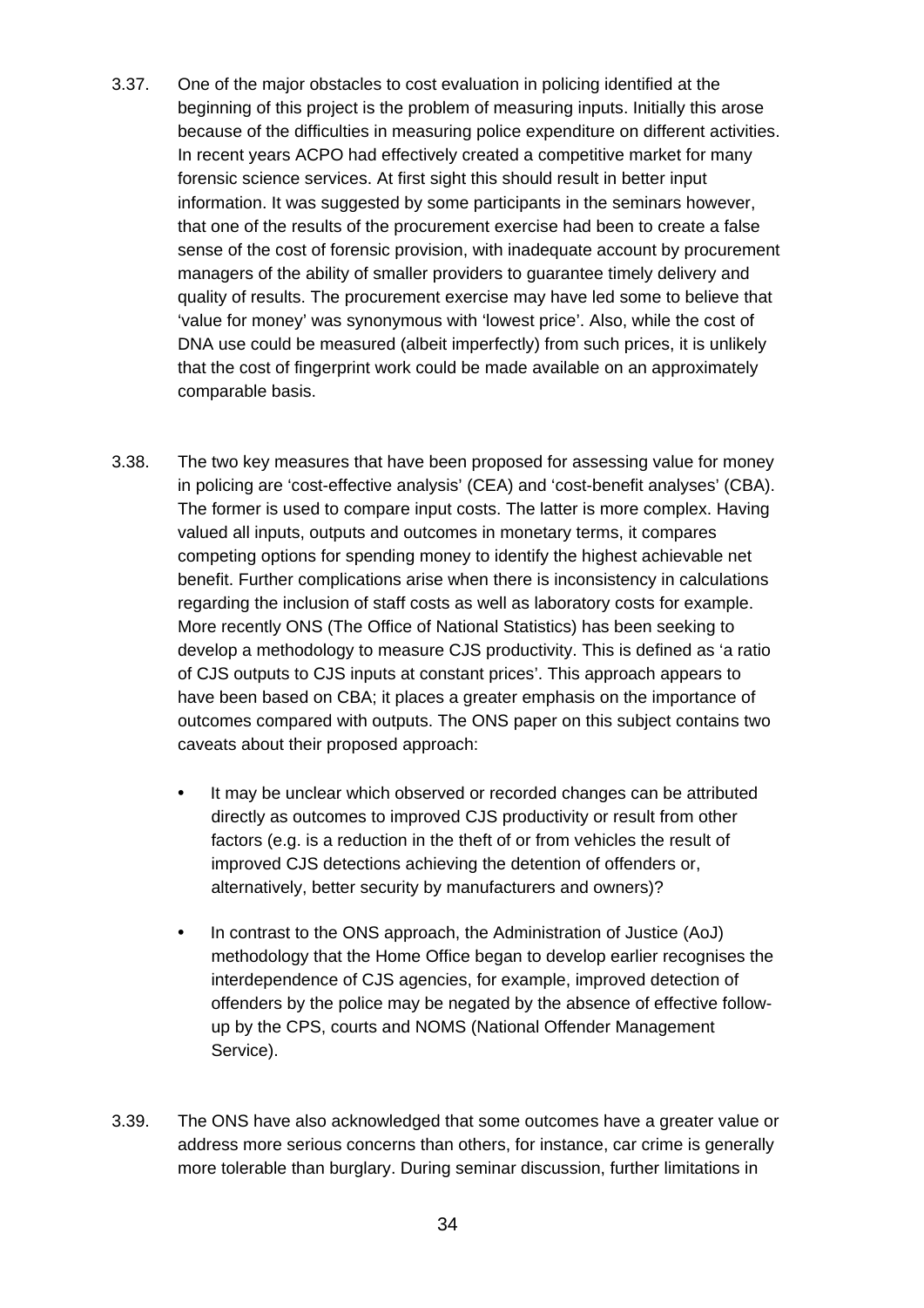3.37. One of the major obstacles to cost evaluation in policing identified at the beginning of this project is the problem of measuring inputs. Initially this arose because of the difficulties in measuring police expenditure on different activities. In recent years ACPO had effectively created a competitive market for many forensic science services. At first sight this should result in better input information. It was suggested by some participants in the seminars however, that one of the results of the procurement exercise had been to create a false sense of the cost of forensic provision, with inadequate account by procurement managers of the ability of smaller providers to guarantee timely delivery and quality of results. The procurement exercise may have led some to believe that 'value for money' was synonymous with 'lowest price'. Also, while the cost of DNA use could be measured (albeit imperfectly) from such prices, it is unlikely that the cost of fingerprint work could be made available on an approximately comparable basis.

3.38. The two key measures that have been proposed for assessing value for money in policing are 'cost-effective analysis' (CEA) and 'cost-benefit analyses' (CBA). The former is used to compare input costs. The latter is more complex. Having valued all inputs, outputs and outcomes in monetary terms, it compares competing options for spending money to identify the highest achievable net benefit. Further complications arise when there is inconsistency in calculations regarding the inclusion of staff costs as well as laboratory costs for example. More recently ONS (The Office of National Statistics) has been seeking to develop a methodology to measure CJS productivity. This is defined as 'a ratio of CJS outputs to CJS inputs at constant prices'. This approach appears to have been based on CBA; it places a greater emphasis on the importance of outcomes compared with outputs. The ONS paper on this subject contains two caveats about their proposed approach:

- It may be unclear which observed or recorded changes can be attributed directly as outcomes to improved CJS productivity or result from other factors (e.g. is a reduction in the theft of or from vehicles the result of improved CJS detections achieving the detention of offenders or, alternatively, better security by manufacturers and owners)?
- In contrast to the ONS approach, the Administration of Justice (AoJ) methodology that the Home Office began to develop earlier recognises the interdependence of CJS agencies, for example, improved detection of offenders by the police may be negated by the absence of effective follow-up by the CPS, courts and NOMS (National Offender Management Service).

3.39. The ONS have also acknowledged that some outcomes have a greater value or address more serious concerns than others, for instance, car crime is generally more tolerable than burglary. During seminar discussion, further limitations in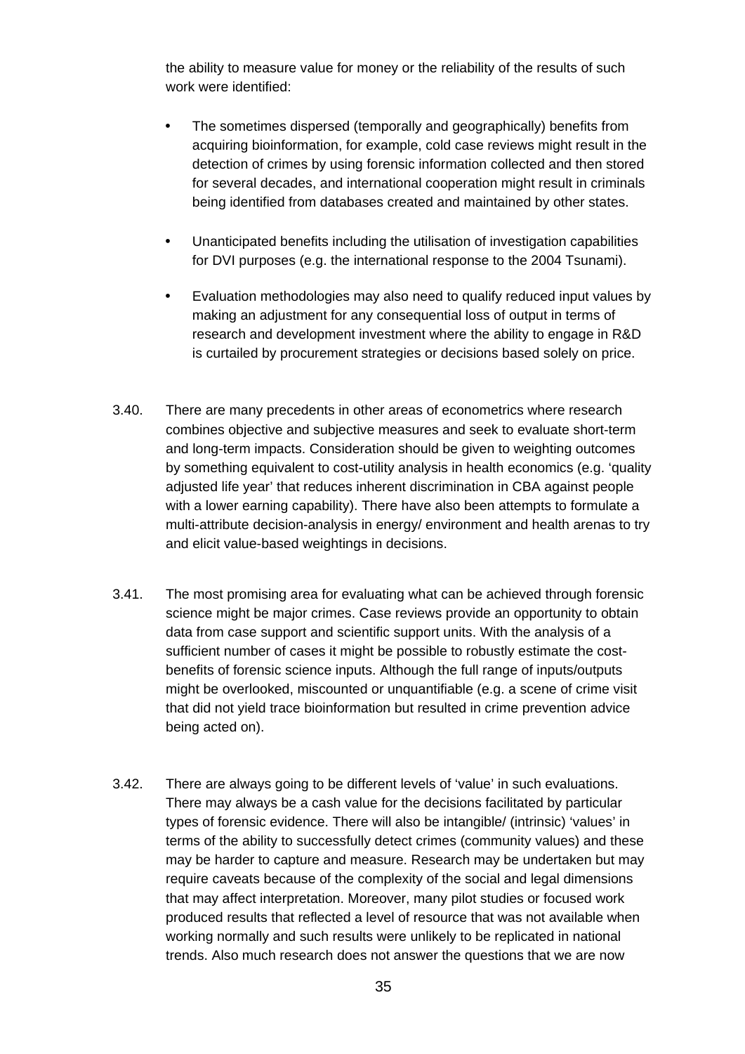the ability to measure value for money or the reliability of the results of such work were identified:

- The sometimes dispersed (temporally and geographically) benefits from acquiring bioinformation, for example, cold case reviews might result in the detection of crimes by using forensic information collected and then stored for several decades, and international cooperation might result in criminals being identified from databases created and maintained by other states.

- Unanticipated benefits including the utilisation of investigation capabilities for DVI purposes (e.g. the international response to the 2004 Tsunami).

- Evaluation methodologies may also need to qualify reduced input values by making an adjustment for any consequential loss of output in terms of research and development investment where the ability to engage in R&D is curtailed by procurement strategies or decisions based solely on price.

3.40. There are many precedents in other areas of econometrics where research combines objective and subjective measures and seek to evaluate short-term and long-term impacts. Consideration should be given to weighting outcomes by something equivalent to cost-utility analysis in health economics (e.g. 'quality adjusted life year' that reduces inherent discrimination in CBA against people with a lower earning capability). There have also been attempts to formulate a multi-attribute decision-analysis in energy/ environment and health arenas to try and elicit value-based weightings in decisions.

3.41. The most promising area for evaluating what can be achieved through forensic science might be major crimes. Case reviews provide an opportunity to obtain data from case support and scientific support units. With the analysis of a sufficient number of cases it might be possible to robustly estimate the cost-benefits of forensic science inputs. Although the full range of inputs/outputs might be overlooked, miscounted or unquantifiable (e.g. a scene of crime visit that did not yield trace bioinformation but resulted in crime prevention advice being acted on).

3.42. There are always going to be different levels of 'value' in such evaluations. There may always be a cash value for the decisions facilitated by particular types of forensic evidence. There will also be intangible/ (intrinsic) 'values' in terms of the ability to successfully detect crimes (community values) and these may be harder to capture and measure. Research may be undertaken but may require caveats because of the complexity of the social and legal dimensions that may affect interpretation. Moreover, many pilot studies or focused work produced results that reflected a level of resource that was not available when working normally and such results were unlikely to be replicated in national trends. Also much research does not answer the questions that we are now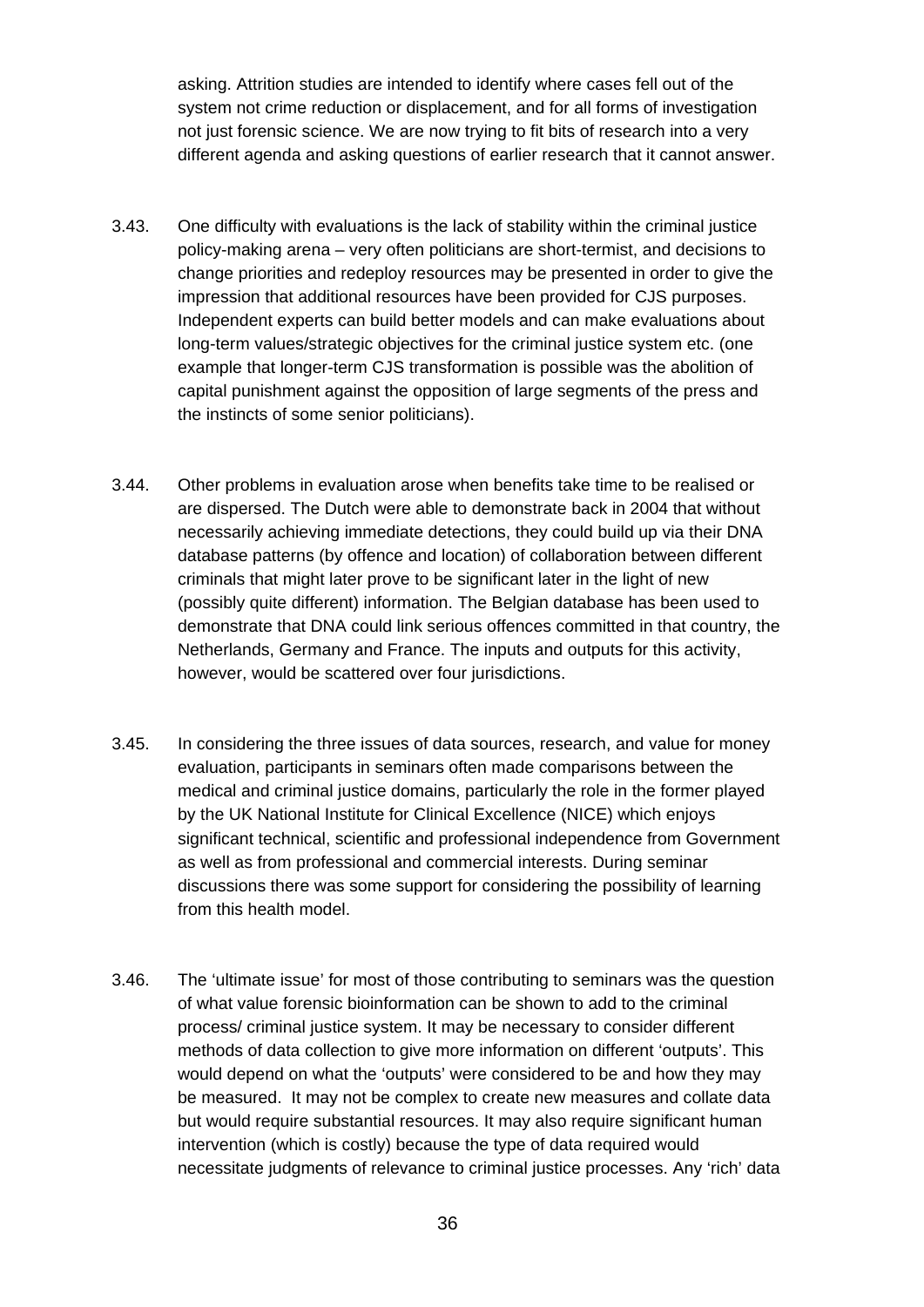asking. Attrition studies are intended to identify where cases fell out of the system not crime reduction or displacement, and for all forms of investigation not just forensic science. We are now trying to fit bits of research into a very different agenda and asking questions of earlier research that it cannot answer.

3.43. One difficulty with evaluations is the lack of stability within the criminal justice policy-making arena – very often politicians are short-termist, and decisions to change priorities and redeploy resources may be presented in order to give the impression that additional resources have been provided for CJS purposes. Independent experts can build better models and can make evaluations about long-term values/strategic objectives for the criminal justice system etc. (one example that longer-term CJS transformation is possible was the abolition of capital punishment against the opposition of large segments of the press and the instincts of some senior politicians).

3.44. Other problems in evaluation arose when benefits take time to be realised or are dispersed. The Dutch were able to demonstrate back in 2004 that without necessarily achieving immediate detections, they could build up via their DNA database patterns (by offence and location) of collaboration between different criminals that might later prove to be significant later in the light of new (possibly quite different) information. The Belgian database has been used to demonstrate that DNA could link serious offences committed in that country, the Netherlands, Germany and France. The inputs and outputs for this activity, however, would be scattered over four jurisdictions.

3.45. In considering the three issues of data sources, research, and value for money evaluation, participants in seminars often made comparisons between the medical and criminal justice domains, particularly the role in the former played by the UK National Institute for Clinical Excellence (NICE) which enjoys significant technical, scientific and professional independence from Government as well as from professional and commercial interests. During seminar discussions there was some support for considering the possibility of learning from this health model.

3.46. The 'ultimate issue' for most of those contributing to seminars was the question of what value forensic bioinformation can be shown to add to the criminal process/ criminal justice system. It may be necessary to consider different methods of data collection to give more information on different 'outputs'. This would depend on what the 'outputs' were considered to be and how they may be measured. It may not be complex to create new measures and collate data but would require substantial resources. It may also require significant human intervention (which is costly) because the type of data required would necessitate judgments of relevance to criminal justice processes. Any 'rich' data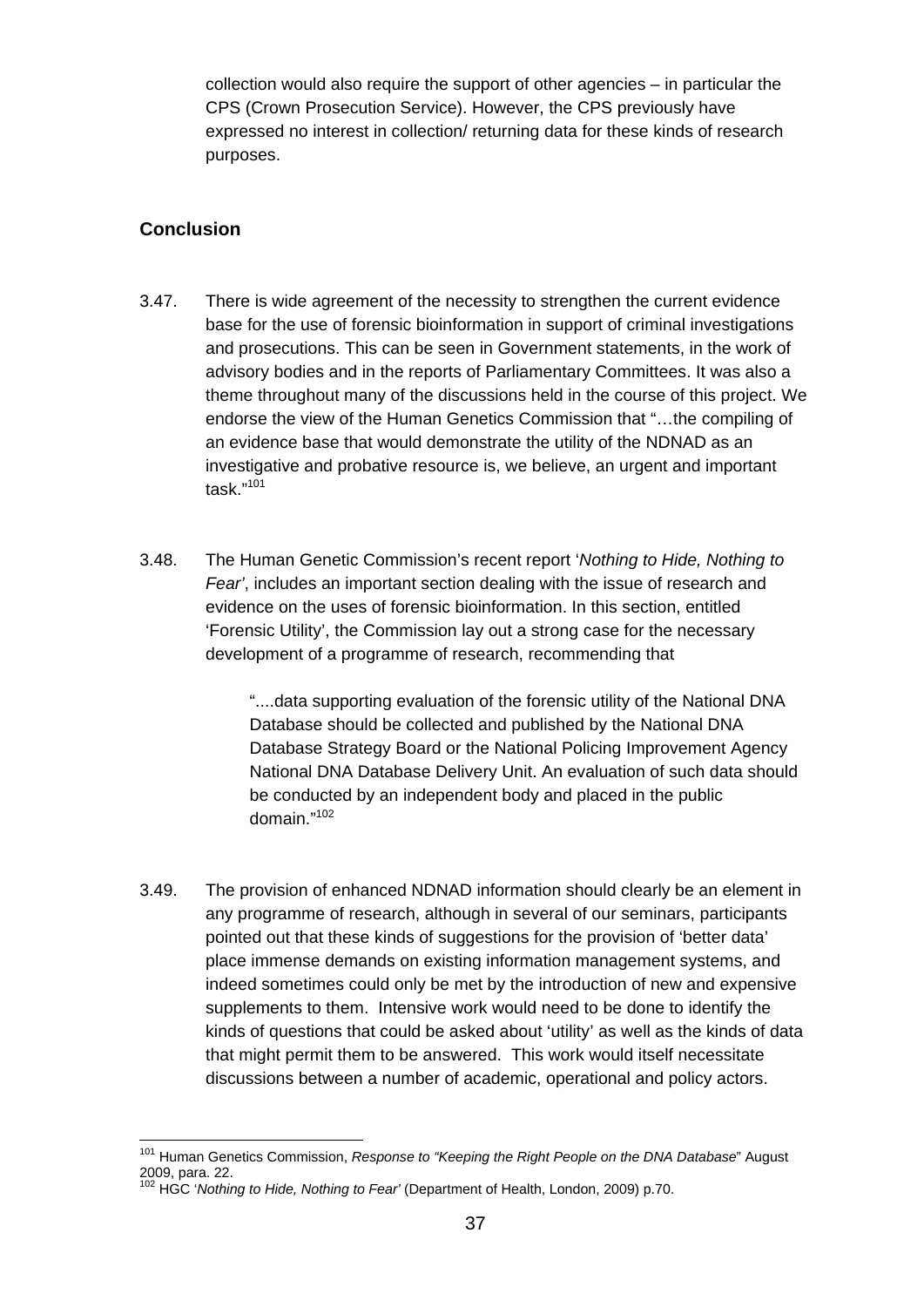collection would also require the support of other agencies – in particular the CPS (Crown Prosecution Service). However, the CPS previously have expressed no interest in collection/ returning data for these kinds of research purposes.

## Conclusion

3.47. There is wide agreement of the necessity to strengthen the current evidence base for the use of forensic bioinformation in support of criminal investigations and prosecutions. This can be seen in Government statements, in the work of advisory bodies and in the reports of Parliamentary Committees. It was also a theme throughout many of the discussions held in the course of this project. We endorse the view of the Human Genetics Commission that "…the compiling of an evidence base that would demonstrate the utility of the NDNAD as an investigative and probative resource is, we believe, an urgent and important task."[101]

3.48. The Human Genetic Commission's recent report '*Nothing to Hide, Nothing to Fear'*, includes an important section dealing with the issue of research and evidence on the uses of forensic bioinformation. In this section, entitled 'Forensic Utility', the Commission lay out a strong case for the necessary development of a programme of research, recommending that

> "....data supporting evaluation of the forensic utility of the National DNA Database should be collected and published by the National DNA Database Strategy Board or the National Policing Improvement Agency National DNA Database Delivery Unit. An evaluation of such data should be conducted by an independent body and placed in the public domain."[102]

3.49. The provision of enhanced NDNAD information should clearly be an element in any programme of research, although in several of our seminars, participants pointed out that these kinds of suggestions for the provision of 'better data' place immense demands on existing information management systems, and indeed sometimes could only be met by the introduction of new and expensive supplements to them. Intensive work would need to be done to identify the kinds of questions that could be asked about 'utility' as well as the kinds of data that might permit them to be answered. This work would itself necessitate discussions between a number of academic, operational and policy actors.

---

[101] Human Genetics Commission, *Response to "Keeping the Right People on the DNA Database*" August 2009, para. 22.

[102] HGC '*Nothing to Hide, Nothing to Fear'* (Department of Health, London, 2009) p.70.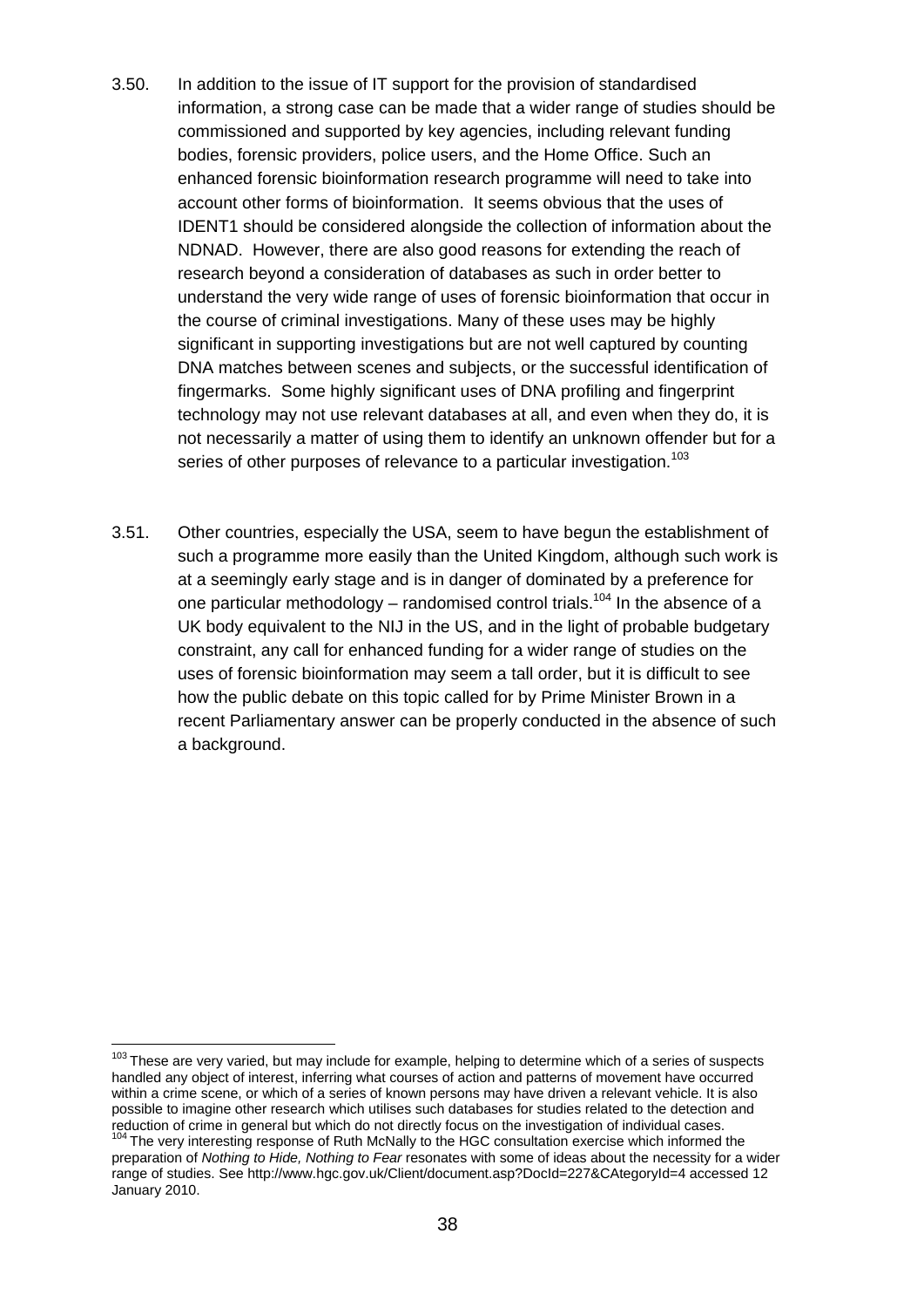3.50. In addition to the issue of IT support for the provision of standardised information, a strong case can be made that a wider range of studies should be commissioned and supported by key agencies, including relevant funding bodies, forensic providers, police users, and the Home Office. Such an enhanced forensic bioinformation research programme will need to take into account other forms of bioinformation. It seems obvious that the uses of IDENT1 should be considered alongside the collection of information about the NDNAD. However, there are also good reasons for extending the reach of research beyond a consideration of databases as such in order better to understand the very wide range of uses of forensic bioinformation that occur in the course of criminal investigations. Many of these uses may be highly significant in supporting investigations but are not well captured by counting DNA matches between scenes and subjects, or the successful identification of fingermarks. Some highly significant uses of DNA profiling and fingerprint technology may not use relevant databases at all, and even when they do, it is not necessarily a matter of using them to identify an unknown offender but for a series of other purposes of relevance to a particular investigation.[103]

3.51. Other countries, especially the USA, seem to have begun the establishment of such a programme more easily than the United Kingdom, although such work is at a seemingly early stage and is in danger of dominated by a preference for one particular methodology – randomised control trials.[104] In the absence of a UK body equivalent to the NIJ in the US, and in the light of probable budgetary constraint, any call for enhanced funding for a wider range of studies on the uses of forensic bioinformation may seem a tall order, but it is difficult to see how the public debate on this topic called for by Prime Minister Brown in a recent Parliamentary answer can be properly conducted in the absence of such a background.

---

[103] These are very varied, but may include for example, helping to determine which of a series of suspects handled any object of interest, inferring what courses of action and patterns of movement have occurred within a crime scene, or which of a series of known persons may have driven a relevant vehicle. It is also possible to imagine other research which utilises such databases for studies related to the detection and reduction of crime in general but which do not directly focus on the investigation of individual cases.

[104] The very interesting response of Ruth McNally to the HGC consultation exercise which informed the preparation of *Nothing to Hide, Nothing to Fear* resonates with some of ideas about the necessity for a wider range of studies. See http://www.hgc.gov.uk/Client/document.asp?DocId=227&CAtegoryId=4 accessed 12 January 2010.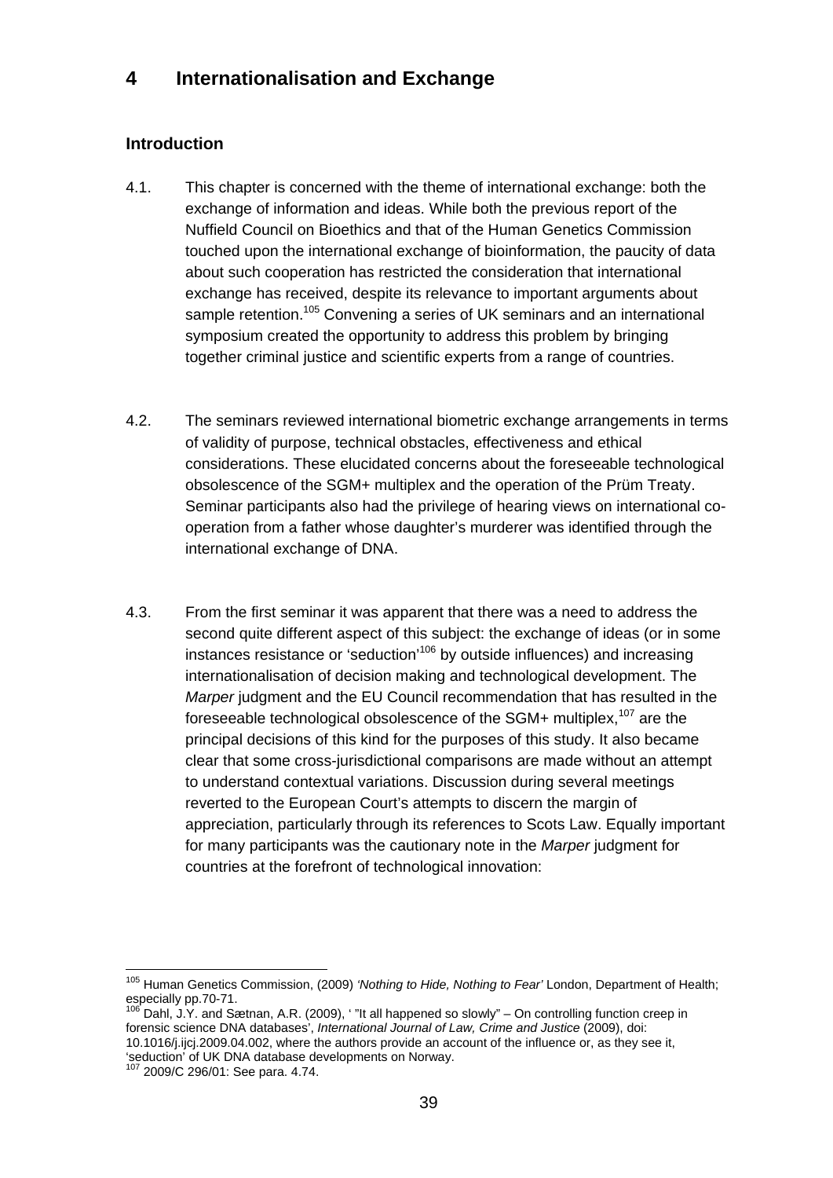# 4 Internationalisation and Exchange

## Introduction

4.1. This chapter is concerned with the theme of international exchange: both the exchange of information and ideas. While both the previous report of the Nuffield Council on Bioethics and that of the Human Genetics Commission touched upon the international exchange of bioinformation, the paucity of data about such cooperation has restricted the consideration that international exchange has received, despite its relevance to important arguments about sample retention.[105] Convening a series of UK seminars and an international symposium created the opportunity to address this problem by bringing together criminal justice and scientific experts from a range of countries.

4.2. The seminars reviewed international biometric exchange arrangements in terms of validity of purpose, technical obstacles, effectiveness and ethical considerations. These elucidated concerns about the foreseeable technological obsolescence of the SGM+ multiplex and the operation of the Prüm Treaty. Seminar participants also had the privilege of hearing views on international co-operation from a father whose daughter's murderer was identified through the international exchange of DNA.

4.3. From the first seminar it was apparent that there was a need to address the second quite different aspect of this subject: the exchange of ideas (or in some instances resistance or 'seduction'[106] by outside influences) and increasing internationalisation of decision making and technological development. The *Marper* judgment and the EU Council recommendation that has resulted in the foreseeable technological obsolescence of the SGM+ multiplex,[107] are the principal decisions of this kind for the purposes of this study. It also became clear that some cross-jurisdictional comparisons are made without an attempt to understand contextual variations. Discussion during several meetings reverted to the European Court's attempts to discern the margin of appreciation, particularly through its references to Scots Law. Equally important for many participants was the cautionary note in the *Marper* judgment for countries at the forefront of technological innovation:

---

[105] Human Genetics Commission, (2009) *'Nothing to Hide, Nothing to Fear'* London, Department of Health; especially pp.70-71.

[106] Dahl, J.Y. and Sætnan, A.R. (2009), ' "It all happened so slowly" – On controlling function creep in forensic science DNA databases', *International Journal of Law, Crime and Justice* (2009), doi: 10.1016/j.ijcj.2009.04.002, where the authors provide an account of the influence or, as they see it, 'seduction' of UK DNA database developments on Norway.

[107] 2009/C 296/01: See para. 4.74.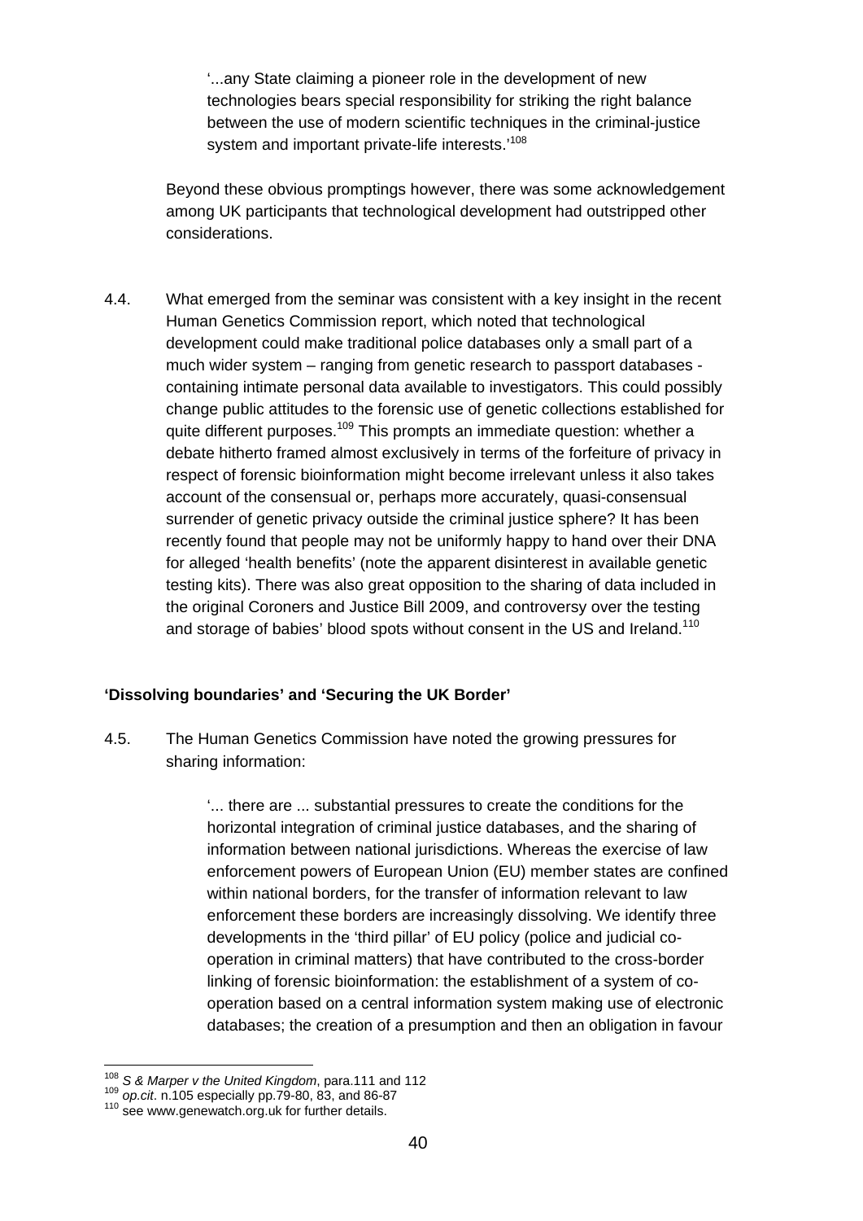> '...any State claiming a pioneer role in the development of new technologies bears special responsibility for striking the right balance between the use of modern scientific techniques in the criminal-justice system and important private-life interests.'[108]

Beyond these obvious promptings however, there was some acknowledgement among UK participants that technological development had outstripped other considerations.

4.4. What emerged from the seminar was consistent with a key insight in the recent Human Genetics Commission report, which noted that technological development could make traditional police databases only a small part of a much wider system – ranging from genetic research to passport databases - containing intimate personal data available to investigators. This could possibly change public attitudes to the forensic use of genetic collections established for quite different purposes.[109] This prompts an immediate question: whether a debate hitherto framed almost exclusively in terms of the forfeiture of privacy in respect of forensic bioinformation might become irrelevant unless it also takes account of the consensual or, perhaps more accurately, quasi-consensual surrender of genetic privacy outside the criminal justice sphere? It has been recently found that people may not be uniformly happy to hand over their DNA for alleged 'health benefits' (note the apparent disinterest in available genetic testing kits). There was also great opposition to the sharing of data included in the original Coroners and Justice Bill 2009, and controversy over the testing and storage of babies' blood spots without consent in the US and Ireland.[110]

**'Dissolving boundaries' and 'Securing the UK Border'**

4.5. The Human Genetics Commission have noted the growing pressures for sharing information:

> '... there are ... substantial pressures to create the conditions for the horizontal integration of criminal justice databases, and the sharing of information between national jurisdictions. Whereas the exercise of law enforcement powers of European Union (EU) member states are confined within national borders, for the transfer of information relevant to law enforcement these borders are increasingly dissolving. We identify three developments in the 'third pillar' of EU policy (police and judicial co-operation in criminal matters) that have contributed to the cross-border linking of forensic bioinformation: the establishment of a system of co-operation based on a central information system making use of electronic databases; the creation of a presumption and then an obligation in favour

---

[108] *S & Marper v the United Kingdom*, para.111 and 112

[109] *op.cit*. n.105 especially pp.79-80, 83, and 86-87

[110] see www.genewatch.org.uk for further details.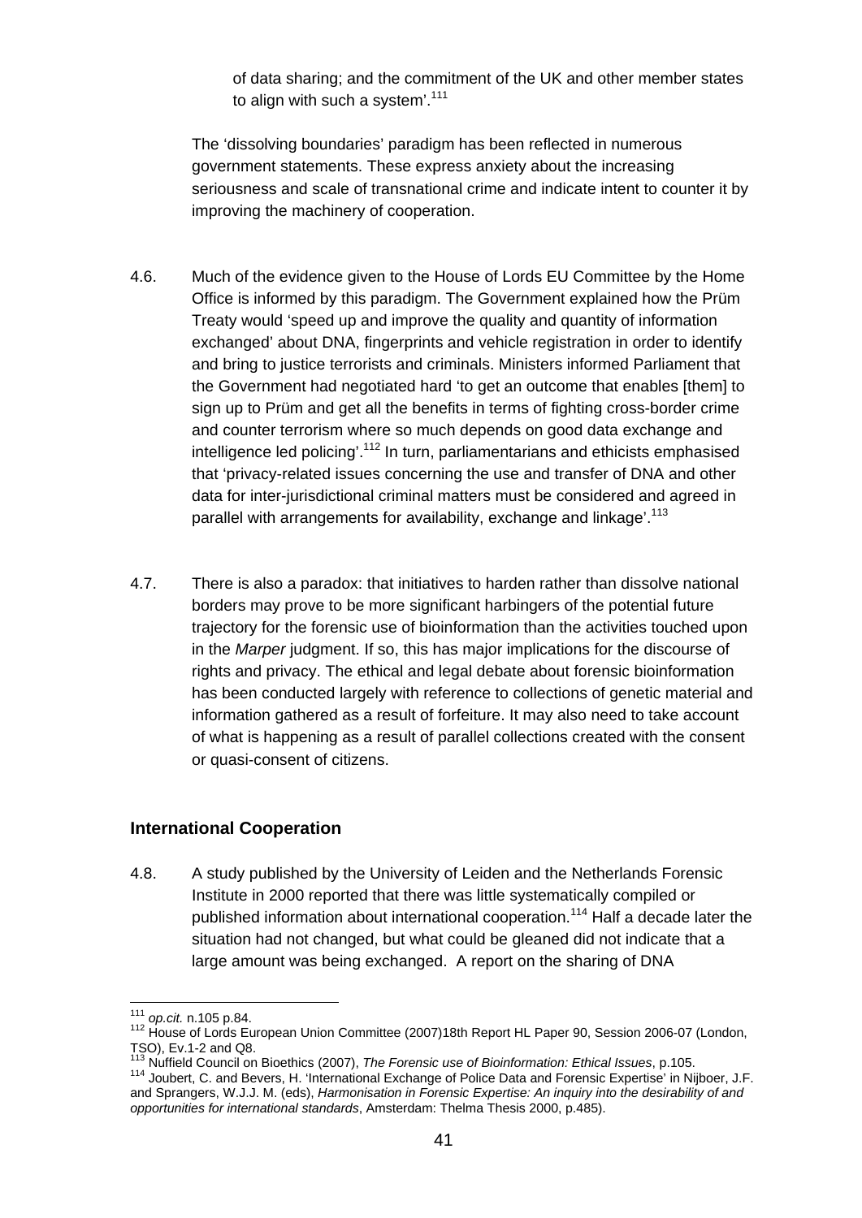of data sharing; and the commitment of the UK and other member states to align with such a system'.[111]

The 'dissolving boundaries' paradigm has been reflected in numerous government statements. These express anxiety about the increasing seriousness and scale of transnational crime and indicate intent to counter it by improving the machinery of cooperation.

4.6. Much of the evidence given to the House of Lords EU Committee by the Home Office is informed by this paradigm. The Government explained how the Prüm Treaty would 'speed up and improve the quality and quantity of information exchanged' about DNA, fingerprints and vehicle registration in order to identify and bring to justice terrorists and criminals. Ministers informed Parliament that the Government had negotiated hard 'to get an outcome that enables [them] to sign up to Prüm and get all the benefits in terms of fighting cross-border crime and counter terrorism where so much depends on good data exchange and intelligence led policing'.[112] In turn, parliamentarians and ethicists emphasised that 'privacy-related issues concerning the use and transfer of DNA and other data for inter-jurisdictional criminal matters must be considered and agreed in parallel with arrangements for availability, exchange and linkage'.[113]

4.7. There is also a paradox: that initiatives to harden rather than dissolve national borders may prove to be more significant harbingers of the potential future trajectory for the forensic use of bioinformation than the activities touched upon in the *Marper* judgment. If so, this has major implications for the discourse of rights and privacy. The ethical and legal debate about forensic bioinformation has been conducted largely with reference to collections of genetic material and information gathered as a result of forfeiture. It may also need to take account of what is happening as a result of parallel collections created with the consent or quasi-consent of citizens.

## International Cooperation

4.8. A study published by the University of Leiden and the Netherlands Forensic Institute in 2000 reported that there was little systematically compiled or published information about international cooperation.[114] Half a decade later the situation had not changed, but what could be gleaned did not indicate that a large amount was being exchanged. A report on the sharing of DNA

---

[111] *op.cit.* n.105 p.84.

[112] House of Lords European Union Committee (2007)18th Report HL Paper 90, Session 2006-07 (London, TSO), Ev.1-2 and Q8.

[113] Nuffield Council on Bioethics (2007), *The Forensic use of Bioinformation: Ethical Issues*, p.105.

[114] Joubert, C. and Bevers, H. 'International Exchange of Police Data and Forensic Expertise' in Nijboer, J.F. and Sprangers, W.J.J. M. (eds), *Harmonisation in Forensic Expertise: An inquiry into the desirability of and opportunities for international standards*, Amsterdam: Thelma Thesis 2000, p.485).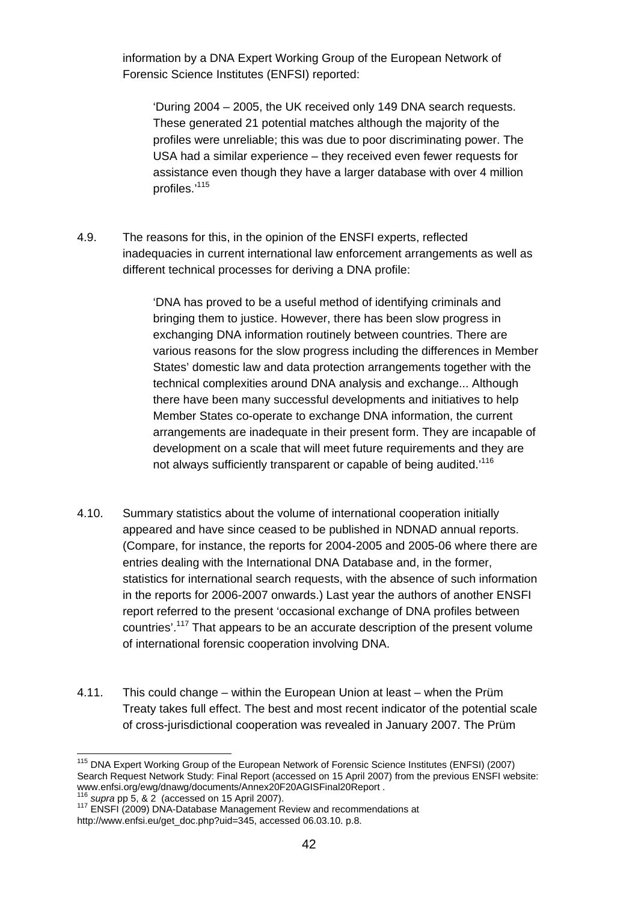information by a DNA Expert Working Group of the European Network of Forensic Science Institutes (ENFSI) reported:

> 'During 2004 – 2005, the UK received only 149 DNA search requests. These generated 21 potential matches although the majority of the profiles were unreliable; this was due to poor discriminating power. The USA had a similar experience – they received even fewer requests for assistance even though they have a larger database with over 4 million profiles.'[115]

4.9. The reasons for this, in the opinion of the ENSFI experts, reflected inadequacies in current international law enforcement arrangements as well as different technical processes for deriving a DNA profile:

> 'DNA has proved to be a useful method of identifying criminals and bringing them to justice. However, there has been slow progress in exchanging DNA information routinely between countries. There are various reasons for the slow progress including the differences in Member States' domestic law and data protection arrangements together with the technical complexities around DNA analysis and exchange... Although there have been many successful developments and initiatives to help Member States co-operate to exchange DNA information, the current arrangements are inadequate in their present form. They are incapable of development on a scale that will meet future requirements and they are not always sufficiently transparent or capable of being audited.'[116]

4.10. Summary statistics about the volume of international cooperation initially appeared and have since ceased to be published in NDNAD annual reports. (Compare, for instance, the reports for 2004-2005 and 2005-06 where there are entries dealing with the International DNA Database and, in the former, statistics for international search requests, with the absence of such information in the reports for 2006-2007 onwards.) Last year the authors of another ENSFI report referred to the present 'occasional exchange of DNA profiles between countries'.[117] That appears to be an accurate description of the present volume of international forensic cooperation involving DNA.

4.11. This could change – within the European Union at least – when the Prüm Treaty takes full effect. The best and most recent indicator of the potential scale of cross-jurisdictional cooperation was revealed in January 2007. The Prüm

---

[115] DNA Expert Working Group of the European Network of Forensic Science Institutes (ENFSI) (2007) Search Request Network Study: Final Report (accessed on 15 April 2007) from the previous ENSFI website: www.enfsi.org/ewg/dnawg/documents/Annex20F20AGISFinal20Report .

[116] *supra* pp 5, & 2 (accessed on 15 April 2007).

[117] ENSFI (2009) DNA-Database Management Review and recommendations at http://www.enfsi.eu/get_doc.php?uid=345, accessed 06.03.10. p.8.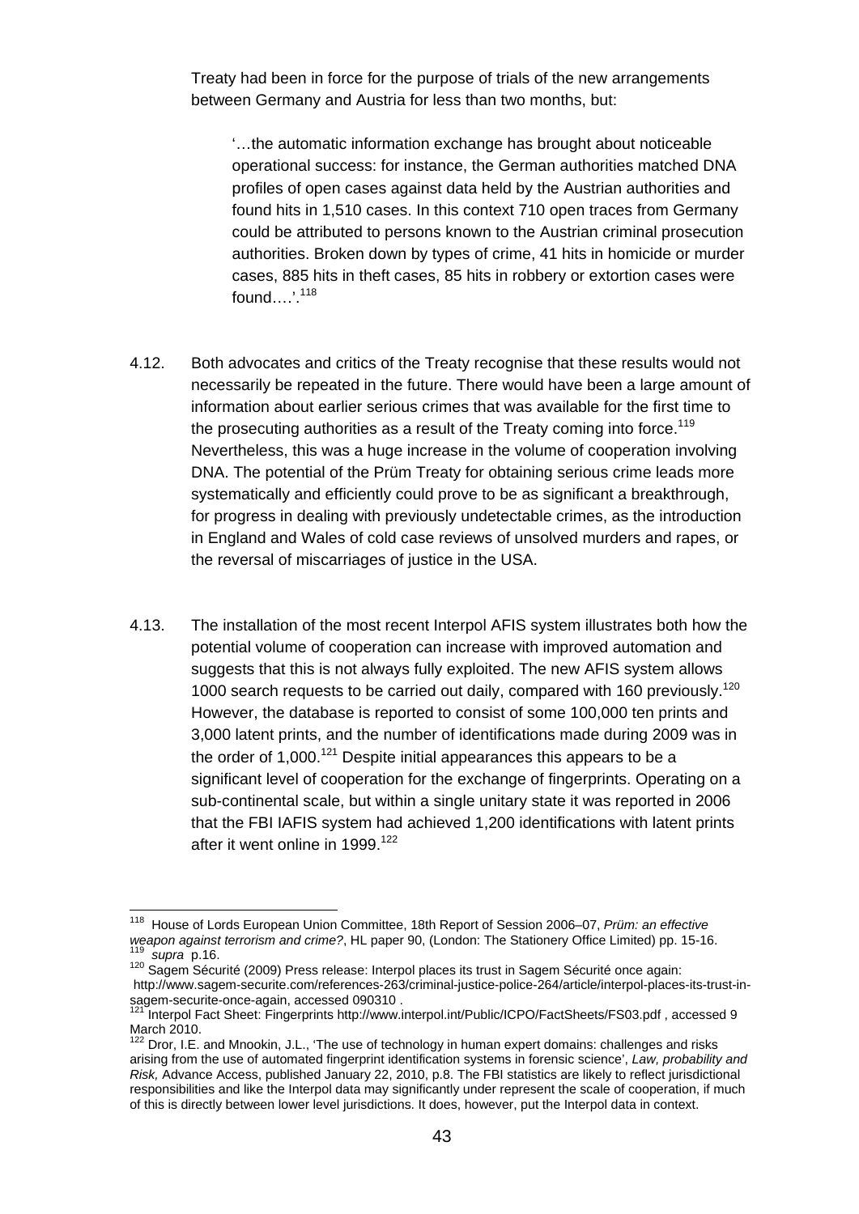Treaty had been in force for the purpose of trials of the new arrangements between Germany and Austria for less than two months, but:

> '…the automatic information exchange has brought about noticeable operational success: for instance, the German authorities matched DNA profiles of open cases against data held by the Austrian authorities and found hits in 1,510 cases. In this context 710 open traces from Germany could be attributed to persons known to the Austrian criminal prosecution authorities. Broken down by types of crime, 41 hits in homicide or murder cases, 885 hits in theft cases, 85 hits in robbery or extortion cases were found….'.[118]

4.12. Both advocates and critics of the Treaty recognise that these results would not necessarily be repeated in the future. There would have been a large amount of information about earlier serious crimes that was available for the first time to the prosecuting authorities as a result of the Treaty coming into force.[119] Nevertheless, this was a huge increase in the volume of cooperation involving DNA. The potential of the Prüm Treaty for obtaining serious crime leads more systematically and efficiently could prove to be as significant a breakthrough, for progress in dealing with previously undetectable crimes, as the introduction in England and Wales of cold case reviews of unsolved murders and rapes, or the reversal of miscarriages of justice in the USA.

4.13. The installation of the most recent Interpol AFIS system illustrates both how the potential volume of cooperation can increase with improved automation and suggests that this is not always fully exploited. The new AFIS system allows 1000 search requests to be carried out daily, compared with 160 previously.[120] However, the database is reported to consist of some 100,000 ten prints and 3,000 latent prints, and the number of identifications made during 2009 was in the order of 1,000.[121] Despite initial appearances this appears to be a significant level of cooperation for the exchange of fingerprints. Operating on a sub-continental scale, but within a single unitary state it was reported in 2006 that the FBI IAFIS system had achieved 1,200 identifications with latent prints after it went online in 1999.[122]

---

[118] House of Lords European Union Committee, 18th Report of Session 2006–07, *Prüm: an effective weapon against terrorism and crime?*, HL paper 90, (London: The Stationery Office Limited) pp. 15-16.

[119] *supra* p.16.

[120] Sagem Sécurité (2009) Press release: Interpol places its trust in Sagem Sécurité once again: http://www.sagem-securite.com/references-263/criminal-justice-police-264/article/interpol-places-its-trust-in-sagem-securite-once-again, accessed 090310 .

[121] Interpol Fact Sheet: Fingerprints http://www.interpol.int/Public/ICPO/FactSheets/FS03.pdf , accessed 9 March 2010.

[122] Dror, I.E. and Mnookin, J.L., 'The use of technology in human expert domains: challenges and risks arising from the use of automated fingerprint identification systems in forensic science', *Law, probability and Risk,* Advance Access, published January 22, 2010, p.8. The FBI statistics are likely to reflect jurisdictional responsibilities and like the Interpol data may significantly under represent the scale of cooperation, if much of this is directly between lower level jurisdictions. It does, however, put the Interpol data in context.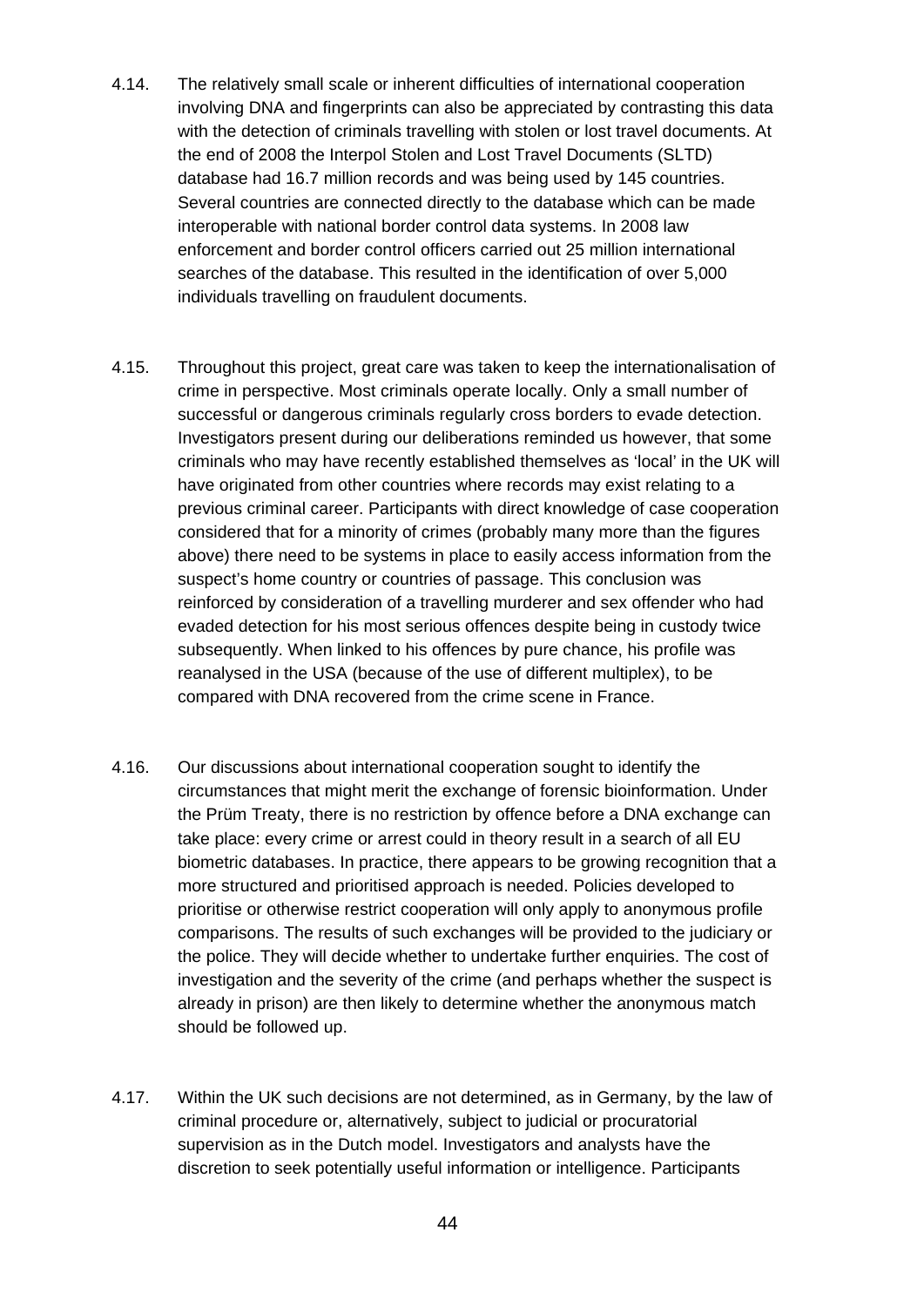4.14. The relatively small scale or inherent difficulties of international cooperation involving DNA and fingerprints can also be appreciated by contrasting this data with the detection of criminals travelling with stolen or lost travel documents. At the end of 2008 the Interpol Stolen and Lost Travel Documents (SLTD) database had 16.7 million records and was being used by 145 countries. Several countries are connected directly to the database which can be made interoperable with national border control data systems. In 2008 law enforcement and border control officers carried out 25 million international searches of the database. This resulted in the identification of over 5,000 individuals travelling on fraudulent documents.

4.15. Throughout this project, great care was taken to keep the internationalisation of crime in perspective. Most criminals operate locally. Only a small number of successful or dangerous criminals regularly cross borders to evade detection. Investigators present during our deliberations reminded us however, that some criminals who may have recently established themselves as 'local' in the UK will have originated from other countries where records may exist relating to a previous criminal career. Participants with direct knowledge of case cooperation considered that for a minority of crimes (probably many more than the figures above) there need to be systems in place to easily access information from the suspect's home country or countries of passage. This conclusion was reinforced by consideration of a travelling murderer and sex offender who had evaded detection for his most serious offences despite being in custody twice subsequently. When linked to his offences by pure chance, his profile was reanalysed in the USA (because of the use of different multiplex), to be compared with DNA recovered from the crime scene in France.

4.16. Our discussions about international cooperation sought to identify the circumstances that might merit the exchange of forensic bioinformation. Under the Prüm Treaty, there is no restriction by offence before a DNA exchange can take place: every crime or arrest could in theory result in a search of all EU biometric databases. In practice, there appears to be growing recognition that a more structured and prioritised approach is needed. Policies developed to prioritise or otherwise restrict cooperation will only apply to anonymous profile comparisons. The results of such exchanges will be provided to the judiciary or the police. They will decide whether to undertake further enquiries. The cost of investigation and the severity of the crime (and perhaps whether the suspect is already in prison) are then likely to determine whether the anonymous match should be followed up.

4.17. Within the UK such decisions are not determined, as in Germany, by the law of criminal procedure or, alternatively, subject to judicial or procuratorial supervision as in the Dutch model. Investigators and analysts have the discretion to seek potentially useful information or intelligence. Participants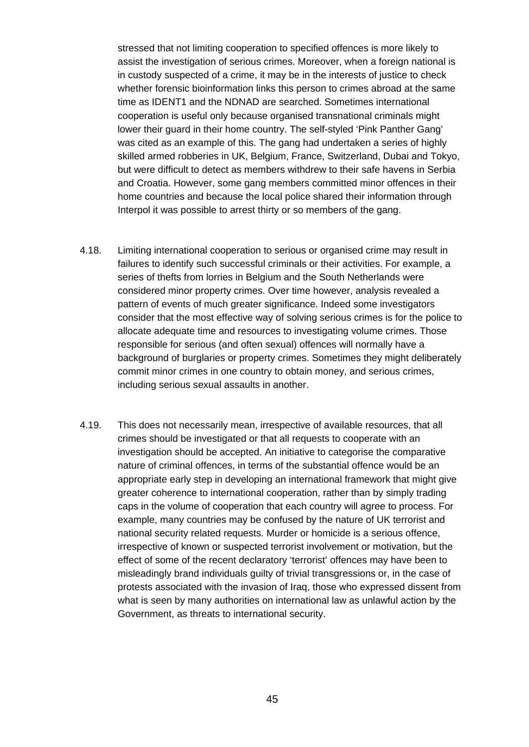stressed that not limiting cooperation to specified offences is more likely to assist the investigation of serious crimes. Moreover, when a foreign national is in custody suspected of a crime, it may be in the interests of justice to check whether forensic bioinformation links this person to crimes abroad at the same time as IDENT1 and the NDNAD are searched. Sometimes international cooperation is useful only because organised transnational criminals might lower their guard in their home country. The self-styled 'Pink Panther Gang' was cited as an example of this. The gang had undertaken a series of highly skilled armed robberies in UK, Belgium, France, Switzerland, Dubai and Tokyo, but were difficult to detect as members withdrew to their safe havens in Serbia and Croatia. However, some gang members committed minor offences in their home countries and because the local police shared their information through Interpol it was possible to arrest thirty or so members of the gang.

4.18. Limiting international cooperation to serious or organised crime may result in failures to identify such successful criminals or their activities. For example, a series of thefts from lorries in Belgium and the South Netherlands were considered minor property crimes. Over time however, analysis revealed a pattern of events of much greater significance. Indeed some investigators consider that the most effective way of solving serious crimes is for the police to allocate adequate time and resources to investigating volume crimes. Those responsible for serious (and often sexual) offences will normally have a background of burglaries or property crimes. Sometimes they might deliberately commit minor crimes in one country to obtain money, and serious crimes, including serious sexual assaults in another.

4.19. This does not necessarily mean, irrespective of available resources, that all crimes should be investigated or that all requests to cooperate with an investigation should be accepted. An initiative to categorise the comparative nature of criminal offences, in terms of the substantial offence would be an appropriate early step in developing an international framework that might give greater coherence to international cooperation, rather than by simply trading caps in the volume of cooperation that each country will agree to process. For example, many countries may be confused by the nature of UK terrorist and national security related requests. Murder or homicide is a serious offence, irrespective of known or suspected terrorist involvement or motivation, but the effect of some of the recent declaratory 'terrorist' offences may have been to misleadingly brand individuals guilty of trivial transgressions or, in the case of protests associated with the invasion of Iraq, those who expressed dissent from what is seen by many authorities on international law as unlawful action by the Government, as threats to international security.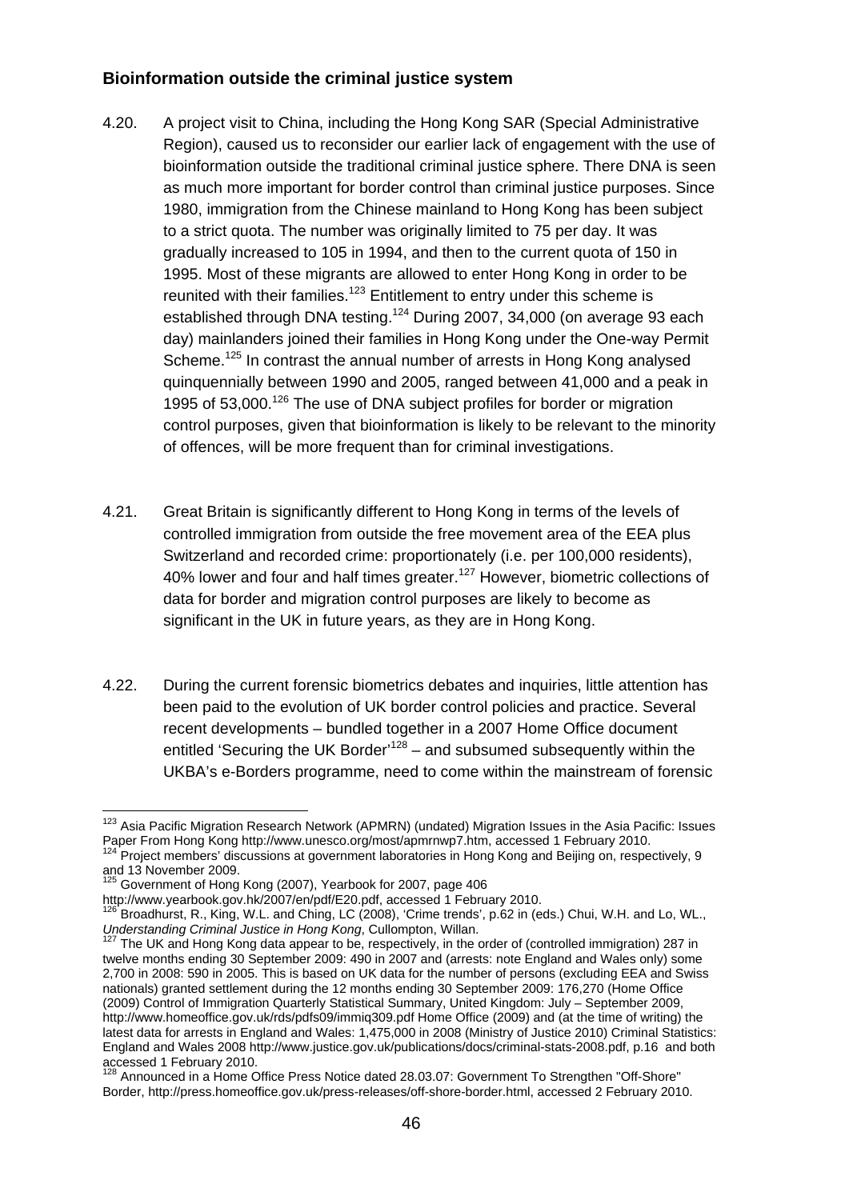## Bioinformation outside the criminal justice system

4.20. A project visit to China, including the Hong Kong SAR (Special Administrative Region), caused us to reconsider our earlier lack of engagement with the use of bioinformation outside the traditional criminal justice sphere. There DNA is seen as much more important for border control than criminal justice purposes. Since 1980, immigration from the Chinese mainland to Hong Kong has been subject to a strict quota. The number was originally limited to 75 per day. It was gradually increased to 105 in 1994, and then to the current quota of 150 in 1995. Most of these migrants are allowed to enter Hong Kong in order to be reunited with their families.[123] Entitlement to entry under this scheme is established through DNA testing.[124] During 2007, 34,000 (on average 93 each day) mainlanders joined their families in Hong Kong under the One-way Permit Scheme.[125] In contrast the annual number of arrests in Hong Kong analysed quinquennially between 1990 and 2005, ranged between 41,000 and a peak in 1995 of 53,000.[126] The use of DNA subject profiles for border or migration control purposes, given that bioinformation is likely to be relevant to the minority of offences, will be more frequent than for criminal investigations.

4.21. Great Britain is significantly different to Hong Kong in terms of the levels of controlled immigration from outside the free movement area of the EEA plus Switzerland and recorded crime: proportionately (i.e. per 100,000 residents), 40% lower and four and half times greater.[127] However, biometric collections of data for border and migration control purposes are likely to become as significant in the UK in future years, as they are in Hong Kong.

4.22. During the current forensic biometrics debates and inquiries, little attention has been paid to the evolution of UK border control policies and practice. Several recent developments – bundled together in a 2007 Home Office document entitled 'Securing the UK Border'[128] – and subsumed subsequently within the UKBA's e-Borders programme, need to come within the mainstream of forensic

---

[123] Asia Pacific Migration Research Network (APMRN) (undated) Migration Issues in the Asia Pacific: Issues Paper From Hong Kong http://www.unesco.org/most/apmrnwp7.htm, accessed 1 February 2010.

[124] Project members' discussions at government laboratories in Hong Kong and Beijing on, respectively, 9 and 13 November 2009.

[125] Government of Hong Kong (2007), Yearbook for 2007, page 406 http://www.yearbook.gov.hk/2007/en/pdf/E20.pdf, accessed 1 February 2010.

[126] Broadhurst, R., King, W.L. and Ching, LC (2008), 'Crime trends', p.62 in (eds.) Chui, W.H. and Lo, WL., *Understanding Criminal Justice in Hong Kong*, Cullompton, Willan.

[127] The UK and Hong Kong data appear to be, respectively, in the order of (controlled immigration) 287 in twelve months ending 30 September 2009: 490 in 2007 and (arrests: note England and Wales only) some 2,700 in 2008: 590 in 2005. This is based on UK data for the number of persons (excluding EEA and Swiss nationals) granted settlement during the 12 months ending 30 September 2009: 176,270 (Home Office (2009) Control of Immigration Quarterly Statistical Summary, United Kingdom: July – September 2009, http://www.homeoffice.gov.uk/rds/pdfs09/immiq309.pdf Home Office (2009) and (at the time of writing) the latest data for arrests in England and Wales: 1,475,000 in 2008 (Ministry of Justice 2010) Criminal Statistics: England and Wales 2008 http://www.justice.gov.uk/publications/docs/criminal-stats-2008.pdf, p.16 and both accessed 1 February 2010.

[128] Announced in a Home Office Press Notice dated 28.03.07: Government To Strengthen "Off-Shore" Border, http://press.homeoffice.gov.uk/press-releases/off-shore-border.html, accessed 2 February 2010.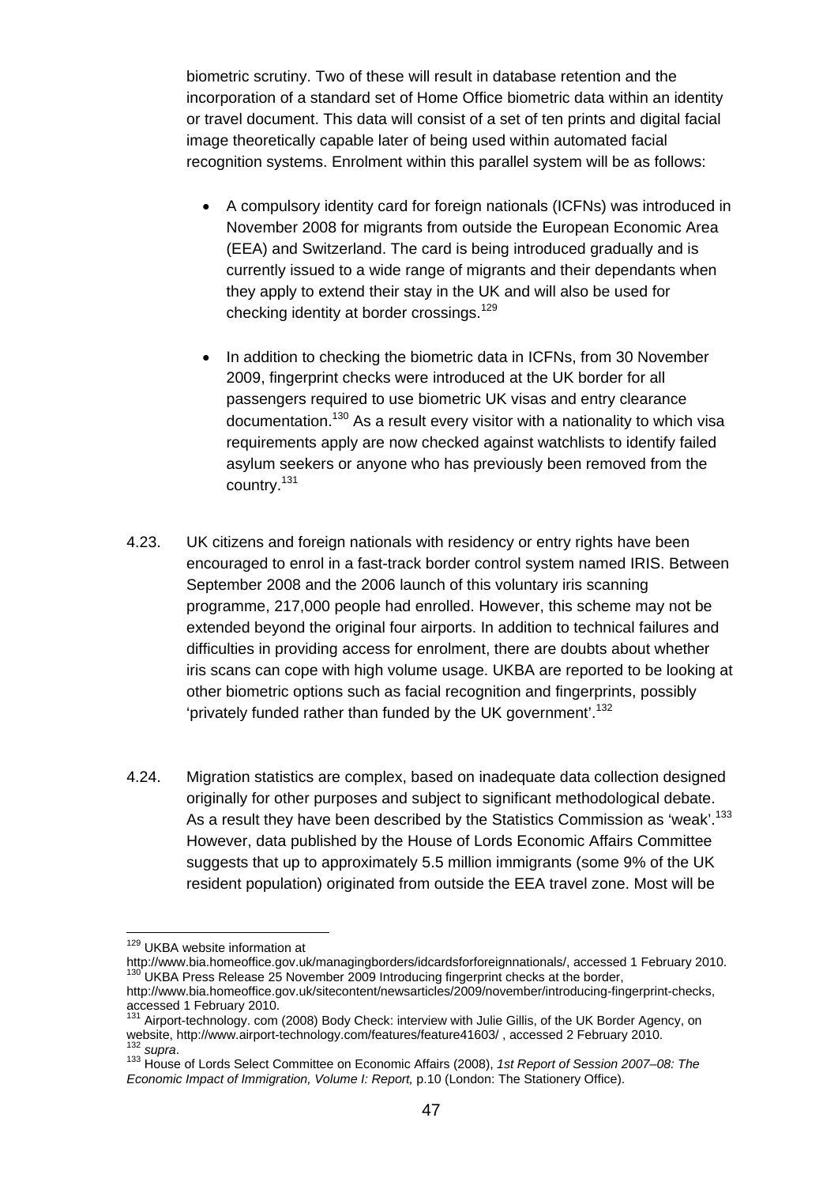biometric scrutiny. Two of these will result in database retention and the incorporation of a standard set of Home Office biometric data within an identity or travel document. This data will consist of a set of ten prints and digital facial image theoretically capable later of being used within automated facial recognition systems. Enrolment within this parallel system will be as follows:

- A compulsory identity card for foreign nationals (ICFNs) was introduced in November 2008 for migrants from outside the European Economic Area (EEA) and Switzerland. The card is being introduced gradually and is currently issued to a wide range of migrants and their dependants when they apply to extend their stay in the UK and will also be used for checking identity at border crossings.[129]

- In addition to checking the biometric data in ICFNs, from 30 November 2009, fingerprint checks were introduced at the UK border for all passengers required to use biometric UK visas and entry clearance documentation.[130] As a result every visitor with a nationality to which visa requirements apply are now checked against watchlists to identify failed asylum seekers or anyone who has previously been removed from the country.[131]

4.23. UK citizens and foreign nationals with residency or entry rights have been encouraged to enrol in a fast-track border control system named IRIS. Between September 2008 and the 2006 launch of this voluntary iris scanning programme, 217,000 people had enrolled. However, this scheme may not be extended beyond the original four airports. In addition to technical failures and difficulties in providing access for enrolment, there are doubts about whether iris scans can cope with high volume usage. UKBA are reported to be looking at other biometric options such as facial recognition and fingerprints, possibly 'privately funded rather than funded by the UK government'.[132]

4.24. Migration statistics are complex, based on inadequate data collection designed originally for other purposes and subject to significant methodological debate. As a result they have been described by the Statistics Commission as 'weak'.[133] However, data published by the House of Lords Economic Affairs Committee suggests that up to approximately 5.5 million immigrants (some 9% of the UK resident population) originated from outside the EEA travel zone. Most will be

---

[129] UKBA website information at http://www.bia.homeoffice.gov.uk/managingborders/idcardsforforeignnationals/, accessed 1 February 2010.

[130] UKBA Press Release 25 November 2009 Introducing fingerprint checks at the border, http://www.bia.homeoffice.gov.uk/sitecontent/newsarticles/2009/november/introducing-fingerprint-checks, accessed 1 February 2010.

[131] Airport-technology. com (2008) Body Check: interview with Julie Gillis, of the UK Border Agency, on website, http://www.airport-technology.com/features/feature41603/ , accessed 2 February 2010.

[132] *supra*.

[133] House of Lords Select Committee on Economic Affairs (2008), *1st Report of Session 2007–08: The Economic Impact of Immigration, Volume I: Report,* p.10 (London: The Stationery Office).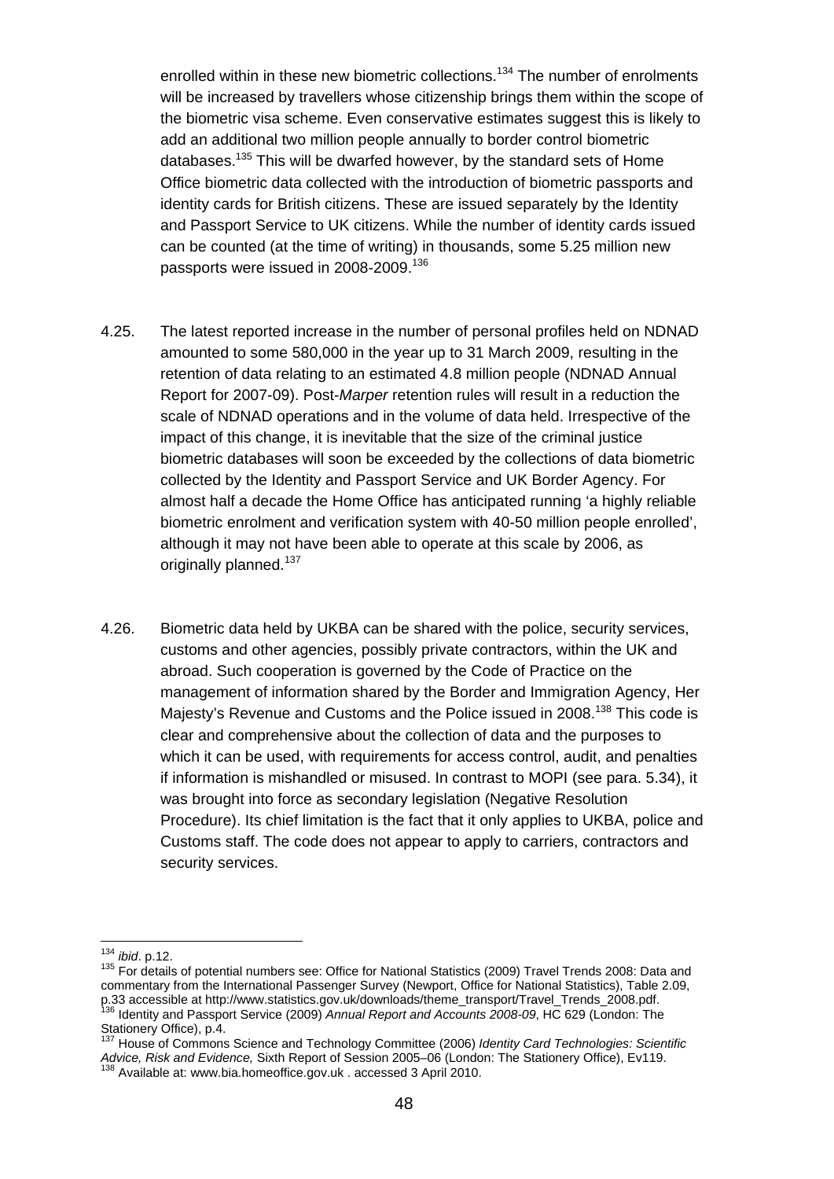enrolled within in these new biometric collections.[134] The number of enrolments will be increased by travellers whose citizenship brings them within the scope of the biometric visa scheme. Even conservative estimates suggest this is likely to add an additional two million people annually to border control biometric databases.[135] This will be dwarfed however, by the standard sets of Home Office biometric data collected with the introduction of biometric passports and identity cards for British citizens. These are issued separately by the Identity and Passport Service to UK citizens. While the number of identity cards issued can be counted (at the time of writing) in thousands, some 5.25 million new passports were issued in 2008-2009.[136]

4.25. The latest reported increase in the number of personal profiles held on NDNAD amounted to some 580,000 in the year up to 31 March 2009, resulting in the retention of data relating to an estimated 4.8 million people (NDNAD Annual Report for 2007-09). Post-*Marper* retention rules will result in a reduction the scale of NDNAD operations and in the volume of data held. Irrespective of the impact of this change, it is inevitable that the size of the criminal justice biometric databases will soon be exceeded by the collections of data biometric collected by the Identity and Passport Service and UK Border Agency. For almost half a decade the Home Office has anticipated running 'a highly reliable biometric enrolment and verification system with 40-50 million people enrolled', although it may not have been able to operate at this scale by 2006, as originally planned.[137]

4.26. Biometric data held by UKBA can be shared with the police, security services, customs and other agencies, possibly private contractors, within the UK and abroad. Such cooperation is governed by the Code of Practice on the management of information shared by the Border and Immigration Agency, Her Majesty's Revenue and Customs and the Police issued in 2008.[138] This code is clear and comprehensive about the collection of data and the purposes to which it can be used, with requirements for access control, audit, and penalties if information is mishandled or misused. In contrast to MOPI (see para. 5.34), it was brought into force as secondary legislation (Negative Resolution Procedure). Its chief limitation is the fact that it only applies to UKBA, police and Customs staff. The code does not appear to apply to carriers, contractors and security services.

---

[134] *ibid*. p.12.

[135] For details of potential numbers see: Office for National Statistics (2009) Travel Trends 2008: Data and commentary from the International Passenger Survey (Newport, Office for National Statistics), Table 2.09, p.33 accessible at http://www.statistics.gov.uk/downloads/theme_transport/Travel_Trends_2008.pdf.

[136] Identity and Passport Service (2009) *Annual Report and Accounts 2008-09*, HC 629 (London: The Stationery Office), p.4.

[137] House of Commons Science and Technology Committee (2006) *Identity Card Technologies: Scientific Advice, Risk and Evidence,* Sixth Report of Session 2005–06 (London: The Stationery Office), Ev119.

[138] Available at: www.bia.homeoffice.gov.uk . accessed 3 April 2010.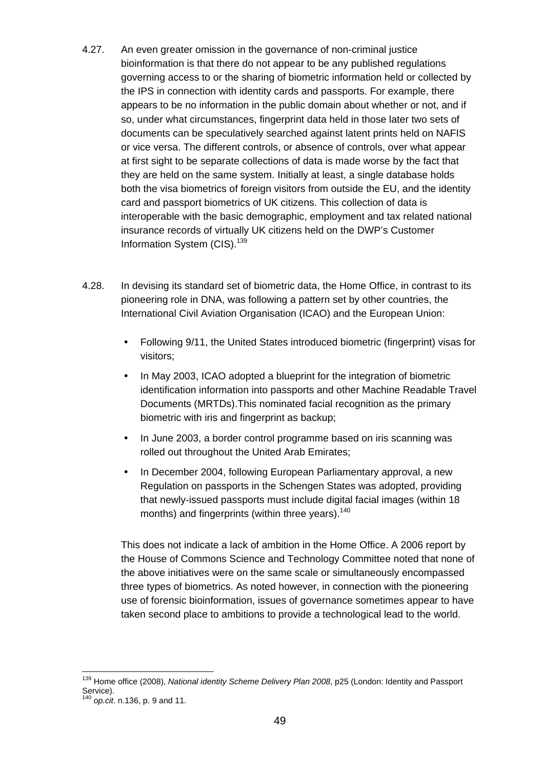4.27. An even greater omission in the governance of non-criminal justice bioinformation is that there do not appear to be any published regulations governing access to or the sharing of biometric information held or collected by the IPS in connection with identity cards and passports. For example, there appears to be no information in the public domain about whether or not, and if so, under what circumstances, fingerprint data held in those later two sets of documents can be speculatively searched against latent prints held on NAFIS or vice versa. The different controls, or absence of controls, over what appear at first sight to be separate collections of data is made worse by the fact that they are held on the same system. Initially at least, a single database holds both the visa biometrics of foreign visitors from outside the EU, and the identity card and passport biometrics of UK citizens. This collection of data is interoperable with the basic demographic, employment and tax related national insurance records of virtually UK citizens held on the DWP's Customer Information System (CIS).[139]

4.28. In devising its standard set of biometric data, the Home Office, in contrast to its pioneering role in DNA, was following a pattern set by other countries, the International Civil Aviation Organisation (ICAO) and the European Union:

- Following 9/11, the United States introduced biometric (fingerprint) visas for visitors;
- In May 2003, ICAO adopted a blueprint for the integration of biometric identification information into passports and other Machine Readable Travel Documents (MRTDs).This nominated facial recognition as the primary biometric with iris and fingerprint as backup;
- In June 2003, a border control programme based on iris scanning was rolled out throughout the United Arab Emirates;
- In December 2004, following European Parliamentary approval, a new Regulation on passports in the Schengen States was adopted, providing that newly-issued passports must include digital facial images (within 18 months) and fingerprints (within three years).[140]

This does not indicate a lack of ambition in the Home Office. A 2006 report by the House of Commons Science and Technology Committee noted that none of the above initiatives were on the same scale or simultaneously encompassed three types of biometrics. As noted however, in connection with the pioneering use of forensic bioinformation, issues of governance sometimes appear to have taken second place to ambitions to provide a technological lead to the world.

---

[139] Home office (2008), *National identity Scheme Delivery Plan 2008*, p25 (London: Identity and Passport Service).

[140] *op.cit*. n.136, p. 9 and 11.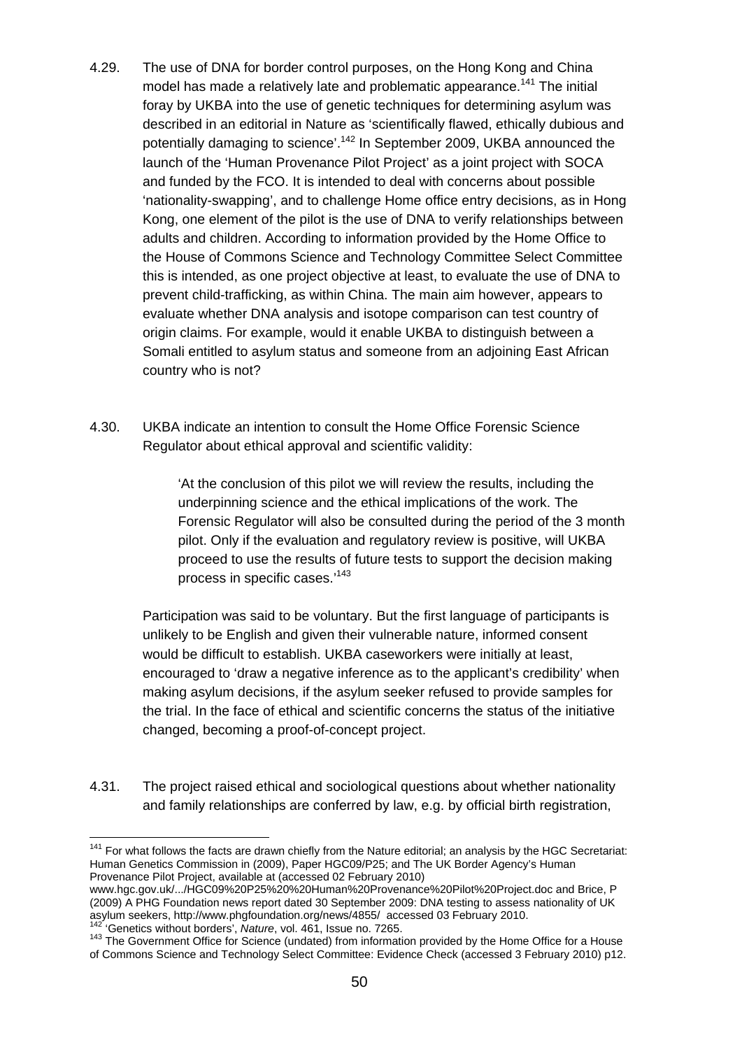4.29. The use of DNA for border control purposes, on the Hong Kong and China model has made a relatively late and problematic appearance.[141] The initial foray by UKBA into the use of genetic techniques for determining asylum was described in an editorial in Nature as 'scientifically flawed, ethically dubious and potentially damaging to science'.[142] In September 2009, UKBA announced the launch of the 'Human Provenance Pilot Project' as a joint project with SOCA and funded by the FCO. It is intended to deal with concerns about possible 'nationality-swapping', and to challenge Home office entry decisions, as in Hong Kong, one element of the pilot is the use of DNA to verify relationships between adults and children. According to information provided by the Home Office to the House of Commons Science and Technology Committee Select Committee this is intended, as one project objective at least, to evaluate the use of DNA to prevent child-trafficking, as within China. The main aim however, appears to evaluate whether DNA analysis and isotope comparison can test country of origin claims. For example, would it enable UKBA to distinguish between a Somali entitled to asylum status and someone from an adjoining East African country who is not?

4.30. UKBA indicate an intention to consult the Home Office Forensic Science Regulator about ethical approval and scientific validity:

> 'At the conclusion of this pilot we will review the results, including the underpinning science and the ethical implications of the work. The Forensic Regulator will also be consulted during the period of the 3 month pilot. Only if the evaluation and regulatory review is positive, will UKBA proceed to use the results of future tests to support the decision making process in specific cases.'[143]

Participation was said to be voluntary. But the first language of participants is unlikely to be English and given their vulnerable nature, informed consent would be difficult to establish. UKBA caseworkers were initially at least, encouraged to 'draw a negative inference as to the applicant's credibility' when making asylum decisions, if the asylum seeker refused to provide samples for the trial. In the face of ethical and scientific concerns the status of the initiative changed, becoming a proof-of-concept project.

4.31. The project raised ethical and sociological questions about whether nationality and family relationships are conferred by law, e.g. by official birth registration,

---

[141] For what follows the facts are drawn chiefly from the Nature editorial; an analysis by the HGC Secretariat: Human Genetics Commission in (2009), Paper HGC09/P25; and The UK Border Agency's Human Provenance Pilot Project, available at (accessed 02 February 2010) www.hgc.gov.uk/.../HGC09%20P25%20%20Human%20Provenance%20Pilot%20Project.doc and Brice, P (2009) A PHG Foundation news report dated 30 September 2009: DNA testing to assess nationality of UK asylum seekers, http://www.phgfoundation.org/news/4855/ accessed 03 February 2010.

[142] 'Genetics without borders', *Nature*, vol. 461, Issue no. 7265.

[143] The Government Office for Science (undated) from information provided by the Home Office for a House of Commons Science and Technology Select Committee: Evidence Check (accessed 3 February 2010) p12.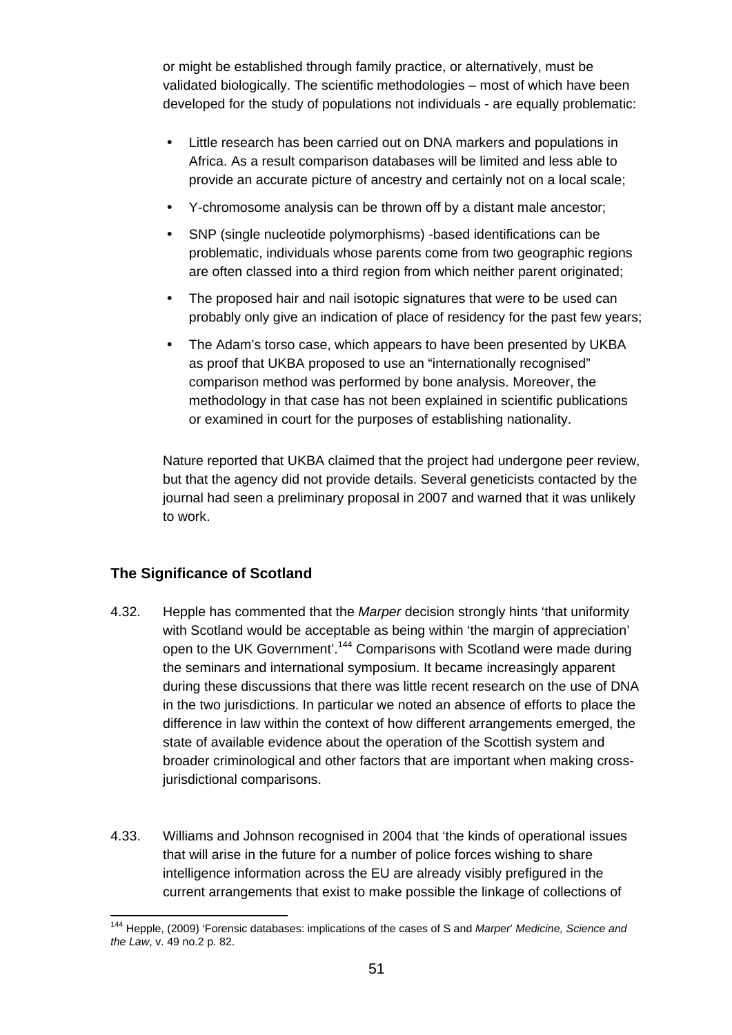or might be established through family practice, or alternatively, must be validated biologically. The scientific methodologies – most of which have been developed for the study of populations not individuals - are equally problematic:

- Little research has been carried out on DNA markers and populations in Africa. As a result comparison databases will be limited and less able to provide an accurate picture of ancestry and certainly not on a local scale;
- Y-chromosome analysis can be thrown off by a distant male ancestor;
- SNP (single nucleotide polymorphisms) -based identifications can be problematic, individuals whose parents come from two geographic regions are often classed into a third region from which neither parent originated;
- The proposed hair and nail isotopic signatures that were to be used can probably only give an indication of place of residency for the past few years;
- The Adam's torso case, which appears to have been presented by UKBA as proof that UKBA proposed to use an "internationally recognised" comparison method was performed by bone analysis. Moreover, the methodology in that case has not been explained in scientific publications or examined in court for the purposes of establishing nationality.

Nature reported that UKBA claimed that the project had undergone peer review, but that the agency did not provide details. Several geneticists contacted by the journal had seen a preliminary proposal in 2007 and warned that it was unlikely to work.

### The Significance of Scotland

4.32. Hepple has commented that the *Marper* decision strongly hints 'that uniformity with Scotland would be acceptable as being within 'the margin of appreciation' open to the UK Government'.[144] Comparisons with Scotland were made during the seminars and international symposium. It became increasingly apparent during these discussions that there was little recent research on the use of DNA in the two jurisdictions. In particular we noted an absence of efforts to place the difference in law within the context of how different arrangements emerged, the state of available evidence about the operation of the Scottish system and broader criminological and other factors that are important when making cross-jurisdictional comparisons.

4.33. Williams and Johnson recognised in 2004 that 'the kinds of operational issues that will arise in the future for a number of police forces wishing to share intelligence information across the EU are already visibly prefigured in the current arrangements that exist to make possible the linkage of collections of

[144] Hepple, (2009) 'Forensic databases: implications of the cases of S and *Marper*' *Medicine, Science and the Law*, v. 49 no.2 p. 82.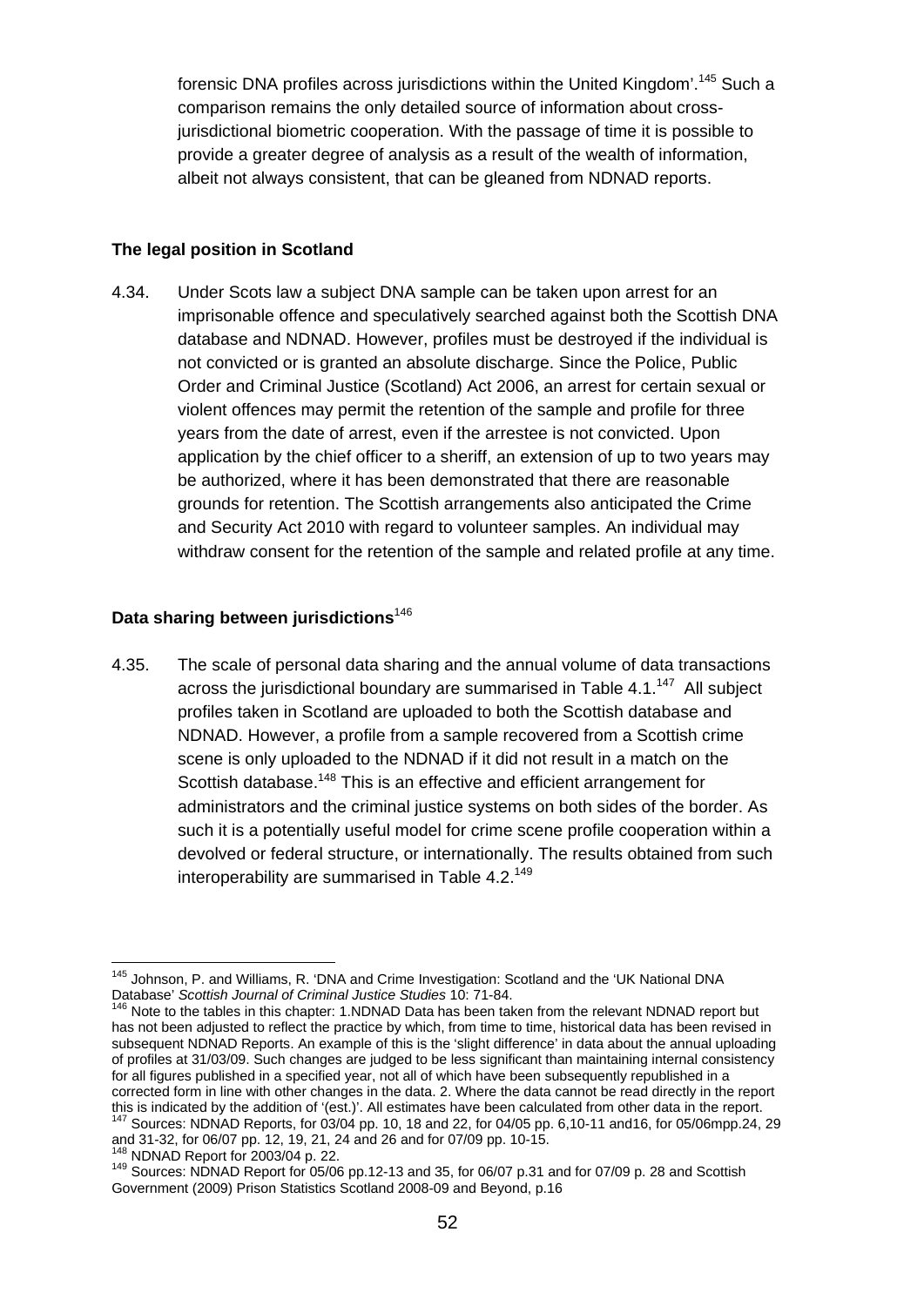forensic DNA profiles across jurisdictions within the United Kingdom'.[145] Such a comparison remains the only detailed source of information about cross-jurisdictional biometric cooperation. With the passage of time it is possible to provide a greater degree of analysis as a result of the wealth of information, albeit not always consistent, that can be gleaned from NDNAD reports.

**The legal position in Scotland**

4.34. Under Scots law a subject DNA sample can be taken upon arrest for an imprisonable offence and speculatively searched against both the Scottish DNA database and NDNAD. However, profiles must be destroyed if the individual is not convicted or is granted an absolute discharge. Since the Police, Public Order and Criminal Justice (Scotland) Act 2006, an arrest for certain sexual or violent offences may permit the retention of the sample and profile for three years from the date of arrest, even if the arrestee is not convicted. Upon application by the chief officer to a sheriff, an extension of up to two years may be authorized, where it has been demonstrated that there are reasonable grounds for retention. The Scottish arrangements also anticipated the Crime and Security Act 2010 with regard to volunteer samples. An individual may withdraw consent for the retention of the sample and related profile at any time.

**Data sharing between jurisdictions**[146]

4.35. The scale of personal data sharing and the annual volume of data transactions across the jurisdictional boundary are summarised in Table 4.1.[147] All subject profiles taken in Scotland are uploaded to both the Scottish database and NDNAD. However, a profile from a sample recovered from a Scottish crime scene is only uploaded to the NDNAD if it did not result in a match on the Scottish database.[148] This is an effective and efficient arrangement for administrators and the criminal justice systems on both sides of the border. As such it is a potentially useful model for crime scene profile cooperation within a devolved or federal structure, or internationally. The results obtained from such interoperability are summarised in Table 4.2.[149]

---

[145] Johnson, P. and Williams, R. 'DNA and Crime Investigation: Scotland and the 'UK National DNA Database' *Scottish Journal of Criminal Justice Studies* 10: 71-84.

[146] Note to the tables in this chapter: 1.NDNAD Data has been taken from the relevant NDNAD report but has not been adjusted to reflect the practice by which, from time to time, historical data has been revised in subsequent NDNAD Reports. An example of this is the 'slight difference' in data about the annual uploading of profiles at 31/03/09. Such changes are judged to be less significant than maintaining internal consistency for all figures published in a specified year, not all of which have been subsequently republished in a corrected form in line with other changes in the data. 2. Where the data cannot be read directly in the report this is indicated by the addition of '(est.)'. All estimates have been calculated from other data in the report.

[147] Sources: NDNAD Reports, for 03/04 pp. 10, 18 and 22, for 04/05 pp. 6,10-11 and16, for 05/06mpp.24, 29 and 31-32, for 06/07 pp. 12, 19, 21, 24 and 26 and for 07/09 pp. 10-15.

[148] NDNAD Report for 2003/04 p. 22.

[149] Sources: NDNAD Report for 05/06 pp.12-13 and 35, for 06/07 p.31 and for 07/09 p. 28 and Scottish Government (2009) Prison Statistics Scotland 2008-09 and Beyond, p.16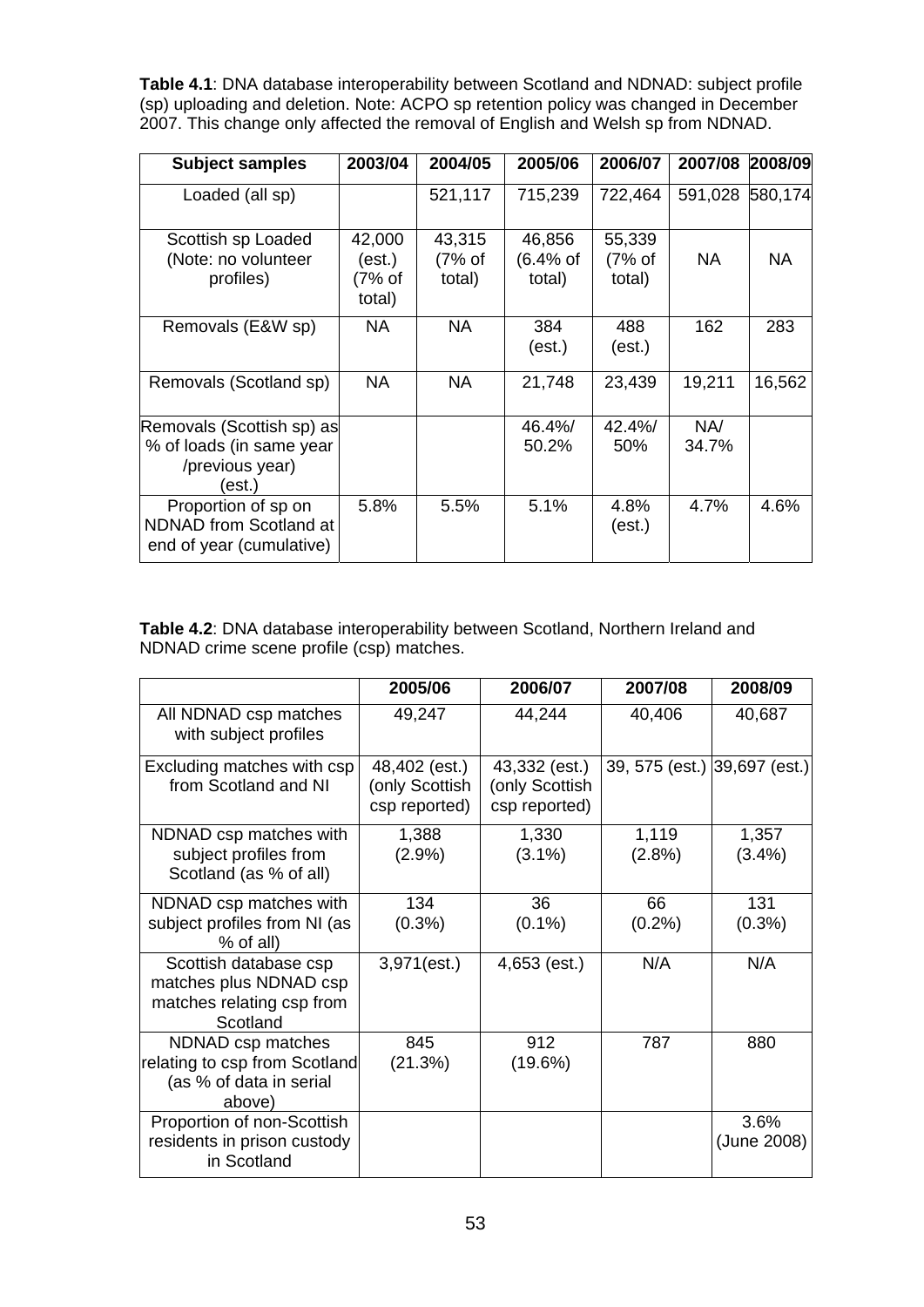**Table 4.1**: DNA database interoperability between Scotland and NDNAD: subject profile (sp) uploading and deletion. Note: ACPO sp retention policy was changed in December 2007. This change only affected the removal of English and Welsh sp from NDNAD.

| Subject samples | 2003/04 | 2004/05 | 2005/06 | 2006/07 | 2007/08 | 2008/09 |
|---|---|---|---|---|---|---|
| Loaded (all sp) | | 521,117 | 715,239 | 722,464 | 591,028 | 580,174 |
| Scottish sp Loaded (Note: no volunteer profiles) | 42,000 (est.) (7% of total) | 43,315 (7% of total) | 46,856 (6.4% of total) | 55,339 (7% of total) | NA | NA |
| Removals (E&W sp) | NA | NA | 384 (est.) | 488 (est.) | 162 | 283 |
| Removals (Scotland sp) | NA | NA | 21,748 | 23,439 | 19,211 | 16,562 |
| Removals (Scottish sp) as % of loads (in same year /previous year) (est.) | | | 46.4%/ 50.2% | 42.4%/ 50% | NA/ 34.7% | |
| Proportion of sp on NDNAD from Scotland at end of year (cumulative) | 5.8% | 5.5% | 5.1% | 4.8% (est.) | 4.7% | 4.6% |

**Table 4.2**: DNA database interoperability between Scotland, Northern Ireland and NDNAD crime scene profile (csp) matches.

| | 2005/06 | 2006/07 | 2007/08 | 2008/09 |
|---|---|---|---|---|
| All NDNAD csp matches with subject profiles | 49,247 | 44,244 | 40,406 | 40,687 |
| Excluding matches with csp from Scotland and NI | 48,402 (est.) (only Scottish csp reported) | 43,332 (est.) (only Scottish csp reported) | 39, 575 (est.) | 39,697 (est.) |
| NDNAD csp matches with subject profiles from Scotland (as % of all) | 1,388 (2.9%) | 1,330 (3.1%) | 1,119 (2.8%) | 1,357 (3.4%) |
| NDNAD csp matches with subject profiles from NI (as % of all) | 134 (0.3%) | 36 (0.1%) | 66 (0.2%) | 131 (0.3%) |
| Scottish database csp matches plus NDNAD csp matches relating csp from Scotland | 3,971(est.) | 4,653 (est.) | N/A | N/A |
| NDNAD csp matches relating to csp from Scotland (as % of data in serial above) | 845 (21.3%) | 912 (19.6%) | 787 | 880 |
| Proportion of non-Scottish residents in prison custody in Scotland | | | | 3.6% (June 2008) |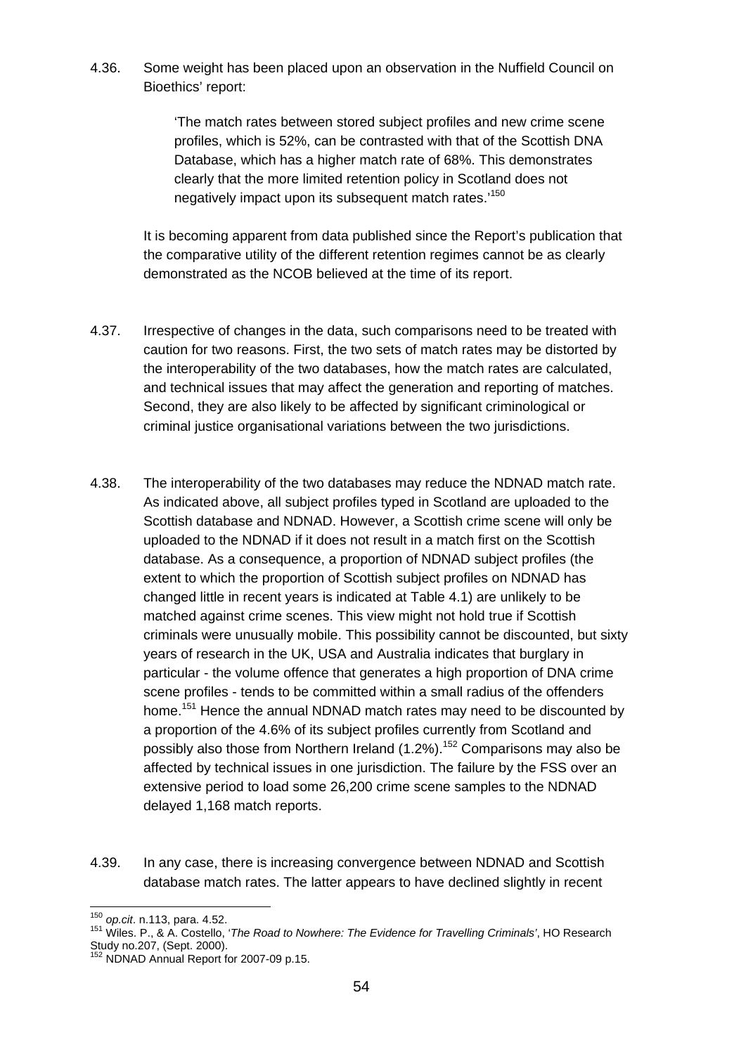4.36. Some weight has been placed upon an observation in the Nuffield Council on Bioethics' report:

> 'The match rates between stored subject profiles and new crime scene profiles, which is 52%, can be contrasted with that of the Scottish DNA Database, which has a higher match rate of 68%. This demonstrates clearly that the more limited retention policy in Scotland does not negatively impact upon its subsequent match rates.'[150]

It is becoming apparent from data published since the Report's publication that the comparative utility of the different retention regimes cannot be as clearly demonstrated as the NCOB believed at the time of its report.

4.37. Irrespective of changes in the data, such comparisons need to be treated with caution for two reasons. First, the two sets of match rates may be distorted by the interoperability of the two databases, how the match rates are calculated, and technical issues that may affect the generation and reporting of matches. Second, they are also likely to be affected by significant criminological or criminal justice organisational variations between the two jurisdictions.

4.38. The interoperability of the two databases may reduce the NDNAD match rate. As indicated above, all subject profiles typed in Scotland are uploaded to the Scottish database and NDNAD. However, a Scottish crime scene will only be uploaded to the NDNAD if it does not result in a match first on the Scottish database. As a consequence, a proportion of NDNAD subject profiles (the extent to which the proportion of Scottish subject profiles on NDNAD has changed little in recent years is indicated at Table 4.1) are unlikely to be matched against crime scenes. This view might not hold true if Scottish criminals were unusually mobile. This possibility cannot be discounted, but sixty years of research in the UK, USA and Australia indicates that burglary in particular - the volume offence that generates a high proportion of DNA crime scene profiles - tends to be committed within a small radius of the offenders home.[151] Hence the annual NDNAD match rates may need to be discounted by a proportion of the 4.6% of its subject profiles currently from Scotland and possibly also those from Northern Ireland (1.2%).[152] Comparisons may also be affected by technical issues in one jurisdiction. The failure by the FSS over an extensive period to load some 26,200 crime scene samples to the NDNAD delayed 1,168 match reports.

4.39. In any case, there is increasing convergence between NDNAD and Scottish database match rates. The latter appears to have declined slightly in recent

---

[150] *op.cit*. n.113, para. 4.52.

[151] Wiles. P., & A. Costello, '*The Road to Nowhere: The Evidence for Travelling Criminals'*, HO Research Study no.207, (Sept. 2000).

[152] NDNAD Annual Report for 2007-09 p.15.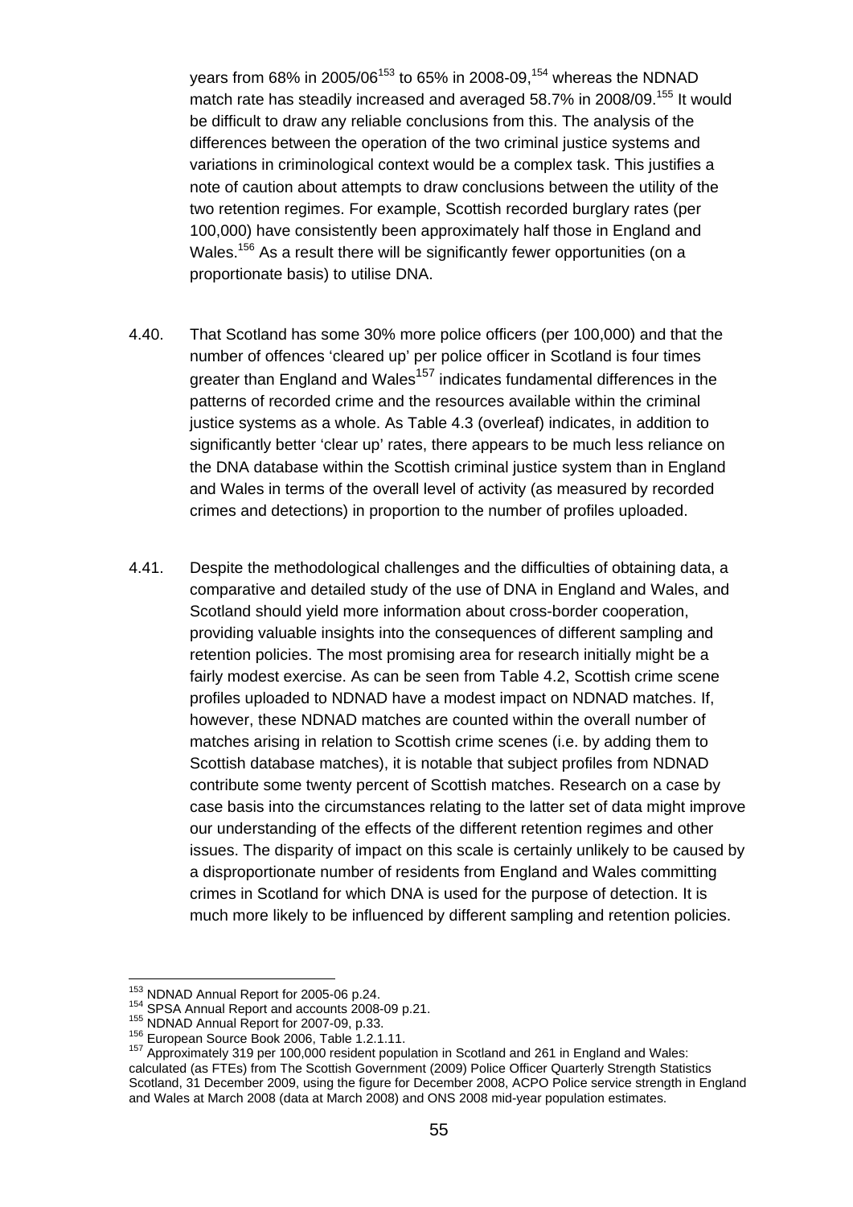years from 68% in 2005/06[153] to 65% in 2008-09,[154] whereas the NDNAD match rate has steadily increased and averaged 58.7% in 2008/09.[155] It would be difficult to draw any reliable conclusions from this. The analysis of the differences between the operation of the two criminal justice systems and variations in criminological context would be a complex task. This justifies a note of caution about attempts to draw conclusions between the utility of the two retention regimes. For example, Scottish recorded burglary rates (per 100,000) have consistently been approximately half those in England and Wales.[156] As a result there will be significantly fewer opportunities (on a proportionate basis) to utilise DNA.

4.40. That Scotland has some 30% more police officers (per 100,000) and that the number of offences 'cleared up' per police officer in Scotland is four times greater than England and Wales[157] indicates fundamental differences in the patterns of recorded crime and the resources available within the criminal justice systems as a whole. As Table 4.3 (overleaf) indicates, in addition to significantly better 'clear up' rates, there appears to be much less reliance on the DNA database within the Scottish criminal justice system than in England and Wales in terms of the overall level of activity (as measured by recorded crimes and detections) in proportion to the number of profiles uploaded.

4.41. Despite the methodological challenges and the difficulties of obtaining data, a comparative and detailed study of the use of DNA in England and Wales, and Scotland should yield more information about cross-border cooperation, providing valuable insights into the consequences of different sampling and retention policies. The most promising area for research initially might be a fairly modest exercise. As can be seen from Table 4.2, Scottish crime scene profiles uploaded to NDNAD have a modest impact on NDNAD matches. If, however, these NDNAD matches are counted within the overall number of matches arising in relation to Scottish crime scenes (i.e. by adding them to Scottish database matches), it is notable that subject profiles from NDNAD contribute some twenty percent of Scottish matches. Research on a case by case basis into the circumstances relating to the latter set of data might improve our understanding of the effects of the different retention regimes and other issues. The disparity of impact on this scale is certainly unlikely to be caused by a disproportionate number of residents from England and Wales committing crimes in Scotland for which DNA is used for the purpose of detection. It is much more likely to be influenced by different sampling and retention policies.

---

[153] NDNAD Annual Report for 2005-06 p.24.
[154] SPSA Annual Report and accounts 2008-09 p.21.
[155] NDNAD Annual Report for 2007-09, p.33.
[156] European Source Book 2006, Table 1.2.1.11.
[157] Approximately 319 per 100,000 resident population in Scotland and 261 in England and Wales: calculated (as FTEs) from The Scottish Government (2009) Police Officer Quarterly Strength Statistics Scotland, 31 December 2009, using the figure for December 2008, ACPO Police service strength in England and Wales at March 2008 (data at March 2008) and ONS 2008 mid-year population estimates.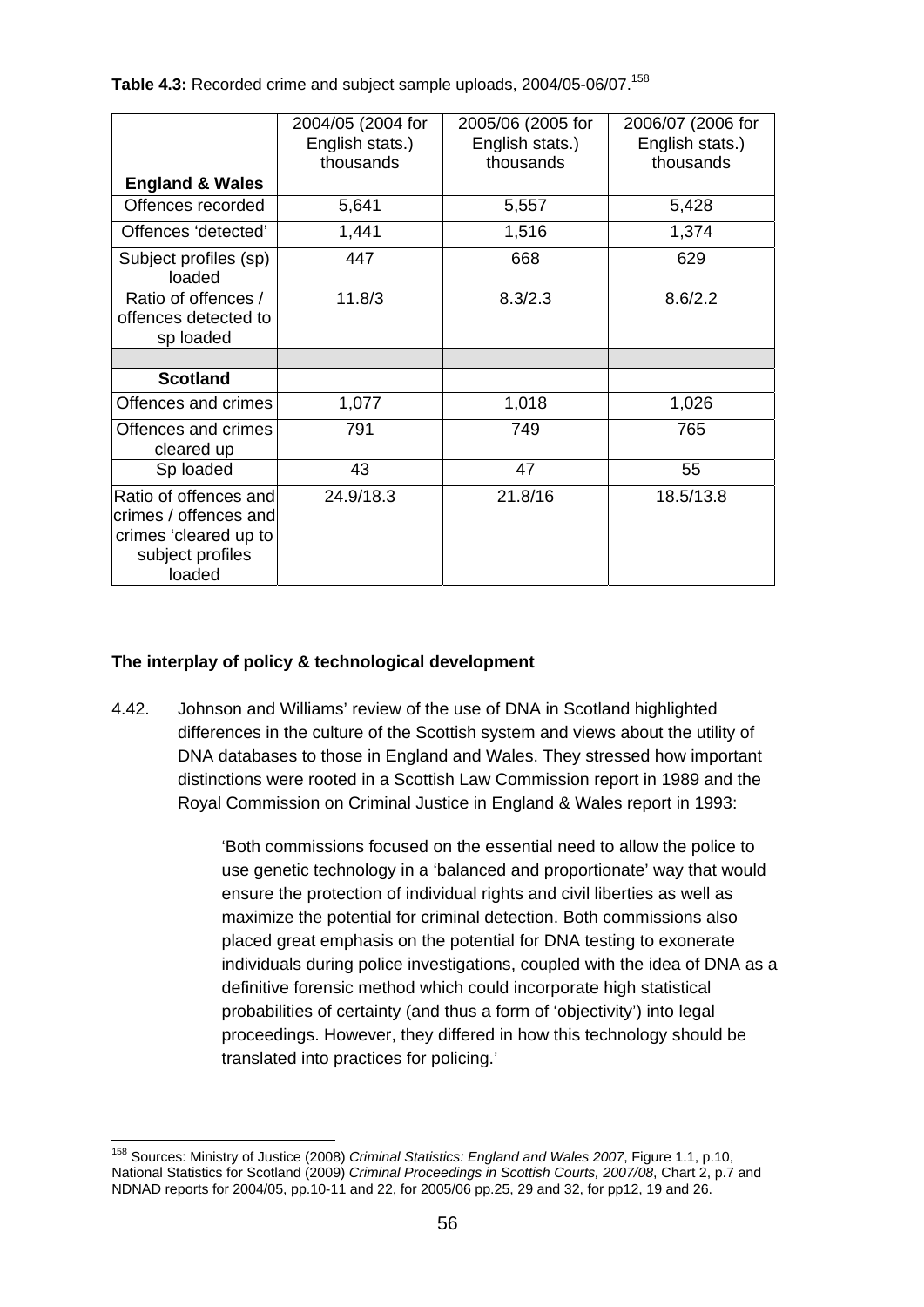**Table 4.3:** Recorded crime and subject sample uploads, 2004/05-06/07.[158]

| | 2004/05 (2004 for English stats.) thousands | 2005/06 (2005 for English stats.) thousands | 2006/07 (2006 for English stats.) thousands |
|---|---|---|---|
| **England & Wales** | | | |
| Offences recorded | 5,641 | 5,557 | 5,428 |
| Offences 'detected' | 1,441 | 1,516 | 1,374 |
| Subject profiles (sp) loaded | 447 | 668 | 629 |
| Ratio of offences / offences detected to sp loaded | 11.8/3 | 8.3/2.3 | 8.6/2.2 |
| | | | |
| **Scotland** | | | |
| Offences and crimes | 1,077 | 1,018 | 1,026 |
| Offences and crimes cleared up | 791 | 749 | 765 |
| Sp loaded | 43 | 47 | 55 |
| Ratio of offences and crimes / offences and crimes 'cleared up to subject profiles loaded | 24.9/18.3 | 21.8/16 | 18.5/13.8 |

**The interplay of policy & technological development**

4.42. Johnson and Williams' review of the use of DNA in Scotland highlighted differences in the culture of the Scottish system and views about the utility of DNA databases to those in England and Wales. They stressed how important distinctions were rooted in a Scottish Law Commission report in 1989 and the Royal Commission on Criminal Justice in England & Wales report in 1993:

> 'Both commissions focused on the essential need to allow the police to use genetic technology in a 'balanced and proportionate' way that would ensure the protection of individual rights and civil liberties as well as maximize the potential for criminal detection. Both commissions also placed great emphasis on the potential for DNA testing to exonerate individuals during police investigations, coupled with the idea of DNA as a definitive forensic method which could incorporate high statistical probabilities of certainty (and thus a form of 'objectivity') into legal proceedings. However, they differed in how this technology should be translated into practices for policing.'

---

[158] Sources: Ministry of Justice (2008) *Criminal Statistics: England and Wales 2007*, Figure 1.1, p.10, National Statistics for Scotland (2009) *Criminal Proceedings in Scottish Courts, 2007/08*, Chart 2, p.7 and NDNAD reports for 2004/05, pp.10-11 and 22, for 2005/06 pp.25, 29 and 32, for pp12, 19 and 26.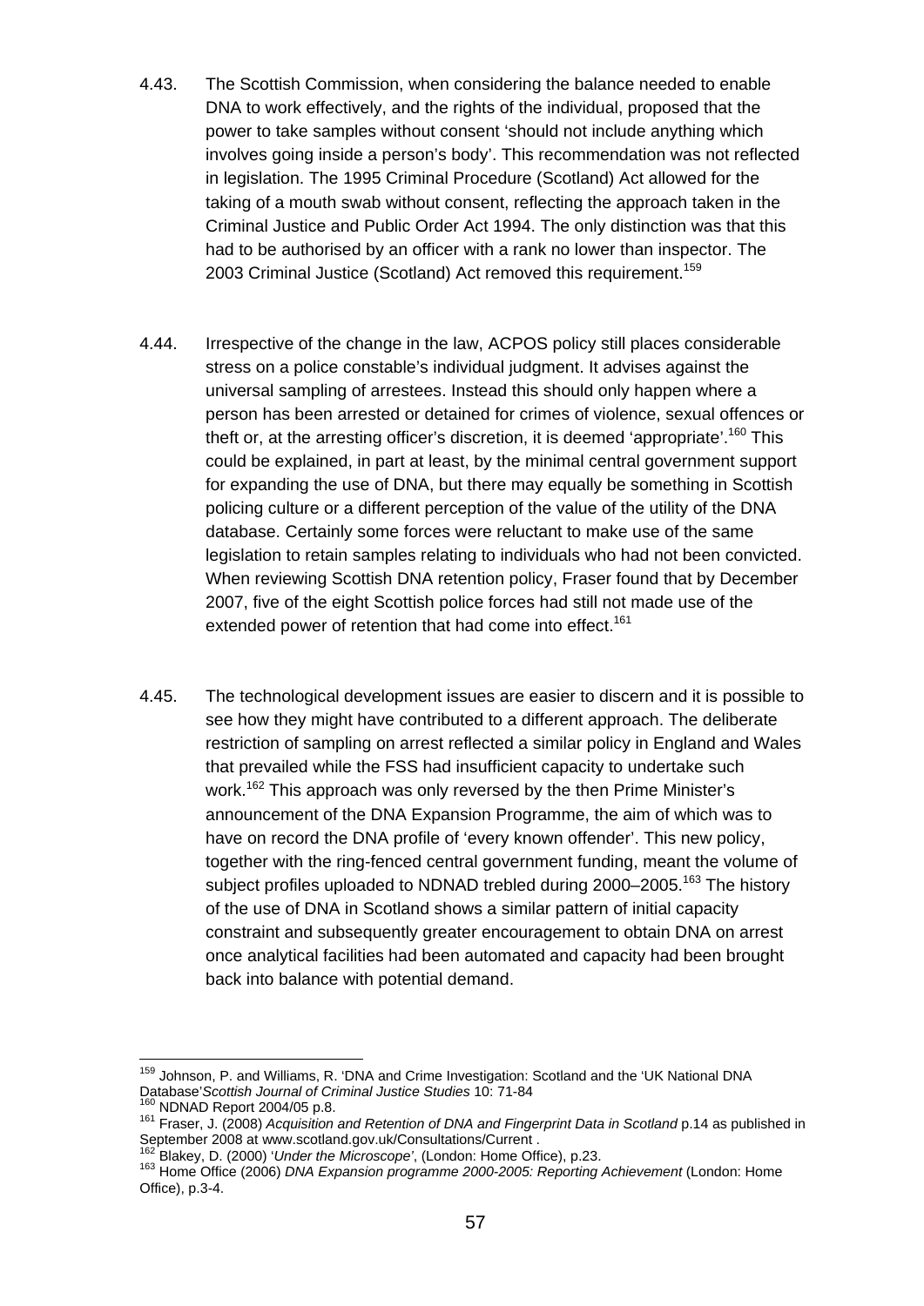4.43. The Scottish Commission, when considering the balance needed to enable DNA to work effectively, and the rights of the individual, proposed that the power to take samples without consent 'should not include anything which involves going inside a person's body'. This recommendation was not reflected in legislation. The 1995 Criminal Procedure (Scotland) Act allowed for the taking of a mouth swab without consent, reflecting the approach taken in the Criminal Justice and Public Order Act 1994. The only distinction was that this had to be authorised by an officer with a rank no lower than inspector. The 2003 Criminal Justice (Scotland) Act removed this requirement.[159]

4.44. Irrespective of the change in the law, ACPOS policy still places considerable stress on a police constable's individual judgment. It advises against the universal sampling of arrestees. Instead this should only happen where a person has been arrested or detained for crimes of violence, sexual offences or theft or, at the arresting officer's discretion, it is deemed 'appropriate'.[160] This could be explained, in part at least, by the minimal central government support for expanding the use of DNA, but there may equally be something in Scottish policing culture or a different perception of the value of the utility of the DNA database. Certainly some forces were reluctant to make use of the same legislation to retain samples relating to individuals who had not been convicted. When reviewing Scottish DNA retention policy, Fraser found that by December 2007, five of the eight Scottish police forces had still not made use of the extended power of retention that had come into effect.[161]

4.45. The technological development issues are easier to discern and it is possible to see how they might have contributed to a different approach. The deliberate restriction of sampling on arrest reflected a similar policy in England and Wales that prevailed while the FSS had insufficient capacity to undertake such work.[162] This approach was only reversed by the then Prime Minister's announcement of the DNA Expansion Programme, the aim of which was to have on record the DNA profile of 'every known offender'. This new policy, together with the ring-fenced central government funding, meant the volume of subject profiles uploaded to NDNAD trebled during 2000–2005.[163] The history of the use of DNA in Scotland shows a similar pattern of initial capacity constraint and subsequently greater encouragement to obtain DNA on arrest once analytical facilities had been automated and capacity had been brought back into balance with potential demand.

---

[159] Johnson, P. and Williams, R. 'DNA and Crime Investigation: Scotland and the 'UK National DNA Database'*Scottish Journal of Criminal Justice Studies* 10: 71-84

[160] NDNAD Report 2004/05 p.8.

[161] Fraser, J. (2008) *Acquisition and Retention of DNA and Fingerprint Data in Scotland* p.14 as published in September 2008 at www.scotland.gov.uk/Consultations/Current .

[162] Blakey, D. (2000) '*Under the Microscope'*, (London: Home Office), p.23.

[163] Home Office (2006) *DNA Expansion programme 2000-2005: Reporting Achievement* (London: Home Office), p.3-4.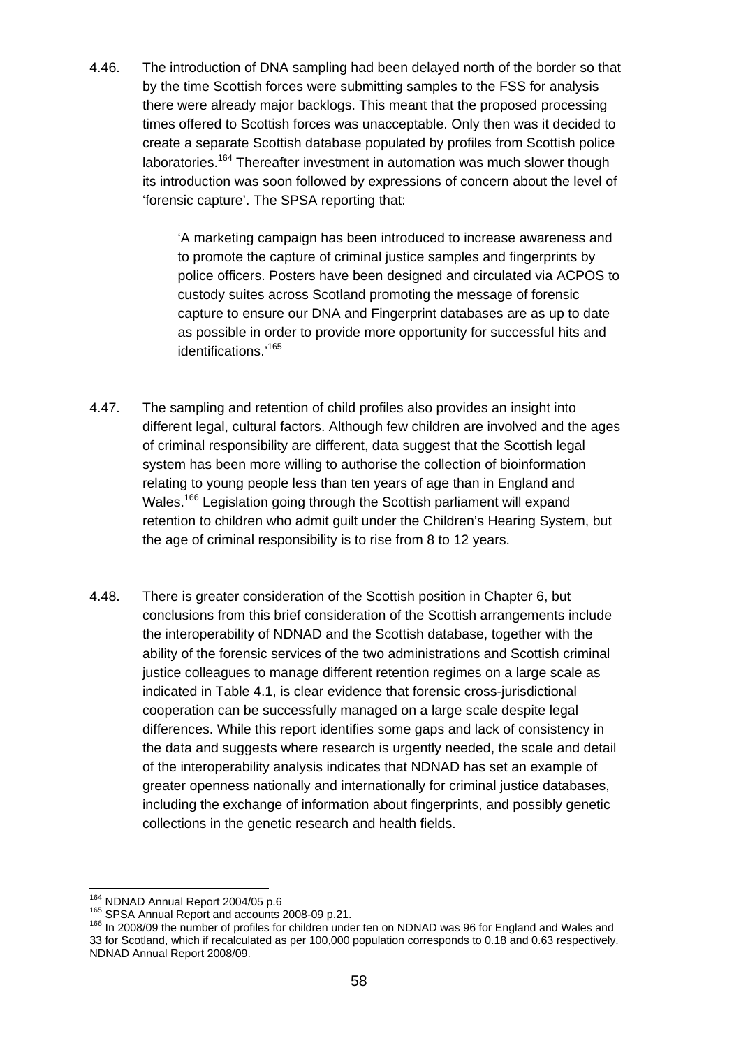4.46. The introduction of DNA sampling had been delayed north of the border so that by the time Scottish forces were submitting samples to the FSS for analysis there were already major backlogs. This meant that the proposed processing times offered to Scottish forces was unacceptable. Only then was it decided to create a separate Scottish database populated by profiles from Scottish police laboratories.[164] Thereafter investment in automation was much slower though its introduction was soon followed by expressions of concern about the level of 'forensic capture'. The SPSA reporting that:

> 'A marketing campaign has been introduced to increase awareness and to promote the capture of criminal justice samples and fingerprints by police officers. Posters have been designed and circulated via ACPOS to custody suites across Scotland promoting the message of forensic capture to ensure our DNA and Fingerprint databases are as up to date as possible in order to provide more opportunity for successful hits and identifications.'[165]

4.47. The sampling and retention of child profiles also provides an insight into different legal, cultural factors. Although few children are involved and the ages of criminal responsibility are different, data suggest that the Scottish legal system has been more willing to authorise the collection of bioinformation relating to young people less than ten years of age than in England and Wales.[166] Legislation going through the Scottish parliament will expand retention to children who admit guilt under the Children's Hearing System, but the age of criminal responsibility is to rise from 8 to 12 years.

4.48. There is greater consideration of the Scottish position in Chapter 6, but conclusions from this brief consideration of the Scottish arrangements include the interoperability of NDNAD and the Scottish database, together with the ability of the forensic services of the two administrations and Scottish criminal justice colleagues to manage different retention regimes on a large scale as indicated in Table 4.1, is clear evidence that forensic cross-jurisdictional cooperation can be successfully managed on a large scale despite legal differences. While this report identifies some gaps and lack of consistency in the data and suggests where research is urgently needed, the scale and detail of the interoperability analysis indicates that NDNAD has set an example of greater openness nationally and internationally for criminal justice databases, including the exchange of information about fingerprints, and possibly genetic collections in the genetic research and health fields.

---

[164] NDNAD Annual Report 2004/05 p.6

[165] SPSA Annual Report and accounts 2008-09 p.21.

[166] In 2008/09 the number of profiles for children under ten on NDNAD was 96 for England and Wales and 33 for Scotland, which if recalculated as per 100,000 population corresponds to 0.18 and 0.63 respectively. NDNAD Annual Report 2008/09.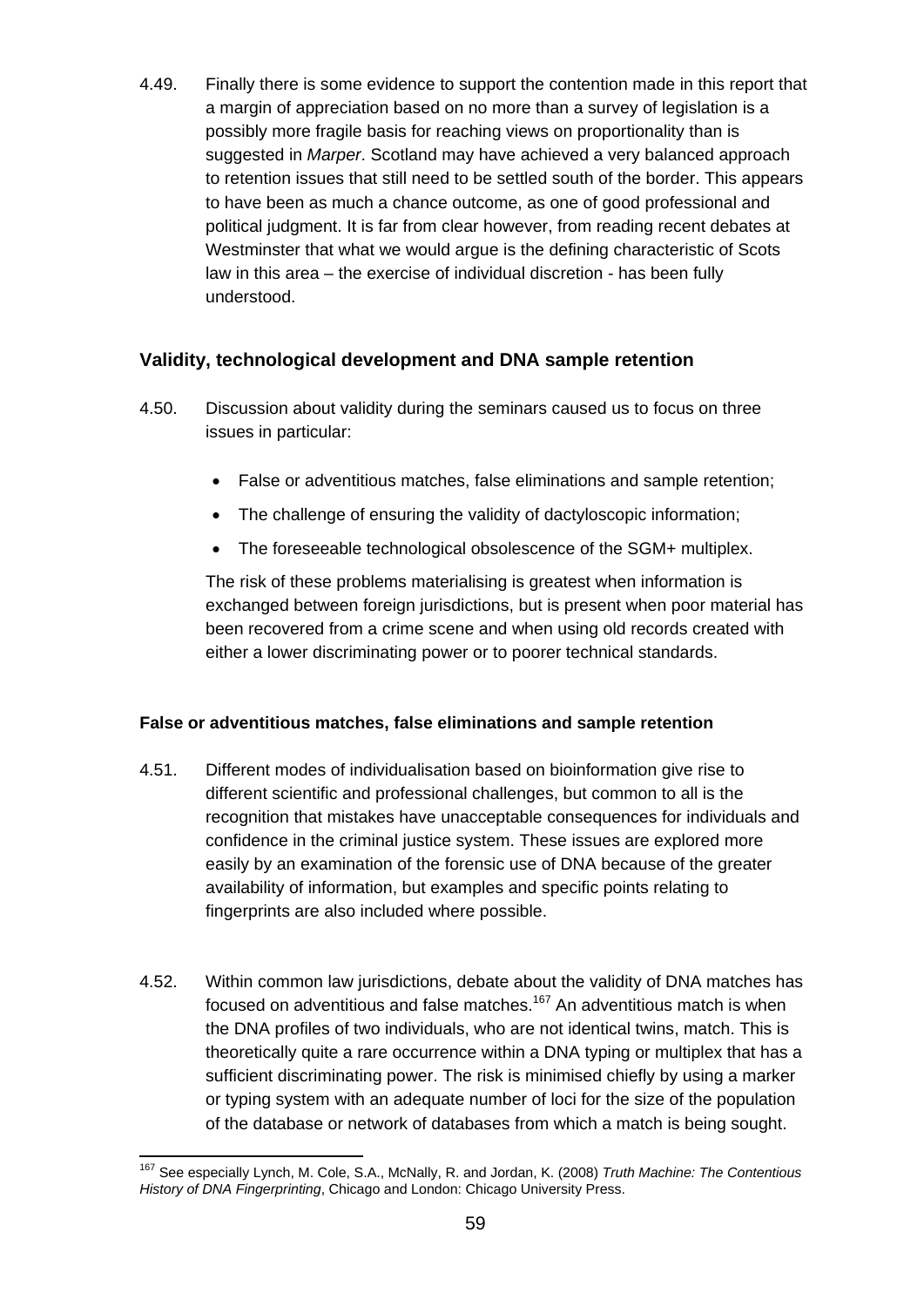4.49. Finally there is some evidence to support the contention made in this report that a margin of appreciation based on no more than a survey of legislation is a possibly more fragile basis for reaching views on proportionality than is suggested in *Marper*. Scotland may have achieved a very balanced approach to retention issues that still need to be settled south of the border. This appears to have been as much a chance outcome, as one of good professional and political judgment. It is far from clear however, from reading recent debates at Westminster that what we would argue is the defining characteristic of Scots law in this area – the exercise of individual discretion - has been fully understood.

### Validity, technological development and DNA sample retention

4.50. Discussion about validity during the seminars caused us to focus on three issues in particular:

- False or adventitious matches, false eliminations and sample retention;
- The challenge of ensuring the validity of dactyloscopic information;
- The foreseeable technological obsolescence of the SGM+ multiplex.

The risk of these problems materialising is greatest when information is exchanged between foreign jurisdictions, but is present when poor material has been recovered from a crime scene and when using old records created with either a lower discriminating power or to poorer technical standards.

#### False or adventitious matches, false eliminations and sample retention

4.51. Different modes of individualisation based on bioinformation give rise to different scientific and professional challenges, but common to all is the recognition that mistakes have unacceptable consequences for individuals and confidence in the criminal justice system. These issues are explored more easily by an examination of the forensic use of DNA because of the greater availability of information, but examples and specific points relating to fingerprints are also included where possible.

4.52. Within common law jurisdictions, debate about the validity of DNA matches has focused on adventitious and false matches.[167] An adventitious match is when the DNA profiles of two individuals, who are not identical twins, match. This is theoretically quite a rare occurrence within a DNA typing or multiplex that has a sufficient discriminating power. The risk is minimised chiefly by using a marker or typing system with an adequate number of loci for the size of the population of the database or network of databases from which a match is being sought.

[167] See especially Lynch, M. Cole, S.A., McNally, R. and Jordan, K. (2008) *Truth Machine: The Contentious History of DNA Fingerprinting*, Chicago and London: Chicago University Press.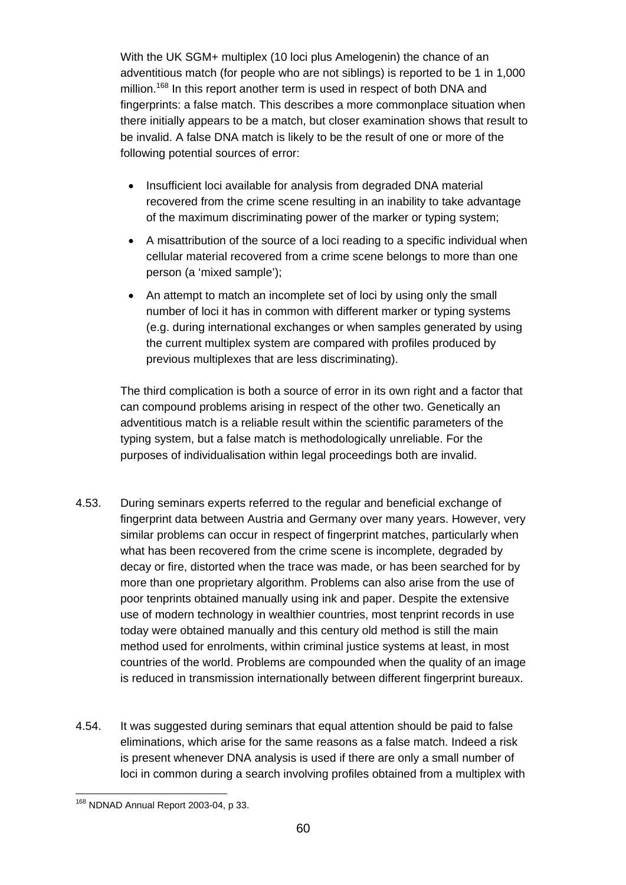With the UK SGM+ multiplex (10 loci plus Amelogenin) the chance of an adventitious match (for people who are not siblings) is reported to be 1 in 1,000 million.[168] In this report another term is used in respect of both DNA and fingerprints: a false match. This describes a more commonplace situation when there initially appears to be a match, but closer examination shows that result to be invalid. A false DNA match is likely to be the result of one or more of the following potential sources of error:

- Insufficient loci available for analysis from degraded DNA material recovered from the crime scene resulting in an inability to take advantage of the maximum discriminating power of the marker or typing system;
- A misattribution of the source of a loci reading to a specific individual when cellular material recovered from a crime scene belongs to more than one person (a 'mixed sample');
- An attempt to match an incomplete set of loci by using only the small number of loci it has in common with different marker or typing systems (e.g. during international exchanges or when samples generated by using the current multiplex system are compared with profiles produced by previous multiplexes that are less discriminating).

The third complication is both a source of error in its own right and a factor that can compound problems arising in respect of the other two. Genetically an adventitious match is a reliable result within the scientific parameters of the typing system, but a false match is methodologically unreliable. For the purposes of individualisation within legal proceedings both are invalid.

4.53. During seminars experts referred to the regular and beneficial exchange of fingerprint data between Austria and Germany over many years. However, very similar problems can occur in respect of fingerprint matches, particularly when what has been recovered from the crime scene is incomplete, degraded by decay or fire, distorted when the trace was made, or has been searched for by more than one proprietary algorithm. Problems can also arise from the use of poor tenprints obtained manually using ink and paper. Despite the extensive use of modern technology in wealthier countries, most tenprint records in use today were obtained manually and this century old method is still the main method used for enrolments, within criminal justice systems at least, in most countries of the world. Problems are compounded when the quality of an image is reduced in transmission internationally between different fingerprint bureaux.

4.54. It was suggested during seminars that equal attention should be paid to false eliminations, which arise for the same reasons as a false match. Indeed a risk is present whenever DNA analysis is used if there are only a small number of loci in common during a search involving profiles obtained from a multiplex with

---

[168] NDNAD Annual Report 2003-04, p 33.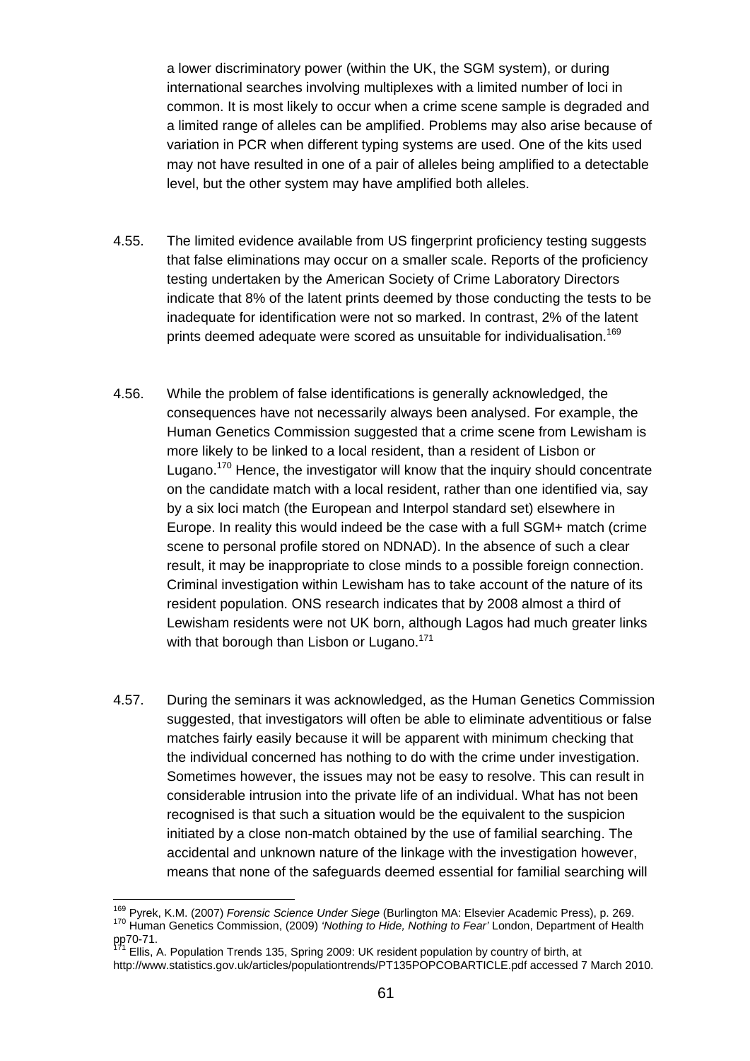a lower discriminatory power (within the UK, the SGM system), or during international searches involving multiplexes with a limited number of loci in common. It is most likely to occur when a crime scene sample is degraded and a limited range of alleles can be amplified. Problems may also arise because of variation in PCR when different typing systems are used. One of the kits used may not have resulted in one of a pair of alleles being amplified to a detectable level, but the other system may have amplified both alleles.

4.55. The limited evidence available from US fingerprint proficiency testing suggests that false eliminations may occur on a smaller scale. Reports of the proficiency testing undertaken by the American Society of Crime Laboratory Directors indicate that 8% of the latent prints deemed by those conducting the tests to be inadequate for identification were not so marked. In contrast, 2% of the latent prints deemed adequate were scored as unsuitable for individualisation.[169]

4.56. While the problem of false identifications is generally acknowledged, the consequences have not necessarily always been analysed. For example, the Human Genetics Commission suggested that a crime scene from Lewisham is more likely to be linked to a local resident, than a resident of Lisbon or Lugano.[170] Hence, the investigator will know that the inquiry should concentrate on the candidate match with a local resident, rather than one identified via, say by a six loci match (the European and Interpol standard set) elsewhere in Europe. In reality this would indeed be the case with a full SGM+ match (crime scene to personal profile stored on NDNAD). In the absence of such a clear result, it may be inappropriate to close minds to a possible foreign connection. Criminal investigation within Lewisham has to take account of the nature of its resident population. ONS research indicates that by 2008 almost a third of Lewisham residents were not UK born, although Lagos had much greater links with that borough than Lisbon or Lugano.[171]

4.57. During the seminars it was acknowledged, as the Human Genetics Commission suggested, that investigators will often be able to eliminate adventitious or false matches fairly easily because it will be apparent with minimum checking that the individual concerned has nothing to do with the crime under investigation. Sometimes however, the issues may not be easy to resolve. This can result in considerable intrusion into the private life of an individual. What has not been recognised is that such a situation would be the equivalent to the suspicion initiated by a close non-match obtained by the use of familial searching. The accidental and unknown nature of the linkage with the investigation however, means that none of the safeguards deemed essential for familial searching will

---

[169] Pyrek, K.M. (2007) *Forensic Science Under Siege* (Burlington MA: Elsevier Academic Press), p. 269.

[170] Human Genetics Commission, (2009) *'Nothing to Hide, Nothing to Fear'* London, Department of Health pp70-71.

[171] Ellis, A. Population Trends 135, Spring 2009: UK resident population by country of birth, at http://www.statistics.gov.uk/articles/populationtrends/PT135POPCOBARTICLE.pdf accessed 7 March 2010.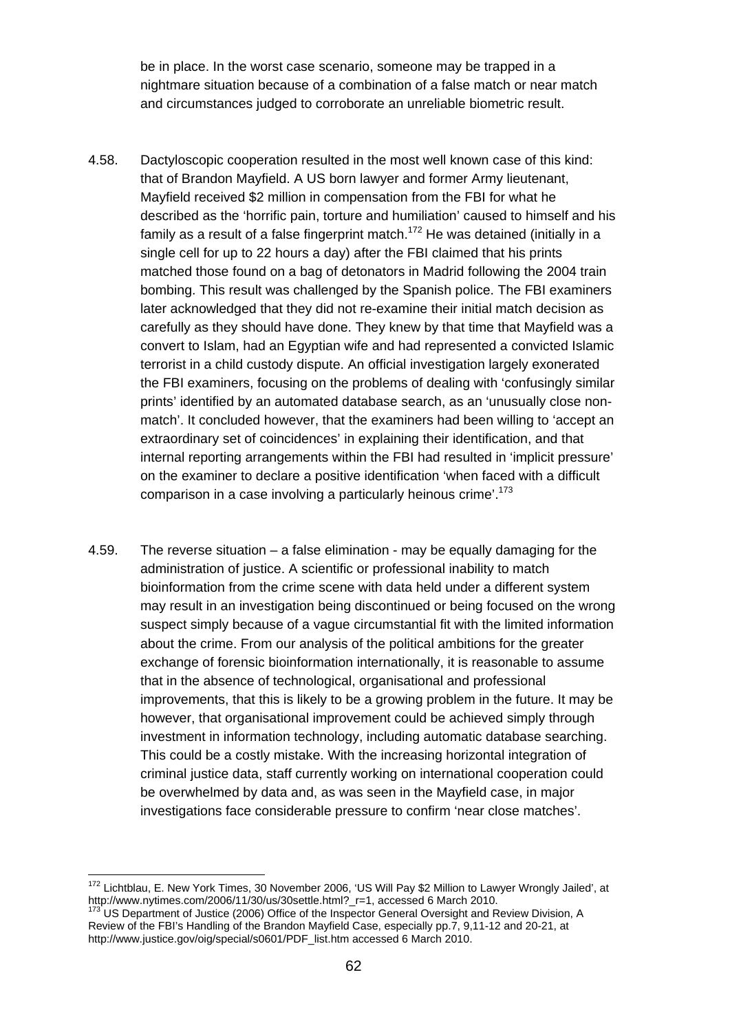be in place. In the worst case scenario, someone may be trapped in a nightmare situation because of a combination of a false match or near match and circumstances judged to corroborate an unreliable biometric result.

4.58. Dactyloscopic cooperation resulted in the most well known case of this kind: that of Brandon Mayfield. A US born lawyer and former Army lieutenant, Mayfield received $2 million in compensation from the FBI for what he described as the 'horrific pain, torture and humiliation' caused to himself and his family as a result of a false fingerprint match.[172] He was detained (initially in a single cell for up to 22 hours a day) after the FBI claimed that his prints matched those found on a bag of detonators in Madrid following the 2004 train bombing. This result was challenged by the Spanish police. The FBI examiners later acknowledged that they did not re-examine their initial match decision as carefully as they should have done. They knew by that time that Mayfield was a convert to Islam, had an Egyptian wife and had represented a convicted Islamic terrorist in a child custody dispute. An official investigation largely exonerated the FBI examiners, focusing on the problems of dealing with 'confusingly similar prints' identified by an automated database search, as an 'unusually close non-match'. It concluded however, that the examiners had been willing to 'accept an extraordinary set of coincidences' in explaining their identification, and that internal reporting arrangements within the FBI had resulted in 'implicit pressure' on the examiner to declare a positive identification 'when faced with a difficult comparison in a case involving a particularly heinous crime'.[173]

4.59. The reverse situation – a false elimination - may be equally damaging for the administration of justice. A scientific or professional inability to match bioinformation from the crime scene with data held under a different system may result in an investigation being discontinued or being focused on the wrong suspect simply because of a vague circumstantial fit with the limited information about the crime. From our analysis of the political ambitions for the greater exchange of forensic bioinformation internationally, it is reasonable to assume that in the absence of technological, organisational and professional improvements, that this is likely to be a growing problem in the future. It may be however, that organisational improvement could be achieved simply through investment in information technology, including automatic database searching. This could be a costly mistake. With the increasing horizontal integration of criminal justice data, staff currently working on international cooperation could be overwhelmed by data and, as was seen in the Mayfield case, in major investigations face considerable pressure to confirm 'near close matches'.

---

[172] Lichtblau, E. New York Times, 30 November 2006, 'US Will Pay $2 Million to Lawyer Wrongly Jailed', at http://www.nytimes.com/2006/11/30/us/30settle.html?_r=1, accessed 6 March 2010.

[173] US Department of Justice (2006) Office of the Inspector General Oversight and Review Division, A Review of the FBI's Handling of the Brandon Mayfield Case, especially pp.7, 9,11-12 and 20-21, at http://www.justice.gov/oig/special/s0601/PDF_list.htm accessed 6 March 2010.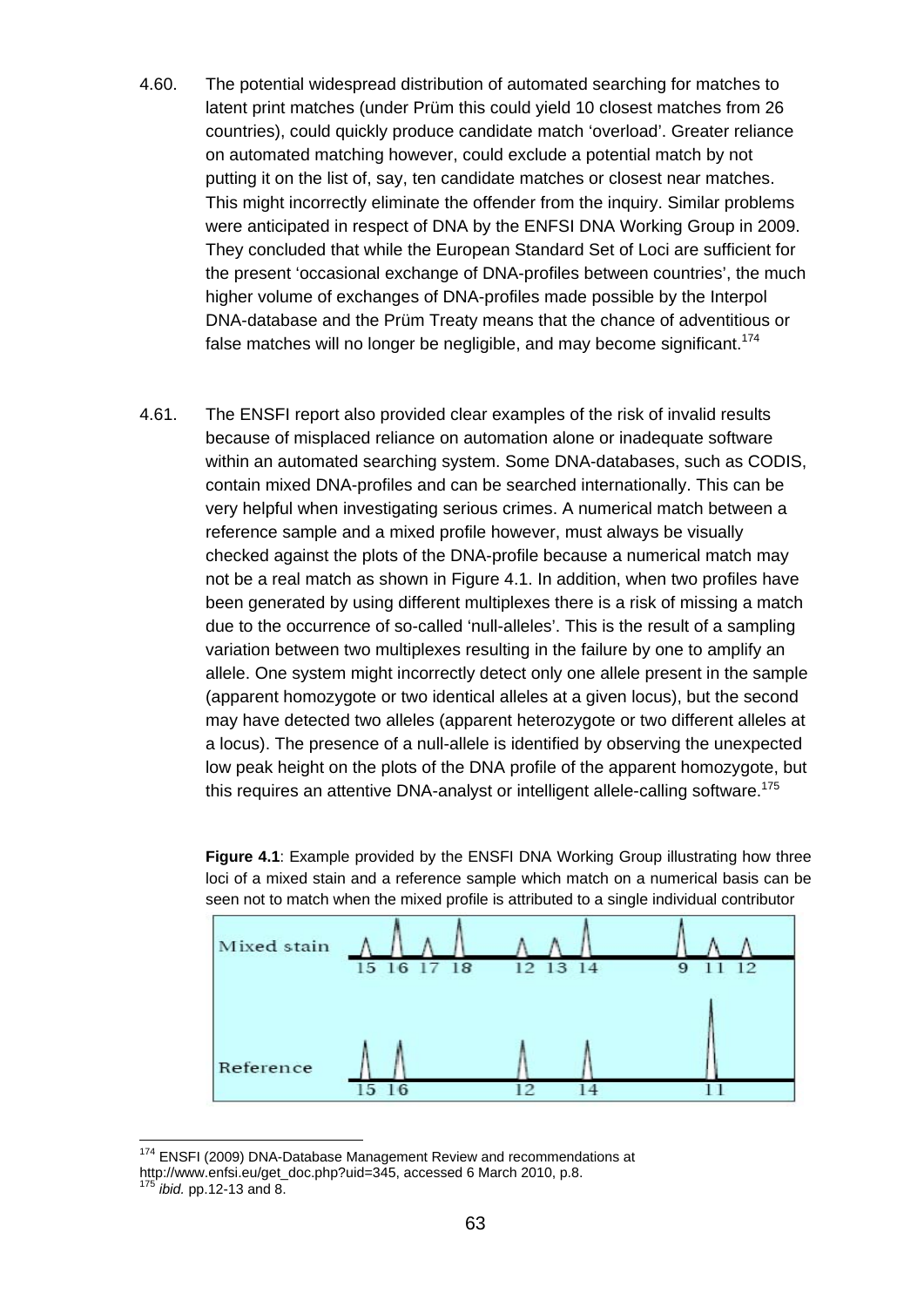4.60. The potential widespread distribution of automated searching for matches to latent print matches (under Prüm this could yield 10 closest matches from 26 countries), could quickly produce candidate match 'overload'. Greater reliance on automated matching however, could exclude a potential match by not putting it on the list of, say, ten candidate matches or closest near matches. This might incorrectly eliminate the offender from the inquiry. Similar problems were anticipated in respect of DNA by the ENFSI DNA Working Group in 2009. They concluded that while the European Standard Set of Loci are sufficient for the present 'occasional exchange of DNA-profiles between countries', the much higher volume of exchanges of DNA-profiles made possible by the Interpol DNA-database and the Prüm Treaty means that the chance of adventitious or false matches will no longer be negligible, and may become significant.[174]

4.61. The ENSFI report also provided clear examples of the risk of invalid results because of misplaced reliance on automation alone or inadequate software within an automated searching system. Some DNA-databases, such as CODIS, contain mixed DNA-profiles and can be searched internationally. This can be very helpful when investigating serious crimes. A numerical match between a reference sample and a mixed profile however, must always be visually checked against the plots of the DNA-profile because a numerical match may not be a real match as shown in Figure 4.1. In addition, when two profiles have been generated by using different multiplexes there is a risk of missing a match due to the occurrence of so-called 'null-alleles'. This is the result of a sampling variation between two multiplexes resulting in the failure by one to amplify an allele. One system might incorrectly detect only one allele present in the sample (apparent homozygote or two identical alleles at a given locus), but the second may have detected two alleles (apparent heterozygote or two different alleles at a locus). The presence of a null-allele is identified by observing the unexpected low peak height on the plots of the DNA profile of the apparent homozygote, but this requires an attentive DNA-analyst or intelligent allele-calling software.[175]

**Figure 4.1**: Example provided by the ENSFI DNA Working Group illustrating how three loci of a mixed stain and a reference sample which match on a numerical basis can be seen not to match when the mixed profile is attributed to a single individual contributor

Mixed stain: 15 16 17 18 | 12 13 14 | 9 11 12

Reference: 15 16 | 12 14 | 11

---

[174] ENSFI (2009) DNA-Database Management Review and recommendations at http://www.enfsi.eu/get_doc.php?uid=345, accessed 6 March 2010, p.8.

[175] *ibid.* pp.12-13 and 8.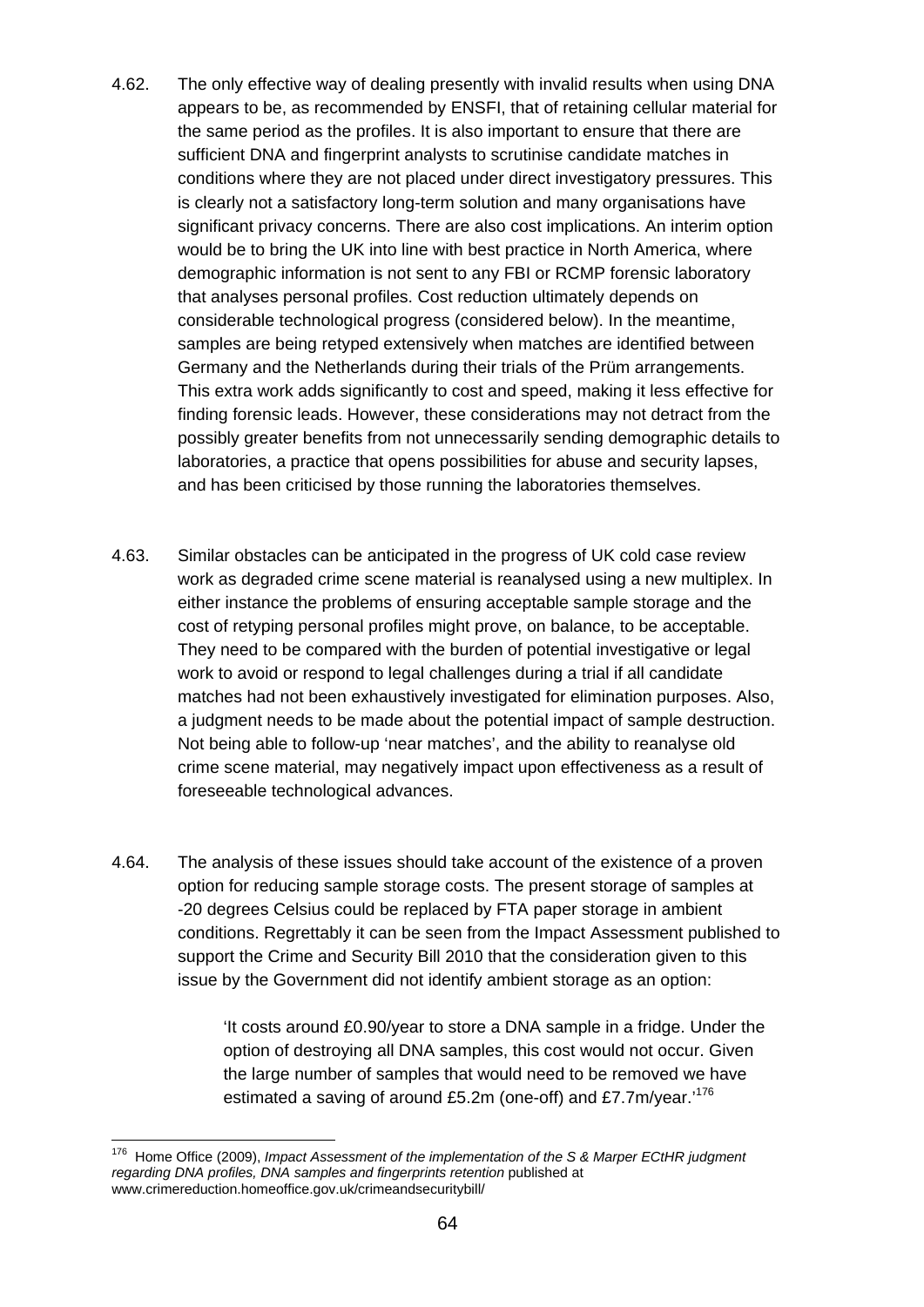4.62. The only effective way of dealing presently with invalid results when using DNA appears to be, as recommended by ENSFI, that of retaining cellular material for the same period as the profiles. It is also important to ensure that there are sufficient DNA and fingerprint analysts to scrutinise candidate matches in conditions where they are not placed under direct investigatory pressures. This is clearly not a satisfactory long-term solution and many organisations have significant privacy concerns. There are also cost implications. An interim option would be to bring the UK into line with best practice in North America, where demographic information is not sent to any FBI or RCMP forensic laboratory that analyses personal profiles. Cost reduction ultimately depends on considerable technological progress (considered below). In the meantime, samples are being retyped extensively when matches are identified between Germany and the Netherlands during their trials of the Prüm arrangements. This extra work adds significantly to cost and speed, making it less effective for finding forensic leads. However, these considerations may not detract from the possibly greater benefits from not unnecessarily sending demographic details to laboratories, a practice that opens possibilities for abuse and security lapses, and has been criticised by those running the laboratories themselves.

4.63. Similar obstacles can be anticipated in the progress of UK cold case review work as degraded crime scene material is reanalysed using a new multiplex. In either instance the problems of ensuring acceptable sample storage and the cost of retyping personal profiles might prove, on balance, to be acceptable. They need to be compared with the burden of potential investigative or legal work to avoid or respond to legal challenges during a trial if all candidate matches had not been exhaustively investigated for elimination purposes. Also, a judgment needs to be made about the potential impact of sample destruction. Not being able to follow-up 'near matches', and the ability to reanalyse old crime scene material, may negatively impact upon effectiveness as a result of foreseeable technological advances.

4.64. The analysis of these issues should take account of the existence of a proven option for reducing sample storage costs. The present storage of samples at -20 degrees Celsius could be replaced by FTA paper storage in ambient conditions. Regrettably it can be seen from the Impact Assessment published to support the Crime and Security Bill 2010 that the consideration given to this issue by the Government did not identify ambient storage as an option:

> 'It costs around £0.90/year to store a DNA sample in a fridge. Under the option of destroying all DNA samples, this cost would not occur. Given the large number of samples that would need to be removed we have estimated a saving of around £5.2m (one-off) and £7.7m/year.'[176]

---

[176] Home Office (2009), *Impact Assessment of the implementation of the S & Marper ECtHR judgment regarding DNA profiles, DNA samples and fingerprints retention* published at www.crimereduction.homeoffice.gov.uk/crimeandsecuritybill/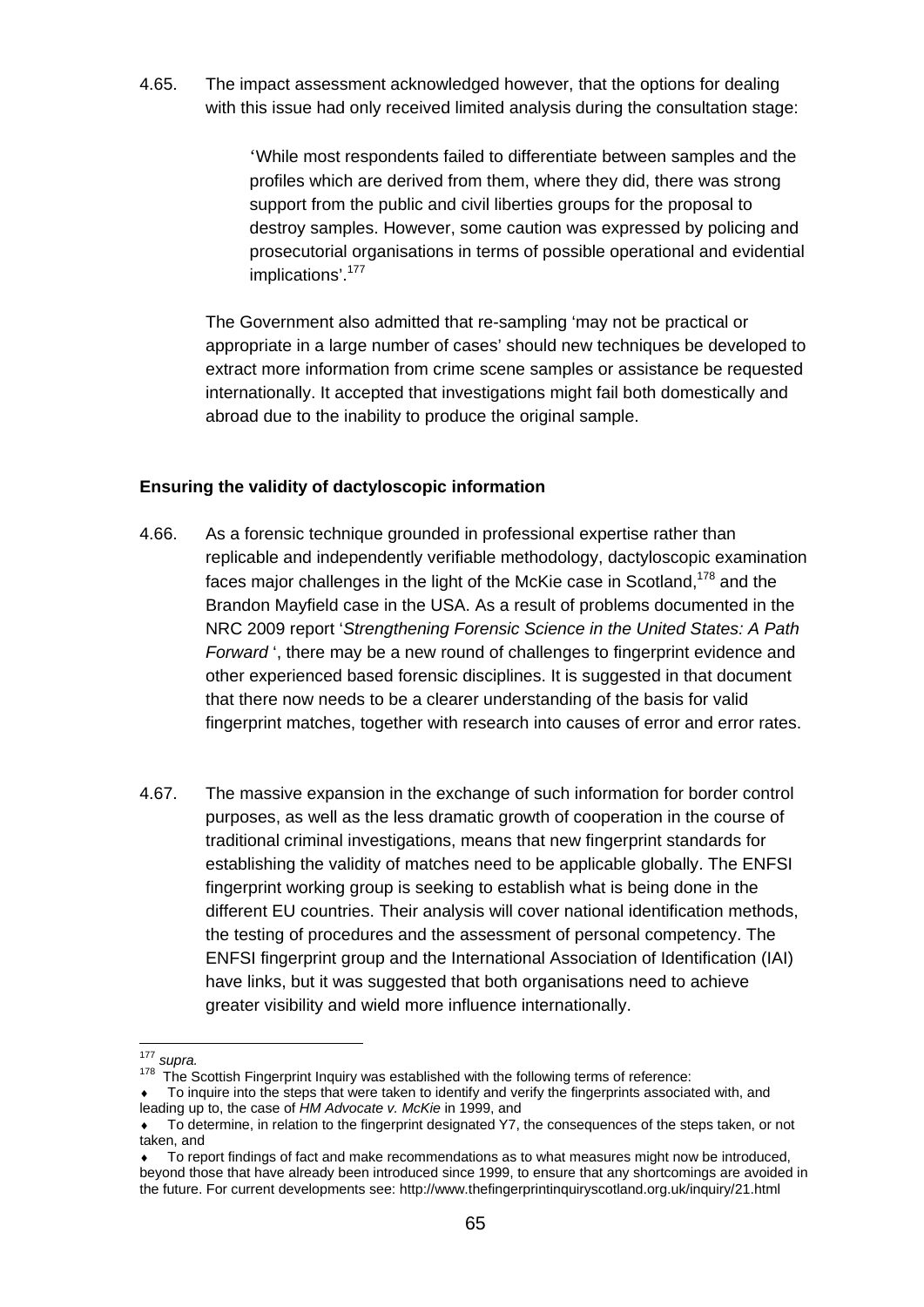4.65. The impact assessment acknowledged however, that the options for dealing with this issue had only received limited analysis during the consultation stage:

> 'While most respondents failed to differentiate between samples and the profiles which are derived from them, where they did, there was strong support from the public and civil liberties groups for the proposal to destroy samples. However, some caution was expressed by policing and prosecutorial organisations in terms of possible operational and evidential implications'.[177]

The Government also admitted that re-sampling 'may not be practical or appropriate in a large number of cases' should new techniques be developed to extract more information from crime scene samples or assistance be requested internationally. It accepted that investigations might fail both domestically and abroad due to the inability to produce the original sample.

**Ensuring the validity of dactyloscopic information**

4.66. As a forensic technique grounded in professional expertise rather than replicable and independently verifiable methodology, dactyloscopic examination faces major challenges in the light of the McKie case in Scotland,[178] and the Brandon Mayfield case in the USA. As a result of problems documented in the NRC 2009 report '*Strengthening Forensic Science in the United States: A Path Forward* ', there may be a new round of challenges to fingerprint evidence and other experienced based forensic disciplines. It is suggested in that document that there now needs to be a clearer understanding of the basis for valid fingerprint matches, together with research into causes of error and error rates.

4.67. The massive expansion in the exchange of such information for border control purposes, as well as the less dramatic growth of cooperation in the course of traditional criminal investigations, means that new fingerprint standards for establishing the validity of matches need to be applicable globally. The ENFSI fingerprint working group is seeking to establish what is being done in the different EU countries. Their analysis will cover national identification methods, the testing of procedures and the assessment of personal competency. The ENFSI fingerprint group and the International Association of Identification (IAI) have links, but it was suggested that both organisations need to achieve greater visibility and wield more influence internationally.

---

[177] *supra.*

[178] The Scottish Fingerprint Inquiry was established with the following terms of reference:

- To inquire into the steps that were taken to identify and verify the fingerprints associated with, and leading up to, the case of *HM Advocate v. McKie* in 1999, and
- To determine, in relation to the fingerprint designated Y7, the consequences of the steps taken, or not taken, and
- To report findings of fact and make recommendations as to what measures might now be introduced, beyond those that have already been introduced since 1999, to ensure that any shortcomings are avoided in the future. For current developments see: http://www.thefingerprintinquiryscotland.org.uk/inquiry/21.html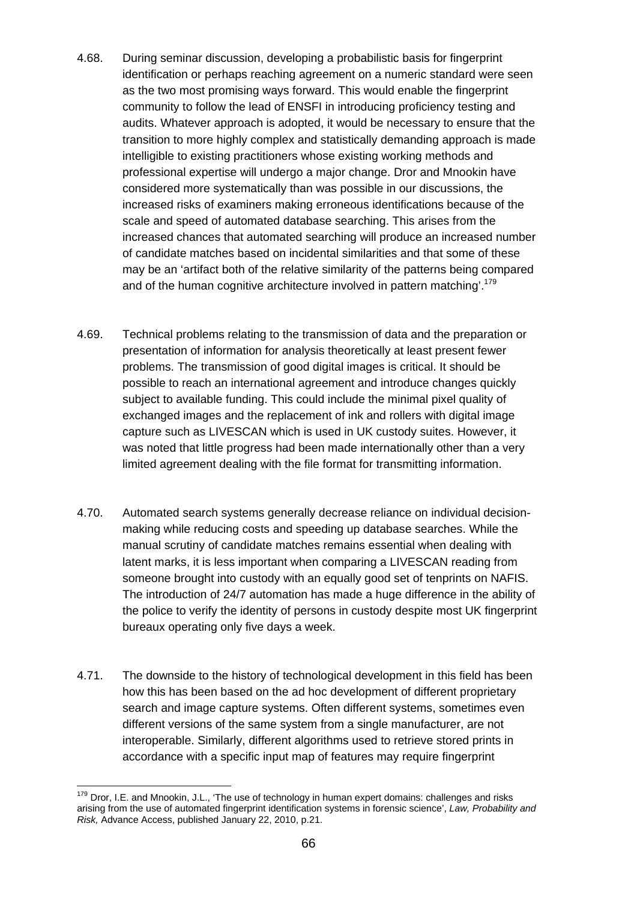4.68. During seminar discussion, developing a probabilistic basis for fingerprint identification or perhaps reaching agreement on a numeric standard were seen as the two most promising ways forward. This would enable the fingerprint community to follow the lead of ENSFI in introducing proficiency testing and audits. Whatever approach is adopted, it would be necessary to ensure that the transition to more highly complex and statistically demanding approach is made intelligible to existing practitioners whose existing working methods and professional expertise will undergo a major change. Dror and Mnookin have considered more systematically than was possible in our discussions, the increased risks of examiners making erroneous identifications because of the scale and speed of automated database searching. This arises from the increased chances that automated searching will produce an increased number of candidate matches based on incidental similarities and that some of these may be an 'artifact both of the relative similarity of the patterns being compared and of the human cognitive architecture involved in pattern matching'.[179]

4.69. Technical problems relating to the transmission of data and the preparation or presentation of information for analysis theoretically at least present fewer problems. The transmission of good digital images is critical. It should be possible to reach an international agreement and introduce changes quickly subject to available funding. This could include the minimal pixel quality of exchanged images and the replacement of ink and rollers with digital image capture such as LIVESCAN which is used in UK custody suites. However, it was noted that little progress had been made internationally other than a very limited agreement dealing with the file format for transmitting information.

4.70. Automated search systems generally decrease reliance on individual decision-making while reducing costs and speeding up database searches. While the manual scrutiny of candidate matches remains essential when dealing with latent marks, it is less important when comparing a LIVESCAN reading from someone brought into custody with an equally good set of tenprints on NAFIS. The introduction of 24/7 automation has made a huge difference in the ability of the police to verify the identity of persons in custody despite most UK fingerprint bureaux operating only five days a week.

4.71. The downside to the history of technological development in this field has been how this has been based on the ad hoc development of different proprietary search and image capture systems. Often different systems, sometimes even different versions of the same system from a single manufacturer, are not interoperable. Similarly, different algorithms used to retrieve stored prints in accordance with a specific input map of features may require fingerprint

---

[179] Dror, I.E. and Mnookin, J.L., 'The use of technology in human expert domains: challenges and risks arising from the use of automated fingerprint identification systems in forensic science', *Law, Probability and Risk,* Advance Access, published January 22, 2010, p.21.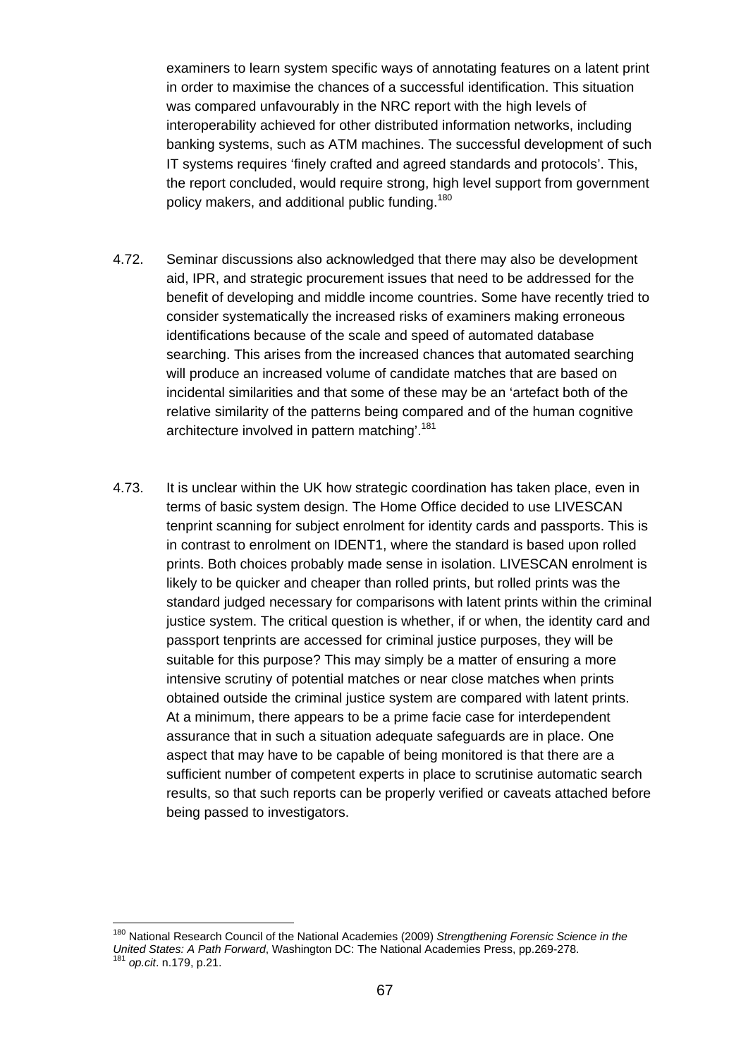examiners to learn system specific ways of annotating features on a latent print in order to maximise the chances of a successful identification. This situation was compared unfavourably in the NRC report with the high levels of interoperability achieved for other distributed information networks, including banking systems, such as ATM machines. The successful development of such IT systems requires 'finely crafted and agreed standards and protocols'. This, the report concluded, would require strong, high level support from government policy makers, and additional public funding.[180]

4.72. Seminar discussions also acknowledged that there may also be development aid, IPR, and strategic procurement issues that need to be addressed for the benefit of developing and middle income countries. Some have recently tried to consider systematically the increased risks of examiners making erroneous identifications because of the scale and speed of automated database searching. This arises from the increased chances that automated searching will produce an increased volume of candidate matches that are based on incidental similarities and that some of these may be an 'artefact both of the relative similarity of the patterns being compared and of the human cognitive architecture involved in pattern matching'.[181]

4.73. It is unclear within the UK how strategic coordination has taken place, even in terms of basic system design. The Home Office decided to use LIVESCAN tenprint scanning for subject enrolment for identity cards and passports. This is in contrast to enrolment on IDENT1, where the standard is based upon rolled prints. Both choices probably made sense in isolation. LIVESCAN enrolment is likely to be quicker and cheaper than rolled prints, but rolled prints was the standard judged necessary for comparisons with latent prints within the criminal justice system. The critical question is whether, if or when, the identity card and passport tenprints are accessed for criminal justice purposes, they will be suitable for this purpose? This may simply be a matter of ensuring a more intensive scrutiny of potential matches or near close matches when prints obtained outside the criminal justice system are compared with latent prints. At a minimum, there appears to be a prime facie case for interdependent assurance that in such a situation adequate safeguards are in place. One aspect that may have to be capable of being monitored is that there are a sufficient number of competent experts in place to scrutinise automatic search results, so that such reports can be properly verified or caveats attached before being passed to investigators.

---

[180] National Research Council of the National Academies (2009) *Strengthening Forensic Science in the United States: A Path Forward*, Washington DC: The National Academies Press, pp.269-278.

[181] *op.cit*. n.179, p.21.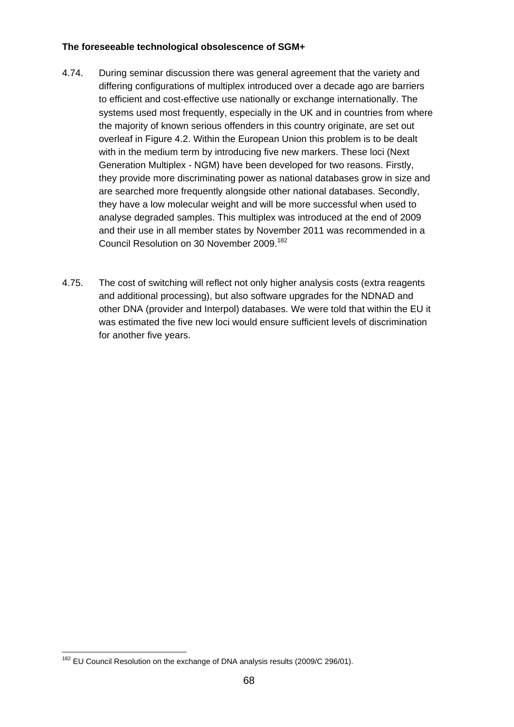**The foreseeable technological obsolescence of SGM+**

4.74. During seminar discussion there was general agreement that the variety and differing configurations of multiplex introduced over a decade ago are barriers to efficient and cost-effective use nationally or exchange internationally. The systems used most frequently, especially in the UK and in countries from where the majority of known serious offenders in this country originate, are set out overleaf in Figure 4.2. Within the European Union this problem is to be dealt with in the medium term by introducing five new markers. These loci (Next Generation Multiplex - NGM) have been developed for two reasons. Firstly, they provide more discriminating power as national databases grow in size and are searched more frequently alongside other national databases. Secondly, they have a low molecular weight and will be more successful when used to analyse degraded samples. This multiplex was introduced at the end of 2009 and their use in all member states by November 2011 was recommended in a Council Resolution on 30 November 2009.[182]

4.75. The cost of switching will reflect not only higher analysis costs (extra reagents and additional processing), but also software upgrades for the NDNAD and other DNA (provider and Interpol) databases. We were told that within the EU it was estimated the five new loci would ensure sufficient levels of discrimination for another five years.

---

[182] EU Council Resolution on the exchange of DNA analysis results (2009/C 296/01).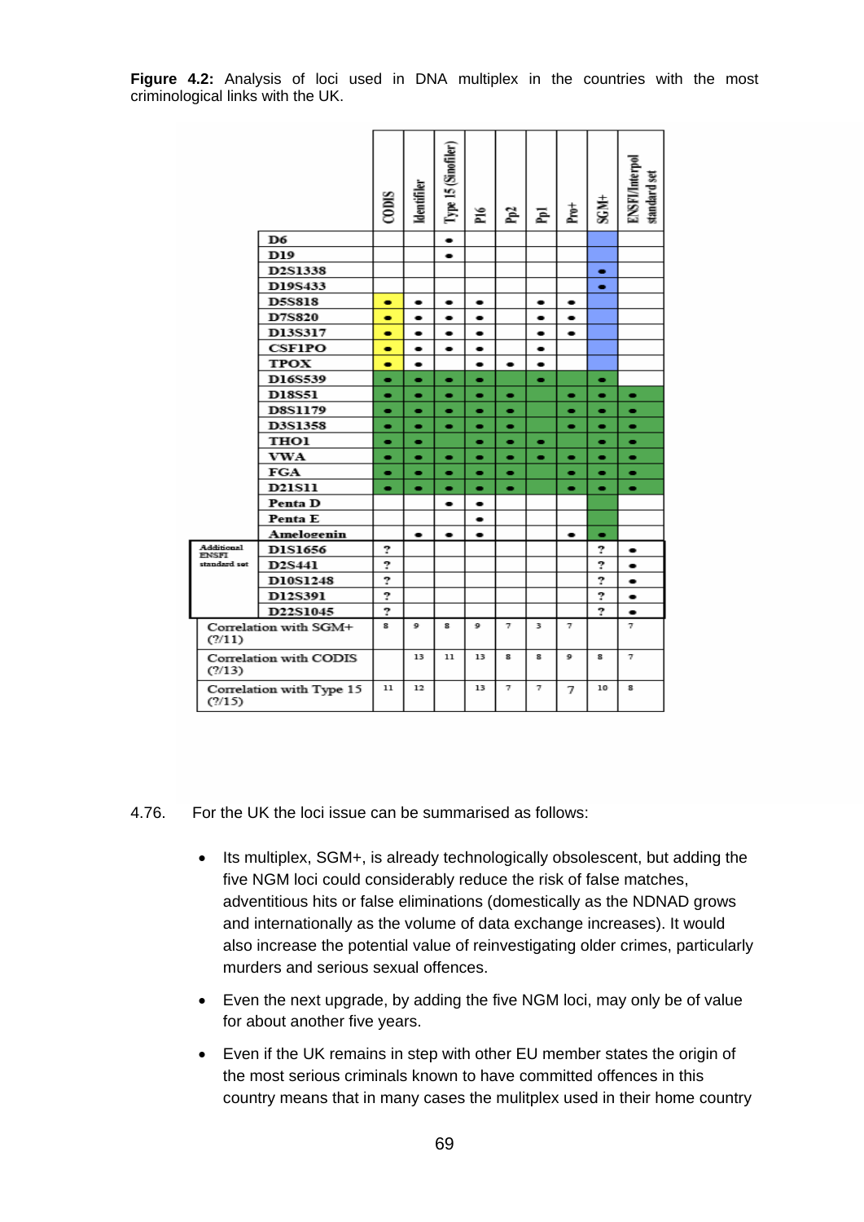**Figure 4.2:** Analysis of loci used in DNA multiplex in the countries with the most criminological links with the UK.

| | | CODIS | Identifiler | Type 15 (Sinofiler) | P16 | Pp2 | Ppl | Pro+ | SGM+ | ENSFI/Interpol standard set |
|---|---|---|---|---|---|---|---|---|---|---|
| | D6 | | | • | | | | | | |
| | D19 | | | • | | | | | | |
| | D2S1338 | | | | | | | | • | |
| | D19S433 | | | | | | | | • | |
| | D5S818 | • | • | • | • | | • | • | | |
| | D7S820 | • | • | • | • | | • | • | | |
| | D13S317 | • | • | • | • | | • | • | | |
| | CSF1PO | • | • | • | • | | • | | | |
| | TPOX | • | • | | • | • | • | | | |
| | D16S539 | • | • | • | • | | • | | • | |
| | D18S51 | • | • | • | • | • | | • | • | • |
| | D8S1179 | • | • | • | • | • | | • | • | • |
| | D3S1358 | • | • | • | • | • | | • | • | • |
| | THO1 | • | • | | • | • | • | | • | • |
| | VWA | • | • | • | • | • | • | • | • | • |
| | FGA | • | • | • | • | • | | • | • | • |
| | D21S11 | • | • | • | • | • | | • | • | • |
| | Penta D | | | • | • | | | | | |
| | Penta E | | | | • | | | | | |
| | Amelogenin | | • | • | • | | | • | • | |
| Additional ENSFI standard set | D1S1656 | ? | | | | | | | ? | • |
| | D2S441 | ? | | | | | | | ? | • |
| | D10S1248 | ? | | | | | | | ? | • |
| | D12S391 | ? | | | | | | | ? | • |
| | D22S1045 | ? | | | | | | | ? | • |
| Correlation with SGM+ (?/11) | | 8 | 9 | 8 | 9 | 7 | 3 | 7 | | 7 |
| Correlation with CODIS (?/13) | | | 13 | 11 | 13 | 8 | 8 | 9 | 8 | 7 |
| Correlation with Type 15 (?/15) | | 11 | 12 | | 13 | 7 | 7 | 7 | 10 | 8 |

4.76. For the UK the loci issue can be summarised as follows:

- Its multiplex, SGM+, is already technologically obsolescent, but adding the five NGM loci could considerably reduce the risk of false matches, adventitious hits or false eliminations (domestically as the NDNAD grows and internationally as the volume of data exchange increases). It would also increase the potential value of reinvestigating older crimes, particularly murders and serious sexual offences.
- Even the next upgrade, by adding the five NGM loci, may only be of value for about another five years.
- Even if the UK remains in step with other EU member states the origin of the most serious criminals known to have committed offences in this country means that in many cases the mulitplex used in their home country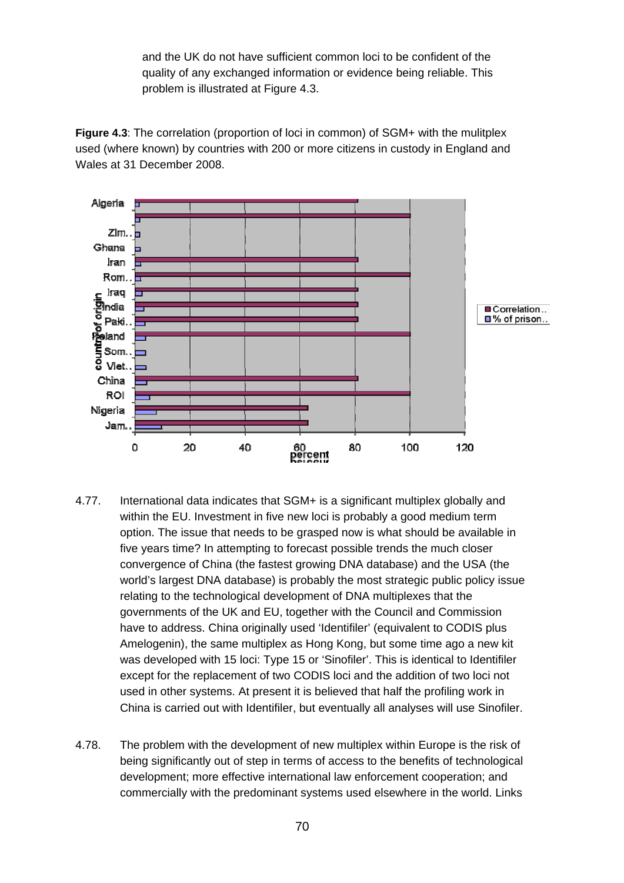and the UK do not have sufficient common loci to be confident of the quality of any exchanged information or evidence being reliable. This problem is illustrated at Figure 4.3.

**Figure 4.3**: The correlation (proportion of loci in common) of SGM+ with the mulitplex used (where known) by countries with 200 or more citizens in custody in England and Wales at 31 December 2008.

4.77. International data indicates that SGM+ is a significant multiplex globally and within the EU. Investment in five new loci is probably a good medium term option. The issue that needs to be grasped now is what should be available in five years time? In attempting to forecast possible trends the much closer convergence of China (the fastest growing DNA database) and the USA (the world's largest DNA database) is probably the most strategic public policy issue relating to the technological development of DNA multiplexes that the governments of the UK and EU, together with the Council and Commission have to address. China originally used 'Identifiler' (equivalent to CODIS plus Amelogenin), the same multiplex as Hong Kong, but some time ago a new kit was developed with 15 loci: Type 15 or 'Sinofiler'. This is identical to Identifiler except for the replacement of two CODIS loci and the addition of two loci not used in other systems. At present it is believed that half the profiling work in China is carried out with Identifiler, but eventually all analyses will use Sinofiler.

4.78. The problem with the development of new multiplex within Europe is the risk of being significantly out of step in terms of access to the benefits of technological development; more effective international law enforcement cooperation; and commercially with the predominant systems used elsewhere in the world. Links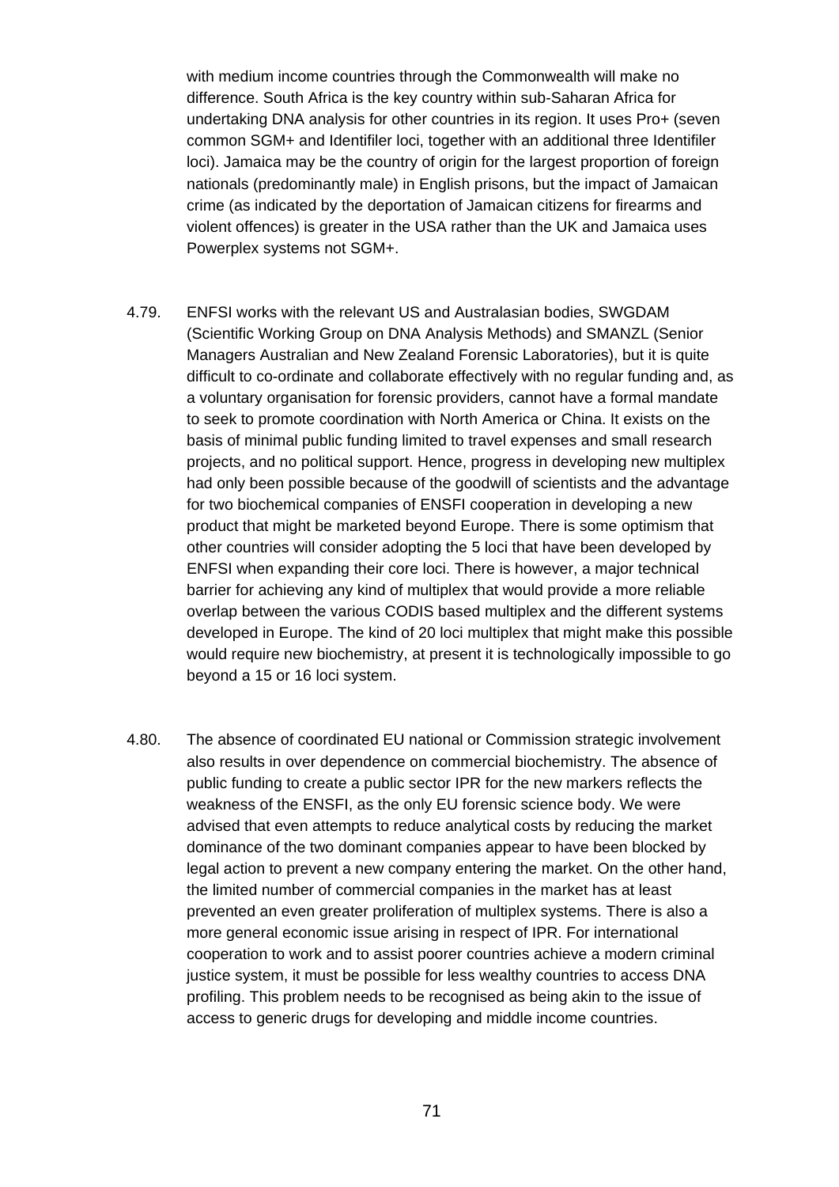with medium income countries through the Commonwealth will make no difference. South Africa is the key country within sub-Saharan Africa for undertaking DNA analysis for other countries in its region. It uses Pro+ (seven common SGM+ and Identifiler loci, together with an additional three Identifiler loci). Jamaica may be the country of origin for the largest proportion of foreign nationals (predominantly male) in English prisons, but the impact of Jamaican crime (as indicated by the deportation of Jamaican citizens for firearms and violent offences) is greater in the USA rather than the UK and Jamaica uses Powerplex systems not SGM+.

4.79. ENFSI works with the relevant US and Australasian bodies, SWGDAM (Scientific Working Group on DNA Analysis Methods) and SMANZL (Senior Managers Australian and New Zealand Forensic Laboratories), but it is quite difficult to co-ordinate and collaborate effectively with no regular funding and, as a voluntary organisation for forensic providers, cannot have a formal mandate to seek to promote coordination with North America or China. It exists on the basis of minimal public funding limited to travel expenses and small research projects, and no political support. Hence, progress in developing new multiplex had only been possible because of the goodwill of scientists and the advantage for two biochemical companies of ENSFI cooperation in developing a new product that might be marketed beyond Europe. There is some optimism that other countries will consider adopting the 5 loci that have been developed by ENFSI when expanding their core loci. There is however, a major technical barrier for achieving any kind of multiplex that would provide a more reliable overlap between the various CODIS based multiplex and the different systems developed in Europe. The kind of 20 loci multiplex that might make this possible would require new biochemistry, at present it is technologically impossible to go beyond a 15 or 16 loci system.

4.80. The absence of coordinated EU national or Commission strategic involvement also results in over dependence on commercial biochemistry. The absence of public funding to create a public sector IPR for the new markers reflects the weakness of the ENSFI, as the only EU forensic science body. We were advised that even attempts to reduce analytical costs by reducing the market dominance of the two dominant companies appear to have been blocked by legal action to prevent a new company entering the market. On the other hand, the limited number of commercial companies in the market has at least prevented an even greater proliferation of multiplex systems. There is also a more general economic issue arising in respect of IPR. For international cooperation to work and to assist poorer countries achieve a modern criminal justice system, it must be possible for less wealthy countries to access DNA profiling. This problem needs to be recognised as being akin to the issue of access to generic drugs for developing and middle income countries.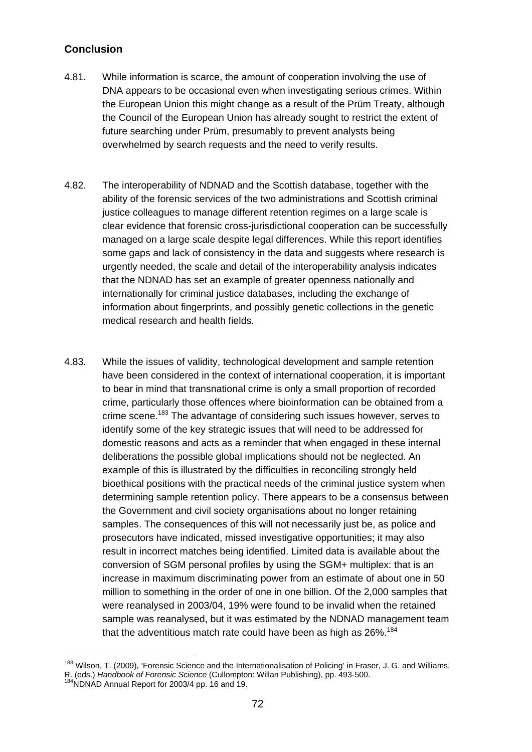## Conclusion

4.81. While information is scarce, the amount of cooperation involving the use of DNA appears to be occasional even when investigating serious crimes. Within the European Union this might change as a result of the Prüm Treaty, although the Council of the European Union has already sought to restrict the extent of future searching under Prüm, presumably to prevent analysts being overwhelmed by search requests and the need to verify results.

4.82. The interoperability of NDNAD and the Scottish database, together with the ability of the forensic services of the two administrations and Scottish criminal justice colleagues to manage different retention regimes on a large scale is clear evidence that forensic cross-jurisdictional cooperation can be successfully managed on a large scale despite legal differences. While this report identifies some gaps and lack of consistency in the data and suggests where research is urgently needed, the scale and detail of the interoperability analysis indicates that the NDNAD has set an example of greater openness nationally and internationally for criminal justice databases, including the exchange of information about fingerprints, and possibly genetic collections in the genetic medical research and health fields.

4.83. While the issues of validity, technological development and sample retention have been considered in the context of international cooperation, it is important to bear in mind that transnational crime is only a small proportion of recorded crime, particularly those offences where bioinformation can be obtained from a crime scene.[183] The advantage of considering such issues however, serves to identify some of the key strategic issues that will need to be addressed for domestic reasons and acts as a reminder that when engaged in these internal deliberations the possible global implications should not be neglected. An example of this is illustrated by the difficulties in reconciling strongly held bioethical positions with the practical needs of the criminal justice system when determining sample retention policy. There appears to be a consensus between the Government and civil society organisations about no longer retaining samples. The consequences of this will not necessarily just be, as police and prosecutors have indicated, missed investigative opportunities; it may also result in incorrect matches being identified. Limited data is available about the conversion of SGM personal profiles by using the SGM+ multiplex: that is an increase in maximum discriminating power from an estimate of about one in 50 million to something in the order of one in one billion. Of the 2,000 samples that were reanalysed in 2003/04, 19% were found to be invalid when the retained sample was reanalysed, but it was estimated by the NDNAD management team that the adventitious match rate could have been as high as 26%.[184]

---

[183] Wilson, T. (2009), 'Forensic Science and the Internationalisation of Policing' in Fraser, J. G. and Williams, R. (eds.) *Handbook of Forensic Science* (Cullompton: Willan Publishing), pp. 493-500.

[184] NDNAD Annual Report for 2003/4 pp. 16 and 19.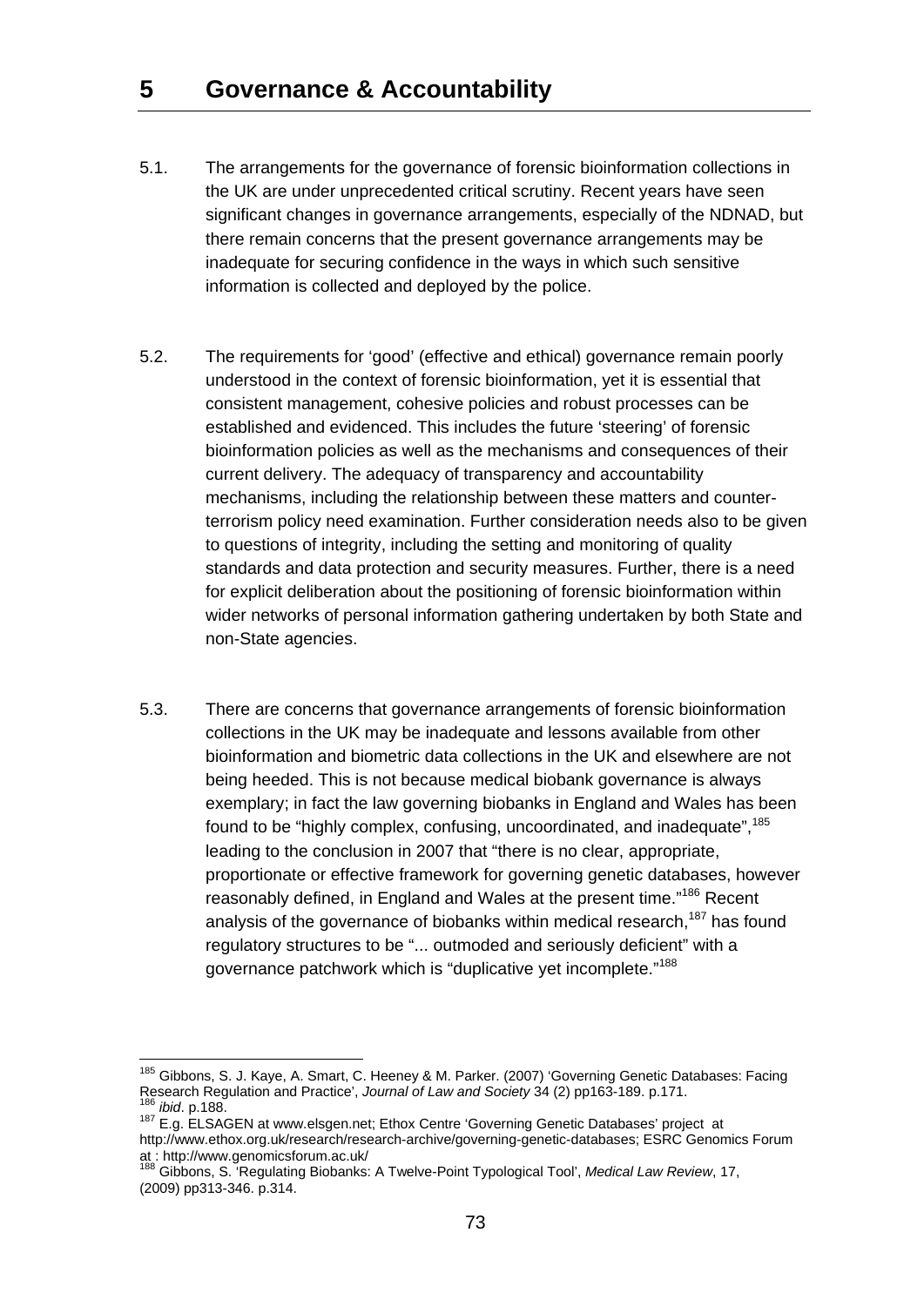# 5 Governance & Accountability

5.1. The arrangements for the governance of forensic bioinformation collections in the UK are under unprecedented critical scrutiny. Recent years have seen significant changes in governance arrangements, especially of the NDNAD, but there remain concerns that the present governance arrangements may be inadequate for securing confidence in the ways in which such sensitive information is collected and deployed by the police.

5.2. The requirements for 'good' (effective and ethical) governance remain poorly understood in the context of forensic bioinformation, yet it is essential that consistent management, cohesive policies and robust processes can be established and evidenced. This includes the future 'steering' of forensic bioinformation policies as well as the mechanisms and consequences of their current delivery. The adequacy of transparency and accountability mechanisms, including the relationship between these matters and counter-terrorism policy need examination. Further consideration needs also to be given to questions of integrity, including the setting and monitoring of quality standards and data protection and security measures. Further, there is a need for explicit deliberation about the positioning of forensic bioinformation within wider networks of personal information gathering undertaken by both State and non-State agencies.

5.3. There are concerns that governance arrangements of forensic bioinformation collections in the UK may be inadequate and lessons available from other bioinformation and biometric data collections in the UK and elsewhere are not being heeded. This is not because medical biobank governance is always exemplary; in fact the law governing biobanks in England and Wales has been found to be "highly complex, confusing, uncoordinated, and inadequate",[185] leading to the conclusion in 2007 that "there is no clear, appropriate, proportionate or effective framework for governing genetic databases, however reasonably defined, in England and Wales at the present time."[186] Recent analysis of the governance of biobanks within medical research,[187] has found regulatory structures to be "... outmoded and seriously deficient" with a governance patchwork which is "duplicative yet incomplete."[188]

---

[185] Gibbons, S. J. Kaye, A. Smart, C. Heeney & M. Parker. (2007) 'Governing Genetic Databases: Facing Research Regulation and Practice', *Journal of Law and Society* 34 (2) pp163-189. p.171.

[186] *ibid*. p.188.

[187] E.g. ELSAGEN at www.elsgen.net; Ethox Centre 'Governing Genetic Databases' project at http://www.ethox.org.uk/research/research-archive/governing-genetic-databases; ESRC Genomics Forum at : http://www.genomicsforum.ac.uk/

[188] Gibbons, S. 'Regulating Biobanks: A Twelve-Point Typological Tool', *Medical Law Review*, 17, (2009) pp313-346. p.314.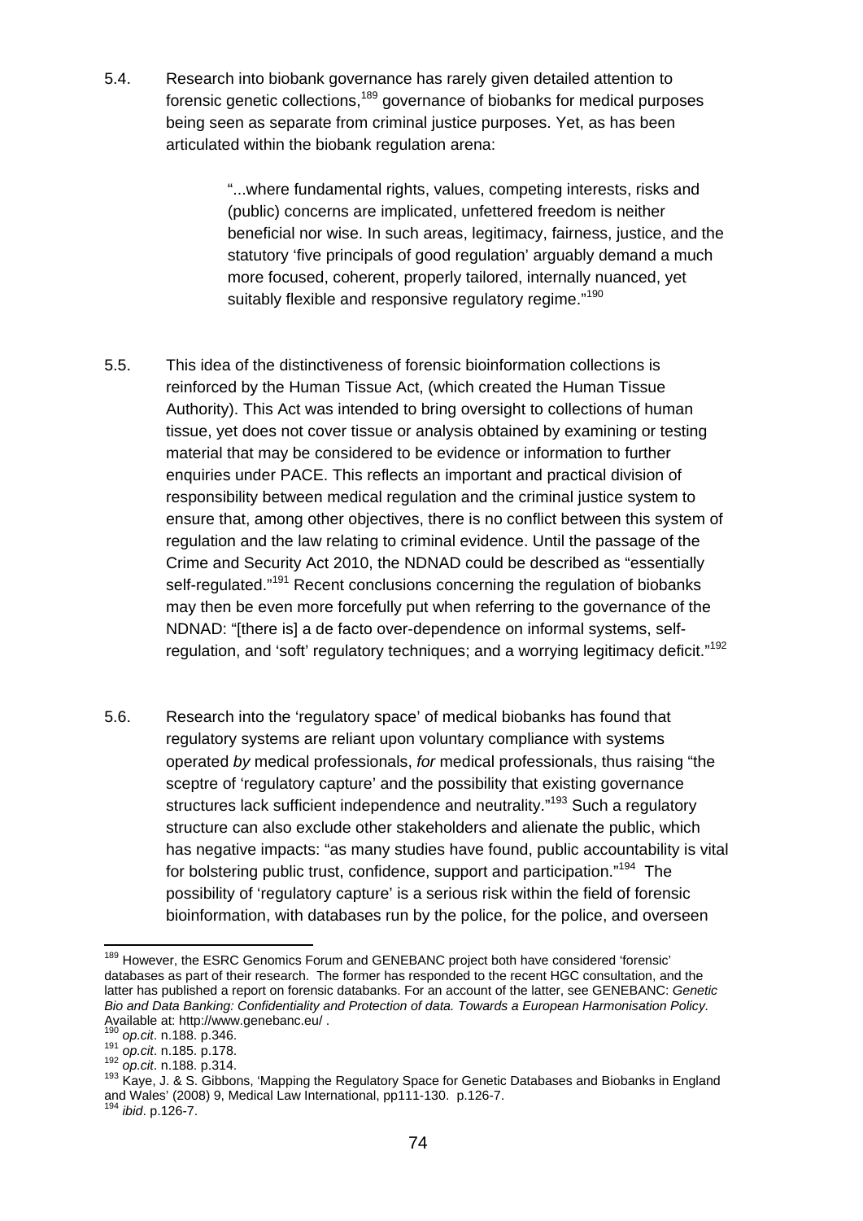5.4. Research into biobank governance has rarely given detailed attention to forensic genetic collections,[189] governance of biobanks for medical purposes being seen as separate from criminal justice purposes. Yet, as has been articulated within the biobank regulation arena:

> "...where fundamental rights, values, competing interests, risks and (public) concerns are implicated, unfettered freedom is neither beneficial nor wise. In such areas, legitimacy, fairness, justice, and the statutory 'five principals of good regulation' arguably demand a much more focused, coherent, properly tailored, internally nuanced, yet suitably flexible and responsive regulatory regime."[190]

5.5. This idea of the distinctiveness of forensic bioinformation collections is reinforced by the Human Tissue Act, (which created the Human Tissue Authority). This Act was intended to bring oversight to collections of human tissue, yet does not cover tissue or analysis obtained by examining or testing material that may be considered to be evidence or information to further enquiries under PACE. This reflects an important and practical division of responsibility between medical regulation and the criminal justice system to ensure that, among other objectives, there is no conflict between this system of regulation and the law relating to criminal evidence. Until the passage of the Crime and Security Act 2010, the NDNAD could be described as "essentially self-regulated."[191] Recent conclusions concerning the regulation of biobanks may then be even more forcefully put when referring to the governance of the NDNAD: "[there is] a de facto over-dependence on informal systems, self-regulation, and 'soft' regulatory techniques; and a worrying legitimacy deficit."[192]

5.6. Research into the 'regulatory space' of medical biobanks has found that regulatory systems are reliant upon voluntary compliance with systems operated *by* medical professionals, *for* medical professionals, thus raising "the sceptre of 'regulatory capture' and the possibility that existing governance structures lack sufficient independence and neutrality."[193] Such a regulatory structure can also exclude other stakeholders and alienate the public, which has negative impacts: "as many studies have found, public accountability is vital for bolstering public trust, confidence, support and participation."[194] The possibility of 'regulatory capture' is a serious risk within the field of forensic bioinformation, with databases run by the police, for the police, and overseen

---

[189] However, the ESRC Genomics Forum and GENEBANC project both have considered 'forensic' databases as part of their research. The former has responded to the recent HGC consultation, and the latter has published a report on forensic databanks. For an account of the latter, see GENEBANC: *Genetic Bio and Data Banking: Confidentiality and Protection of data. Towards a European Harmonisation Policy.* Available at: http://www.genebanc.eu/ .

[190] *op.cit*. n.188. p.346.

[191] *op.cit*. n.185. p.178.

[192] *op.cit*. n.188. p.314.

[193] Kaye, J. & S. Gibbons, 'Mapping the Regulatory Space for Genetic Databases and Biobanks in England and Wales' (2008) 9, Medical Law International, pp111-130. p.126-7.

[194] *ibid*. p.126-7.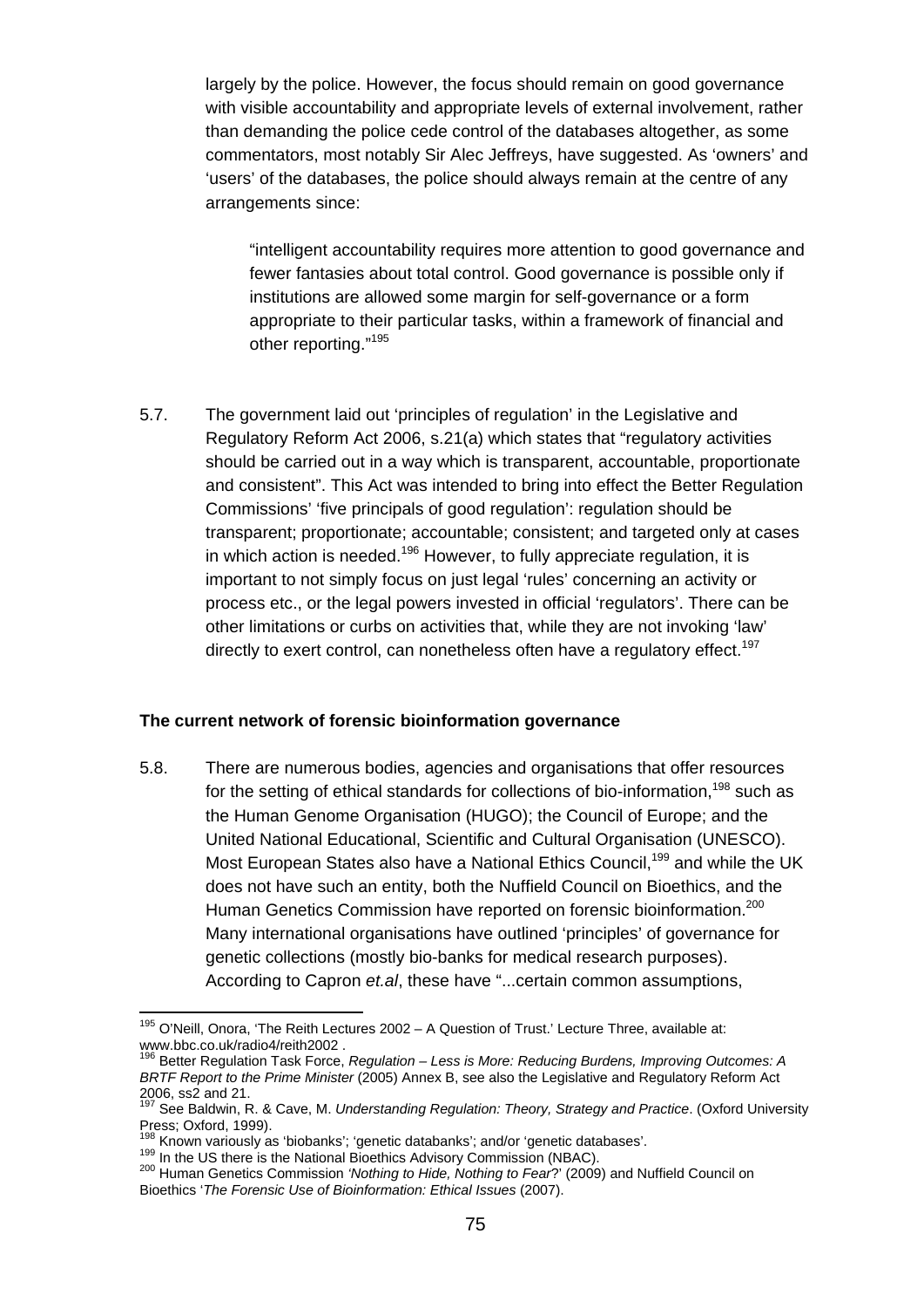largely by the police. However, the focus should remain on good governance with visible accountability and appropriate levels of external involvement, rather than demanding the police cede control of the databases altogether, as some commentators, most notably Sir Alec Jeffreys, have suggested. As 'owners' and 'users' of the databases, the police should always remain at the centre of any arrangements since:

> "intelligent accountability requires more attention to good governance and fewer fantasies about total control. Good governance is possible only if institutions are allowed some margin for self-governance or a form appropriate to their particular tasks, within a framework of financial and other reporting."[195]

5.7. The government laid out 'principles of regulation' in the Legislative and Regulatory Reform Act 2006, s.21(a) which states that "regulatory activities should be carried out in a way which is transparent, accountable, proportionate and consistent". This Act was intended to bring into effect the Better Regulation Commissions' 'five principals of good regulation': regulation should be transparent; proportionate; accountable; consistent; and targeted only at cases in which action is needed.[196] However, to fully appreciate regulation, it is important to not simply focus on just legal 'rules' concerning an activity or process etc., or the legal powers invested in official 'regulators'. There can be other limitations or curbs on activities that, while they are not invoking 'law' directly to exert control, can nonetheless often have a regulatory effect.[197]

**The current network of forensic bioinformation governance**

5.8. There are numerous bodies, agencies and organisations that offer resources for the setting of ethical standards for collections of bio-information,[198] such as the Human Genome Organisation (HUGO); the Council of Europe; and the United National Educational, Scientific and Cultural Organisation (UNESCO). Most European States also have a National Ethics Council,[199] and while the UK does not have such an entity, both the Nuffield Council on Bioethics, and the Human Genetics Commission have reported on forensic bioinformation.[200] Many international organisations have outlined 'principles' of governance for genetic collections (mostly bio-banks for medical research purposes). According to Capron *et.al*, these have "...certain common assumptions,

---

[195] O'Neill, Onora, 'The Reith Lectures 2002 – A Question of Trust.' Lecture Three, available at: www.bbc.co.uk/radio4/reith2002 .

[196] Better Regulation Task Force, *Regulation – Less is More: Reducing Burdens, Improving Outcomes: A BRTF Report to the Prime Minister* (2005) Annex B, see also the Legislative and Regulatory Reform Act 2006, ss2 and 21.

[197] See Baldwin, R. & Cave, M. *Understanding Regulation: Theory, Strategy and Practice*. (Oxford University Press; Oxford, 1999).

[198] Known variously as 'biobanks'; 'genetic databanks'; and/or 'genetic databases'.

[199] In the US there is the National Bioethics Advisory Commission (NBAC).

[200] Human Genetics Commission *'Nothing to Hide, Nothing to Fear*?' (2009) and Nuffield Council on Bioethics '*The Forensic Use of Bioinformation: Ethical Issues* (2007).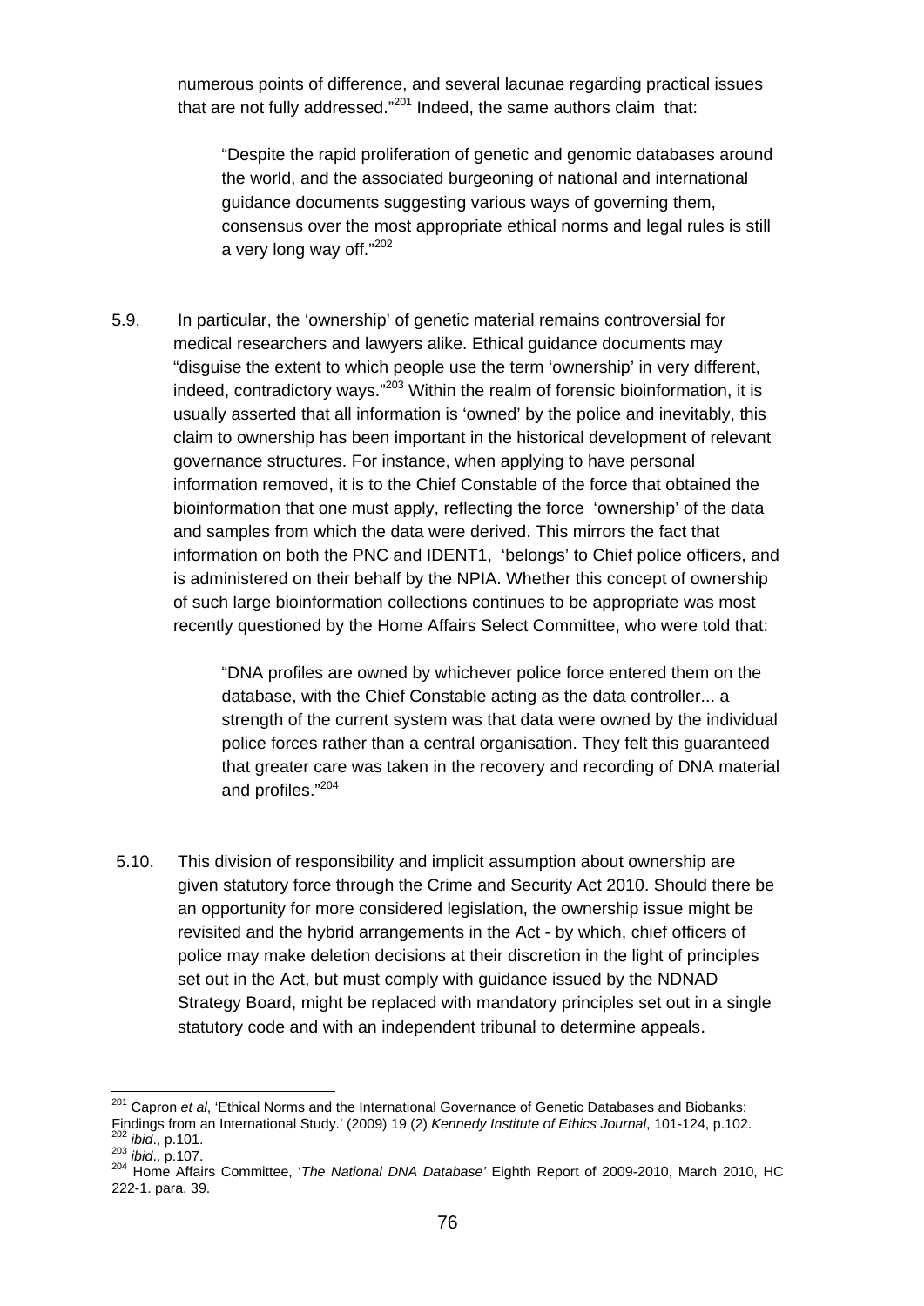numerous points of difference, and several lacunae regarding practical issues that are not fully addressed."[201] Indeed, the same authors claim that:

> "Despite the rapid proliferation of genetic and genomic databases around the world, and the associated burgeoning of national and international guidance documents suggesting various ways of governing them, consensus over the most appropriate ethical norms and legal rules is still a very long way off."[202]

5.9. In particular, the 'ownership' of genetic material remains controversial for medical researchers and lawyers alike. Ethical guidance documents may "disguise the extent to which people use the term 'ownership' in very different, indeed, contradictory ways."[203] Within the realm of forensic bioinformation, it is usually asserted that all information is 'owned' by the police and inevitably, this claim to ownership has been important in the historical development of relevant governance structures. For instance, when applying to have personal information removed, it is to the Chief Constable of the force that obtained the bioinformation that one must apply, reflecting the force 'ownership' of the data and samples from which the data were derived. This mirrors the fact that information on both the PNC and IDENT1, 'belongs' to Chief police officers, and is administered on their behalf by the NPIA. Whether this concept of ownership of such large bioinformation collections continues to be appropriate was most recently questioned by the Home Affairs Select Committee, who were told that:

> "DNA profiles are owned by whichever police force entered them on the database, with the Chief Constable acting as the data controller... a strength of the current system was that data were owned by the individual police forces rather than a central organisation. They felt this guaranteed that greater care was taken in the recovery and recording of DNA material and profiles."[204]

5.10. This division of responsibility and implicit assumption about ownership are given statutory force through the Crime and Security Act 2010. Should there be an opportunity for more considered legislation, the ownership issue might be revisited and the hybrid arrangements in the Act - by which, chief officers of police may make deletion decisions at their discretion in the light of principles set out in the Act, but must comply with guidance issued by the NDNAD Strategy Board, might be replaced with mandatory principles set out in a single statutory code and with an independent tribunal to determine appeals.

---

[201] Capron *et al*, 'Ethical Norms and the International Governance of Genetic Databases and Biobanks: Findings from an International Study.' (2009) 19 (2) *Kennedy Institute of Ethics Journal*, 101-124, p.102.
[202] *ibid*., p.101.
[203] *ibid*., p.107.
[204] Home Affairs Committee, '*The National DNA Database'* Eighth Report of 2009-2010, March 2010, HC 222-1. para. 39.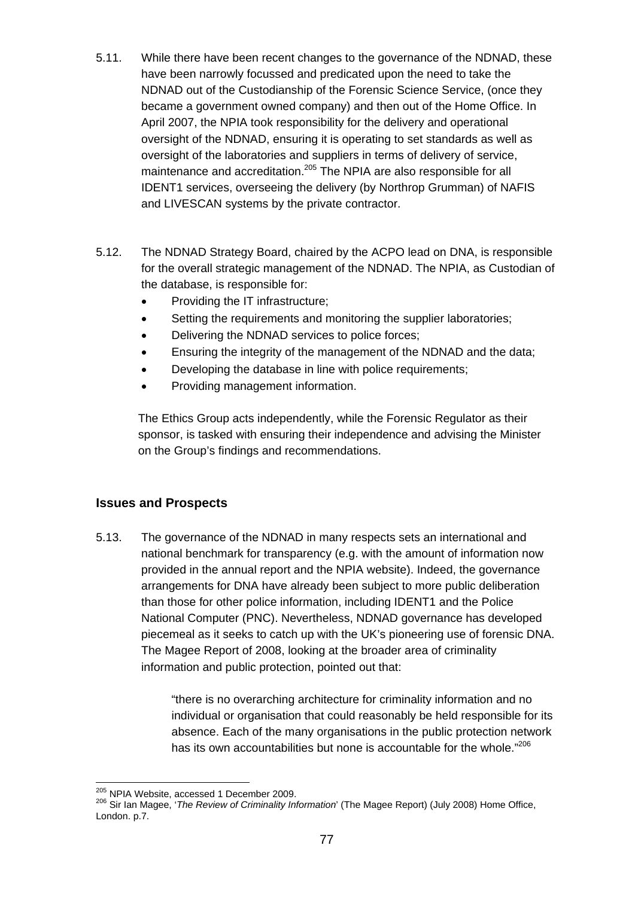5.11. While there have been recent changes to the governance of the NDNAD, these have been narrowly focussed and predicated upon the need to take the NDNAD out of the Custodianship of the Forensic Science Service, (once they became a government owned company) and then out of the Home Office. In April 2007, the NPIA took responsibility for the delivery and operational oversight of the NDNAD, ensuring it is operating to set standards as well as oversight of the laboratories and suppliers in terms of delivery of service, maintenance and accreditation.[205] The NPIA are also responsible for all IDENT1 services, overseeing the delivery (by Northrop Grumman) of NAFIS and LIVESCAN systems by the private contractor.

5.12. The NDNAD Strategy Board, chaired by the ACPO lead on DNA, is responsible for the overall strategic management of the NDNAD. The NPIA, as Custodian of the database, is responsible for:

- Providing the IT infrastructure;
- Setting the requirements and monitoring the supplier laboratories;
- Delivering the NDNAD services to police forces;
- Ensuring the integrity of the management of the NDNAD and the data;
- Developing the database in line with police requirements;
- Providing management information.

The Ethics Group acts independently, while the Forensic Regulator as their sponsor, is tasked with ensuring their independence and advising the Minister on the Group's findings and recommendations.

## Issues and Prospects

5.13. The governance of the NDNAD in many respects sets an international and national benchmark for transparency (e.g. with the amount of information now provided in the annual report and the NPIA website). Indeed, the governance arrangements for DNA have already been subject to more public deliberation than those for other police information, including IDENT1 and the Police National Computer (PNC). Nevertheless, NDNAD governance has developed piecemeal as it seeks to catch up with the UK's pioneering use of forensic DNA. The Magee Report of 2008, looking at the broader area of criminality information and public protection, pointed out that:

> "there is no overarching architecture for criminality information and no individual or organisation that could reasonably be held responsible for its absence. Each of the many organisations in the public protection network has its own accountabilities but none is accountable for the whole."[206]

---

[205] NPIA Website, accessed 1 December 2009.

[206] Sir Ian Magee, '*The Review of Criminality Information*' (The Magee Report) (July 2008) Home Office, London. p.7.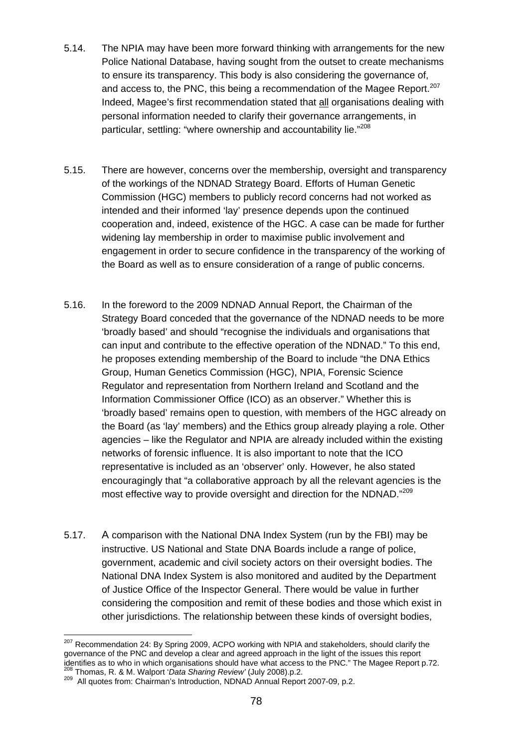5.14. The NPIA may have been more forward thinking with arrangements for the new Police National Database, having sought from the outset to create mechanisms to ensure its transparency. This body is also considering the governance of, and access to, the PNC, this being a recommendation of the Magee Report.[207] Indeed, Magee's first recommendation stated that all organisations dealing with personal information needed to clarify their governance arrangements, in particular, settling: "where ownership and accountability lie."[208]

5.15. There are however, concerns over the membership, oversight and transparency of the workings of the NDNAD Strategy Board. Efforts of Human Genetic Commission (HGC) members to publicly record concerns had not worked as intended and their informed 'lay' presence depends upon the continued cooperation and, indeed, existence of the HGC. A case can be made for further widening lay membership in order to maximise public involvement and engagement in order to secure confidence in the transparency of the working of the Board as well as to ensure consideration of a range of public concerns.

5.16. In the foreword to the 2009 NDNAD Annual Report, the Chairman of the Strategy Board conceded that the governance of the NDNAD needs to be more 'broadly based' and should "recognise the individuals and organisations that can input and contribute to the effective operation of the NDNAD." To this end, he proposes extending membership of the Board to include "the DNA Ethics Group, Human Genetics Commission (HGC), NPIA, Forensic Science Regulator and representation from Northern Ireland and Scotland and the Information Commissioner Office (ICO) as an observer." Whether this is 'broadly based' remains open to question, with members of the HGC already on the Board (as 'lay' members) and the Ethics group already playing a role. Other agencies – like the Regulator and NPIA are already included within the existing networks of forensic influence. It is also important to note that the ICO representative is included as an 'observer' only. However, he also stated encouragingly that "a collaborative approach by all the relevant agencies is the most effective way to provide oversight and direction for the NDNAD."[209]

5.17. A comparison with the National DNA Index System (run by the FBI) may be instructive. US National and State DNA Boards include a range of police, government, academic and civil society actors on their oversight bodies. The National DNA Index System is also monitored and audited by the Department of Justice Office of the Inspector General. There would be value in further considering the composition and remit of these bodies and those which exist in other jurisdictions. The relationship between these kinds of oversight bodies,

---

[207] Recommendation 24: By Spring 2009, ACPO working with NPIA and stakeholders, should clarify the governance of the PNC and develop a clear and agreed approach in the light of the issues this report identifies as to who in which organisations should have what access to the PNC." The Magee Report p.72.

[208] Thomas, R. & M. Walport '*Data Sharing Review*' (July 2008).p.2.

[209] All quotes from: Chairman's Introduction, NDNAD Annual Report 2007-09, p.2.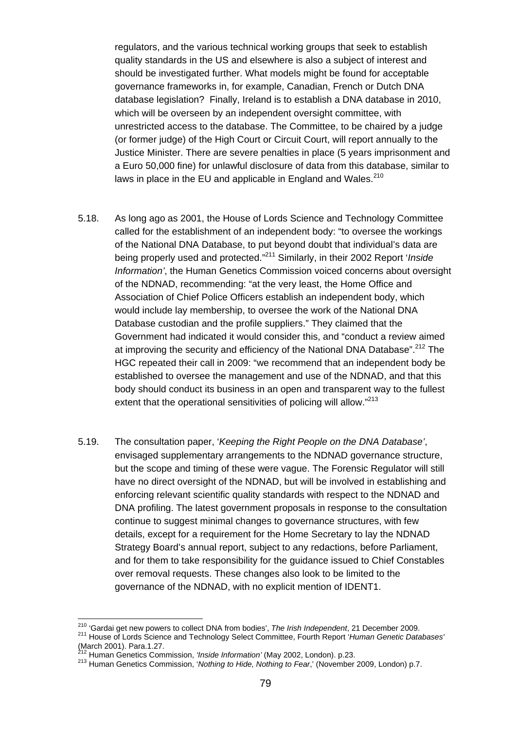regulators, and the various technical working groups that seek to establish quality standards in the US and elsewhere is also a subject of interest and should be investigated further. What models might be found for acceptable governance frameworks in, for example, Canadian, French or Dutch DNA database legislation? Finally, Ireland is to establish a DNA database in 2010, which will be overseen by an independent oversight committee, with unrestricted access to the database. The Committee, to be chaired by a judge (or former judge) of the High Court or Circuit Court, will report annually to the Justice Minister. There are severe penalties in place (5 years imprisonment and a Euro 50,000 fine) for unlawful disclosure of data from this database, similar to laws in place in the EU and applicable in England and Wales.[210]

5.18. As long ago as 2001, the House of Lords Science and Technology Committee called for the establishment of an independent body: "to oversee the workings of the National DNA Database, to put beyond doubt that individual's data are being properly used and protected."[211] Similarly, in their 2002 Report '*Inside Information'*, the Human Genetics Commission voiced concerns about oversight of the NDNAD, recommending: "at the very least, the Home Office and Association of Chief Police Officers establish an independent body, which would include lay membership, to oversee the work of the National DNA Database custodian and the profile suppliers." They claimed that the Government had indicated it would consider this, and "conduct a review aimed at improving the security and efficiency of the National DNA Database".[212] The HGC repeated their call in 2009: "we recommend that an independent body be established to oversee the management and use of the NDNAD, and that this body should conduct its business in an open and transparent way to the fullest extent that the operational sensitivities of policing will allow."[213]

5.19. The consultation paper, '*Keeping the Right People on the DNA Database'*, envisaged supplementary arrangements to the NDNAD governance structure, but the scope and timing of these were vague. The Forensic Regulator will still have no direct oversight of the NDNAD, but will be involved in establishing and enforcing relevant scientific quality standards with respect to the NDNAD and DNA profiling. The latest government proposals in response to the consultation continue to suggest minimal changes to governance structures, with few details, except for a requirement for the Home Secretary to lay the NDNAD Strategy Board's annual report, subject to any redactions, before Parliament, and for them to take responsibility for the guidance issued to Chief Constables over removal requests. These changes also look to be limited to the governance of the NDNAD, with no explicit mention of IDENT1.

---

[210] 'Gardai get new powers to collect DNA from bodies', *The Irish Independent*, 21 December 2009.

[211] House of Lords Science and Technology Select Committee, Fourth Report '*Human Genetic Databases'* (March 2001). Para.1.27.

[212] Human Genetics Commission, *'Inside Information'* (May 2002, London). p.23.

[213] Human Genetics Commission, '*Nothing to Hide, Nothing to Fear*,' (November 2009, London) p.7.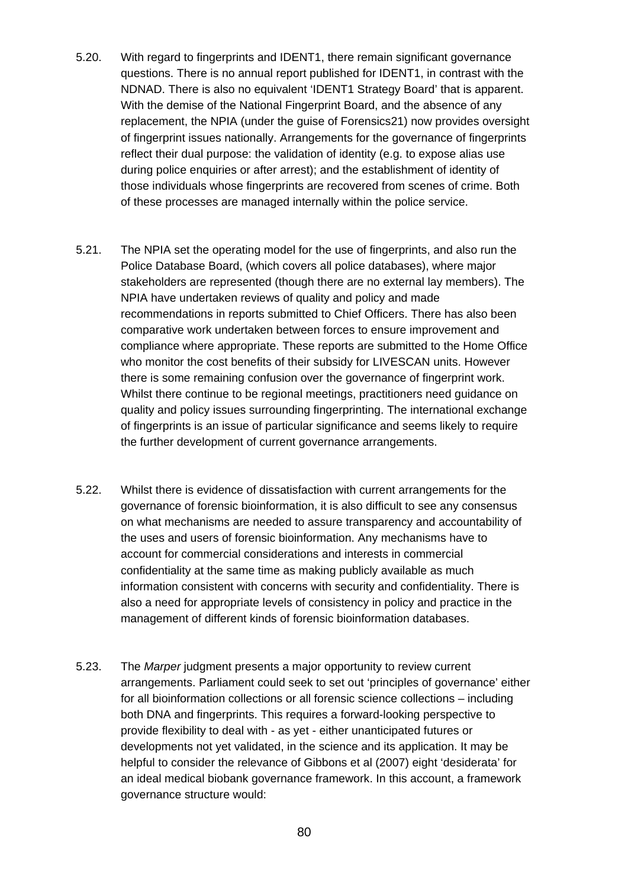5.20. With regard to fingerprints and IDENT1, there remain significant governance questions. There is no annual report published for IDENT1, in contrast with the NDNAD. There is also no equivalent 'IDENT1 Strategy Board' that is apparent. With the demise of the National Fingerprint Board, and the absence of any replacement, the NPIA (under the guise of Forensics21) now provides oversight of fingerprint issues nationally. Arrangements for the governance of fingerprints reflect their dual purpose: the validation of identity (e.g. to expose alias use during police enquiries or after arrest); and the establishment of identity of those individuals whose fingerprints are recovered from scenes of crime. Both of these processes are managed internally within the police service.

5.21. The NPIA set the operating model for the use of fingerprints, and also run the Police Database Board, (which covers all police databases), where major stakeholders are represented (though there are no external lay members). The NPIA have undertaken reviews of quality and policy and made recommendations in reports submitted to Chief Officers. There has also been comparative work undertaken between forces to ensure improvement and compliance where appropriate. These reports are submitted to the Home Office who monitor the cost benefits of their subsidy for LIVESCAN units. However there is some remaining confusion over the governance of fingerprint work. Whilst there continue to be regional meetings, practitioners need guidance on quality and policy issues surrounding fingerprinting. The international exchange of fingerprints is an issue of particular significance and seems likely to require the further development of current governance arrangements.

5.22. Whilst there is evidence of dissatisfaction with current arrangements for the governance of forensic bioinformation, it is also difficult to see any consensus on what mechanisms are needed to assure transparency and accountability of the uses and users of forensic bioinformation. Any mechanisms have to account for commercial considerations and interests in commercial confidentiality at the same time as making publicly available as much information consistent with concerns with security and confidentiality. There is also a need for appropriate levels of consistency in policy and practice in the management of different kinds of forensic bioinformation databases.

5.23. The *Marper* judgment presents a major opportunity to review current arrangements. Parliament could seek to set out 'principles of governance' either for all bioinformation collections or all forensic science collections – including both DNA and fingerprints. This requires a forward-looking perspective to provide flexibility to deal with - as yet - either unanticipated futures or developments not yet validated, in the science and its application. It may be helpful to consider the relevance of Gibbons et al (2007) eight 'desiderata' for an ideal medical biobank governance framework. In this account, a framework governance structure would: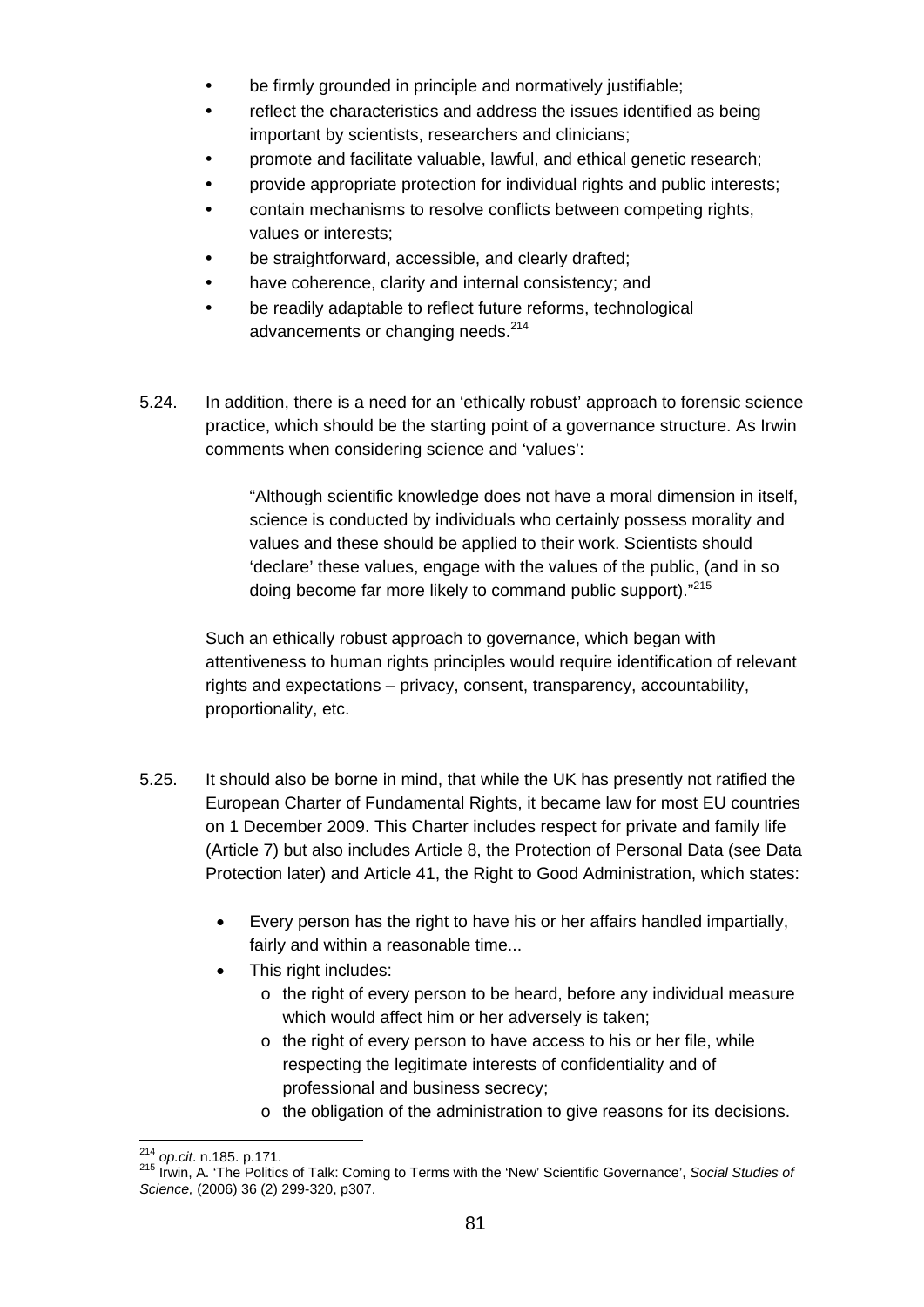- be firmly grounded in principle and normatively justifiable;
- reflect the characteristics and address the issues identified as being important by scientists, researchers and clinicians;
- promote and facilitate valuable, lawful, and ethical genetic research;
- provide appropriate protection for individual rights and public interests;
- contain mechanisms to resolve conflicts between competing rights, values or interests;
- be straightforward, accessible, and clearly drafted;
- have coherence, clarity and internal consistency; and
- be readily adaptable to reflect future reforms, technological advancements or changing needs.[214]

5.24. In addition, there is a need for an 'ethically robust' approach to forensic science practice, which should be the starting point of a governance structure. As Irwin comments when considering science and 'values':

> "Although scientific knowledge does not have a moral dimension in itself, science is conducted by individuals who certainly possess morality and values and these should be applied to their work. Scientists should 'declare' these values, engage with the values of the public, (and in so doing become far more likely to command public support)."[215]

Such an ethically robust approach to governance, which began with attentiveness to human rights principles would require identification of relevant rights and expectations – privacy, consent, transparency, accountability, proportionality, etc.

5.25. It should also be borne in mind, that while the UK has presently not ratified the European Charter of Fundamental Rights, it became law for most EU countries on 1 December 2009. This Charter includes respect for private and family life (Article 7) but also includes Article 8, the Protection of Personal Data (see Data Protection later) and Article 41, the Right to Good Administration, which states:

- Every person has the right to have his or her affairs handled impartially, fairly and within a reasonable time...
- This right includes:
  - the right of every person to be heard, before any individual measure which would affect him or her adversely is taken;
  - the right of every person to have access to his or her file, while respecting the legitimate interests of confidentiality and of professional and business secrecy;
  - the obligation of the administration to give reasons for its decisions.

---

[214] *op.cit*. n.185. p.171.

[215] Irwin, A. 'The Politics of Talk: Coming to Terms with the 'New' Scientific Governance', *Social Studies of Science,* (2006) 36 (2) 299-320, p307.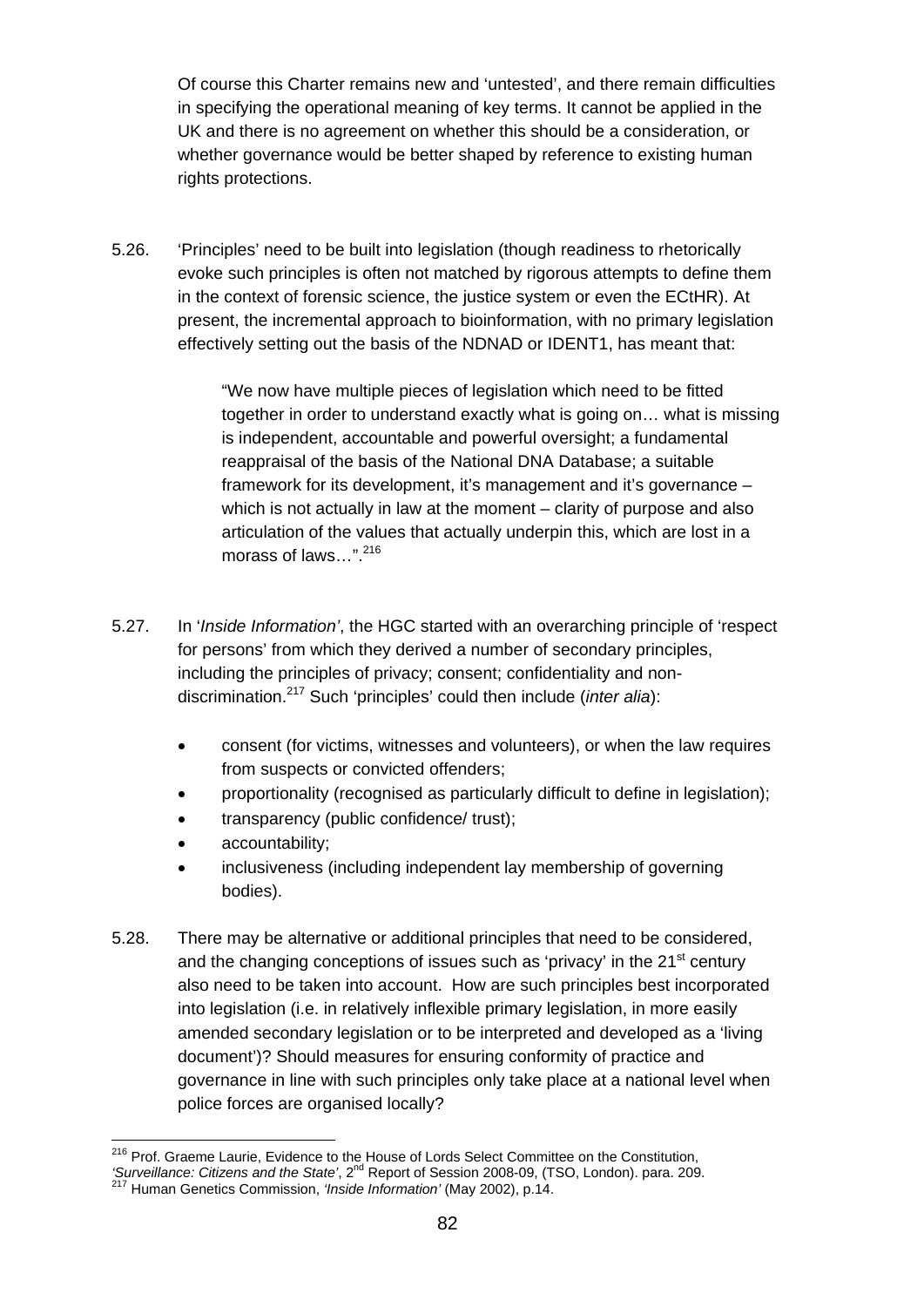Of course this Charter remains new and 'untested', and there remain difficulties in specifying the operational meaning of key terms. It cannot be applied in the UK and there is no agreement on whether this should be a consideration, or whether governance would be better shaped by reference to existing human rights protections.

5.26. 'Principles' need to be built into legislation (though readiness to rhetorically evoke such principles is often not matched by rigorous attempts to define them in the context of forensic science, the justice system or even the ECtHR). At present, the incremental approach to bioinformation, with no primary legislation effectively setting out the basis of the NDNAD or IDENT1, has meant that:

> "We now have multiple pieces of legislation which need to be fitted together in order to understand exactly what is going on… what is missing is independent, accountable and powerful oversight; a fundamental reappraisal of the basis of the National DNA Database; a suitable framework for its development, it's management and it's governance – which is not actually in law at the moment – clarity of purpose and also articulation of the values that actually underpin this, which are lost in a morass of laws…".[216]

5.27. In '*Inside Information'*, the HGC started with an overarching principle of 'respect for persons' from which they derived a number of secondary principles, including the principles of privacy; consent; confidentiality and non-discrimination.[217] Such 'principles' could then include (*inter alia*):

- consent (for victims, witnesses and volunteers), or when the law requires from suspects or convicted offenders;
- proportionality (recognised as particularly difficult to define in legislation);
- transparency (public confidence/ trust);
- accountability;
- inclusiveness (including independent lay membership of governing bodies).

5.28. There may be alternative or additional principles that need to be considered, and the changing conceptions of issues such as 'privacy' in the 21st century also need to be taken into account. How are such principles best incorporated into legislation (i.e. in relatively inflexible primary legislation, in more easily amended secondary legislation or to be interpreted and developed as a 'living document')? Should measures for ensuring conformity of practice and governance in line with such principles only take place at a national level when police forces are organised locally?

---

[216] Prof. Graeme Laurie, Evidence to the House of Lords Select Committee on the Constitution, *'Surveillance: Citizens and the State'*, 2nd Report of Session 2008-09, (TSO, London). para. 209.

[217] Human Genetics Commission, *'Inside Information'* (May 2002), p.14.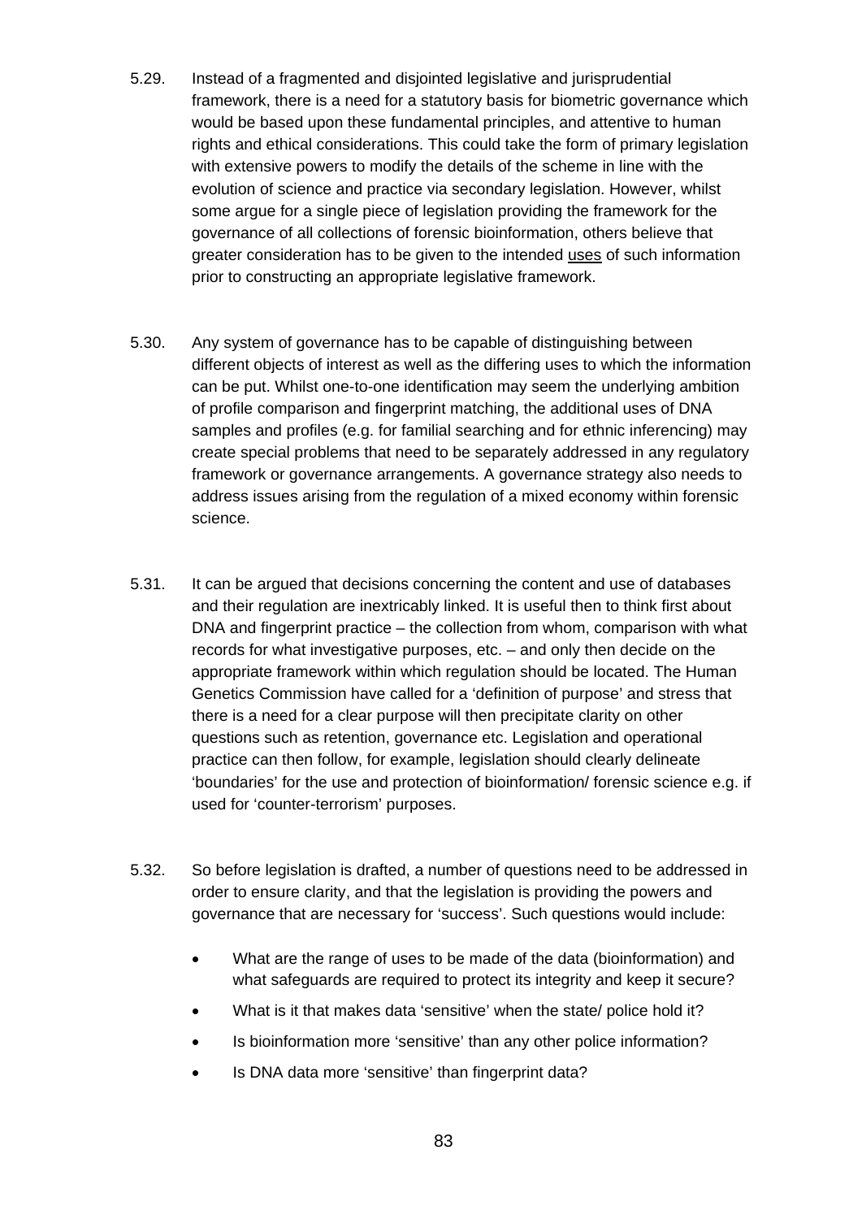5.29. Instead of a fragmented and disjointed legislative and jurisprudential framework, there is a need for a statutory basis for biometric governance which would be based upon these fundamental principles, and attentive to human rights and ethical considerations. This could take the form of primary legislation with extensive powers to modify the details of the scheme in line with the evolution of science and practice via secondary legislation. However, whilst some argue for a single piece of legislation providing the framework for the governance of all collections of forensic bioinformation, others believe that greater consideration has to be given to the intended <u>uses</u> of such information prior to constructing an appropriate legislative framework.

5.30. Any system of governance has to be capable of distinguishing between different objects of interest as well as the differing uses to which the information can be put. Whilst one-to-one identification may seem the underlying ambition of profile comparison and fingerprint matching, the additional uses of DNA samples and profiles (e.g. for familial searching and for ethnic inferencing) may create special problems that need to be separately addressed in any regulatory framework or governance arrangements. A governance strategy also needs to address issues arising from the regulation of a mixed economy within forensic science.

5.31. It can be argued that decisions concerning the content and use of databases and their regulation are inextricably linked. It is useful then to think first about DNA and fingerprint practice – the collection from whom, comparison with what records for what investigative purposes, etc. – and only then decide on the appropriate framework within which regulation should be located. The Human Genetics Commission have called for a 'definition of purpose' and stress that there is a need for a clear purpose will then precipitate clarity on other questions such as retention, governance etc. Legislation and operational practice can then follow, for example, legislation should clearly delineate 'boundaries' for the use and protection of bioinformation/ forensic science e.g. if used for 'counter-terrorism' purposes.

5.32. So before legislation is drafted, a number of questions need to be addressed in order to ensure clarity, and that the legislation is providing the powers and governance that are necessary for 'success'. Such questions would include:

- What are the range of uses to be made of the data (bioinformation) and what safeguards are required to protect its integrity and keep it secure?
- What is it that makes data 'sensitive' when the state/ police hold it?
- Is bioinformation more 'sensitive' than any other police information?
- Is DNA data more 'sensitive' than fingerprint data?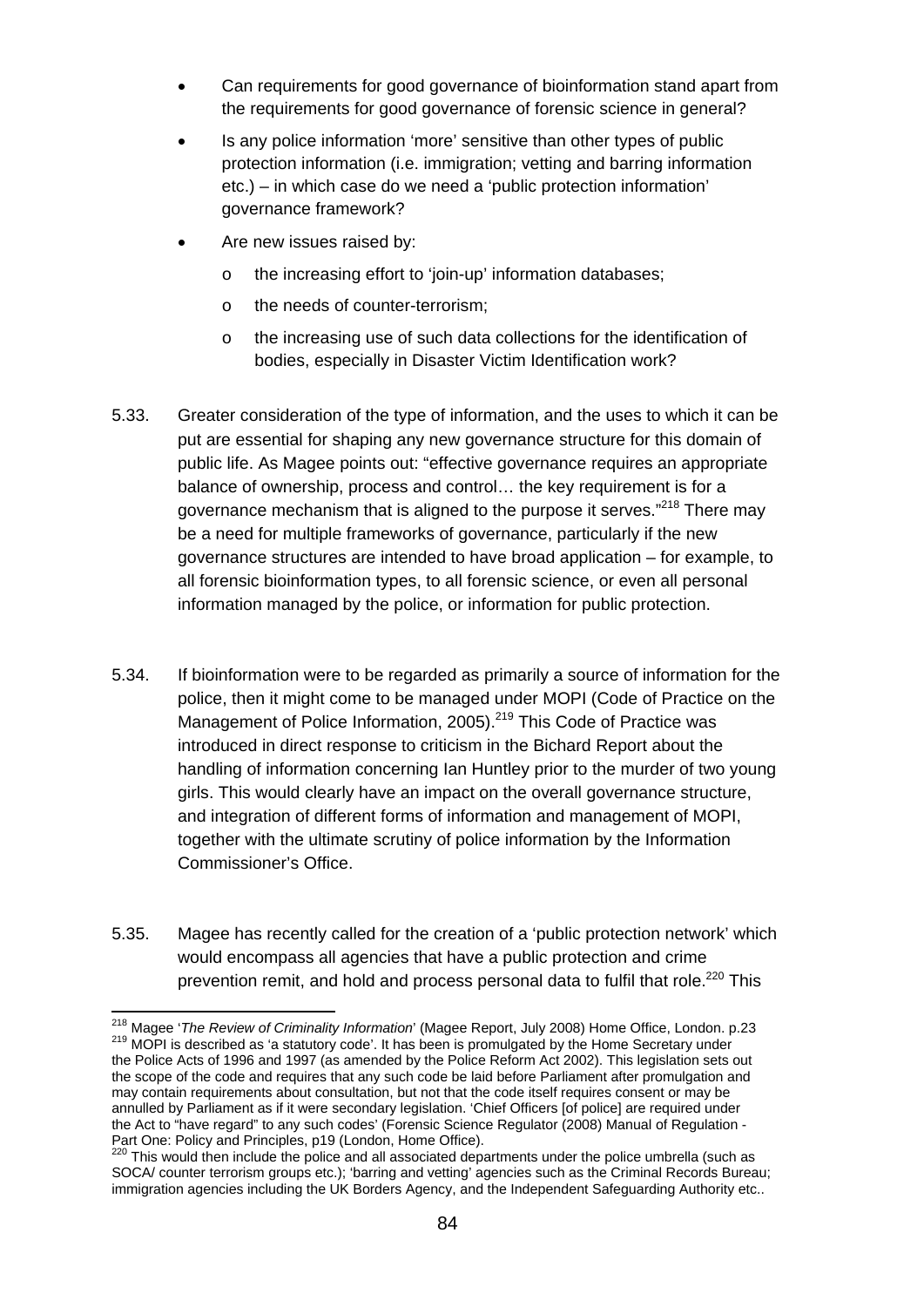- Can requirements for good governance of bioinformation stand apart from the requirements for good governance of forensic science in general?
- Is any police information 'more' sensitive than other types of public protection information (i.e. immigration; vetting and barring information etc.) – in which case do we need a 'public protection information' governance framework?
- Are new issues raised by:
  - the increasing effort to 'join-up' information databases;
  - the needs of counter-terrorism;
  - the increasing use of such data collections for the identification of bodies, especially in Disaster Victim Identification work?

5.33. Greater consideration of the type of information, and the uses to which it can be put are essential for shaping any new governance structure for this domain of public life. As Magee points out: "effective governance requires an appropriate balance of ownership, process and control… the key requirement is for a governance mechanism that is aligned to the purpose it serves."[218] There may be a need for multiple frameworks of governance, particularly if the new governance structures are intended to have broad application – for example, to all forensic bioinformation types, to all forensic science, or even all personal information managed by the police, or information for public protection.

5.34. If bioinformation were to be regarded as primarily a source of information for the police, then it might come to be managed under MOPI (Code of Practice on the Management of Police Information, 2005).[219] This Code of Practice was introduced in direct response to criticism in the Bichard Report about the handling of information concerning Ian Huntley prior to the murder of two young girls. This would clearly have an impact on the overall governance structure, and integration of different forms of information and management of MOPI, together with the ultimate scrutiny of police information by the Information Commissioner's Office.

5.35. Magee has recently called for the creation of a 'public protection network' which would encompass all agencies that have a public protection and crime prevention remit, and hold and process personal data to fulfil that role.[220] This

---

[218] Magee '*The Review of Criminality Information*' (Magee Report, July 2008) Home Office, London. p.23

[219] MOPI is described as 'a statutory code'. It has been is promulgated by the Home Secretary under the Police Acts of 1996 and 1997 (as amended by the Police Reform Act 2002). This legislation sets out the scope of the code and requires that any such code be laid before Parliament after promulgation and may contain requirements about consultation, but not that the code itself requires consent or may be annulled by Parliament as if it were secondary legislation. 'Chief Officers [of police] are required under the Act to "have regard" to any such codes' (Forensic Science Regulator (2008) Manual of Regulation - Part One: Policy and Principles, p19 (London, Home Office).

[220] This would then include the police and all associated departments under the police umbrella (such as SOCA/ counter terrorism groups etc.); 'barring and vetting' agencies such as the Criminal Records Bureau; immigration agencies including the UK Borders Agency, and the Independent Safeguarding Authority etc..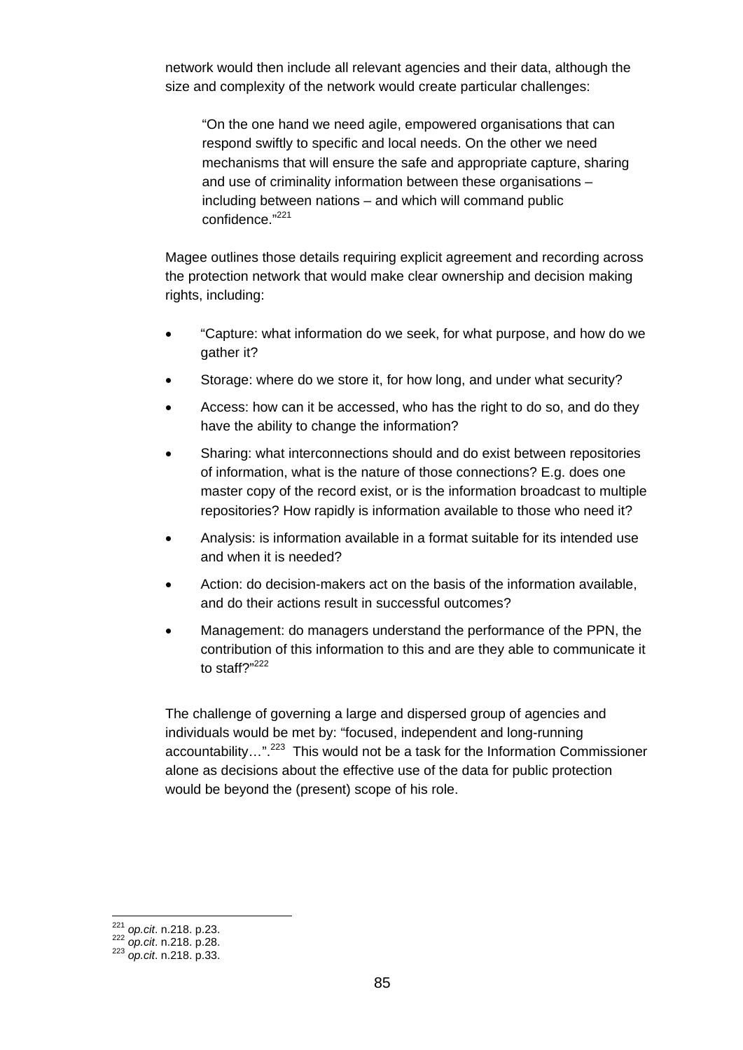network would then include all relevant agencies and their data, although the size and complexity of the network would create particular challenges:

> "On the one hand we need agile, empowered organisations that can respond swiftly to specific and local needs. On the other we need mechanisms that will ensure the safe and appropriate capture, sharing and use of criminality information between these organisations – including between nations – and which will command public confidence."[221]

Magee outlines those details requiring explicit agreement and recording across the protection network that would make clear ownership and decision making rights, including:

- "Capture: what information do we seek, for what purpose, and how do we gather it?
- Storage: where do we store it, for how long, and under what security?
- Access: how can it be accessed, who has the right to do so, and do they have the ability to change the information?
- Sharing: what interconnections should and do exist between repositories of information, what is the nature of those connections? E.g. does one master copy of the record exist, or is the information broadcast to multiple repositories? How rapidly is information available to those who need it?
- Analysis: is information available in a format suitable for its intended use and when it is needed?
- Action: do decision-makers act on the basis of the information available, and do their actions result in successful outcomes?
- Management: do managers understand the performance of the PPN, the contribution of this information to this and are they able to communicate it to staff?"[222]

The challenge of governing a large and dispersed group of agencies and individuals would be met by: "focused, independent and long-running accountability…".[223] This would not be a task for the Information Commissioner alone as decisions about the effective use of the data for public protection would be beyond the (present) scope of his role.

---

[221] *op.cit*. n.218. p.23.
[222] *op.cit*. n.218. p.28.
[223] *op.cit*. n.218. p.33.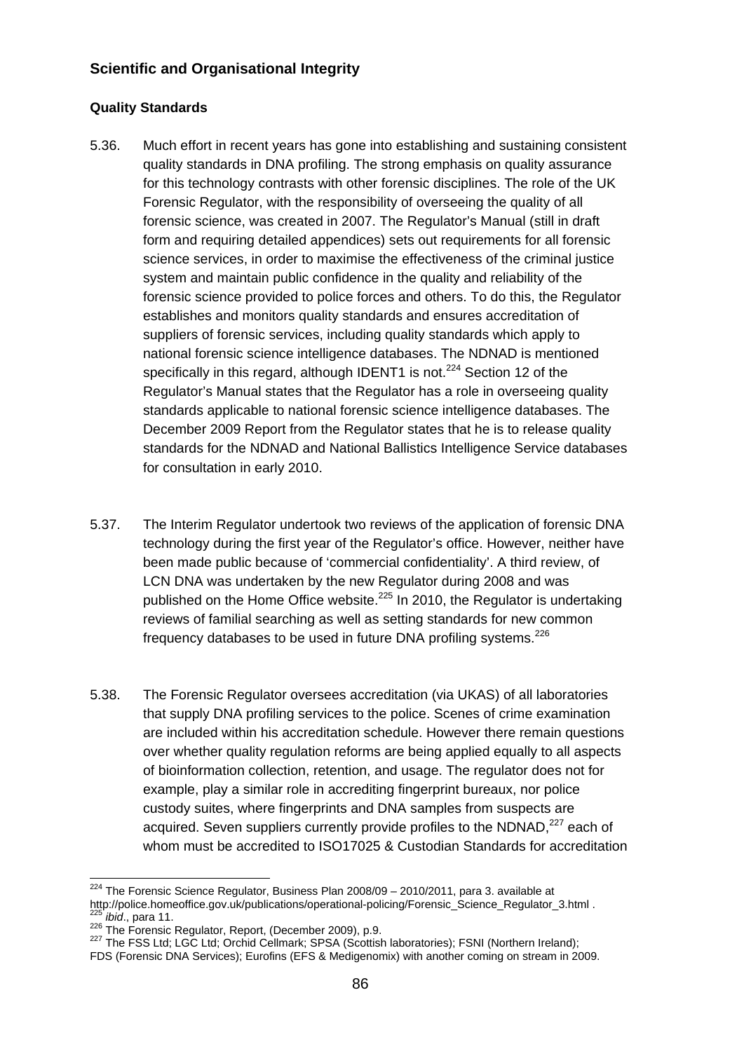## Scientific and Organisational Integrity

### Quality Standards

5.36. Much effort in recent years has gone into establishing and sustaining consistent quality standards in DNA profiling. The strong emphasis on quality assurance for this technology contrasts with other forensic disciplines. The role of the UK Forensic Regulator, with the responsibility of overseeing the quality of all forensic science, was created in 2007. The Regulator's Manual (still in draft form and requiring detailed appendices) sets out requirements for all forensic science services, in order to maximise the effectiveness of the criminal justice system and maintain public confidence in the quality and reliability of the forensic science provided to police forces and others. To do this, the Regulator establishes and monitors quality standards and ensures accreditation of suppliers of forensic services, including quality standards which apply to national forensic science intelligence databases. The NDNAD is mentioned specifically in this regard, although IDENT1 is not.[224] Section 12 of the Regulator's Manual states that the Regulator has a role in overseeing quality standards applicable to national forensic science intelligence databases. The December 2009 Report from the Regulator states that he is to release quality standards for the NDNAD and National Ballistics Intelligence Service databases for consultation in early 2010.

5.37. The Interim Regulator undertook two reviews of the application of forensic DNA technology during the first year of the Regulator's office. However, neither have been made public because of 'commercial confidentiality'. A third review, of LCN DNA was undertaken by the new Regulator during 2008 and was published on the Home Office website.[225] In 2010, the Regulator is undertaking reviews of familial searching as well as setting standards for new common frequency databases to be used in future DNA profiling systems.[226]

5.38. The Forensic Regulator oversees accreditation (via UKAS) of all laboratories that supply DNA profiling services to the police. Scenes of crime examination are included within his accreditation schedule. However there remain questions over whether quality regulation reforms are being applied equally to all aspects of bioinformation collection, retention, and usage. The regulator does not for example, play a similar role in accrediting fingerprint bureaux, nor police custody suites, where fingerprints and DNA samples from suspects are acquired. Seven suppliers currently provide profiles to the NDNAD,[227] each of whom must be accredited to ISO17025 & Custodian Standards for accreditation

---

[224] The Forensic Science Regulator, Business Plan 2008/09 – 2010/2011, para 3. available at http://police.homeoffice.gov.uk/publications/operational-policing/Forensic_Science_Regulator_3.html .

[225] *ibid*., para 11.

[226] The Forensic Regulator, Report, (December 2009), p.9.

[227] The FSS Ltd; LGC Ltd; Orchid Cellmark; SPSA (Scottish laboratories); FSNI (Northern Ireland); FDS (Forensic DNA Services); Eurofins (EFS & Medigenomix) with another coming on stream in 2009.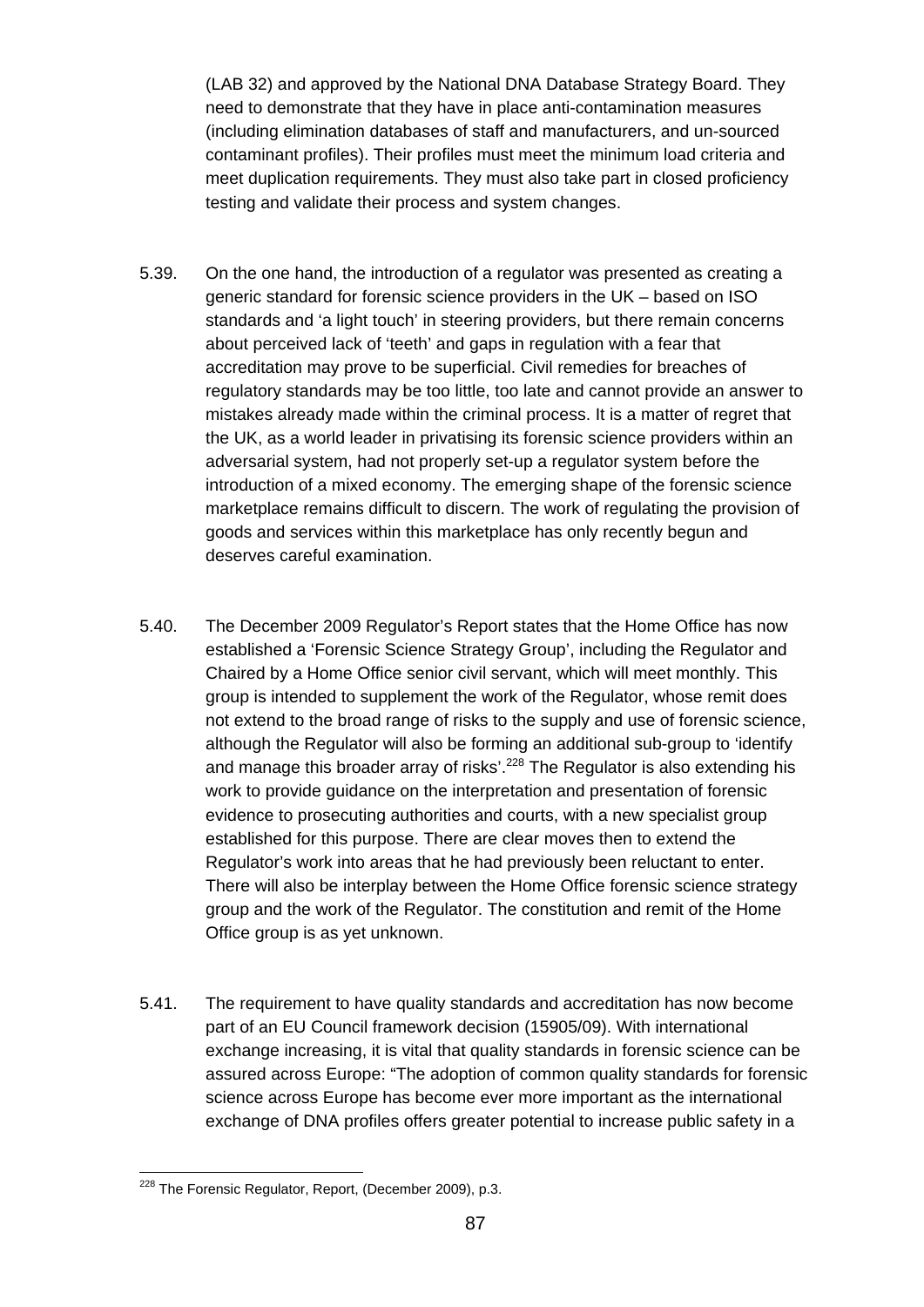(LAB 32) and approved by the National DNA Database Strategy Board. They need to demonstrate that they have in place anti-contamination measures (including elimination databases of staff and manufacturers, and un-sourced contaminant profiles). Their profiles must meet the minimum load criteria and meet duplication requirements. They must also take part in closed proficiency testing and validate their process and system changes.

5.39. On the one hand, the introduction of a regulator was presented as creating a generic standard for forensic science providers in the UK – based on ISO standards and 'a light touch' in steering providers, but there remain concerns about perceived lack of 'teeth' and gaps in regulation with a fear that accreditation may prove to be superficial. Civil remedies for breaches of regulatory standards may be too little, too late and cannot provide an answer to mistakes already made within the criminal process. It is a matter of regret that the UK, as a world leader in privatising its forensic science providers within an adversarial system, had not properly set-up a regulator system before the introduction of a mixed economy. The emerging shape of the forensic science marketplace remains difficult to discern. The work of regulating the provision of goods and services within this marketplace has only recently begun and deserves careful examination.

5.40. The December 2009 Regulator's Report states that the Home Office has now established a 'Forensic Science Strategy Group', including the Regulator and Chaired by a Home Office senior civil servant, which will meet monthly. This group is intended to supplement the work of the Regulator, whose remit does not extend to the broad range of risks to the supply and use of forensic science, although the Regulator will also be forming an additional sub-group to 'identify and manage this broader array of risks'.[228] The Regulator is also extending his work to provide guidance on the interpretation and presentation of forensic evidence to prosecuting authorities and courts, with a new specialist group established for this purpose. There are clear moves then to extend the Regulator's work into areas that he had previously been reluctant to enter. There will also be interplay between the Home Office forensic science strategy group and the work of the Regulator. The constitution and remit of the Home Office group is as yet unknown.

5.41. The requirement to have quality standards and accreditation has now become part of an EU Council framework decision (15905/09). With international exchange increasing, it is vital that quality standards in forensic science can be assured across Europe: "The adoption of common quality standards for forensic science across Europe has become ever more important as the international exchange of DNA profiles offers greater potential to increase public safety in a

[228] The Forensic Regulator, Report, (December 2009), p.3.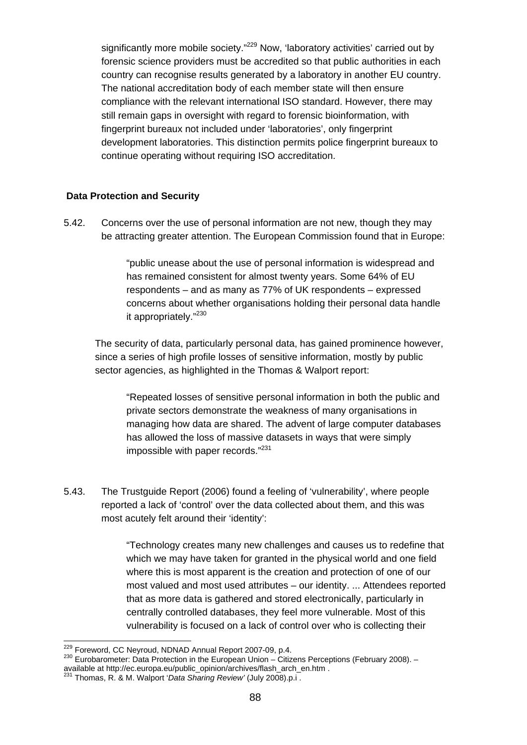significantly more mobile society."[229] Now, 'laboratory activities' carried out by forensic science providers must be accredited so that public authorities in each country can recognise results generated by a laboratory in another EU country. The national accreditation body of each member state will then ensure compliance with the relevant international ISO standard. However, there may still remain gaps in oversight with regard to forensic bioinformation, with fingerprint bureaux not included under 'laboratories', only fingerprint development laboratories. This distinction permits police fingerprint bureaux to continue operating without requiring ISO accreditation.

**Data Protection and Security**

5.42. Concerns over the use of personal information are not new, though they may be attracting greater attention. The European Commission found that in Europe:

> "public unease about the use of personal information is widespread and has remained consistent for almost twenty years. Some 64% of EU respondents – and as many as 77% of UK respondents – expressed concerns about whether organisations holding their personal data handle it appropriately."[230]

The security of data, particularly personal data, has gained prominence however, since a series of high profile losses of sensitive information, mostly by public sector agencies, as highlighted in the Thomas & Walport report:

> "Repeated losses of sensitive personal information in both the public and private sectors demonstrate the weakness of many organisations in managing how data are shared. The advent of large computer databases has allowed the loss of massive datasets in ways that were simply impossible with paper records."[231]

5.43. The Trustguide Report (2006) found a feeling of 'vulnerability', where people reported a lack of 'control' over the data collected about them, and this was most acutely felt around their 'identity':

> "Technology creates many new challenges and causes us to redefine that which we may have taken for granted in the physical world and one field where this is most apparent is the creation and protection of one of our most valued and most used attributes – our identity. ... Attendees reported that as more data is gathered and stored electronically, particularly in centrally controlled databases, they feel more vulnerable. Most of this vulnerability is focused on a lack of control over who is collecting their

---

[229] Foreword, CC Neyroud, NDNAD Annual Report 2007-09, p.4.

[230] Eurobarometer: Data Protection in the European Union – Citizens Perceptions (February 2008). – available at http://ec.europa.eu/public_opinion/archives/flash_arch_en.htm .

[231] Thomas, R. & M. Walport '*Data Sharing Review*' (July 2008).p.i .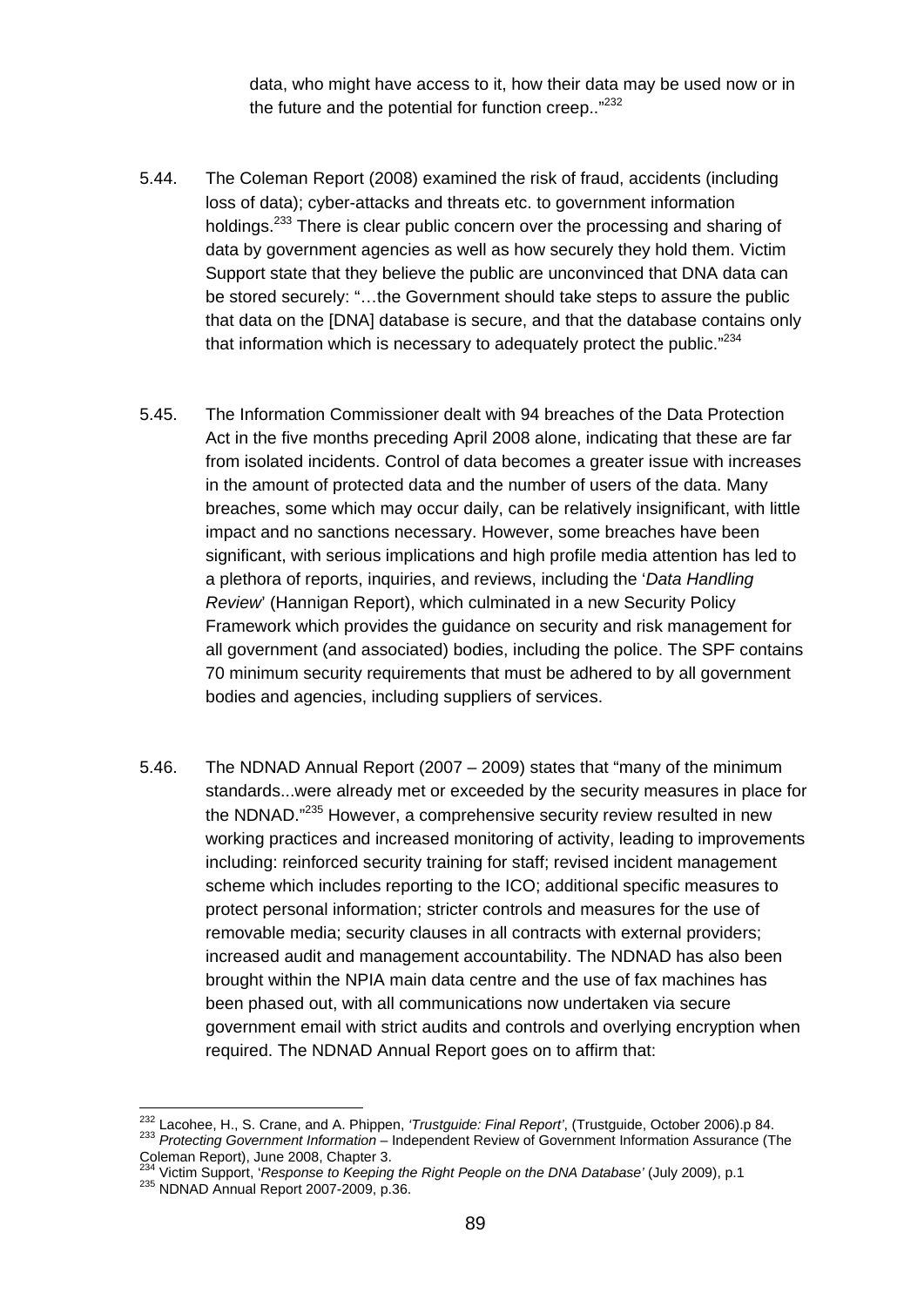data, who might have access to it, how their data may be used now or in the future and the potential for function creep.."[232]

5.44. The Coleman Report (2008) examined the risk of fraud, accidents (including loss of data); cyber-attacks and threats etc. to government information holdings.[233] There is clear public concern over the processing and sharing of data by government agencies as well as how securely they hold them. Victim Support state that they believe the public are unconvinced that DNA data can be stored securely: "…the Government should take steps to assure the public that data on the [DNA] database is secure, and that the database contains only that information which is necessary to adequately protect the public."[234]

5.45. The Information Commissioner dealt with 94 breaches of the Data Protection Act in the five months preceding April 2008 alone, indicating that these are far from isolated incidents. Control of data becomes a greater issue with increases in the amount of protected data and the number of users of the data. Many breaches, some which may occur daily, can be relatively insignificant, with little impact and no sanctions necessary. However, some breaches have been significant, with serious implications and high profile media attention has led to a plethora of reports, inquiries, and reviews, including the '*Data Handling Review*' (Hannigan Report), which culminated in a new Security Policy Framework which provides the guidance on security and risk management for all government (and associated) bodies, including the police. The SPF contains 70 minimum security requirements that must be adhered to by all government bodies and agencies, including suppliers of services.

5.46. The NDNAD Annual Report (2007 – 2009) states that "many of the minimum standards...were already met or exceeded by the security measures in place for the NDNAD."[235] However, a comprehensive security review resulted in new working practices and increased monitoring of activity, leading to improvements including: reinforced security training for staff; revised incident management scheme which includes reporting to the ICO; additional specific measures to protect personal information; stricter controls and measures for the use of removable media; security clauses in all contracts with external providers; increased audit and management accountability. The NDNAD has also been brought within the NPIA main data centre and the use of fax machines has been phased out, with all communications now undertaken via secure government email with strict audits and controls and overlying encryption when required. The NDNAD Annual Report goes on to affirm that:

---

[232] Lacohee, H., S. Crane, and A. Phippen, '*Trustguide: Final Report*', (Trustguide, October 2006).p 84.
[233] *Protecting Government Information* – Independent Review of Government Information Assurance (The Coleman Report), June 2008, Chapter 3.
[234] Victim Support, '*Response to Keeping the Right People on the DNA Database*' (July 2009), p.1
[235] NDNAD Annual Report 2007-2009, p.36.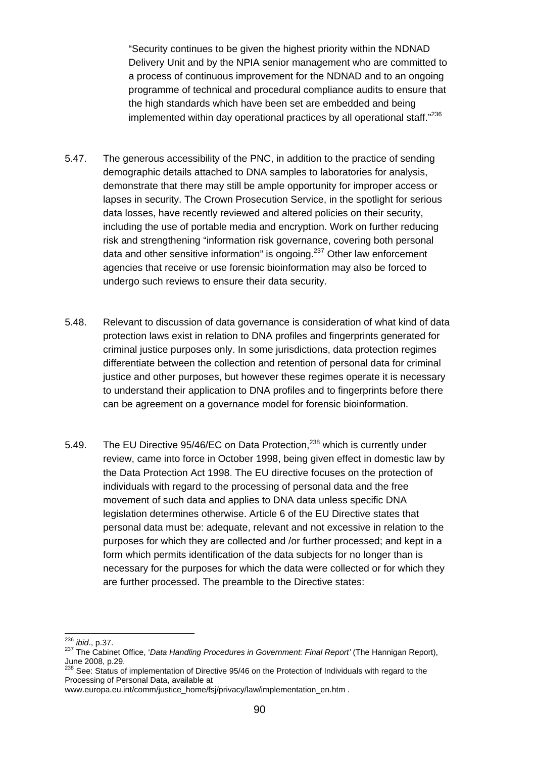> "Security continues to be given the highest priority within the NDNAD Delivery Unit and by the NPIA senior management who are committed to a process of continuous improvement for the NDNAD and to an ongoing programme of technical and procedural compliance audits to ensure that the high standards which have been set are embedded and being implemented within day operational practices by all operational staff."[236]

5.47. The generous accessibility of the PNC, in addition to the practice of sending demographic details attached to DNA samples to laboratories for analysis, demonstrate that there may still be ample opportunity for improper access or lapses in security. The Crown Prosecution Service, in the spotlight for serious data losses, have recently reviewed and altered policies on their security, including the use of portable media and encryption. Work on further reducing risk and strengthening "information risk governance, covering both personal data and other sensitive information" is ongoing.[237] Other law enforcement agencies that receive or use forensic bioinformation may also be forced to undergo such reviews to ensure their data security.

5.48. Relevant to discussion of data governance is consideration of what kind of data protection laws exist in relation to DNA profiles and fingerprints generated for criminal justice purposes only. In some jurisdictions, data protection regimes differentiate between the collection and retention of personal data for criminal justice and other purposes, but however these regimes operate it is necessary to understand their application to DNA profiles and to fingerprints before there can be agreement on a governance model for forensic bioinformation.

5.49. The EU Directive 95/46/EC on Data Protection,[238] which is currently under review, came into force in October 1998, being given effect in domestic law by the Data Protection Act 1998. The EU directive focuses on the protection of individuals with regard to the processing of personal data and the free movement of such data and applies to DNA data unless specific DNA legislation determines otherwise. Article 6 of the EU Directive states that personal data must be: adequate, relevant and not excessive in relation to the purposes for which they are collected and /or further processed; and kept in a form which permits identification of the data subjects for no longer than is necessary for the purposes for which the data were collected or for which they are further processed. The preamble to the Directive states:

---

[236] *ibid*., p.37.

[237] The Cabinet Office, '*Data Handling Procedures in Government: Final Report'* (The Hannigan Report), June 2008, p.29.

[238] See: Status of implementation of Directive 95/46 on the Protection of Individuals with regard to the Processing of Personal Data, available at www.europa.eu.int/comm/justice_home/fsj/privacy/law/implementation_en.htm .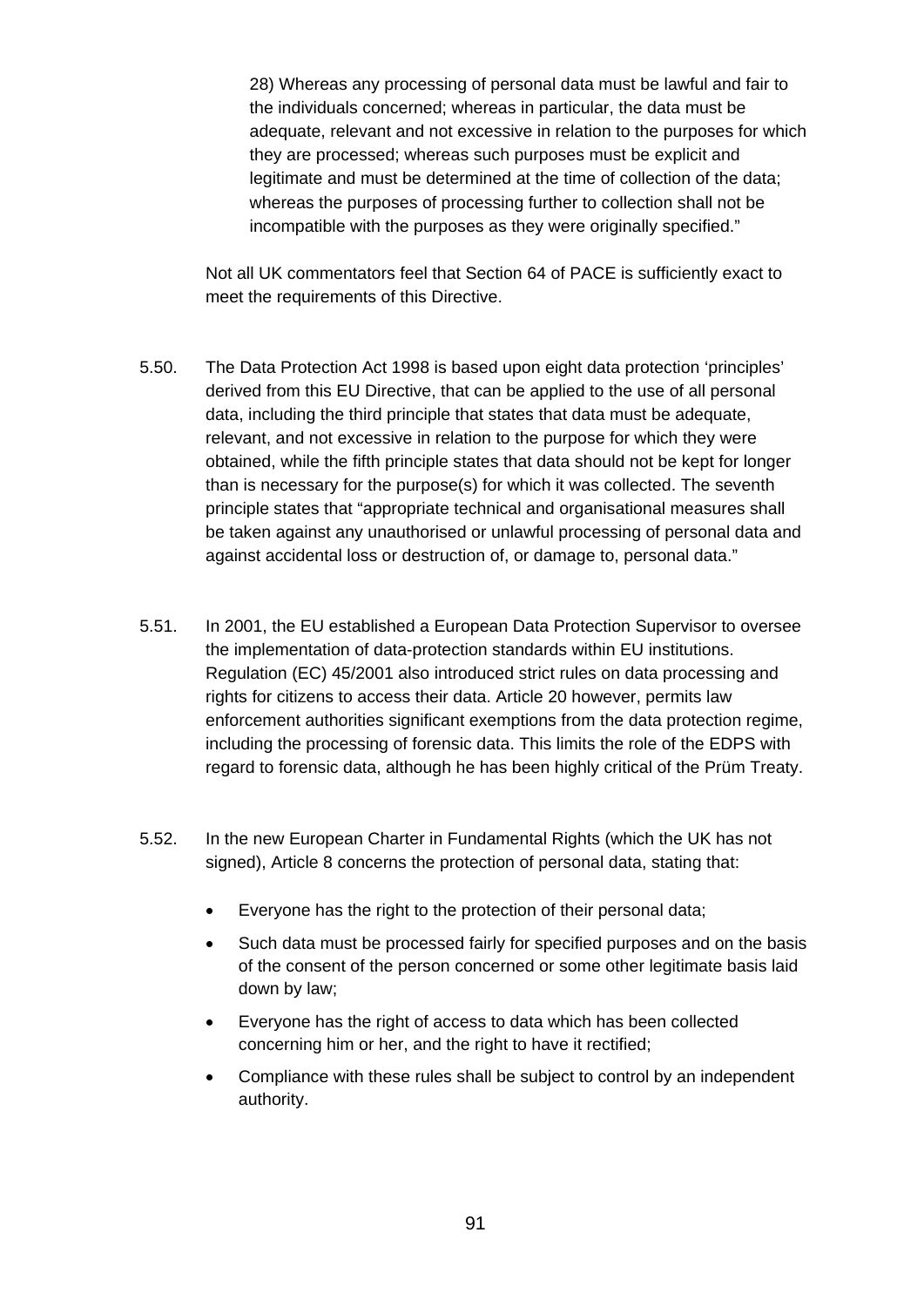> 28) Whereas any processing of personal data must be lawful and fair to the individuals concerned; whereas in particular, the data must be adequate, relevant and not excessive in relation to the purposes for which they are processed; whereas such purposes must be explicit and legitimate and must be determined at the time of collection of the data; whereas the purposes of processing further to collection shall not be incompatible with the purposes as they were originally specified."

Not all UK commentators feel that Section 64 of PACE is sufficiently exact to meet the requirements of this Directive.

5.50. The Data Protection Act 1998 is based upon eight data protection 'principles' derived from this EU Directive, that can be applied to the use of all personal data, including the third principle that states that data must be adequate, relevant, and not excessive in relation to the purpose for which they were obtained, while the fifth principle states that data should not be kept for longer than is necessary for the purpose(s) for which it was collected. The seventh principle states that "appropriate technical and organisational measures shall be taken against any unauthorised or unlawful processing of personal data and against accidental loss or destruction of, or damage to, personal data."

5.51. In 2001, the EU established a European Data Protection Supervisor to oversee the implementation of data-protection standards within EU institutions. Regulation (EC) 45/2001 also introduced strict rules on data processing and rights for citizens to access their data. Article 20 however, permits law enforcement authorities significant exemptions from the data protection regime, including the processing of forensic data. This limits the role of the EDPS with regard to forensic data, although he has been highly critical of the Prüm Treaty.

5.52. In the new European Charter in Fundamental Rights (which the UK has not signed), Article 8 concerns the protection of personal data, stating that:

- Everyone has the right to the protection of their personal data;
- Such data must be processed fairly for specified purposes and on the basis of the consent of the person concerned or some other legitimate basis laid down by law;
- Everyone has the right of access to data which has been collected concerning him or her, and the right to have it rectified;
- Compliance with these rules shall be subject to control by an independent authority.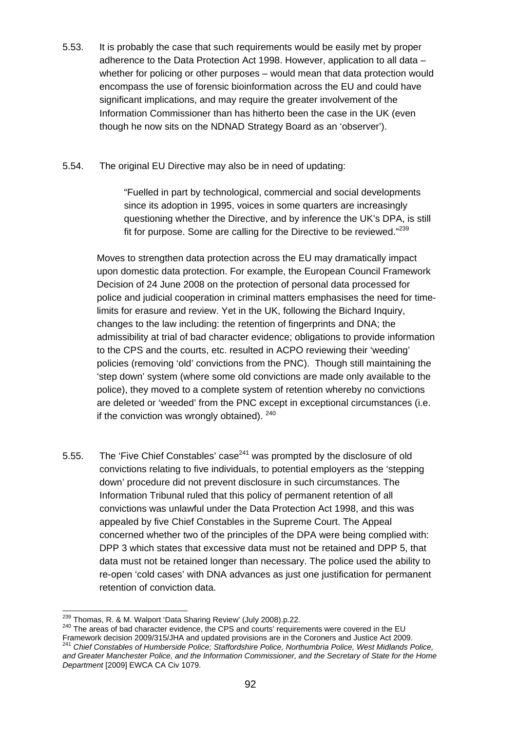5.53. It is probably the case that such requirements would be easily met by proper adherence to the Data Protection Act 1998. However, application to all data – whether for policing or other purposes – would mean that data protection would encompass the use of forensic bioinformation across the EU and could have significant implications, and may require the greater involvement of the Information Commissioner than has hitherto been the case in the UK (even though he now sits on the NDNAD Strategy Board as an 'observer').

5.54. The original EU Directive may also be in need of updating:

> "Fuelled in part by technological, commercial and social developments since its adoption in 1995, voices in some quarters are increasingly questioning whether the Directive, and by inference the UK's DPA, is still fit for purpose. Some are calling for the Directive to be reviewed."[239]

Moves to strengthen data protection across the EU may dramatically impact upon domestic data protection. For example, the European Council Framework Decision of 24 June 2008 on the protection of personal data processed for police and judicial cooperation in criminal matters emphasises the need for time-limits for erasure and review. Yet in the UK, following the Bichard Inquiry, changes to the law including: the retention of fingerprints and DNA; the admissibility at trial of bad character evidence; obligations to provide information to the CPS and the courts, etc. resulted in ACPO reviewing their 'weeding' policies (removing 'old' convictions from the PNC). Though still maintaining the 'step down' system (where some old convictions are made only available to the police), they moved to a complete system of retention whereby no convictions are deleted or 'weeded' from the PNC except in exceptional circumstances (i.e. if the conviction was wrongly obtained). [240]

5.55. The 'Five Chief Constables' case[241] was prompted by the disclosure of old convictions relating to five individuals, to potential employers as the 'stepping down' procedure did not prevent disclosure in such circumstances. The Information Tribunal ruled that this policy of permanent retention of all convictions was unlawful under the Data Protection Act 1998, and this was appealed by five Chief Constables in the Supreme Court. The Appeal concerned whether two of the principles of the DPA were being complied with: DPP 3 which states that excessive data must not be retained and DPP 5, that data must not be retained longer than necessary. The police used the ability to re-open 'cold cases' with DNA advances as just one justification for permanent retention of conviction data.

---

[239] Thomas, R. & M. Walport 'Data Sharing Review' (July 2008).p.22.

[240] The areas of bad character evidence, the CPS and courts' requirements were covered in the EU Framework decision 2009/315/JHA and updated provisions are in the Coroners and Justice Act 2009.

[241] *Chief Constables of Humberside Police; Staffordshire Police, Northumbria Police, West Midlands Police, and Greater Manchester Police, and the Information Commissioner, and the Secretary of State for the Home Department* [2009] EWCA CA Civ 1079.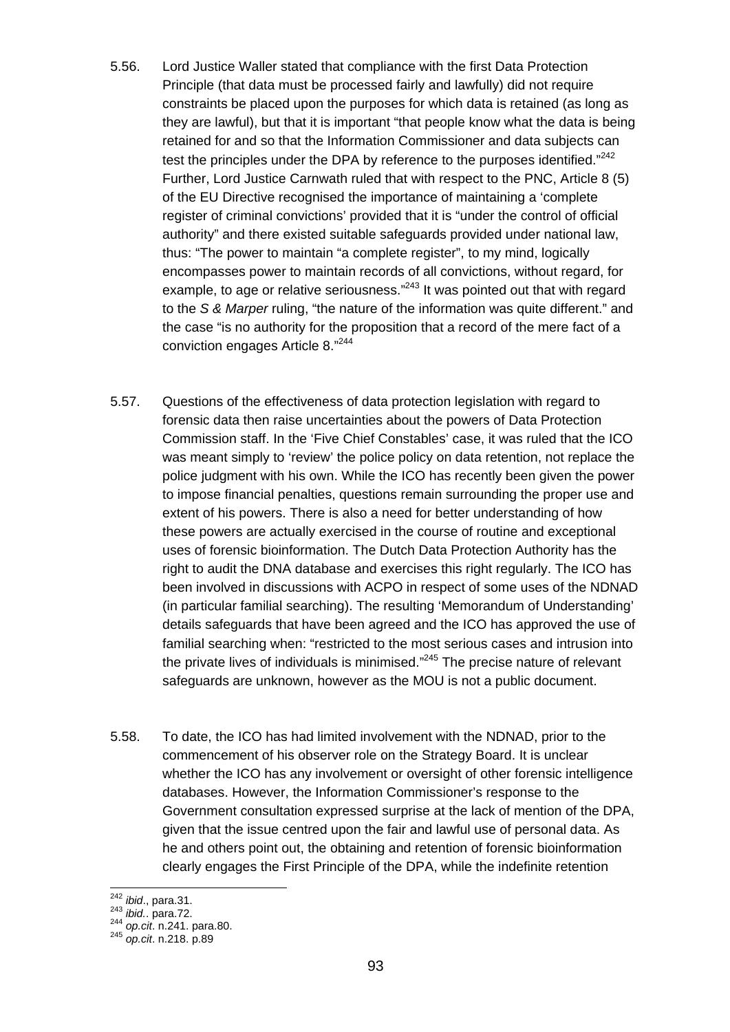5.56. Lord Justice Waller stated that compliance with the first Data Protection Principle (that data must be processed fairly and lawfully) did not require constraints be placed upon the purposes for which data is retained (as long as they are lawful), but that it is important "that people know what the data is being retained for and so that the Information Commissioner and data subjects can test the principles under the DPA by reference to the purposes identified."[242] Further, Lord Justice Carnwath ruled that with respect to the PNC, Article 8 (5) of the EU Directive recognised the importance of maintaining a 'complete register of criminal convictions' provided that it is "under the control of official authority" and there existed suitable safeguards provided under national law, thus: "The power to maintain "a complete register", to my mind, logically encompasses power to maintain records of all convictions, without regard, for example, to age or relative seriousness."[243] It was pointed out that with regard to the *S & Marper* ruling, "the nature of the information was quite different." and the case "is no authority for the proposition that a record of the mere fact of a conviction engages Article 8."[244]

5.57. Questions of the effectiveness of data protection legislation with regard to forensic data then raise uncertainties about the powers of Data Protection Commission staff. In the 'Five Chief Constables' case, it was ruled that the ICO was meant simply to 'review' the police policy on data retention, not replace the police judgment with his own. While the ICO has recently been given the power to impose financial penalties, questions remain surrounding the proper use and extent of his powers. There is also a need for better understanding of how these powers are actually exercised in the course of routine and exceptional uses of forensic bioinformation. The Dutch Data Protection Authority has the right to audit the DNA database and exercises this right regularly. The ICO has been involved in discussions with ACPO in respect of some uses of the NDNAD (in particular familial searching). The resulting 'Memorandum of Understanding' details safeguards that have been agreed and the ICO has approved the use of familial searching when: "restricted to the most serious cases and intrusion into the private lives of individuals is minimised."[245] The precise nature of relevant safeguards are unknown, however as the MOU is not a public document.

5.58. To date, the ICO has had limited involvement with the NDNAD, prior to the commencement of his observer role on the Strategy Board. It is unclear whether the ICO has any involvement or oversight of other forensic intelligence databases. However, the Information Commissioner's response to the Government consultation expressed surprise at the lack of mention of the DPA, given that the issue centred upon the fair and lawful use of personal data. As he and others point out, the obtaining and retention of forensic bioinformation clearly engages the First Principle of the DPA, while the indefinite retention

---

[242] *ibid*., para.31.
[243] *ibid.*. para.72.
[244] *op.cit*. n.241. para.80.
[245] *op.cit*. n.218. p.89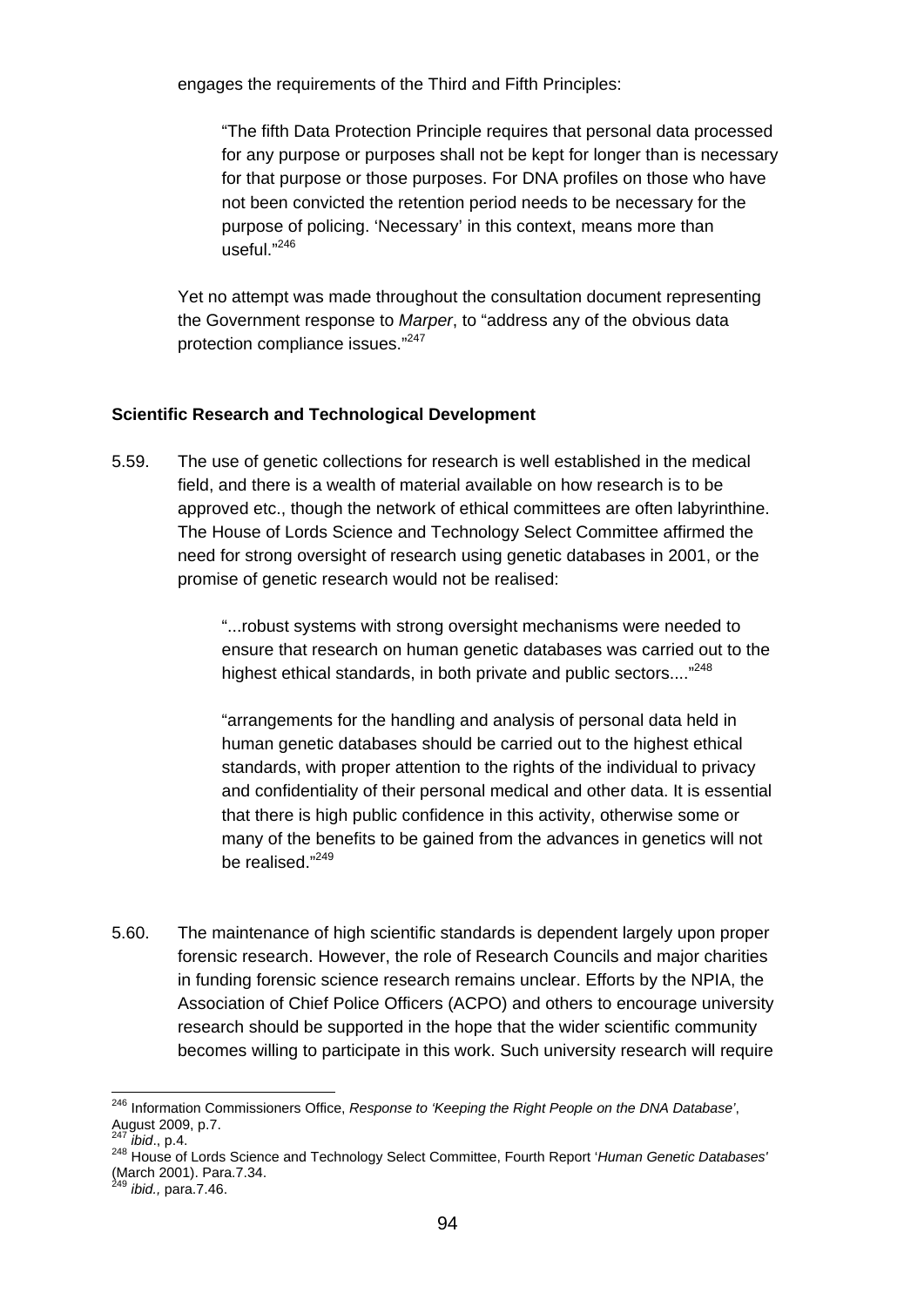engages the requirements of the Third and Fifth Principles:

> "The fifth Data Protection Principle requires that personal data processed for any purpose or purposes shall not be kept for longer than is necessary for that purpose or those purposes. For DNA profiles on those who have not been convicted the retention period needs to be necessary for the purpose of policing. 'Necessary' in this context, means more than useful."[246]

Yet no attempt was made throughout the consultation document representing the Government response to *Marper*, to "address any of the obvious data protection compliance issues."[247]

**Scientific Research and Technological Development**

5.59. The use of genetic collections for research is well established in the medical field, and there is a wealth of material available on how research is to be approved etc., though the network of ethical committees are often labyrinthine. The House of Lords Science and Technology Select Committee affirmed the need for strong oversight of research using genetic databases in 2001, or the promise of genetic research would not be realised:

> "...robust systems with strong oversight mechanisms were needed to ensure that research on human genetic databases was carried out to the highest ethical standards, in both private and public sectors...."[248]

> "arrangements for the handling and analysis of personal data held in human genetic databases should be carried out to the highest ethical standards, with proper attention to the rights of the individual to privacy and confidentiality of their personal medical and other data. It is essential that there is high public confidence in this activity, otherwise some or many of the benefits to be gained from the advances in genetics will not be realised."[249]

5.60. The maintenance of high scientific standards is dependent largely upon proper forensic research. However, the role of Research Councils and major charities in funding forensic science research remains unclear. Efforts by the NPIA, the Association of Chief Police Officers (ACPO) and others to encourage university research should be supported in the hope that the wider scientific community becomes willing to participate in this work. Such university research will require

---

[246] Information Commissioners Office, *Response to 'Keeping the Right People on the DNA Database'*, August 2009, p.7.

[247] *ibid*., p.4.

[248] House of Lords Science and Technology Select Committee, Fourth Report '*Human Genetic Databases'* (March 2001). Para.7.34.

[249] *ibid.,* para.7.46.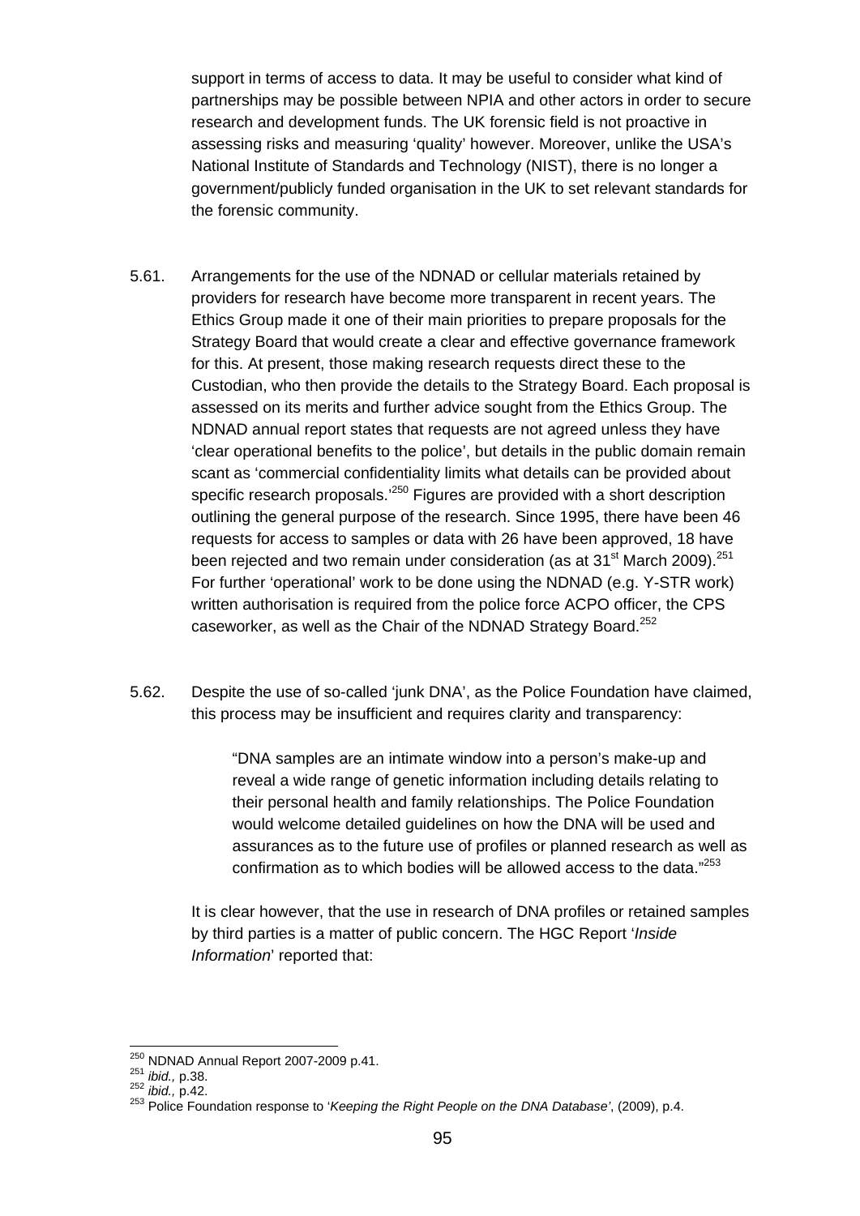support in terms of access to data. It may be useful to consider what kind of partnerships may be possible between NPIA and other actors in order to secure research and development funds. The UK forensic field is not proactive in assessing risks and measuring 'quality' however. Moreover, unlike the USA's National Institute of Standards and Technology (NIST), there is no longer a government/publicly funded organisation in the UK to set relevant standards for the forensic community.

5.61. Arrangements for the use of the NDNAD or cellular materials retained by providers for research have become more transparent in recent years. The Ethics Group made it one of their main priorities to prepare proposals for the Strategy Board that would create a clear and effective governance framework for this. At present, those making research requests direct these to the Custodian, who then provide the details to the Strategy Board. Each proposal is assessed on its merits and further advice sought from the Ethics Group. The NDNAD annual report states that requests are not agreed unless they have 'clear operational benefits to the police', but details in the public domain remain scant as 'commercial confidentiality limits what details can be provided about specific research proposals.'[250] Figures are provided with a short description outlining the general purpose of the research. Since 1995, there have been 46 requests for access to samples or data with 26 have been approved, 18 have been rejected and two remain under consideration (as at 31st March 2009).[251] For further 'operational' work to be done using the NDNAD (e.g. Y-STR work) written authorisation is required from the police force ACPO officer, the CPS caseworker, as well as the Chair of the NDNAD Strategy Board.[252]

5.62. Despite the use of so-called 'junk DNA', as the Police Foundation have claimed, this process may be insufficient and requires clarity and transparency:

> "DNA samples are an intimate window into a person's make-up and reveal a wide range of genetic information including details relating to their personal health and family relationships. The Police Foundation would welcome detailed guidelines on how the DNA will be used and assurances as to the future use of profiles or planned research as well as confirmation as to which bodies will be allowed access to the data."[253]

It is clear however, that the use in research of DNA profiles or retained samples by third parties is a matter of public concern. The HGC Report '*Inside Information*' reported that:

---

[250] NDNAD Annual Report 2007-2009 p.41.
[251] *ibid.,* p.38.
[252] *ibid.,* p.42.
[253] Police Foundation response to '*Keeping the Right People on the DNA Database'*, (2009), p.4.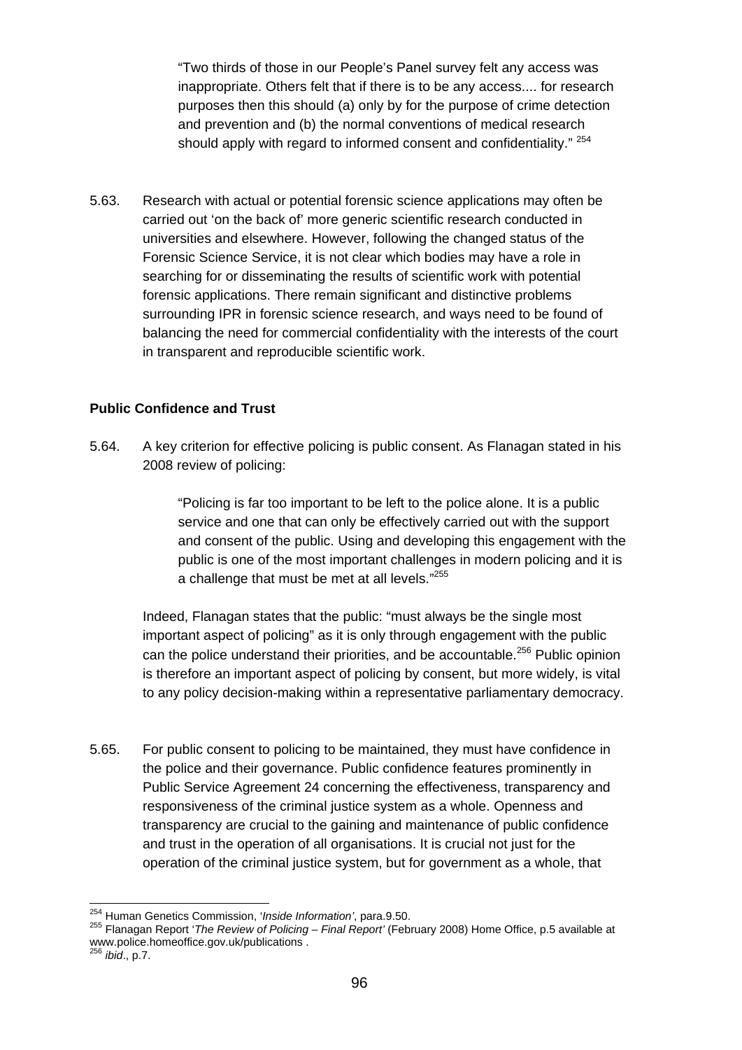> "Two thirds of those in our People's Panel survey felt any access was inappropriate. Others felt that if there is to be any access.... for research purposes then this should (a) only by for the purpose of crime detection and prevention and (b) the normal conventions of medical research should apply with regard to informed consent and confidentiality." [254]

5.63. Research with actual or potential forensic science applications may often be carried out 'on the back of' more generic scientific research conducted in universities and elsewhere. However, following the changed status of the Forensic Science Service, it is not clear which bodies may have a role in searching for or disseminating the results of scientific work with potential forensic applications. There remain significant and distinctive problems surrounding IPR in forensic science research, and ways need to be found of balancing the need for commercial confidentiality with the interests of the court in transparent and reproducible scientific work.

**Public Confidence and Trust**

5.64. A key criterion for effective policing is public consent. As Flanagan stated in his 2008 review of policing:

> "Policing is far too important to be left to the police alone. It is a public service and one that can only be effectively carried out with the support and consent of the public. Using and developing this engagement with the public is one of the most important challenges in modern policing and it is a challenge that must be met at all levels."[255]

Indeed, Flanagan states that the public: "must always be the single most important aspect of policing" as it is only through engagement with the public can the police understand their priorities, and be accountable.[256] Public opinion is therefore an important aspect of policing by consent, but more widely, is vital to any policy decision-making within a representative parliamentary democracy.

5.65. For public consent to policing to be maintained, they must have confidence in the police and their governance. Public confidence features prominently in Public Service Agreement 24 concerning the effectiveness, transparency and responsiveness of the criminal justice system as a whole. Openness and transparency are crucial to the gaining and maintenance of public confidence and trust in the operation of all organisations. It is crucial not just for the operation of the criminal justice system, but for government as a whole, that

---

[254] Human Genetics Commission, '*Inside Information*', para.9.50.

[255] Flanagan Report '*The Review of Policing – Final Report'* (February 2008) Home Office, p.5 available at www.police.homeoffice.gov.uk/publications .

[256] *ibid*., p.7.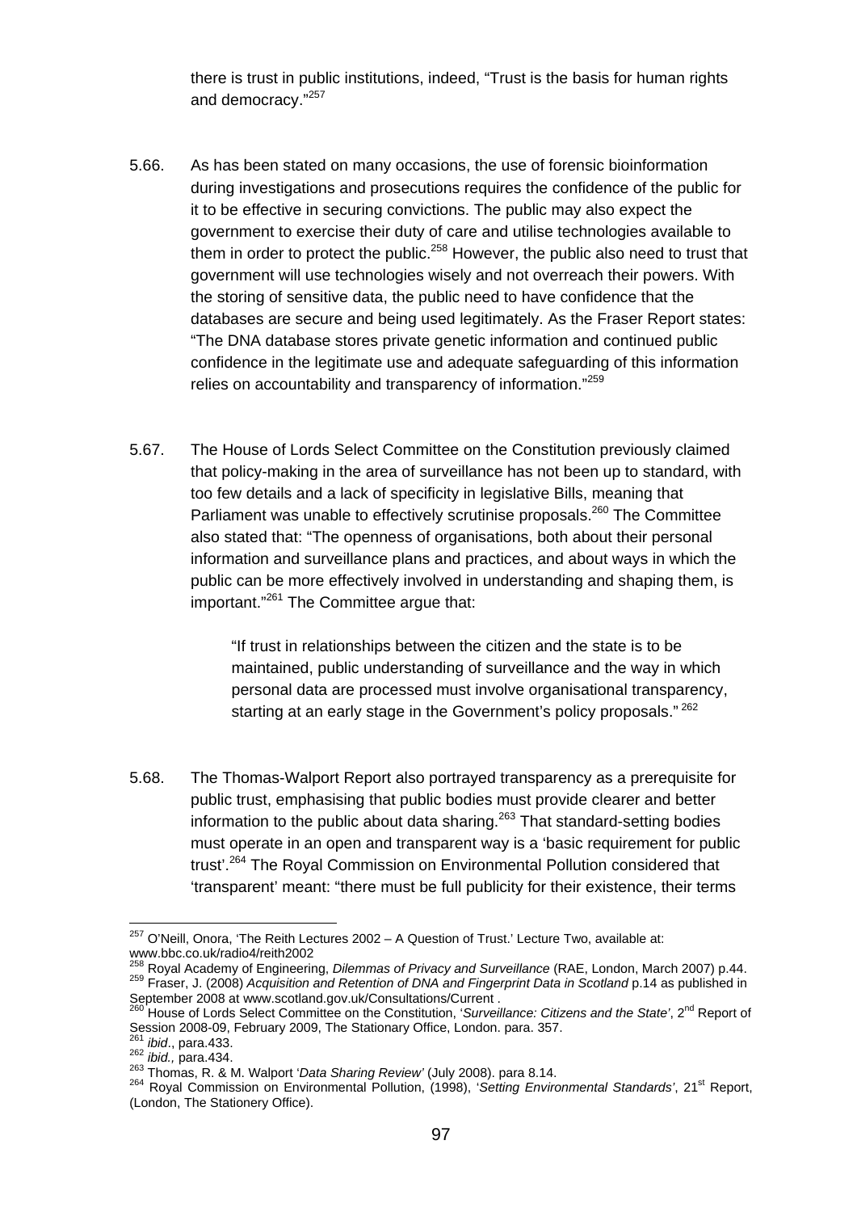there is trust in public institutions, indeed, "Trust is the basis for human rights and democracy."[257]

5.66. As has been stated on many occasions, the use of forensic bioinformation during investigations and prosecutions requires the confidence of the public for it to be effective in securing convictions. The public may also expect the government to exercise their duty of care and utilise technologies available to them in order to protect the public.[258] However, the public also need to trust that government will use technologies wisely and not overreach their powers. With the storing of sensitive data, the public need to have confidence that the databases are secure and being used legitimately. As the Fraser Report states: "The DNA database stores private genetic information and continued public confidence in the legitimate use and adequate safeguarding of this information relies on accountability and transparency of information."[259]

5.67. The House of Lords Select Committee on the Constitution previously claimed that policy-making in the area of surveillance has not been up to standard, with too few details and a lack of specificity in legislative Bills, meaning that Parliament was unable to effectively scrutinise proposals.[260] The Committee also stated that: "The openness of organisations, both about their personal information and surveillance plans and practices, and about ways in which the public can be more effectively involved in understanding and shaping them, is important."[261] The Committee argue that:

> "If trust in relationships between the citizen and the state is to be maintained, public understanding of surveillance and the way in which personal data are processed must involve organisational transparency, starting at an early stage in the Government's policy proposals." [262]

5.68. The Thomas-Walport Report also portrayed transparency as a prerequisite for public trust, emphasising that public bodies must provide clearer and better information to the public about data sharing.[263] That standard-setting bodies must operate in an open and transparent way is a 'basic requirement for public trust'.[264] The Royal Commission on Environmental Pollution considered that 'transparent' meant: "there must be full publicity for their existence, their terms

---

[257] O'Neill, Onora, 'The Reith Lectures 2002 – A Question of Trust.' Lecture Two, available at: www.bbc.co.uk/radio4/reith2002

[258] Royal Academy of Engineering, *Dilemmas of Privacy and Surveillance* (RAE, London, March 2007) p.44.

[259] Fraser, J. (2008) *Acquisition and Retention of DNA and Fingerprint Data in Scotland* p.14 as published in September 2008 at www.scotland.gov.uk/Consultations/Current .

[260] House of Lords Select Committee on the Constitution, '*Surveillance: Citizens and the State*', 2nd Report of Session 2008-09, February 2009, The Stationary Office, London. para. 357.

[261] *ibid*., para.433.

[262] *ibid.,* para.434.

[263] Thomas, R. & M. Walport '*Data Sharing Review*' (July 2008). para 8.14.

[264] Royal Commission on Environmental Pollution, (1998), '*Setting Environmental Standards*', 21st Report, (London, The Stationery Office).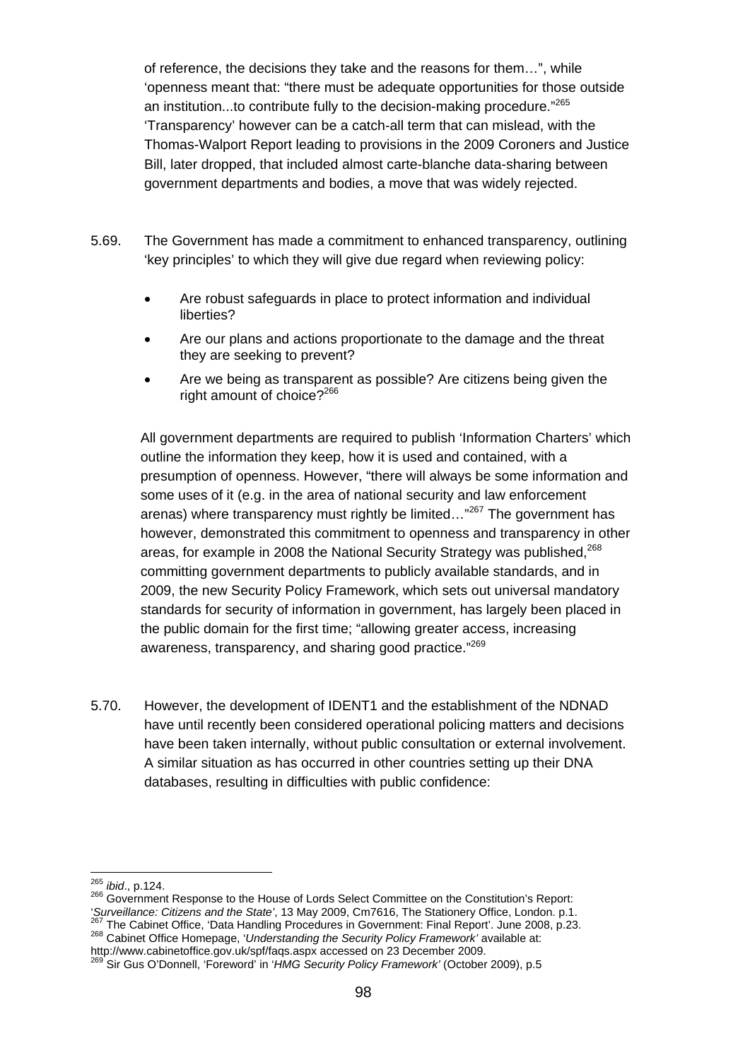of reference, the decisions they take and the reasons for them…", while 'openness meant that: "there must be adequate opportunities for those outside an institution...to contribute fully to the decision-making procedure."[265] 'Transparency' however can be a catch-all term that can mislead, with the Thomas-Walport Report leading to provisions in the 2009 Coroners and Justice Bill, later dropped, that included almost carte-blanche data-sharing between government departments and bodies, a move that was widely rejected.

5.69. The Government has made a commitment to enhanced transparency, outlining 'key principles' to which they will give due regard when reviewing policy:

- Are robust safeguards in place to protect information and individual liberties?
- Are our plans and actions proportionate to the damage and the threat they are seeking to prevent?
- Are we being as transparent as possible? Are citizens being given the right amount of choice?[266]

All government departments are required to publish 'Information Charters' which outline the information they keep, how it is used and contained, with a presumption of openness. However, "there will always be some information and some uses of it (e.g. in the area of national security and law enforcement arenas) where transparency must rightly be limited…"[267] The government has however, demonstrated this commitment to openness and transparency in other areas, for example in 2008 the National Security Strategy was published,[268] committing government departments to publicly available standards, and in 2009, the new Security Policy Framework, which sets out universal mandatory standards for security of information in government, has largely been placed in the public domain for the first time; "allowing greater access, increasing awareness, transparency, and sharing good practice."[269]

5.70. However, the development of IDENT1 and the establishment of the NDNAD have until recently been considered operational policing matters and decisions have been taken internally, without public consultation or external involvement. A similar situation as has occurred in other countries setting up their DNA databases, resulting in difficulties with public confidence:

---

[265] *ibid*., p.124.

[266] Government Response to the House of Lords Select Committee on the Constitution's Report: '*Surveillance: Citizens and the State*', 13 May 2009, Cm7616, The Stationery Office, London. p.1.

[267] The Cabinet Office, 'Data Handling Procedures in Government: Final Report'. June 2008, p.23.

[268] Cabinet Office Homepage, '*Understanding the Security Policy Framework*' available at: http://www.cabinetoffice.gov.uk/spf/faqs.aspx accessed on 23 December 2009.

[269] Sir Gus O'Donnell, 'Foreword' in '*HMG Security Policy Framework*' (October 2009), p.5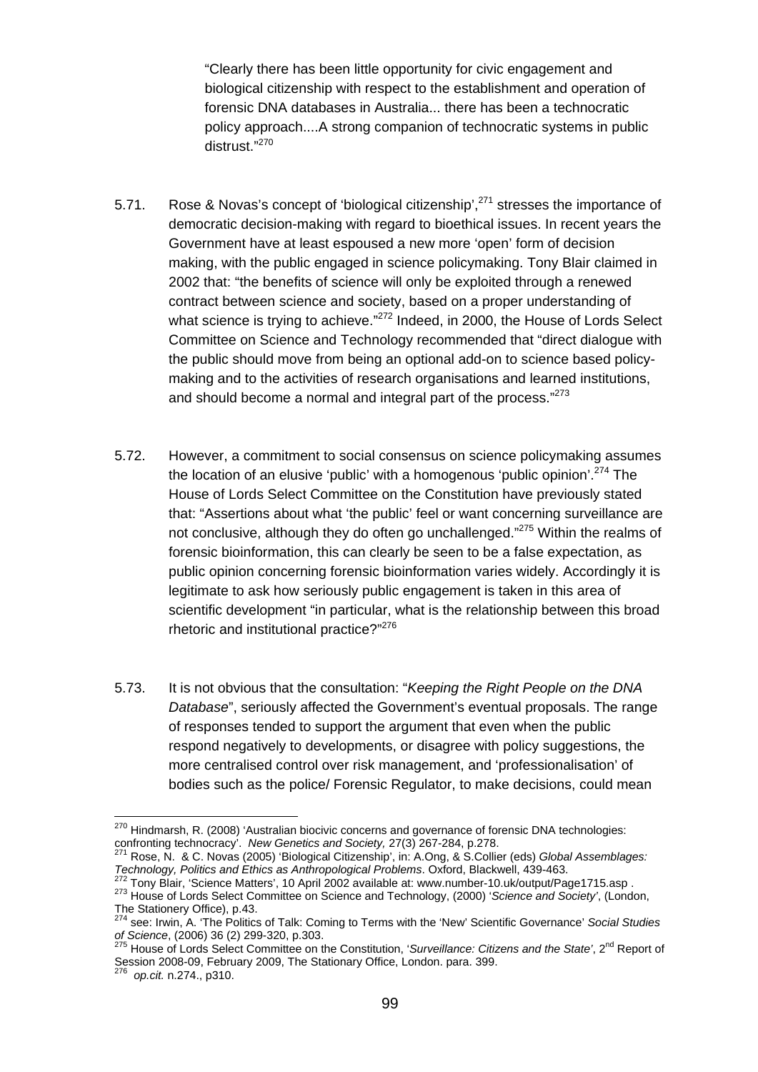> "Clearly there has been little opportunity for civic engagement and biological citizenship with respect to the establishment and operation of forensic DNA databases in Australia... there has been a technocratic policy approach....A strong companion of technocratic systems in public distrust."[270]

5.71. Rose & Novas's concept of 'biological citizenship',[271] stresses the importance of democratic decision-making with regard to bioethical issues. In recent years the Government have at least espoused a new more 'open' form of decision making, with the public engaged in science policymaking. Tony Blair claimed in 2002 that: "the benefits of science will only be exploited through a renewed contract between science and society, based on a proper understanding of what science is trying to achieve."[272] Indeed, in 2000, the House of Lords Select Committee on Science and Technology recommended that "direct dialogue with the public should move from being an optional add-on to science based policy-making and to the activities of research organisations and learned institutions, and should become a normal and integral part of the process."[273]

5.72. However, a commitment to social consensus on science policymaking assumes the location of an elusive 'public' with a homogenous 'public opinion'.[274] The House of Lords Select Committee on the Constitution have previously stated that: "Assertions about what 'the public' feel or want concerning surveillance are not conclusive, although they do often go unchallenged."[275] Within the realms of forensic bioinformation, this can clearly be seen to be a false expectation, as public opinion concerning forensic bioinformation varies widely. Accordingly it is legitimate to ask how seriously public engagement is taken in this area of scientific development "in particular, what is the relationship between this broad rhetoric and institutional practice?"[276]

5.73. It is not obvious that the consultation: "*Keeping the Right People on the DNA Database*", seriously affected the Government's eventual proposals. The range of responses tended to support the argument that even when the public respond negatively to developments, or disagree with policy suggestions, the more centralised control over risk management, and 'professionalisation' of bodies such as the police/ Forensic Regulator, to make decisions, could mean

---

[270] Hindmarsh, R. (2008) 'Australian biocivic concerns and governance of forensic DNA technologies: confronting technocracy'. *New Genetics and Society,* 27(3) 267-284, p.278.

[271] Rose, N. & C. Novas (2005) 'Biological Citizenship', in: A.Ong, & S.Collier (eds) *Global Assemblages: Technology, Politics and Ethics as Anthropological Problems*. Oxford, Blackwell, 439-463.

[272] Tony Blair, 'Science Matters', 10 April 2002 available at: www.number-10.uk/output/Page1715.asp .

[273] House of Lords Select Committee on Science and Technology, (2000) '*Science and Society*', (London, The Stationery Office), p.43.

[274] see: Irwin, A. 'The Politics of Talk: Coming to Terms with the 'New' Scientific Governance' *Social Studies of Science*, (2006) 36 (2) 299-320, p.303.

[275] House of Lords Select Committee on the Constitution, '*Surveillance: Citizens and the State*', 2nd Report of Session 2008-09, February 2009, The Stationary Office, London. para. 399.

[276] *op.cit.* n.274., p310.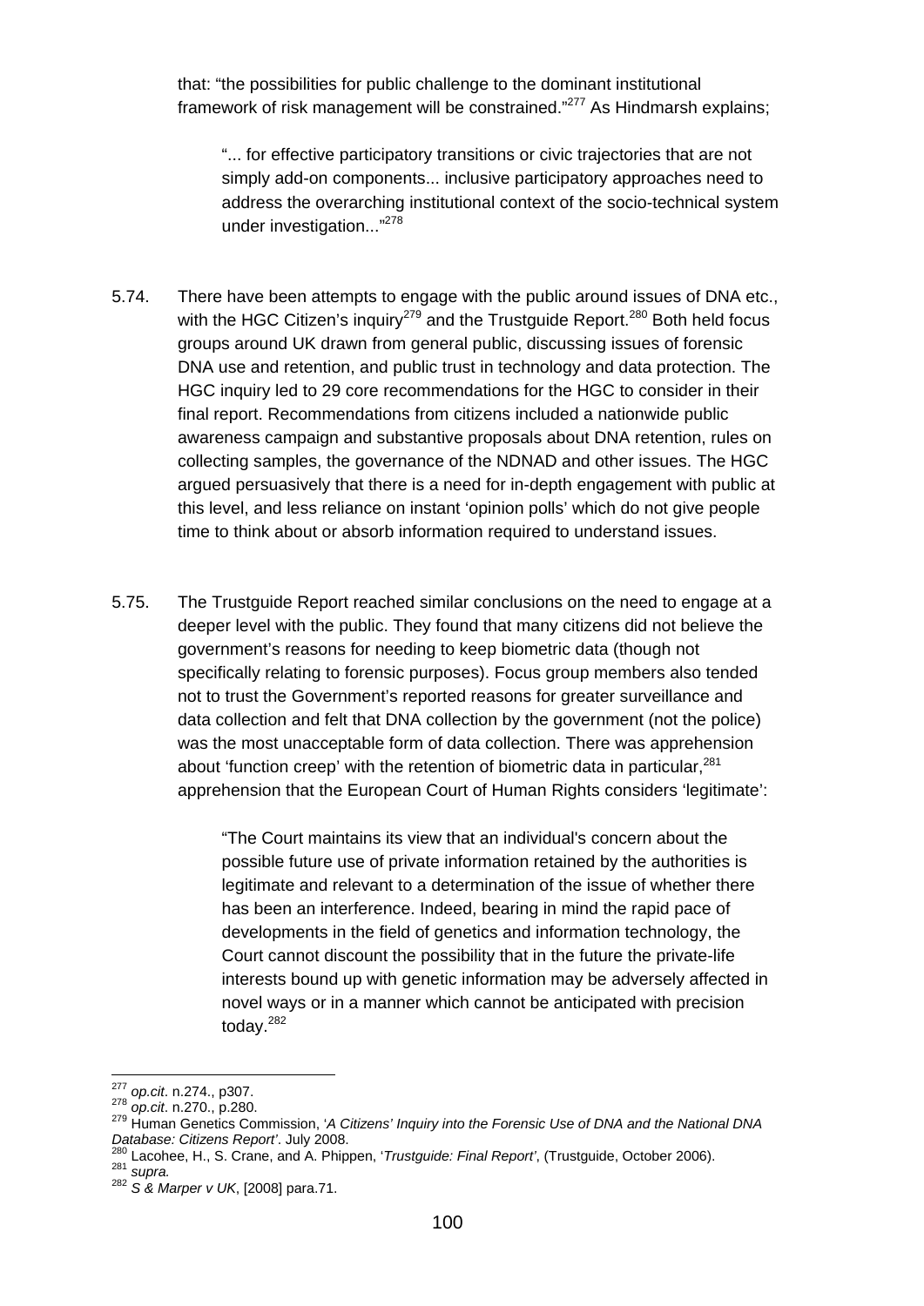that: "the possibilities for public challenge to the dominant institutional framework of risk management will be constrained."[277] As Hindmarsh explains;

> "... for effective participatory transitions or civic trajectories that are not simply add-on components... inclusive participatory approaches need to address the overarching institutional context of the socio-technical system under investigation..."[278]

5.74. There have been attempts to engage with the public around issues of DNA etc., with the HGC Citizen's inquiry[279] and the Trustguide Report.[280] Both held focus groups around UK drawn from general public, discussing issues of forensic DNA use and retention, and public trust in technology and data protection. The HGC inquiry led to 29 core recommendations for the HGC to consider in their final report. Recommendations from citizens included a nationwide public awareness campaign and substantive proposals about DNA retention, rules on collecting samples, the governance of the NDNAD and other issues. The HGC argued persuasively that there is a need for in-depth engagement with public at this level, and less reliance on instant 'opinion polls' which do not give people time to think about or absorb information required to understand issues.

5.75. The Trustguide Report reached similar conclusions on the need to engage at a deeper level with the public. They found that many citizens did not believe the government's reasons for needing to keep biometric data (though not specifically relating to forensic purposes). Focus group members also tended not to trust the Government's reported reasons for greater surveillance and data collection and felt that DNA collection by the government (not the police) was the most unacceptable form of data collection. There was apprehension about 'function creep' with the retention of biometric data in particular,[281] apprehension that the European Court of Human Rights considers 'legitimate':

> "The Court maintains its view that an individual's concern about the possible future use of private information retained by the authorities is legitimate and relevant to a determination of the issue of whether there has been an interference. Indeed, bearing in mind the rapid pace of developments in the field of genetics and information technology, the Court cannot discount the possibility that in the future the private-life interests bound up with genetic information may be adversely affected in novel ways or in a manner which cannot be anticipated with precision today.[282]

---

[277] *op.cit*. n.274., p307.
[278] *op.cit*. n.270., p.280.
[279] Human Genetics Commission, '*A Citizens' Inquiry into the Forensic Use of DNA and the National DNA Database: Citizens Report'*. July 2008.
[280] Lacohee, H., S. Crane, and A. Phippen, '*Trustguide: Final Report'*, (Trustguide, October 2006).
[281] *supra.*
[282] *S & Marper v UK*, [2008] para.71.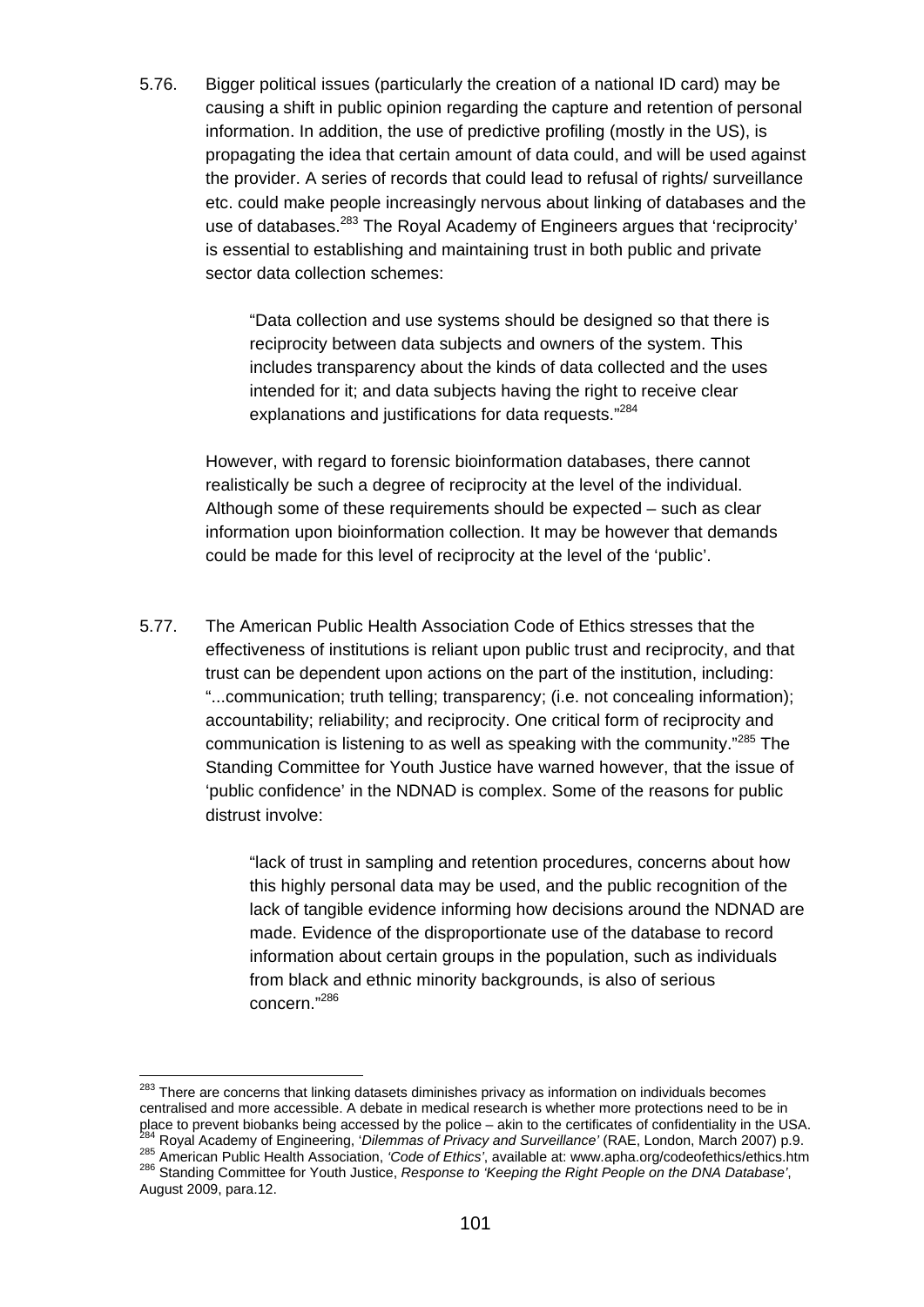5.76. Bigger political issues (particularly the creation of a national ID card) may be causing a shift in public opinion regarding the capture and retention of personal information. In addition, the use of predictive profiling (mostly in the US), is propagating the idea that certain amount of data could, and will be used against the provider. A series of records that could lead to refusal of rights/ surveillance etc. could make people increasingly nervous about linking of databases and the use of databases.[283] The Royal Academy of Engineers argues that 'reciprocity' is essential to establishing and maintaining trust in both public and private sector data collection schemes:

> "Data collection and use systems should be designed so that there is reciprocity between data subjects and owners of the system. This includes transparency about the kinds of data collected and the uses intended for it; and data subjects having the right to receive clear explanations and justifications for data requests."[284]

However, with regard to forensic bioinformation databases, there cannot realistically be such a degree of reciprocity at the level of the individual. Although some of these requirements should be expected – such as clear information upon bioinformation collection. It may be however that demands could be made for this level of reciprocity at the level of the 'public'.

5.77. The American Public Health Association Code of Ethics stresses that the effectiveness of institutions is reliant upon public trust and reciprocity, and that trust can be dependent upon actions on the part of the institution, including: "...communication; truth telling; transparency; (i.e. not concealing information); accountability; reliability; and reciprocity. One critical form of reciprocity and communication is listening to as well as speaking with the community."[285] The Standing Committee for Youth Justice have warned however, that the issue of 'public confidence' in the NDNAD is complex. Some of the reasons for public distrust involve:

> "lack of trust in sampling and retention procedures, concerns about how this highly personal data may be used, and the public recognition of the lack of tangible evidence informing how decisions around the NDNAD are made. Evidence of the disproportionate use of the database to record information about certain groups in the population, such as individuals from black and ethnic minority backgrounds, is also of serious concern."[286]

---

[283] There are concerns that linking datasets diminishes privacy as information on individuals becomes centralised and more accessible. A debate in medical research is whether more protections need to be in place to prevent biobanks being accessed by the police – akin to the certificates of confidentiality in the USA.

[284] Royal Academy of Engineering, '*Dilemmas of Privacy and Surveillance'* (RAE, London, March 2007) p.9.

[285] American Public Health Association, *'Code of Ethics'*, available at: www.apha.org/codeofethics/ethics.htm

[286] Standing Committee for Youth Justice, *Response to 'Keeping the Right People on the DNA Database'*, August 2009, para.12.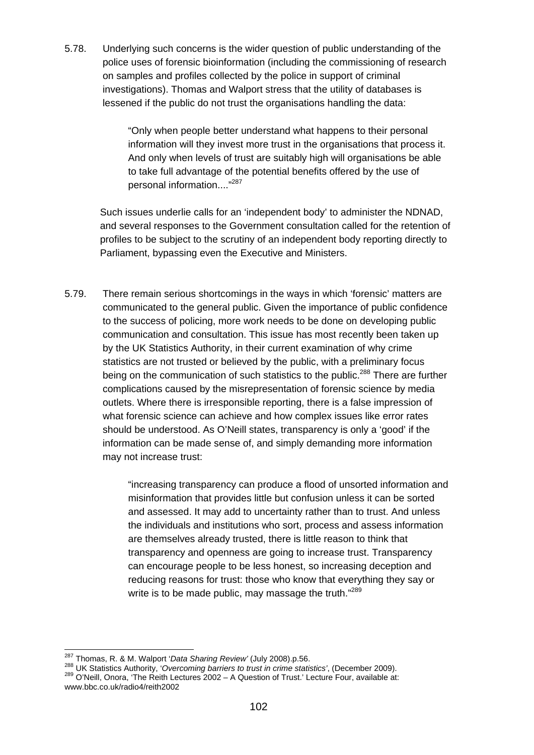5.78. Underlying such concerns is the wider question of public understanding of the police uses of forensic bioinformation (including the commissioning of research on samples and profiles collected by the police in support of criminal investigations). Thomas and Walport stress that the utility of databases is lessened if the public do not trust the organisations handling the data:

> "Only when people better understand what happens to their personal information will they invest more trust in the organisations that process it. And only when levels of trust are suitably high will organisations be able to take full advantage of the potential benefits offered by the use of personal information...."[287]

Such issues underlie calls for an 'independent body' to administer the NDNAD, and several responses to the Government consultation called for the retention of profiles to be subject to the scrutiny of an independent body reporting directly to Parliament, bypassing even the Executive and Ministers.

5.79. There remain serious shortcomings in the ways in which 'forensic' matters are communicated to the general public. Given the importance of public confidence to the success of policing, more work needs to be done on developing public communication and consultation. This issue has most recently been taken up by the UK Statistics Authority, in their current examination of why crime statistics are not trusted or believed by the public, with a preliminary focus being on the communication of such statistics to the public.[288] There are further complications caused by the misrepresentation of forensic science by media outlets. Where there is irresponsible reporting, there is a false impression of what forensic science can achieve and how complex issues like error rates should be understood. As O'Neill states, transparency is only a 'good' if the information can be made sense of, and simply demanding more information may not increase trust:

> "increasing transparency can produce a flood of unsorted information and misinformation that provides little but confusion unless it can be sorted and assessed. It may add to uncertainty rather than to trust. And unless the individuals and institutions who sort, process and assess information are themselves already trusted, there is little reason to think that transparency and openness are going to increase trust. Transparency can encourage people to be less honest, so increasing deception and reducing reasons for trust: those who know that everything they say or write is to be made public, may massage the truth."[289]

---

[287] Thomas, R. & M. Walport '*Data Sharing Review'* (July 2008).p.56.

[288] UK Statistics Authority, '*Overcoming barriers to trust in crime statistics*', (December 2009).

[289] O'Neill, Onora, 'The Reith Lectures 2002 – A Question of Trust.' Lecture Four, available at: www.bbc.co.uk/radio4/reith2002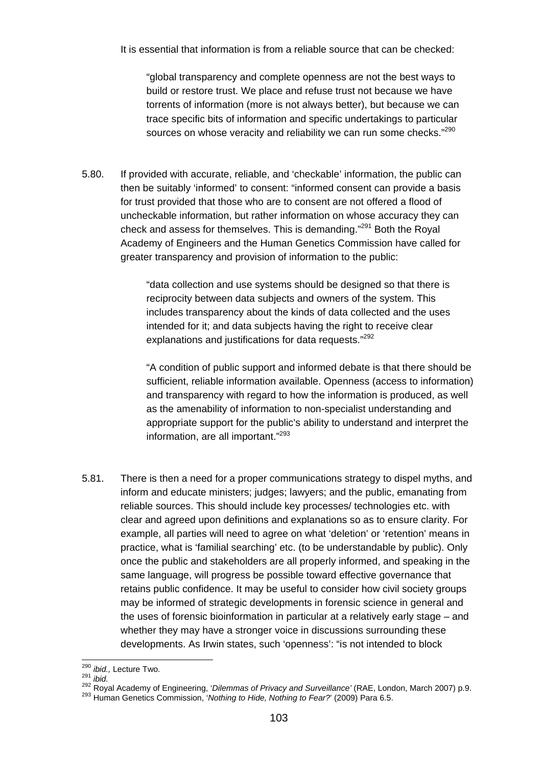It is essential that information is from a reliable source that can be checked:

> "global transparency and complete openness are not the best ways to build or restore trust. We place and refuse trust not because we have torrents of information (more is not always better), but because we can trace specific bits of information and specific undertakings to particular sources on whose veracity and reliability we can run some checks."[290]

5.80. If provided with accurate, reliable, and 'checkable' information, the public can then be suitably 'informed' to consent: "informed consent can provide a basis for trust provided that those who are to consent are not offered a flood of uncheckable information, but rather information on whose accuracy they can check and assess for themselves. This is demanding."[291] Both the Royal Academy of Engineers and the Human Genetics Commission have called for greater transparency and provision of information to the public:

> "data collection and use systems should be designed so that there is reciprocity between data subjects and owners of the system. This includes transparency about the kinds of data collected and the uses intended for it; and data subjects having the right to receive clear explanations and justifications for data requests."[292]

> "A condition of public support and informed debate is that there should be sufficient, reliable information available. Openness (access to information) and transparency with regard to how the information is produced, as well as the amenability of information to non-specialist understanding and appropriate support for the public's ability to understand and interpret the information, are all important."[293]

5.81. There is then a need for a proper communications strategy to dispel myths, and inform and educate ministers; judges; lawyers; and the public, emanating from reliable sources. This should include key processes/ technologies etc. with clear and agreed upon definitions and explanations so as to ensure clarity. For example, all parties will need to agree on what 'deletion' or 'retention' means in practice, what is 'familial searching' etc. (to be understandable by public). Only once the public and stakeholders are all properly informed, and speaking in the same language, will progress be possible toward effective governance that retains public confidence. It may be useful to consider how civil society groups may be informed of strategic developments in forensic science in general and the uses of forensic bioinformation in particular at a relatively early stage – and whether they may have a stronger voice in discussions surrounding these developments. As Irwin states, such 'openness': "is not intended to block

---

[290] *ibid.,* Lecture Two.

[291] *ibid.*

[292] Royal Academy of Engineering, '*Dilemmas of Privacy and Surveillance'* (RAE, London, March 2007) p.9.

[293] Human Genetics Commission, '*Nothing to Hide, Nothing to Fear?*' (2009) Para 6.5.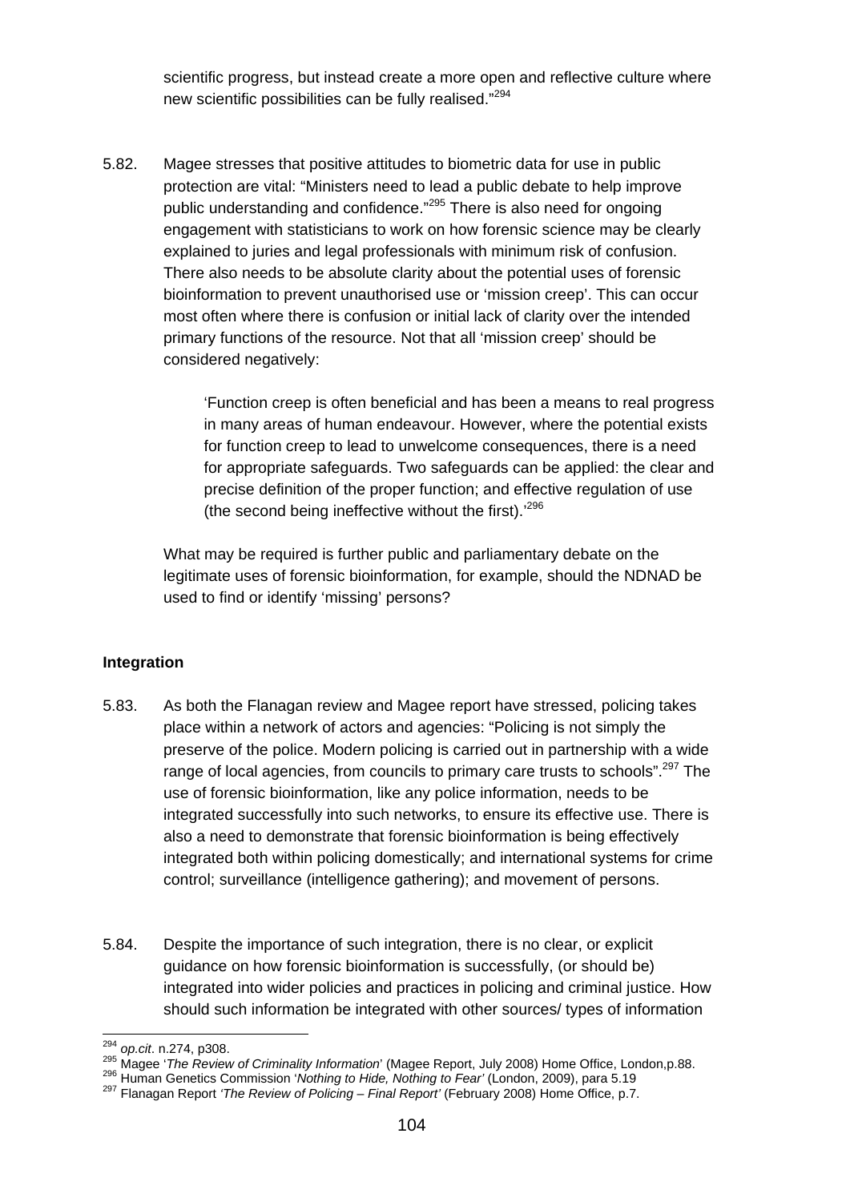scientific progress, but instead create a more open and reflective culture where new scientific possibilities can be fully realised."[294]

5.82. Magee stresses that positive attitudes to biometric data for use in public protection are vital: "Ministers need to lead a public debate to help improve public understanding and confidence."[295] There is also need for ongoing engagement with statisticians to work on how forensic science may be clearly explained to juries and legal professionals with minimum risk of confusion. There also needs to be absolute clarity about the potential uses of forensic bioinformation to prevent unauthorised use or 'mission creep'. This can occur most often where there is confusion or initial lack of clarity over the intended primary functions of the resource. Not that all 'mission creep' should be considered negatively:

> 'Function creep is often beneficial and has been a means to real progress in many areas of human endeavour. However, where the potential exists for function creep to lead to unwelcome consequences, there is a need for appropriate safeguards. Two safeguards can be applied: the clear and precise definition of the proper function; and effective regulation of use (the second being ineffective without the first).'[296]

What may be required is further public and parliamentary debate on the legitimate uses of forensic bioinformation, for example, should the NDNAD be used to find or identify 'missing' persons?

**Integration**

5.83. As both the Flanagan review and Magee report have stressed, policing takes place within a network of actors and agencies: "Policing is not simply the preserve of the police. Modern policing is carried out in partnership with a wide range of local agencies, from councils to primary care trusts to schools".[297] The use of forensic bioinformation, like any police information, needs to be integrated successfully into such networks, to ensure its effective use. There is also a need to demonstrate that forensic bioinformation is being effectively integrated both within policing domestically; and international systems for crime control; surveillance (intelligence gathering); and movement of persons.

5.84. Despite the importance of such integration, there is no clear, or explicit guidance on how forensic bioinformation is successfully, (or should be) integrated into wider policies and practices in policing and criminal justice. How should such information be integrated with other sources/ types of information

---

[294] *op.cit*. n.274, p308.

[295] Magee '*The Review of Criminality Information*' (Magee Report, July 2008) Home Office, London,p.88.

[296] Human Genetics Commission '*Nothing to Hide, Nothing to Fear'* (London, 2009), para 5.19

[297] Flanagan Report *'The Review of Policing – Final Report'* (February 2008) Home Office, p.7.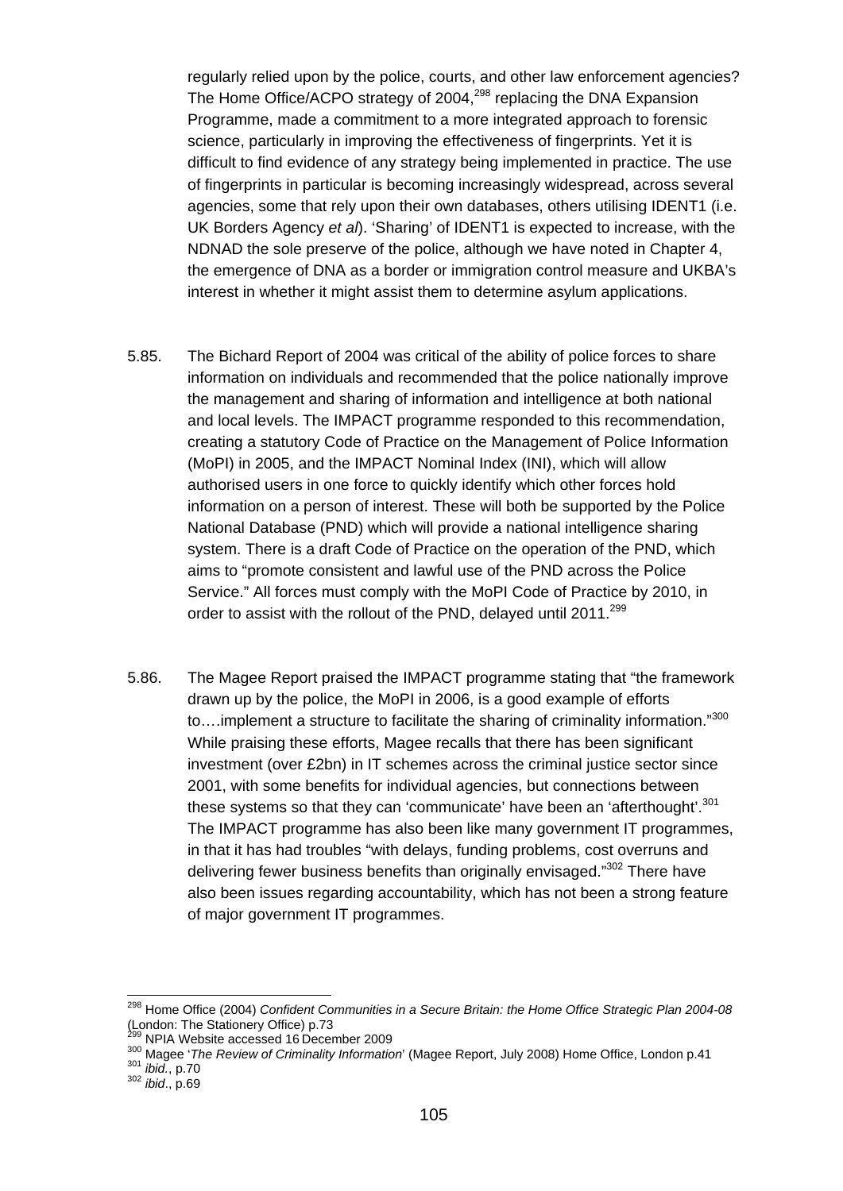regularly relied upon by the police, courts, and other law enforcement agencies? The Home Office/ACPO strategy of 2004,[298] replacing the DNA Expansion Programme, made a commitment to a more integrated approach to forensic science, particularly in improving the effectiveness of fingerprints. Yet it is difficult to find evidence of any strategy being implemented in practice. The use of fingerprints in particular is becoming increasingly widespread, across several agencies, some that rely upon their own databases, others utilising IDENT1 (i.e. UK Borders Agency *et al*). 'Sharing' of IDENT1 is expected to increase, with the NDNAD the sole preserve of the police, although we have noted in Chapter 4, the emergence of DNA as a border or immigration control measure and UKBA's interest in whether it might assist them to determine asylum applications.

5.85. The Bichard Report of 2004 was critical of the ability of police forces to share information on individuals and recommended that the police nationally improve the management and sharing of information and intelligence at both national and local levels. The IMPACT programme responded to this recommendation, creating a statutory Code of Practice on the Management of Police Information (MoPI) in 2005, and the IMPACT Nominal Index (INI), which will allow authorised users in one force to quickly identify which other forces hold information on a person of interest. These will both be supported by the Police National Database (PND) which will provide a national intelligence sharing system. There is a draft Code of Practice on the operation of the PND, which aims to "promote consistent and lawful use of the PND across the Police Service." All forces must comply with the MoPI Code of Practice by 2010, in order to assist with the rollout of the PND, delayed until 2011.[299]

5.86. The Magee Report praised the IMPACT programme stating that "the framework drawn up by the police, the MoPI in 2006, is a good example of efforts to….implement a structure to facilitate the sharing of criminality information."[300] While praising these efforts, Magee recalls that there has been significant investment (over £2bn) in IT schemes across the criminal justice sector since 2001, with some benefits for individual agencies, but connections between these systems so that they can 'communicate' have been an 'afterthought'.[301] The IMPACT programme has also been like many government IT programmes, in that it has had troubles "with delays, funding problems, cost overruns and delivering fewer business benefits than originally envisaged."[302] There have also been issues regarding accountability, which has not been a strong feature of major government IT programmes.

---

[298] Home Office (2004) *Confident Communities in a Secure Britain: the Home Office Strategic Plan 2004-08* (London: The Stationery Office) p.73

[299] NPIA Website accessed 16 December 2009

[300] Magee '*The Review of Criminality Information*' (Magee Report, July 2008) Home Office, London p.41

[301] *ibid.*, p.70

[302] *ibid*., p.69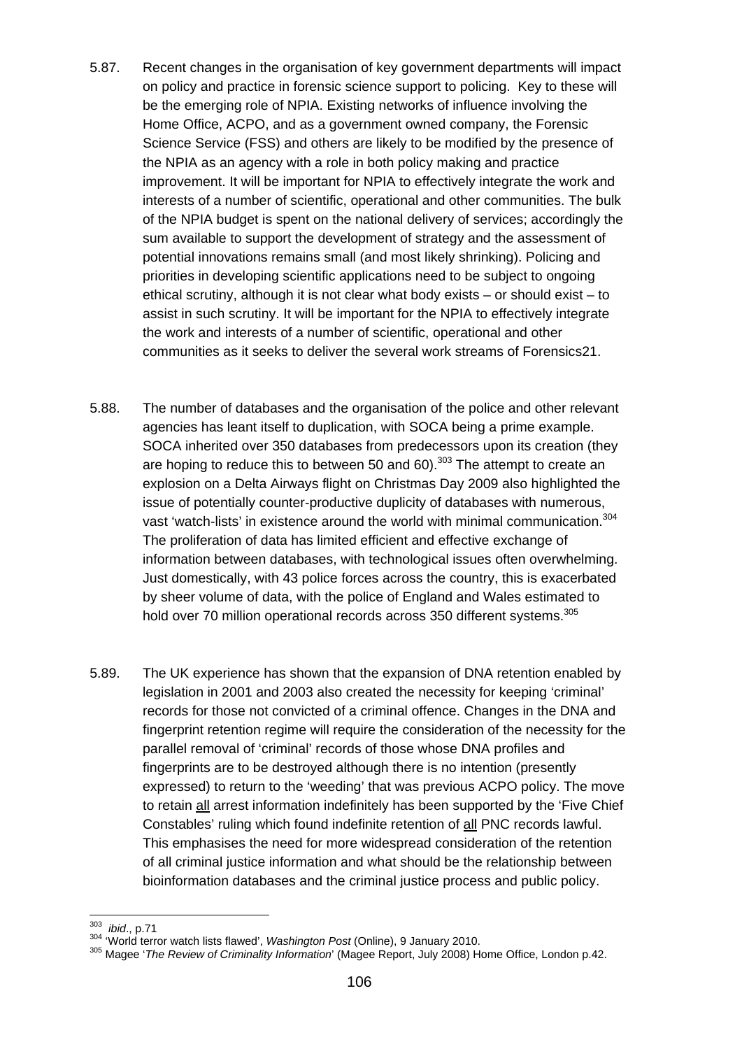5.87. Recent changes in the organisation of key government departments will impact on policy and practice in forensic science support to policing. Key to these will be the emerging role of NPIA. Existing networks of influence involving the Home Office, ACPO, and as a government owned company, the Forensic Science Service (FSS) and others are likely to be modified by the presence of the NPIA as an agency with a role in both policy making and practice improvement. It will be important for NPIA to effectively integrate the work and interests of a number of scientific, operational and other communities. The bulk of the NPIA budget is spent on the national delivery of services; accordingly the sum available to support the development of strategy and the assessment of potential innovations remains small (and most likely shrinking). Policing and priorities in developing scientific applications need to be subject to ongoing ethical scrutiny, although it is not clear what body exists – or should exist – to assist in such scrutiny. It will be important for the NPIA to effectively integrate the work and interests of a number of scientific, operational and other communities as it seeks to deliver the several work streams of Forensics21.

5.88. The number of databases and the organisation of the police and other relevant agencies has leant itself to duplication, with SOCA being a prime example. SOCA inherited over 350 databases from predecessors upon its creation (they are hoping to reduce this to between 50 and 60).[303] The attempt to create an explosion on a Delta Airways flight on Christmas Day 2009 also highlighted the issue of potentially counter-productive duplicity of databases with numerous, vast 'watch-lists' in existence around the world with minimal communication.[304] The proliferation of data has limited efficient and effective exchange of information between databases, with technological issues often overwhelming. Just domestically, with 43 police forces across the country, this is exacerbated by sheer volume of data, with the police of England and Wales estimated to hold over 70 million operational records across 350 different systems.[305]

5.89. The UK experience has shown that the expansion of DNA retention enabled by legislation in 2001 and 2003 also created the necessity for keeping 'criminal' records for those not convicted of a criminal offence. Changes in the DNA and fingerprint retention regime will require the consideration of the necessity for the parallel removal of 'criminal' records of those whose DNA profiles and fingerprints are to be destroyed although there is no intention (presently expressed) to return to the 'weeding' that was previous ACPO policy. The move to retain <u>all</u> arrest information indefinitely has been supported by the 'Five Chief Constables' ruling which found indefinite retention of <u>all</u> PNC records lawful. This emphasises the need for more widespread consideration of the retention of all criminal justice information and what should be the relationship between bioinformation databases and the criminal justice process and public policy.

---

[303] *ibid*., p.71

[304] 'World terror watch lists flawed', *Washington Post* (Online), 9 January 2010.

[305] Magee '*The Review of Criminality Information*' (Magee Report, July 2008) Home Office, London p.42.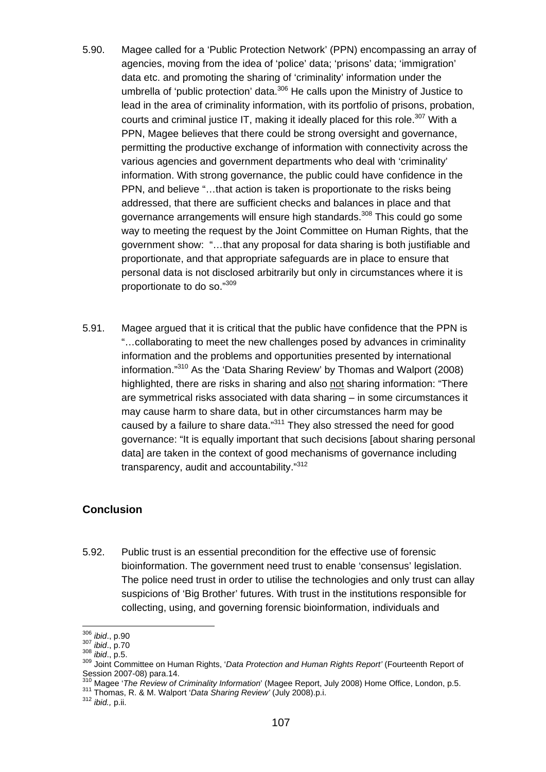5.90. Magee called for a 'Public Protection Network' (PPN) encompassing an array of agencies, moving from the idea of 'police' data; 'prisons' data; 'immigration' data etc. and promoting the sharing of 'criminality' information under the umbrella of 'public protection' data.[306] He calls upon the Ministry of Justice to lead in the area of criminality information, with its portfolio of prisons, probation, courts and criminal justice IT, making it ideally placed for this role.[307] With a PPN, Magee believes that there could be strong oversight and governance, permitting the productive exchange of information with connectivity across the various agencies and government departments who deal with 'criminality' information. With strong governance, the public could have confidence in the PPN, and believe "…that action is taken is proportionate to the risks being addressed, that there are sufficient checks and balances in place and that governance arrangements will ensure high standards.[308] This could go some way to meeting the request by the Joint Committee on Human Rights, that the government show: "…that any proposal for data sharing is both justifiable and proportionate, and that appropriate safeguards are in place to ensure that personal data is not disclosed arbitrarily but only in circumstances where it is proportionate to do so."[309]

5.91. Magee argued that it is critical that the public have confidence that the PPN is "…collaborating to meet the new challenges posed by advances in criminality information and the problems and opportunities presented by international information."[310] As the 'Data Sharing Review' by Thomas and Walport (2008) highlighted, there are risks in sharing and also <u>not</u> sharing information: "There are symmetrical risks associated with data sharing – in some circumstances it may cause harm to share data, but in other circumstances harm may be caused by a failure to share data."[311] They also stressed the need for good governance: "It is equally important that such decisions [about sharing personal data] are taken in the context of good mechanisms of governance including transparency, audit and accountability."[312]

## Conclusion

5.92. Public trust is an essential precondition for the effective use of forensic bioinformation. The government need trust to enable 'consensus' legislation. The police need trust in order to utilise the technologies and only trust can allay suspicions of 'Big Brother' futures. With trust in the institutions responsible for collecting, using, and governing forensic bioinformation, individuals and

---

[306] *ibid*., p.90
[307] *ibid*., p.70
[308] *ibid*., p.5.
[309] Joint Committee on Human Rights, '*Data Protection and Human Rights Report'* (Fourteenth Report of Session 2007-08) para.14.
[310] Magee '*The Review of Criminality Information*' (Magee Report, July 2008) Home Office, London, p.5.
[311] Thomas, R. & M. Walport '*Data Sharing Review'* (July 2008).p.i.
[312] *ibid.,* p.ii.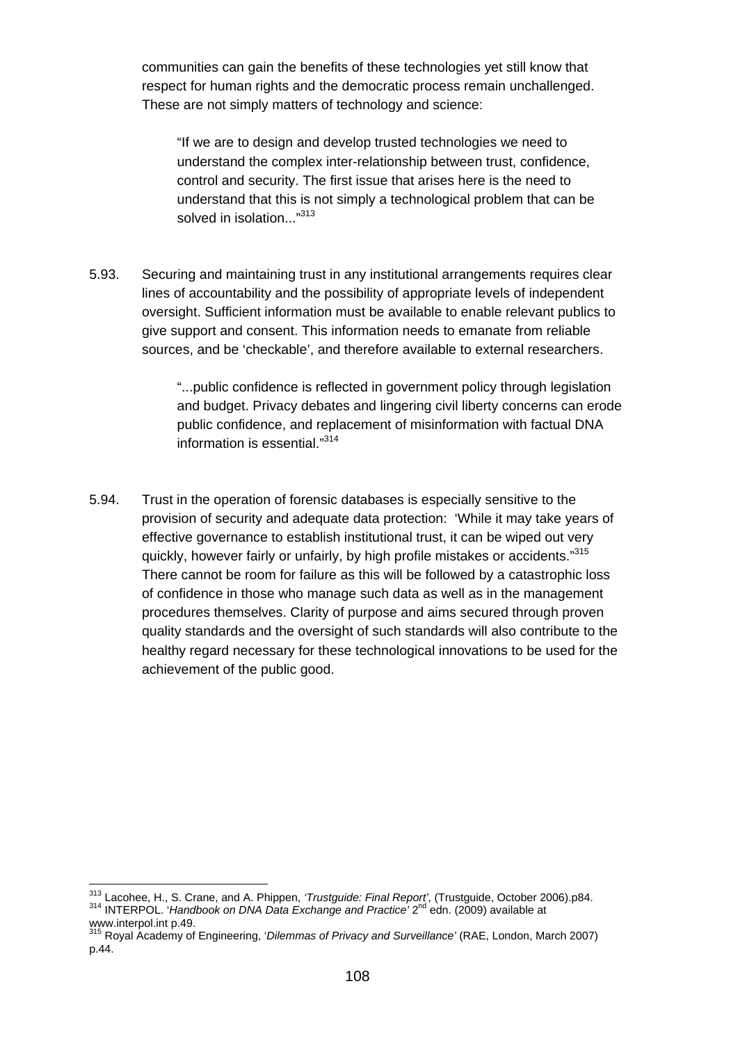communities can gain the benefits of these technologies yet still know that respect for human rights and the democratic process remain unchallenged. These are not simply matters of technology and science:

> "If we are to design and develop trusted technologies we need to understand the complex inter-relationship between trust, confidence, control and security. The first issue that arises here is the need to understand that this is not simply a technological problem that can be solved in isolation..."[313]

5.93. Securing and maintaining trust in any institutional arrangements requires clear lines of accountability and the possibility of appropriate levels of independent oversight. Sufficient information must be available to enable relevant publics to give support and consent. This information needs to emanate from reliable sources, and be 'checkable', and therefore available to external researchers.

> "...public confidence is reflected in government policy through legislation and budget. Privacy debates and lingering civil liberty concerns can erode public confidence, and replacement of misinformation with factual DNA information is essential."[314]

5.94. Trust in the operation of forensic databases is especially sensitive to the provision of security and adequate data protection: 'While it may take years of effective governance to establish institutional trust, it can be wiped out very quickly, however fairly or unfairly, by high profile mistakes or accidents."[315] There cannot be room for failure as this will be followed by a catastrophic loss of confidence in those who manage such data as well as in the management procedures themselves. Clarity of purpose and aims secured through proven quality standards and the oversight of such standards will also contribute to the healthy regard necessary for these technological innovations to be used for the achievement of the public good.

---

[313] Lacohee, H., S. Crane, and A. Phippen, *'Trustguide: Final Report'*, (Trustguide, October 2006).p84.

[314] INTERPOL. '*Handbook on DNA Data Exchange and Practice'* 2nd edn. (2009) available at www.interpol.int p.49.

[315] Royal Academy of Engineering, '*Dilemmas of Privacy and Surveillance'* (RAE, London, March 2007) p.44.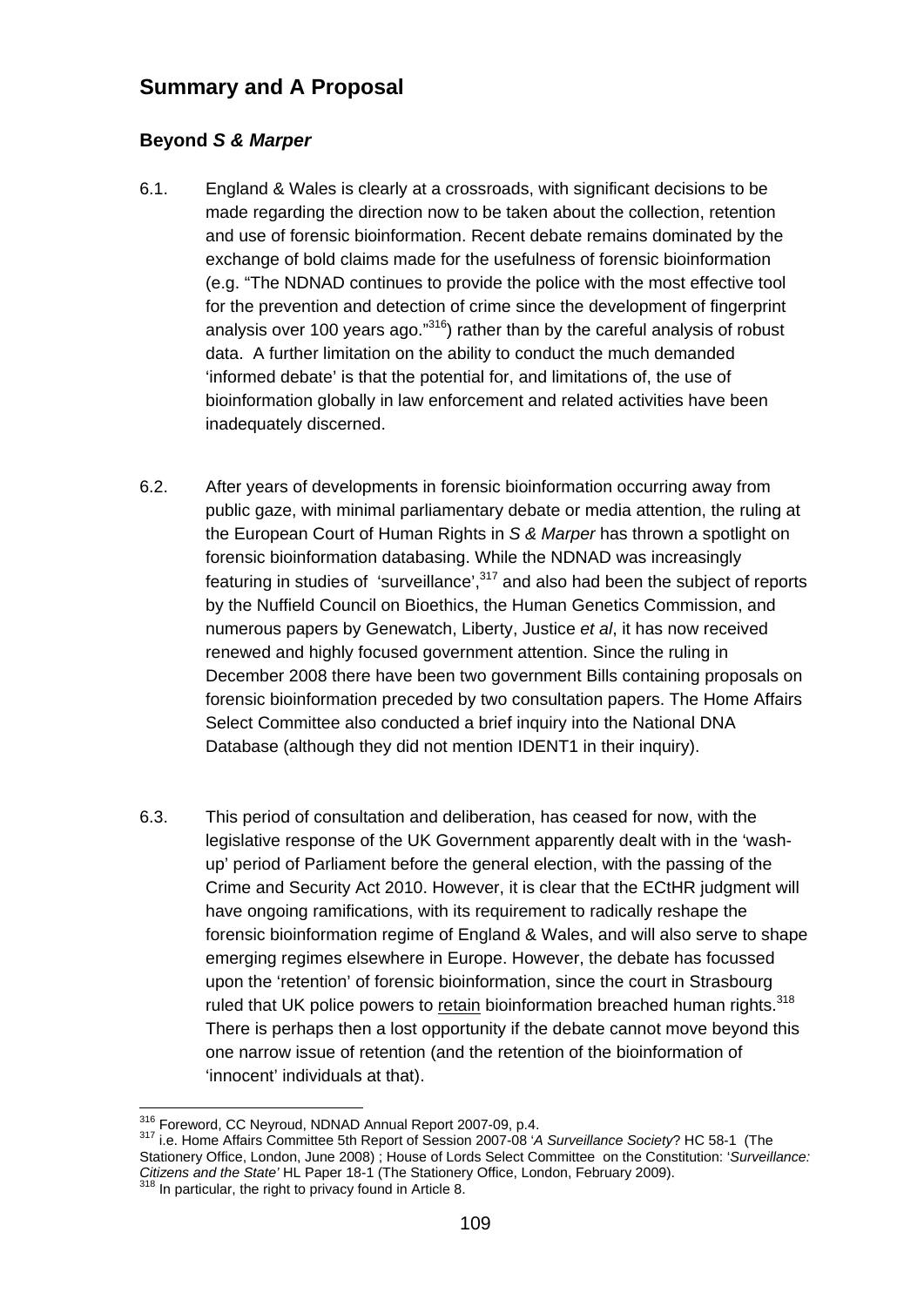## Summary and A Proposal

### Beyond *S & Marper*

6.1. England & Wales is clearly at a crossroads, with significant decisions to be made regarding the direction now to be taken about the collection, retention and use of forensic bioinformation. Recent debate remains dominated by the exchange of bold claims made for the usefulness of forensic bioinformation (e.g. "The NDNAD continues to provide the police with the most effective tool for the prevention and detection of crime since the development of fingerprint analysis over 100 years ago."[316]) rather than by the careful analysis of robust data. A further limitation on the ability to conduct the much demanded 'informed debate' is that the potential for, and limitations of, the use of bioinformation globally in law enforcement and related activities have been inadequately discerned.

6.2. After years of developments in forensic bioinformation occurring away from public gaze, with minimal parliamentary debate or media attention, the ruling at the European Court of Human Rights in *S & Marper* has thrown a spotlight on forensic bioinformation databasing. While the NDNAD was increasingly featuring in studies of 'surveillance',[317] and also had been the subject of reports by the Nuffield Council on Bioethics, the Human Genetics Commission, and numerous papers by Genewatch, Liberty, Justice *et al*, it has now received renewed and highly focused government attention. Since the ruling in December 2008 there have been two government Bills containing proposals on forensic bioinformation preceded by two consultation papers. The Home Affairs Select Committee also conducted a brief inquiry into the National DNA Database (although they did not mention IDENT1 in their inquiry).

6.3. This period of consultation and deliberation, has ceased for now, with the legislative response of the UK Government apparently dealt with in the 'wash-up' period of Parliament before the general election, with the passing of the Crime and Security Act 2010. However, it is clear that the ECtHR judgment will have ongoing ramifications, with its requirement to radically reshape the forensic bioinformation regime of England & Wales, and will also serve to shape emerging regimes elsewhere in Europe. However, the debate has focussed upon the 'retention' of forensic bioinformation, since the court in Strasbourg ruled that UK police powers to <u>retain</u> bioinformation breached human rights.[318] There is perhaps then a lost opportunity if the debate cannot move beyond this one narrow issue of retention (and the retention of the bioinformation of 'innocent' individuals at that).

---

[316] Foreword, CC Neyroud, NDNAD Annual Report 2007-09, p.4.

[317] i.e. Home Affairs Committee 5th Report of Session 2007-08 '*A Surveillance Society*? HC 58-1 (The Stationery Office, London, June 2008) ; House of Lords Select Committee on the Constitution: '*Surveillance: Citizens and the State'* HL Paper 18-1 (The Stationery Office, London, February 2009).

[318] In particular, the right to privacy found in Article 8.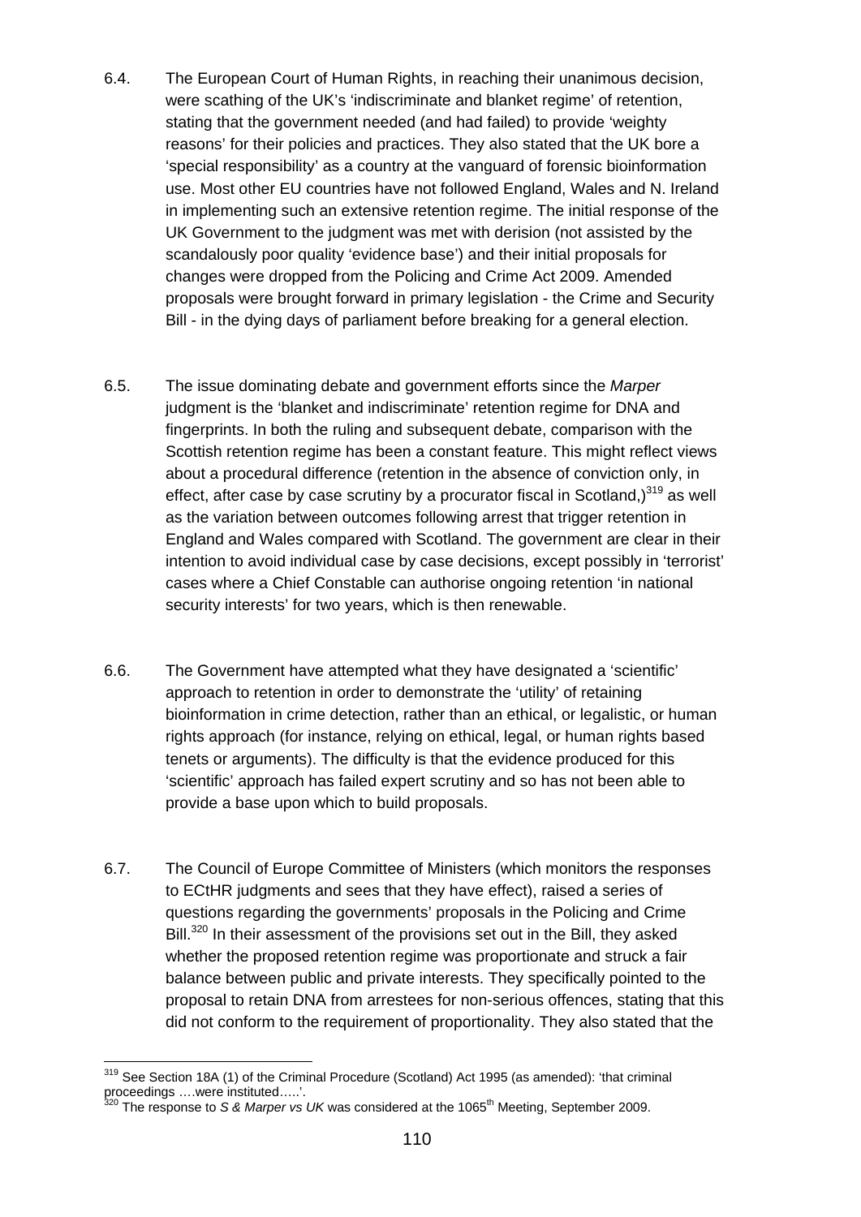6.4. The European Court of Human Rights, in reaching their unanimous decision, were scathing of the UK's 'indiscriminate and blanket regime' of retention, stating that the government needed (and had failed) to provide 'weighty reasons' for their policies and practices. They also stated that the UK bore a 'special responsibility' as a country at the vanguard of forensic bioinformation use. Most other EU countries have not followed England, Wales and N. Ireland in implementing such an extensive retention regime. The initial response of the UK Government to the judgment was met with derision (not assisted by the scandalously poor quality 'evidence base') and their initial proposals for changes were dropped from the Policing and Crime Act 2009. Amended proposals were brought forward in primary legislation - the Crime and Security Bill - in the dying days of parliament before breaking for a general election.

6.5. The issue dominating debate and government efforts since the *Marper* judgment is the 'blanket and indiscriminate' retention regime for DNA and fingerprints. In both the ruling and subsequent debate, comparison with the Scottish retention regime has been a constant feature. This might reflect views about a procedural difference (retention in the absence of conviction only, in effect, after case by case scrutiny by a procurator fiscal in Scotland,)[319] as well as the variation between outcomes following arrest that trigger retention in England and Wales compared with Scotland. The government are clear in their intention to avoid individual case by case decisions, except possibly in 'terrorist' cases where a Chief Constable can authorise ongoing retention 'in national security interests' for two years, which is then renewable.

6.6. The Government have attempted what they have designated a 'scientific' approach to retention in order to demonstrate the 'utility' of retaining bioinformation in crime detection, rather than an ethical, or legalistic, or human rights approach (for instance, relying on ethical, legal, or human rights based tenets or arguments). The difficulty is that the evidence produced for this 'scientific' approach has failed expert scrutiny and so has not been able to provide a base upon which to build proposals.

6.7. The Council of Europe Committee of Ministers (which monitors the responses to ECtHR judgments and sees that they have effect), raised a series of questions regarding the governments' proposals in the Policing and Crime Bill.[320] In their assessment of the provisions set out in the Bill, they asked whether the proposed retention regime was proportionate and struck a fair balance between public and private interests. They specifically pointed to the proposal to retain DNA from arrestees for non-serious offences, stating that this did not conform to the requirement of proportionality. They also stated that the

---

[319] See Section 18A (1) of the Criminal Procedure (Scotland) Act 1995 (as amended): 'that criminal proceedings ….were instituted…..'.

[320] The response to *S & Marper vs UK* was considered at the 1065th Meeting, September 2009.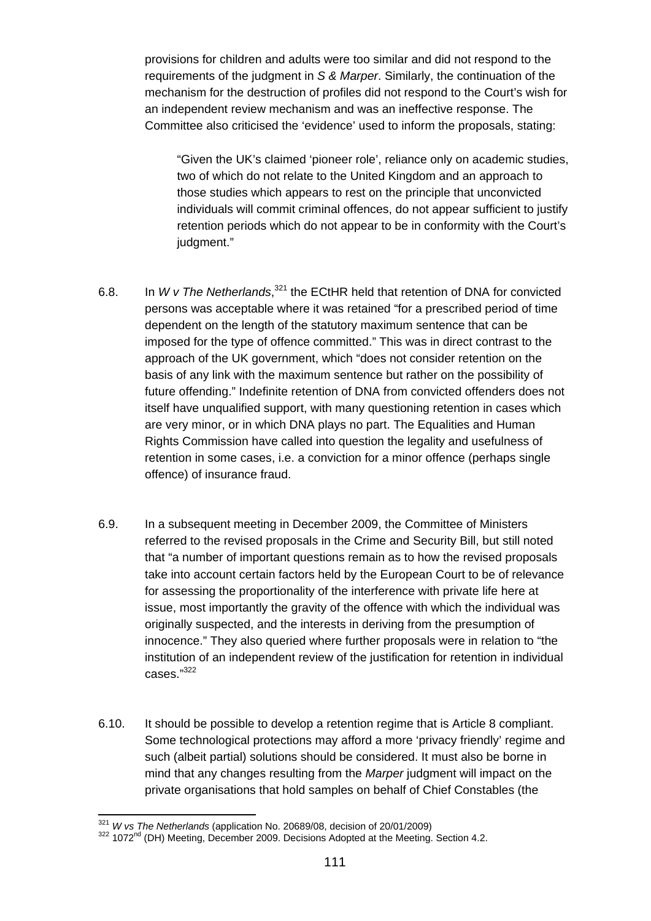provisions for children and adults were too similar and did not respond to the requirements of the judgment in *S & Marper*. Similarly, the continuation of the mechanism for the destruction of profiles did not respond to the Court's wish for an independent review mechanism and was an ineffective response. The Committee also criticised the 'evidence' used to inform the proposals, stating:

> "Given the UK's claimed 'pioneer role', reliance only on academic studies, two of which do not relate to the United Kingdom and an approach to those studies which appears to rest on the principle that unconvicted individuals will commit criminal offences, do not appear sufficient to justify retention periods which do not appear to be in conformity with the Court's judgment."

6.8. In *W v The Netherlands*,[321] the ECtHR held that retention of DNA for convicted persons was acceptable where it was retained "for a prescribed period of time dependent on the length of the statutory maximum sentence that can be imposed for the type of offence committed." This was in direct contrast to the approach of the UK government, which "does not consider retention on the basis of any link with the maximum sentence but rather on the possibility of future offending." Indefinite retention of DNA from convicted offenders does not itself have unqualified support, with many questioning retention in cases which are very minor, or in which DNA plays no part. The Equalities and Human Rights Commission have called into question the legality and usefulness of retention in some cases, i.e. a conviction for a minor offence (perhaps single offence) of insurance fraud.

6.9. In a subsequent meeting in December 2009, the Committee of Ministers referred to the revised proposals in the Crime and Security Bill, but still noted that "a number of important questions remain as to how the revised proposals take into account certain factors held by the European Court to be of relevance for assessing the proportionality of the interference with private life here at issue, most importantly the gravity of the offence with which the individual was originally suspected, and the interests in deriving from the presumption of innocence." They also queried where further proposals were in relation to "the institution of an independent review of the justification for retention in individual cases."[322]

6.10. It should be possible to develop a retention regime that is Article 8 compliant. Some technological protections may afford a more 'privacy friendly' regime and such (albeit partial) solutions should be considered. It must also be borne in mind that any changes resulting from the *Marper* judgment will impact on the private organisations that hold samples on behalf of Chief Constables (the

---

[321] *W vs The Netherlands* (application No. 20689/08, decision of 20/01/2009)

[322] 1072nd (DH) Meeting, December 2009. Decisions Adopted at the Meeting. Section 4.2.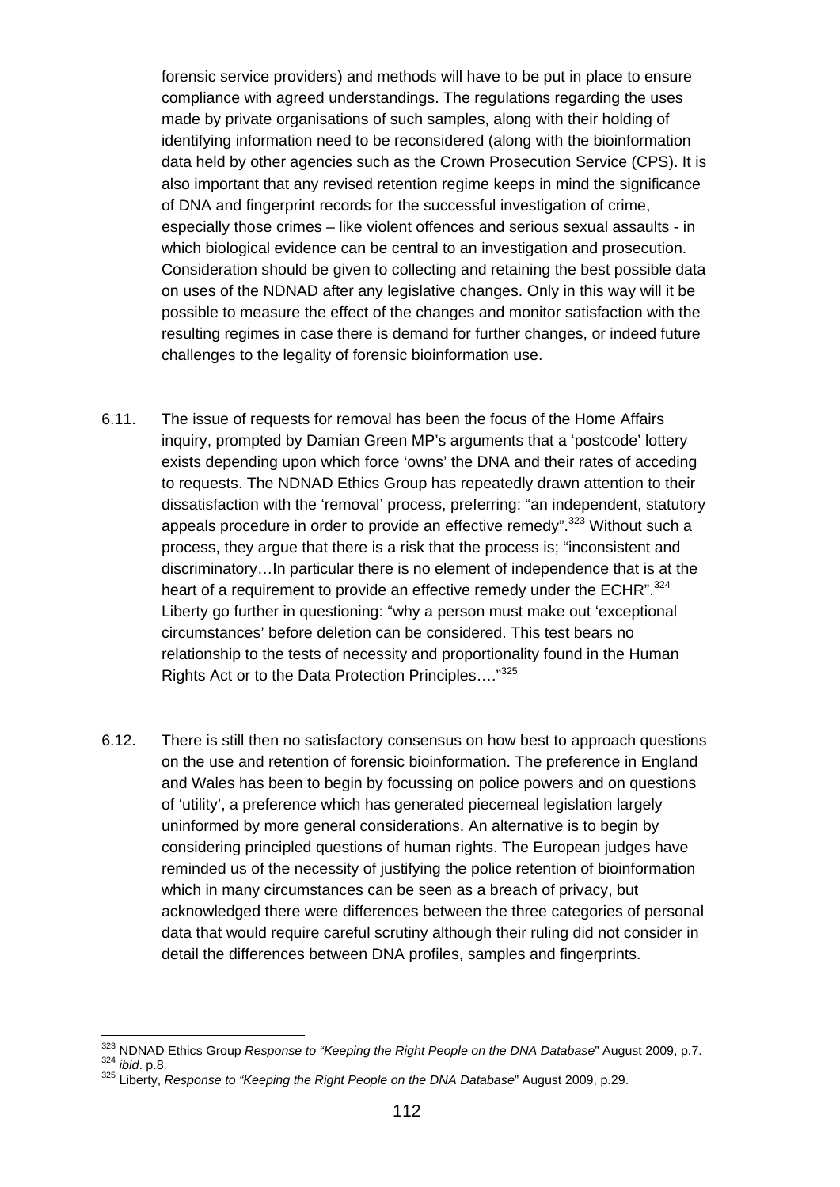forensic service providers) and methods will have to be put in place to ensure compliance with agreed understandings. The regulations regarding the uses made by private organisations of such samples, along with their holding of identifying information need to be reconsidered (along with the bioinformation data held by other agencies such as the Crown Prosecution Service (CPS). It is also important that any revised retention regime keeps in mind the significance of DNA and fingerprint records for the successful investigation of crime, especially those crimes – like violent offences and serious sexual assaults - in which biological evidence can be central to an investigation and prosecution. Consideration should be given to collecting and retaining the best possible data on uses of the NDNAD after any legislative changes. Only in this way will it be possible to measure the effect of the changes and monitor satisfaction with the resulting regimes in case there is demand for further changes, or indeed future challenges to the legality of forensic bioinformation use.

6.11. The issue of requests for removal has been the focus of the Home Affairs inquiry, prompted by Damian Green MP's arguments that a 'postcode' lottery exists depending upon which force 'owns' the DNA and their rates of acceding to requests. The NDNAD Ethics Group has repeatedly drawn attention to their dissatisfaction with the 'removal' process, preferring: "an independent, statutory appeals procedure in order to provide an effective remedy".[323] Without such a process, they argue that there is a risk that the process is; "inconsistent and discriminatory…In particular there is no element of independence that is at the heart of a requirement to provide an effective remedy under the ECHR".[324] Liberty go further in questioning: "why a person must make out 'exceptional circumstances' before deletion can be considered. This test bears no relationship to the tests of necessity and proportionality found in the Human Rights Act or to the Data Protection Principles…."[325]

6.12. There is still then no satisfactory consensus on how best to approach questions on the use and retention of forensic bioinformation. The preference in England and Wales has been to begin by focussing on police powers and on questions of 'utility', a preference which has generated piecemeal legislation largely uninformed by more general considerations. An alternative is to begin by considering principled questions of human rights. The European judges have reminded us of the necessity of justifying the police retention of bioinformation which in many circumstances can be seen as a breach of privacy, but acknowledged there were differences between the three categories of personal data that would require careful scrutiny although their ruling did not consider in detail the differences between DNA profiles, samples and fingerprints.

---

[323] NDNAD Ethics Group *Response to "Keeping the Right People on the DNA Database*" August 2009, p.7.
[324] *ibid*. p.8.
[325] Liberty, *Response to "Keeping the Right People on the DNA Database*" August 2009, p.29.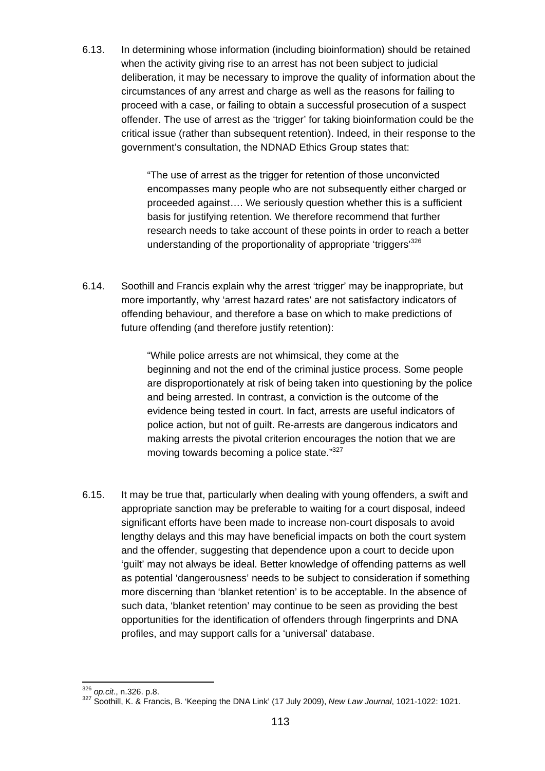6.13. In determining whose information (including bioinformation) should be retained when the activity giving rise to an arrest has not been subject to judicial deliberation, it may be necessary to improve the quality of information about the circumstances of any arrest and charge as well as the reasons for failing to proceed with a case, or failing to obtain a successful prosecution of a suspect offender. The use of arrest as the 'trigger' for taking bioinformation could be the critical issue (rather than subsequent retention). Indeed, in their response to the government's consultation, the NDNAD Ethics Group states that:

> "The use of arrest as the trigger for retention of those unconvicted encompasses many people who are not subsequently either charged or proceeded against…. We seriously question whether this is a sufficient basis for justifying retention. We therefore recommend that further research needs to take account of these points in order to reach a better understanding of the proportionality of appropriate 'triggers'[326]

6.14. Soothill and Francis explain why the arrest 'trigger' may be inappropriate, but more importantly, why 'arrest hazard rates' are not satisfactory indicators of offending behaviour, and therefore a base on which to make predictions of future offending (and therefore justify retention):

> "While police arrests are not whimsical, they come at the beginning and not the end of the criminal justice process. Some people are disproportionately at risk of being taken into questioning by the police and being arrested. In contrast, a conviction is the outcome of the evidence being tested in court. In fact, arrests are useful indicators of police action, but not of guilt. Re-arrests are dangerous indicators and making arrests the pivotal criterion encourages the notion that we are moving towards becoming a police state."[327]

6.15. It may be true that, particularly when dealing with young offenders, a swift and appropriate sanction may be preferable to waiting for a court disposal, indeed significant efforts have been made to increase non-court disposals to avoid lengthy delays and this may have beneficial impacts on both the court system and the offender, suggesting that dependence upon a court to decide upon 'guilt' may not always be ideal. Better knowledge of offending patterns as well as potential 'dangerousness' needs to be subject to consideration if something more discerning than 'blanket retention' is to be acceptable. In the absence of such data, 'blanket retention' may continue to be seen as providing the best opportunities for the identification of offenders through fingerprints and DNA profiles, and may support calls for a 'universal' database.

---

[326] *op.cit*., n.326. p.8.

[327] Soothill, K. & Francis, B. 'Keeping the DNA Link' (17 July 2009), *New Law Journal*, 1021-1022: 1021.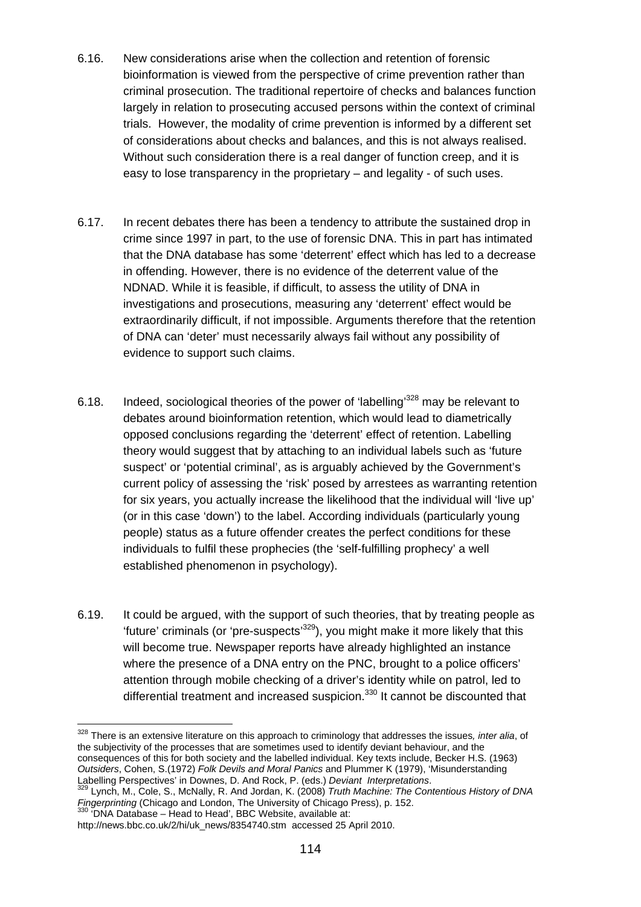6.16. New considerations arise when the collection and retention of forensic bioinformation is viewed from the perspective of crime prevention rather than criminal prosecution. The traditional repertoire of checks and balances function largely in relation to prosecuting accused persons within the context of criminal trials. However, the modality of crime prevention is informed by a different set of considerations about checks and balances, and this is not always realised. Without such consideration there is a real danger of function creep, and it is easy to lose transparency in the proprietary – and legality - of such uses.

6.17. In recent debates there has been a tendency to attribute the sustained drop in crime since 1997 in part, to the use of forensic DNA. This in part has intimated that the DNA database has some 'deterrent' effect which has led to a decrease in offending. However, there is no evidence of the deterrent value of the NDNAD. While it is feasible, if difficult, to assess the utility of DNA in investigations and prosecutions, measuring any 'deterrent' effect would be extraordinarily difficult, if not impossible. Arguments therefore that the retention of DNA can 'deter' must necessarily always fail without any possibility of evidence to support such claims.

6.18. Indeed, sociological theories of the power of 'labelling'[328] may be relevant to debates around bioinformation retention, which would lead to diametrically opposed conclusions regarding the 'deterrent' effect of retention. Labelling theory would suggest that by attaching to an individual labels such as 'future suspect' or 'potential criminal', as is arguably achieved by the Government's current policy of assessing the 'risk' posed by arrestees as warranting retention for six years, you actually increase the likelihood that the individual will 'live up' (or in this case 'down') to the label. According individuals (particularly young people) status as a future offender creates the perfect conditions for these individuals to fulfil these prophecies (the 'self-fulfilling prophecy' a well established phenomenon in psychology).

6.19. It could be argued, with the support of such theories, that by treating people as 'future' criminals (or 'pre-suspects'[329]), you might make it more likely that this will become true. Newspaper reports have already highlighted an instance where the presence of a DNA entry on the PNC, brought to a police officers' attention through mobile checking of a driver's identity while on patrol, led to differential treatment and increased suspicion.[330] It cannot be discounted that

---

[328] There is an extensive literature on this approach to criminology that addresses the issues*, inter alia*, of the subjectivity of the processes that are sometimes used to identify deviant behaviour, and the consequences of this for both society and the labelled individual. Key texts include, Becker H.S. (1963) *Outsiders*, Cohen, S.(1972) *Folk Devils and Moral Panics* and Plummer K (1979), 'Misunderstanding Labelling Perspectives' in Downes, D. And Rock, P. (eds.) *Deviant Interpretations*.

[329] Lynch, M., Cole, S., McNally, R. And Jordan, K. (2008) *Truth Machine: The Contentious History of DNA Fingerprinting* (Chicago and London, The University of Chicago Press), p. 152.

[330] 'DNA Database – Head to Head', BBC Website, available at: http://news.bbc.co.uk/2/hi/uk_news/8354740.stm accessed 25 April 2010.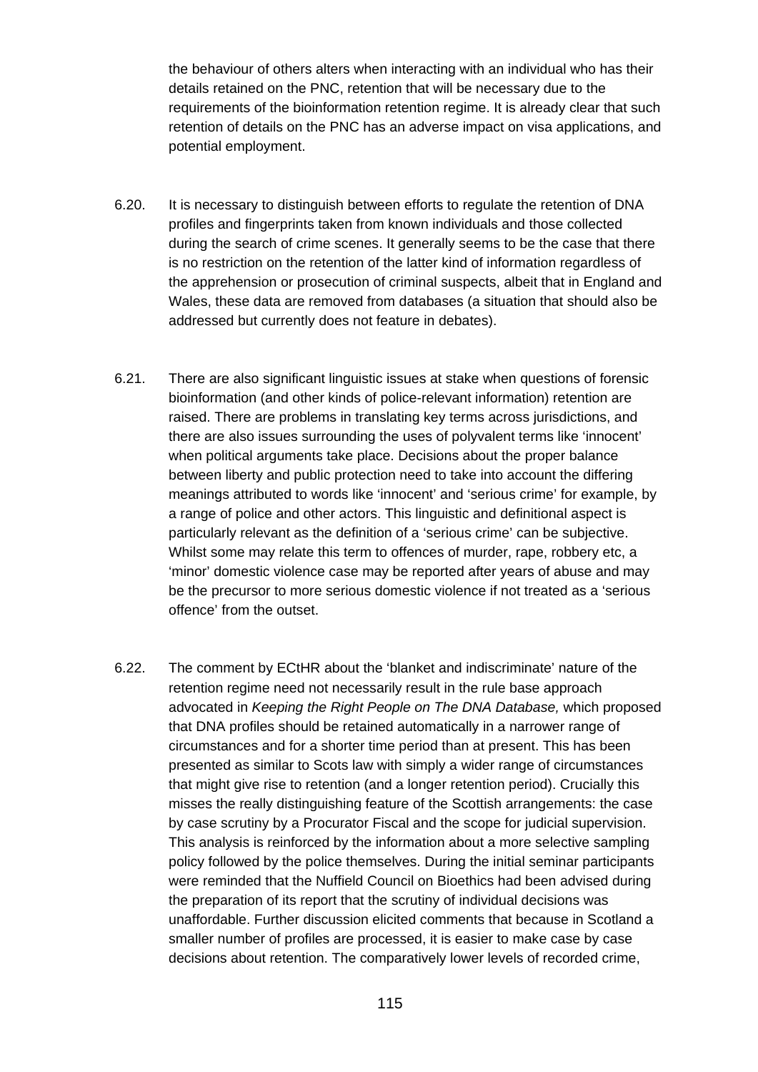the behaviour of others alters when interacting with an individual who has their details retained on the PNC, retention that will be necessary due to the requirements of the bioinformation retention regime. It is already clear that such retention of details on the PNC has an adverse impact on visa applications, and potential employment.

6.20. It is necessary to distinguish between efforts to regulate the retention of DNA profiles and fingerprints taken from known individuals and those collected during the search of crime scenes. It generally seems to be the case that there is no restriction on the retention of the latter kind of information regardless of the apprehension or prosecution of criminal suspects, albeit that in England and Wales, these data are removed from databases (a situation that should also be addressed but currently does not feature in debates).

6.21. There are also significant linguistic issues at stake when questions of forensic bioinformation (and other kinds of police-relevant information) retention are raised. There are problems in translating key terms across jurisdictions, and there are also issues surrounding the uses of polyvalent terms like 'innocent' when political arguments take place. Decisions about the proper balance between liberty and public protection need to take into account the differing meanings attributed to words like 'innocent' and 'serious crime' for example, by a range of police and other actors. This linguistic and definitional aspect is particularly relevant as the definition of a 'serious crime' can be subjective. Whilst some may relate this term to offences of murder, rape, robbery etc, a 'minor' domestic violence case may be reported after years of abuse and may be the precursor to more serious domestic violence if not treated as a 'serious offence' from the outset.

6.22. The comment by ECtHR about the 'blanket and indiscriminate' nature of the retention regime need not necessarily result in the rule base approach advocated in *Keeping the Right People on The DNA Database,* which proposed that DNA profiles should be retained automatically in a narrower range of circumstances and for a shorter time period than at present. This has been presented as similar to Scots law with simply a wider range of circumstances that might give rise to retention (and a longer retention period). Crucially this misses the really distinguishing feature of the Scottish arrangements: the case by case scrutiny by a Procurator Fiscal and the scope for judicial supervision. This analysis is reinforced by the information about a more selective sampling policy followed by the police themselves. During the initial seminar participants were reminded that the Nuffield Council on Bioethics had been advised during the preparation of its report that the scrutiny of individual decisions was unaffordable. Further discussion elicited comments that because in Scotland a smaller number of profiles are processed, it is easier to make case by case decisions about retention. The comparatively lower levels of recorded crime,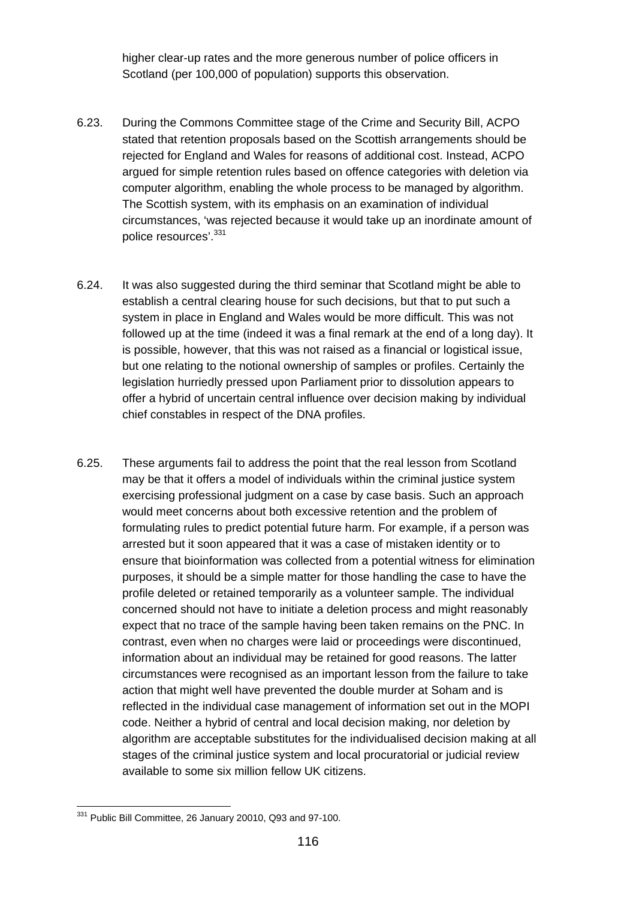higher clear-up rates and the more generous number of police officers in Scotland (per 100,000 of population) supports this observation.

6.23. During the Commons Committee stage of the Crime and Security Bill, ACPO stated that retention proposals based on the Scottish arrangements should be rejected for England and Wales for reasons of additional cost. Instead, ACPO argued for simple retention rules based on offence categories with deletion via computer algorithm, enabling the whole process to be managed by algorithm. The Scottish system, with its emphasis on an examination of individual circumstances, 'was rejected because it would take up an inordinate amount of police resources'.[331]

6.24. It was also suggested during the third seminar that Scotland might be able to establish a central clearing house for such decisions, but that to put such a system in place in England and Wales would be more difficult. This was not followed up at the time (indeed it was a final remark at the end of a long day). It is possible, however, that this was not raised as a financial or logistical issue, but one relating to the notional ownership of samples or profiles. Certainly the legislation hurriedly pressed upon Parliament prior to dissolution appears to offer a hybrid of uncertain central influence over decision making by individual chief constables in respect of the DNA profiles.

6.25. These arguments fail to address the point that the real lesson from Scotland may be that it offers a model of individuals within the criminal justice system exercising professional judgment on a case by case basis. Such an approach would meet concerns about both excessive retention and the problem of formulating rules to predict potential future harm. For example, if a person was arrested but it soon appeared that it was a case of mistaken identity or to ensure that bioinformation was collected from a potential witness for elimination purposes, it should be a simple matter for those handling the case to have the profile deleted or retained temporarily as a volunteer sample. The individual concerned should not have to initiate a deletion process and might reasonably expect that no trace of the sample having been taken remains on the PNC. In contrast, even when no charges were laid or proceedings were discontinued, information about an individual may be retained for good reasons. The latter circumstances were recognised as an important lesson from the failure to take action that might well have prevented the double murder at Soham and is reflected in the individual case management of information set out in the MOPI code. Neither a hybrid of central and local decision making, nor deletion by algorithm are acceptable substitutes for the individualised decision making at all stages of the criminal justice system and local procuratorial or judicial review available to some six million fellow UK citizens.

---

[331] Public Bill Committee, 26 January 20010, Q93 and 97-100.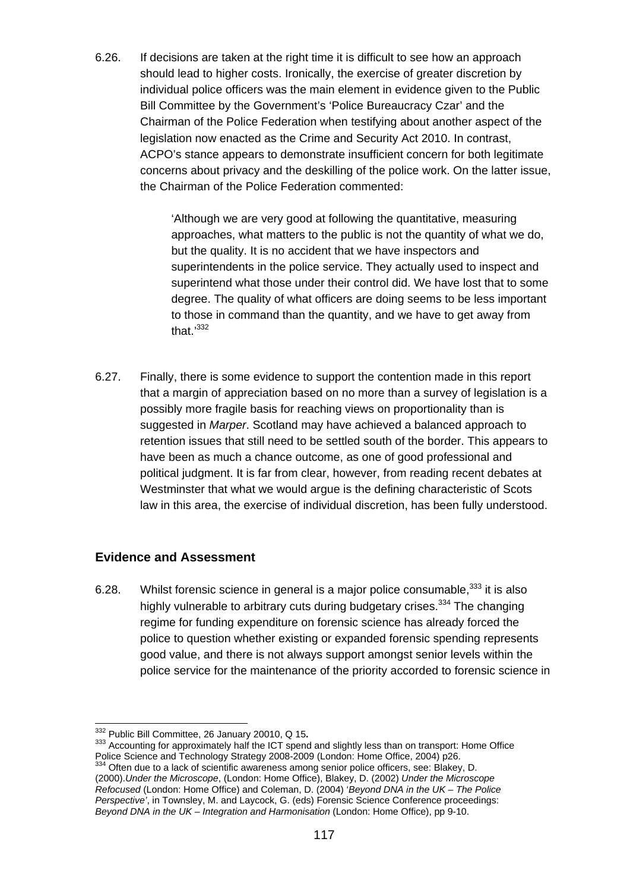6.26. If decisions are taken at the right time it is difficult to see how an approach should lead to higher costs. Ironically, the exercise of greater discretion by individual police officers was the main element in evidence given to the Public Bill Committee by the Government's 'Police Bureaucracy Czar' and the Chairman of the Police Federation when testifying about another aspect of the legislation now enacted as the Crime and Security Act 2010. In contrast, ACPO's stance appears to demonstrate insufficient concern for both legitimate concerns about privacy and the deskilling of the police work. On the latter issue, the Chairman of the Police Federation commented:

> 'Although we are very good at following the quantitative, measuring approaches, what matters to the public is not the quantity of what we do, but the quality. It is no accident that we have inspectors and superintendents in the police service. They actually used to inspect and superintend what those under their control did. We have lost that to some degree. The quality of what officers are doing seems to be less important to those in command than the quantity, and we have to get away from that.'[332]

6.27. Finally, there is some evidence to support the contention made in this report that a margin of appreciation based on no more than a survey of legislation is a possibly more fragile basis for reaching views on proportionality than is suggested in *Marper*. Scotland may have achieved a balanced approach to retention issues that still need to be settled south of the border. This appears to have been as much a chance outcome, as one of good professional and political judgment. It is far from clear, however, from reading recent debates at Westminster that what we would argue is the defining characteristic of Scots law in this area, the exercise of individual discretion, has been fully understood.

## Evidence and Assessment

6.28. Whilst forensic science in general is a major police consumable,[333] it is also highly vulnerable to arbitrary cuts during budgetary crises.[334] The changing regime for funding expenditure on forensic science has already forced the police to question whether existing or expanded forensic spending represents good value, and there is not always support amongst senior levels within the police service for the maintenance of the priority accorded to forensic science in

---

[332] Public Bill Committee, 26 January 20010, Q 15**.**

[333] Accounting for approximately half the ICT spend and slightly less than on transport: Home Office Police Science and Technology Strategy 2008-2009 (London: Home Office, 2004) p26.

[334] Often due to a lack of scientific awareness among senior police officers, see: Blakey, D. (2000).*Under the Microscope*, (London: Home Office), Blakey, D. (2002) *Under the Microscope Refocused* (London: Home Office) and Coleman, D. (2004) '*Beyond DNA in the UK – The Police Perspective*', in Townsley, M. and Laycock, G. (eds) Forensic Science Conference proceedings: *Beyond DNA in the UK – Integration and Harmonisation* (London: Home Office), pp 9-10.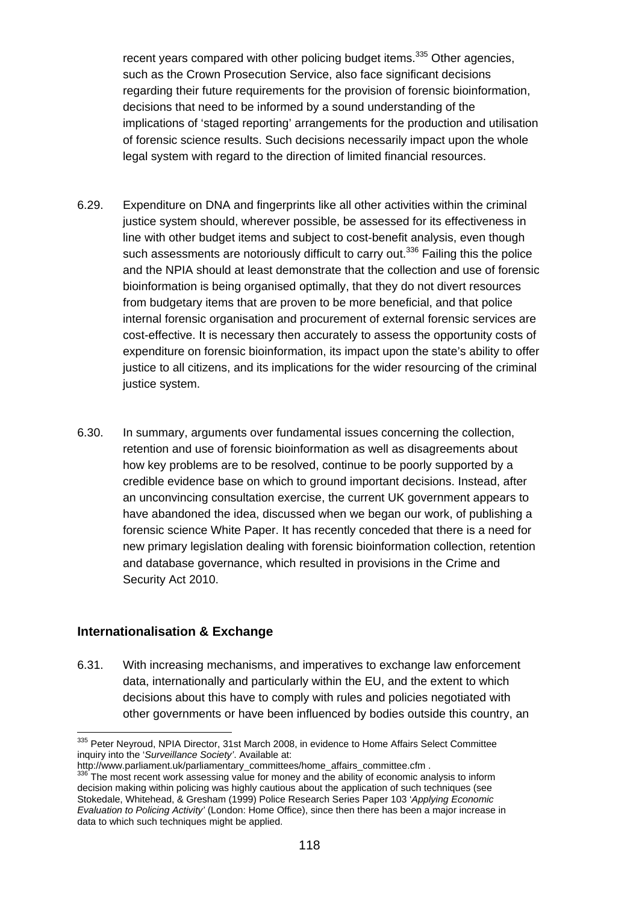recent years compared with other policing budget items.[335] Other agencies, such as the Crown Prosecution Service, also face significant decisions regarding their future requirements for the provision of forensic bioinformation, decisions that need to be informed by a sound understanding of the implications of 'staged reporting' arrangements for the production and utilisation of forensic science results. Such decisions necessarily impact upon the whole legal system with regard to the direction of limited financial resources.

6.29. Expenditure on DNA and fingerprints like all other activities within the criminal justice system should, wherever possible, be assessed for its effectiveness in line with other budget items and subject to cost-benefit analysis, even though such assessments are notoriously difficult to carry out.[336] Failing this the police and the NPIA should at least demonstrate that the collection and use of forensic bioinformation is being organised optimally, that they do not divert resources from budgetary items that are proven to be more beneficial, and that police internal forensic organisation and procurement of external forensic services are cost-effective. It is necessary then accurately to assess the opportunity costs of expenditure on forensic bioinformation, its impact upon the state's ability to offer justice to all citizens, and its implications for the wider resourcing of the criminal justice system.

6.30. In summary, arguments over fundamental issues concerning the collection, retention and use of forensic bioinformation as well as disagreements about how key problems are to be resolved, continue to be poorly supported by a credible evidence base on which to ground important decisions. Instead, after an unconvincing consultation exercise, the current UK government appears to have abandoned the idea, discussed when we began our work, of publishing a forensic science White Paper. It has recently conceded that there is a need for new primary legislation dealing with forensic bioinformation collection, retention and database governance, which resulted in provisions in the Crime and Security Act 2010.

### Internationalisation & Exchange

6.31. With increasing mechanisms, and imperatives to exchange law enforcement data, internationally and particularly within the EU, and the extent to which decisions about this have to comply with rules and policies negotiated with other governments or have been influenced by bodies outside this country, an

---

[335] Peter Neyroud, NPIA Director, 31st March 2008, in evidence to Home Affairs Select Committee inquiry into the '*Surveillance Society'*. Available at: http://www.parliament.uk/parliamentary_committees/home_affairs_committee.cfm .

[336] The most recent work assessing value for money and the ability of economic analysis to inform decision making within policing was highly cautious about the application of such techniques (see Stokedale, Whitehead, & Gresham (1999) Police Research Series Paper 103 '*Applying Economic Evaluation to Policing Activity*' (London: Home Office), since then there has been a major increase in data to which such techniques might be applied.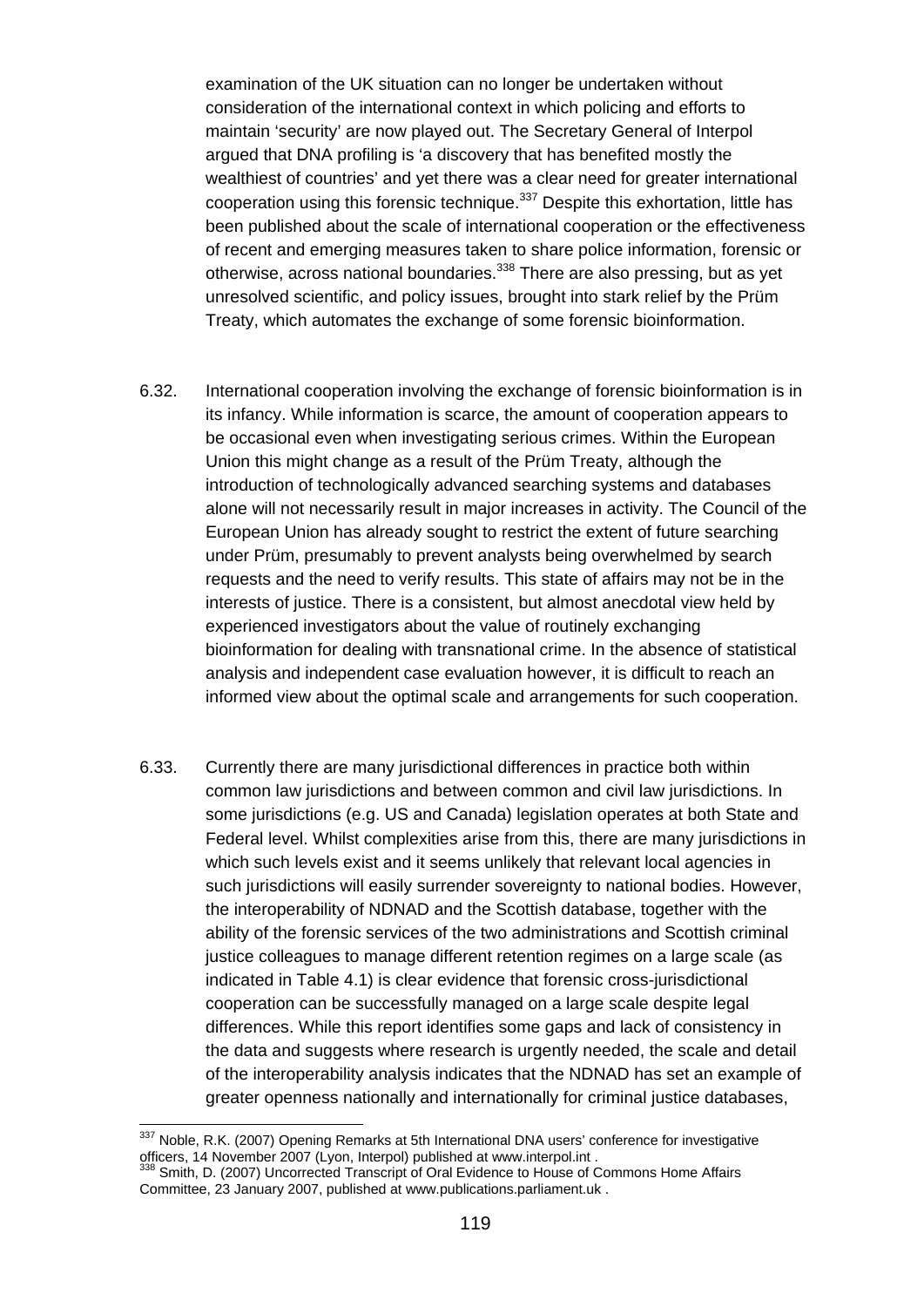examination of the UK situation can no longer be undertaken without consideration of the international context in which policing and efforts to maintain 'security' are now played out. The Secretary General of Interpol argued that DNA profiling is 'a discovery that has benefited mostly the wealthiest of countries' and yet there was a clear need for greater international cooperation using this forensic technique.[337] Despite this exhortation, little has been published about the scale of international cooperation or the effectiveness of recent and emerging measures taken to share police information, forensic or otherwise, across national boundaries.[338] There are also pressing, but as yet unresolved scientific, and policy issues, brought into stark relief by the Prüm Treaty, which automates the exchange of some forensic bioinformation.

6.32. International cooperation involving the exchange of forensic bioinformation is in its infancy. While information is scarce, the amount of cooperation appears to be occasional even when investigating serious crimes. Within the European Union this might change as a result of the Prüm Treaty, although the introduction of technologically advanced searching systems and databases alone will not necessarily result in major increases in activity. The Council of the European Union has already sought to restrict the extent of future searching under Prüm, presumably to prevent analysts being overwhelmed by search requests and the need to verify results. This state of affairs may not be in the interests of justice. There is a consistent, but almost anecdotal view held by experienced investigators about the value of routinely exchanging bioinformation for dealing with transnational crime. In the absence of statistical analysis and independent case evaluation however, it is difficult to reach an informed view about the optimal scale and arrangements for such cooperation.

6.33. Currently there are many jurisdictional differences in practice both within common law jurisdictions and between common and civil law jurisdictions. In some jurisdictions (e.g. US and Canada) legislation operates at both State and Federal level. Whilst complexities arise from this, there are many jurisdictions in which such levels exist and it seems unlikely that relevant local agencies in such jurisdictions will easily surrender sovereignty to national bodies. However, the interoperability of NDNAD and the Scottish database, together with the ability of the forensic services of the two administrations and Scottish criminal justice colleagues to manage different retention regimes on a large scale (as indicated in Table 4.1) is clear evidence that forensic cross-jurisdictional cooperation can be successfully managed on a large scale despite legal differences. While this report identifies some gaps and lack of consistency in the data and suggests where research is urgently needed, the scale and detail of the interoperability analysis indicates that the NDNAD has set an example of greater openness nationally and internationally for criminal justice databases,

---

[337] Noble, R.K. (2007) Opening Remarks at 5th International DNA users' conference for investigative officers, 14 November 2007 (Lyon, Interpol) published at www.interpol.int .

[338] Smith, D. (2007) Uncorrected Transcript of Oral Evidence to House of Commons Home Affairs Committee, 23 January 2007, published at www.publications.parliament.uk .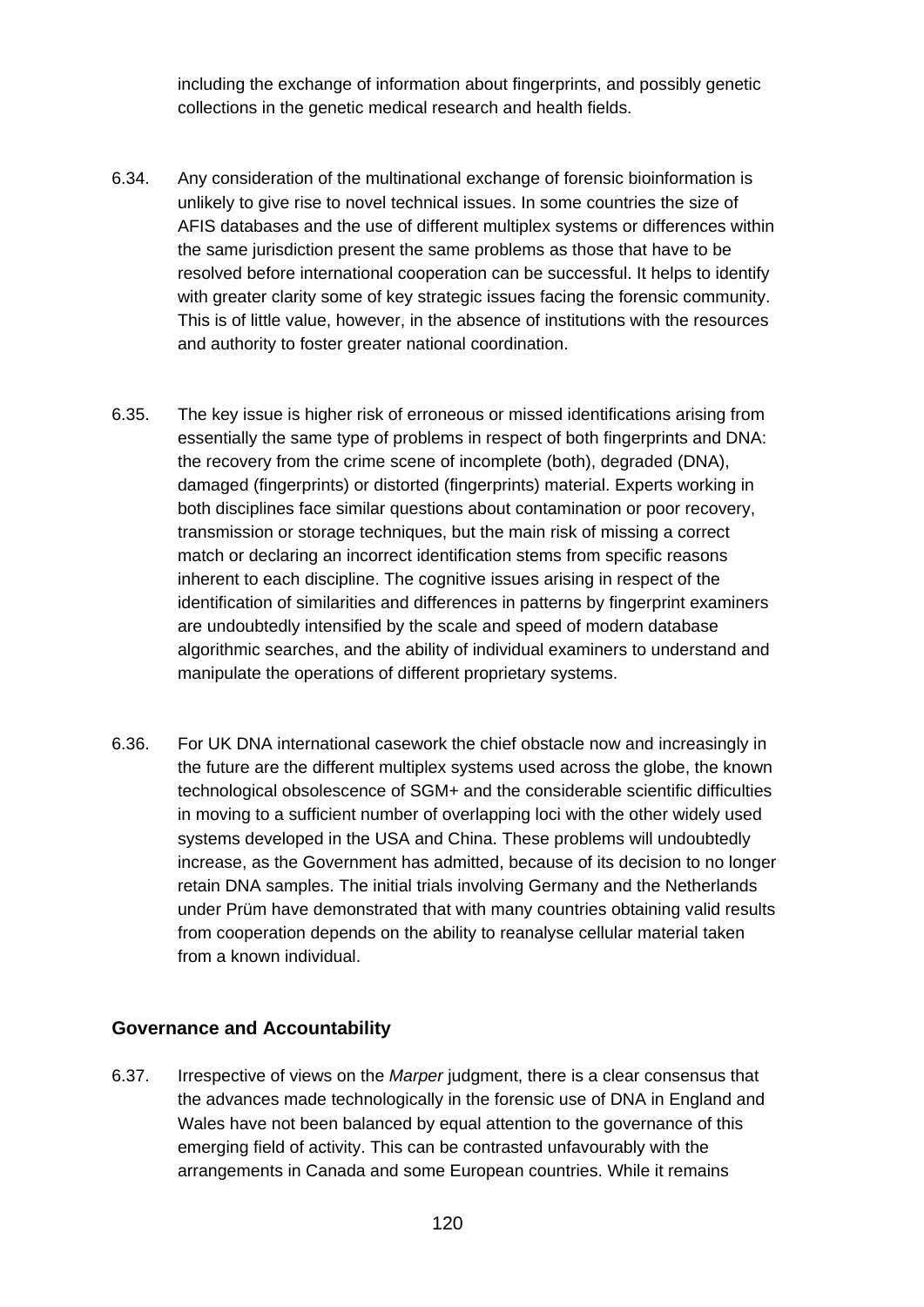including the exchange of information about fingerprints, and possibly genetic collections in the genetic medical research and health fields.

6.34. Any consideration of the multinational exchange of forensic bioinformation is unlikely to give rise to novel technical issues. In some countries the size of AFIS databases and the use of different multiplex systems or differences within the same jurisdiction present the same problems as those that have to be resolved before international cooperation can be successful. It helps to identify with greater clarity some of key strategic issues facing the forensic community. This is of little value, however, in the absence of institutions with the resources and authority to foster greater national coordination.

6.35. The key issue is higher risk of erroneous or missed identifications arising from essentially the same type of problems in respect of both fingerprints and DNA: the recovery from the crime scene of incomplete (both), degraded (DNA), damaged (fingerprints) or distorted (fingerprints) material. Experts working in both disciplines face similar questions about contamination or poor recovery, transmission or storage techniques, but the main risk of missing a correct match or declaring an incorrect identification stems from specific reasons inherent to each discipline. The cognitive issues arising in respect of the identification of similarities and differences in patterns by fingerprint examiners are undoubtedly intensified by the scale and speed of modern database algorithmic searches, and the ability of individual examiners to understand and manipulate the operations of different proprietary systems.

6.36. For UK DNA international casework the chief obstacle now and increasingly in the future are the different multiplex systems used across the globe, the known technological obsolescence of SGM+ and the considerable scientific difficulties in moving to a sufficient number of overlapping loci with the other widely used systems developed in the USA and China. These problems will undoubtedly increase, as the Government has admitted, because of its decision to no longer retain DNA samples. The initial trials involving Germany and the Netherlands under Prüm have demonstrated that with many countries obtaining valid results from cooperation depends on the ability to reanalyse cellular material taken from a known individual.

### Governance and Accountability

6.37. Irrespective of views on the *Marper* judgment, there is a clear consensus that the advances made technologically in the forensic use of DNA in England and Wales have not been balanced by equal attention to the governance of this emerging field of activity. This can be contrasted unfavourably with the arrangements in Canada and some European countries. While it remains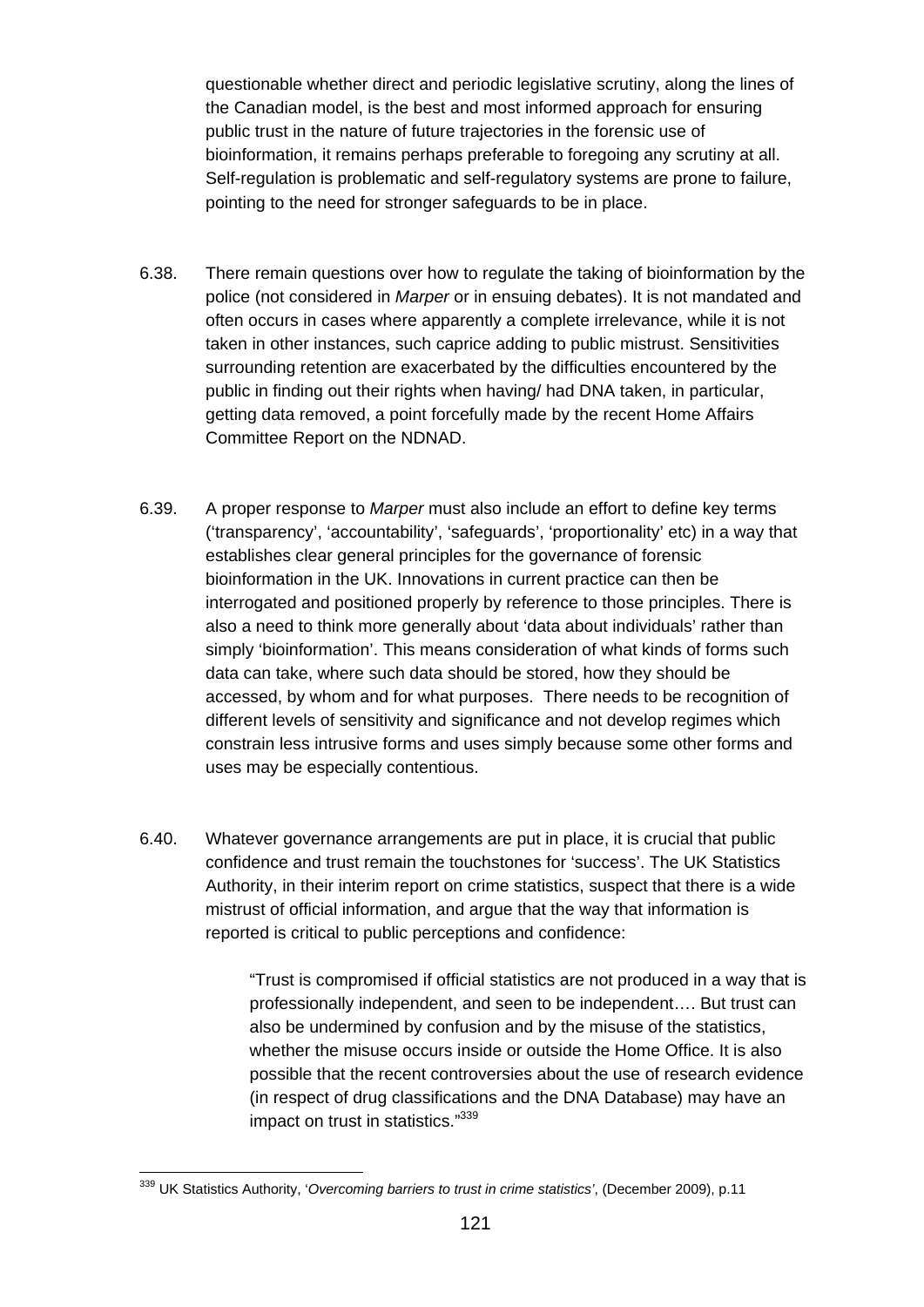questionable whether direct and periodic legislative scrutiny, along the lines of the Canadian model, is the best and most informed approach for ensuring public trust in the nature of future trajectories in the forensic use of bioinformation, it remains perhaps preferable to foregoing any scrutiny at all. Self-regulation is problematic and self-regulatory systems are prone to failure, pointing to the need for stronger safeguards to be in place.

6.38. There remain questions over how to regulate the taking of bioinformation by the police (not considered in *Marper* or in ensuing debates). It is not mandated and often occurs in cases where apparently a complete irrelevance, while it is not taken in other instances, such caprice adding to public mistrust. Sensitivities surrounding retention are exacerbated by the difficulties encountered by the public in finding out their rights when having/ had DNA taken, in particular, getting data removed, a point forcefully made by the recent Home Affairs Committee Report on the NDNAD.

6.39. A proper response to *Marper* must also include an effort to define key terms ('transparency', 'accountability', 'safeguards', 'proportionality' etc) in a way that establishes clear general principles for the governance of forensic bioinformation in the UK. Innovations in current practice can then be interrogated and positioned properly by reference to those principles. There is also a need to think more generally about 'data about individuals' rather than simply 'bioinformation'. This means consideration of what kinds of forms such data can take, where such data should be stored, how they should be accessed, by whom and for what purposes. There needs to be recognition of different levels of sensitivity and significance and not develop regimes which constrain less intrusive forms and uses simply because some other forms and uses may be especially contentious.

6.40. Whatever governance arrangements are put in place, it is crucial that public confidence and trust remain the touchstones for 'success'. The UK Statistics Authority, in their interim report on crime statistics, suspect that there is a wide mistrust of official information, and argue that the way that information is reported is critical to public perceptions and confidence:

> "Trust is compromised if official statistics are not produced in a way that is professionally independent, and seen to be independent…. But trust can also be undermined by confusion and by the misuse of the statistics, whether the misuse occurs inside or outside the Home Office. It is also possible that the recent controversies about the use of research evidence (in respect of drug classifications and the DNA Database) may have an impact on trust in statistics."[339]

[339] UK Statistics Authority, '*Overcoming barriers to trust in crime statistics'*, (December 2009), p.11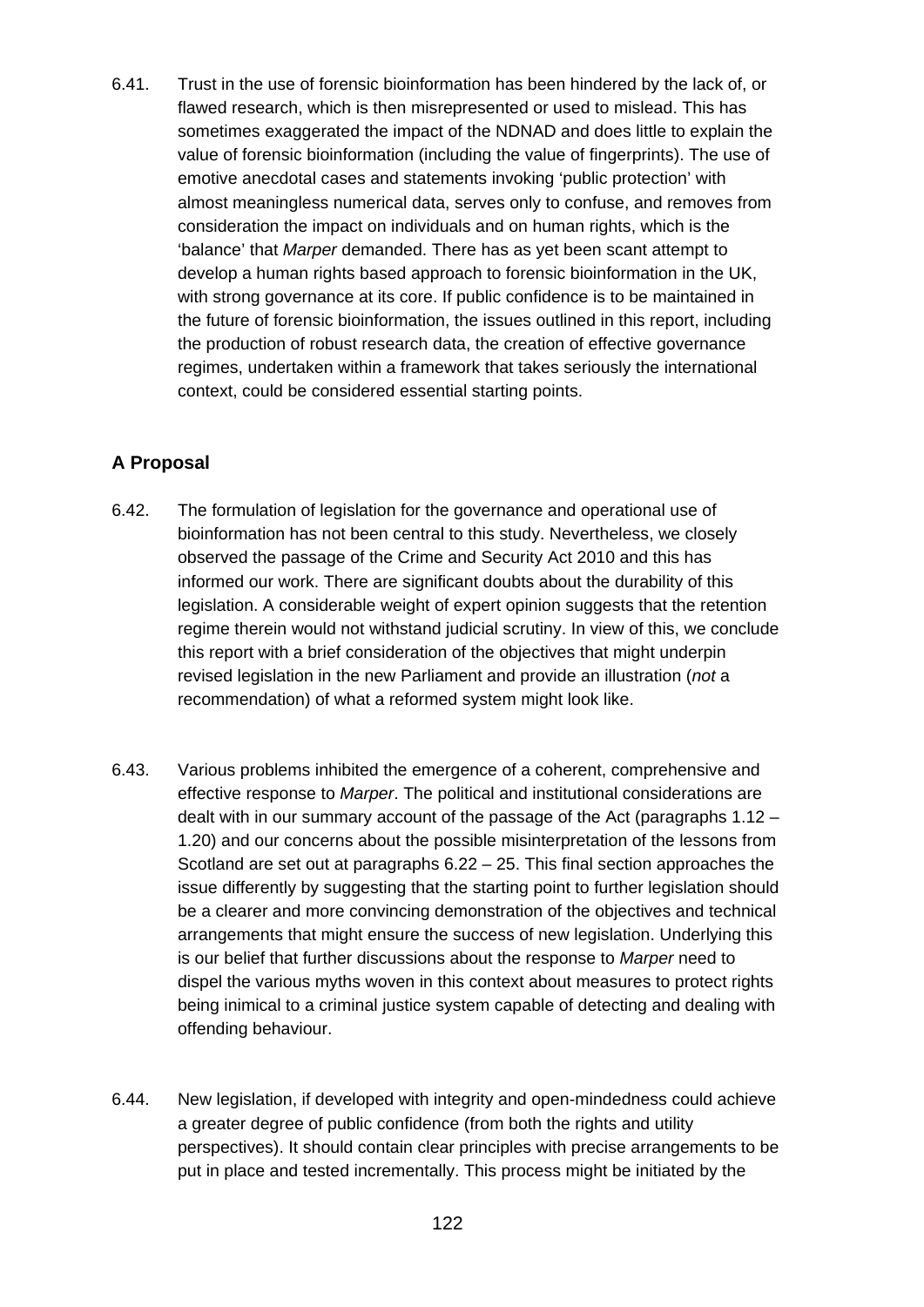6.41. Trust in the use of forensic bioinformation has been hindered by the lack of, or flawed research, which is then misrepresented or used to mislead. This has sometimes exaggerated the impact of the NDNAD and does little to explain the value of forensic bioinformation (including the value of fingerprints). The use of emotive anecdotal cases and statements invoking 'public protection' with almost meaningless numerical data, serves only to confuse, and removes from consideration the impact on individuals and on human rights, which is the 'balance' that *Marper* demanded. There has as yet been scant attempt to develop a human rights based approach to forensic bioinformation in the UK, with strong governance at its core. If public confidence is to be maintained in the future of forensic bioinformation, the issues outlined in this report, including the production of robust research data, the creation of effective governance regimes, undertaken within a framework that takes seriously the international context, could be considered essential starting points.

## A Proposal

6.42. The formulation of legislation for the governance and operational use of bioinformation has not been central to this study. Nevertheless, we closely observed the passage of the Crime and Security Act 2010 and this has informed our work. There are significant doubts about the durability of this legislation. A considerable weight of expert opinion suggests that the retention regime therein would not withstand judicial scrutiny. In view of this, we conclude this report with a brief consideration of the objectives that might underpin revised legislation in the new Parliament and provide an illustration (*not* a recommendation) of what a reformed system might look like.

6.43. Various problems inhibited the emergence of a coherent, comprehensive and effective response to *Marper*. The political and institutional considerations are dealt with in our summary account of the passage of the Act (paragraphs 1.12 – 1.20) and our concerns about the possible misinterpretation of the lessons from Scotland are set out at paragraphs 6.22 – 25. This final section approaches the issue differently by suggesting that the starting point to further legislation should be a clearer and more convincing demonstration of the objectives and technical arrangements that might ensure the success of new legislation. Underlying this is our belief that further discussions about the response to *Marper* need to dispel the various myths woven in this context about measures to protect rights being inimical to a criminal justice system capable of detecting and dealing with offending behaviour.

6.44. New legislation, if developed with integrity and open-mindedness could achieve a greater degree of public confidence (from both the rights and utility perspectives). It should contain clear principles with precise arrangements to be put in place and tested incrementally. This process might be initiated by the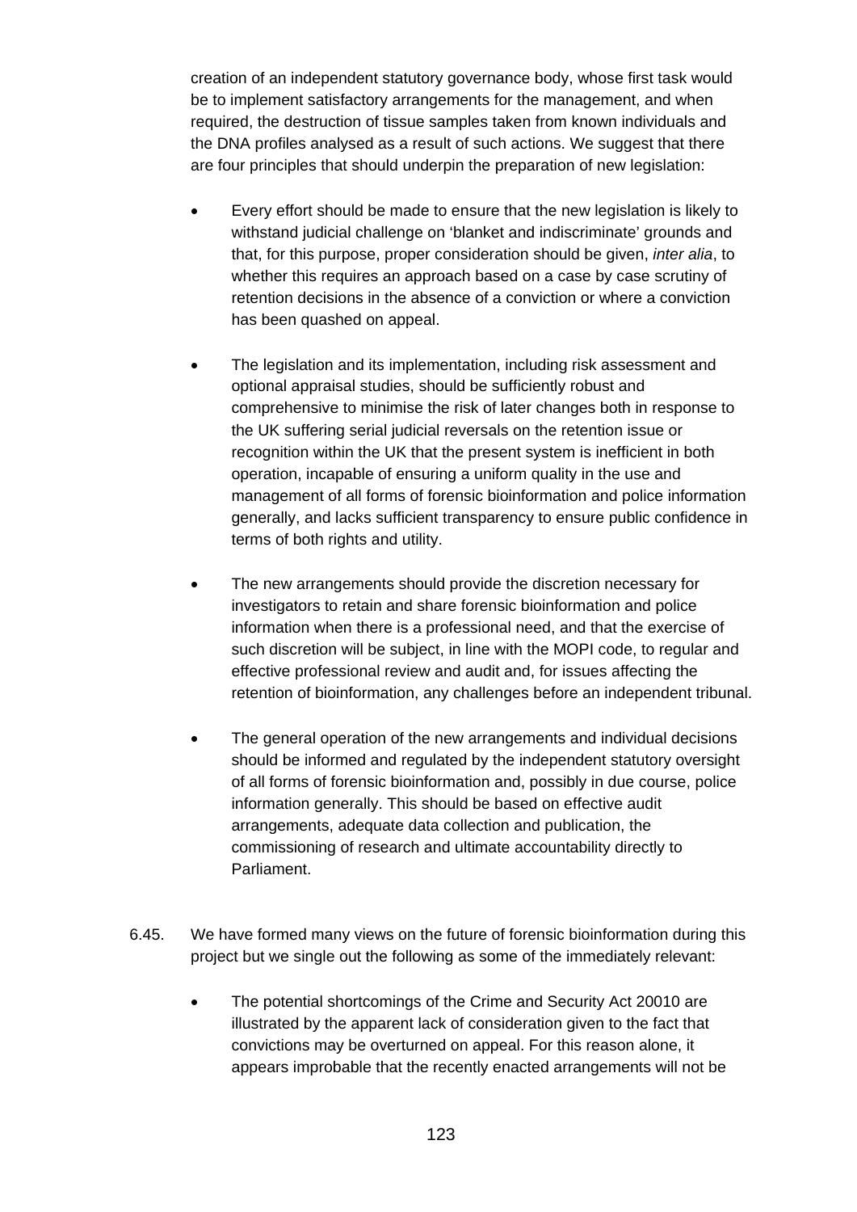creation of an independent statutory governance body, whose first task would be to implement satisfactory arrangements for the management, and when required, the destruction of tissue samples taken from known individuals and the DNA profiles analysed as a result of such actions. We suggest that there are four principles that should underpin the preparation of new legislation:

- Every effort should be made to ensure that the new legislation is likely to withstand judicial challenge on 'blanket and indiscriminate' grounds and that, for this purpose, proper consideration should be given, *inter alia*, to whether this requires an approach based on a case by case scrutiny of retention decisions in the absence of a conviction or where a conviction has been quashed on appeal.

- The legislation and its implementation, including risk assessment and optional appraisal studies, should be sufficiently robust and comprehensive to minimise the risk of later changes both in response to the UK suffering serial judicial reversals on the retention issue or recognition within the UK that the present system is inefficient in both operation, incapable of ensuring a uniform quality in the use and management of all forms of forensic bioinformation and police information generally, and lacks sufficient transparency to ensure public confidence in terms of both rights and utility.

- The new arrangements should provide the discretion necessary for investigators to retain and share forensic bioinformation and police information when there is a professional need, and that the exercise of such discretion will be subject, in line with the MOPI code, to regular and effective professional review and audit and, for issues affecting the retention of bioinformation, any challenges before an independent tribunal.

- The general operation of the new arrangements and individual decisions should be informed and regulated by the independent statutory oversight of all forms of forensic bioinformation and, possibly in due course, police information generally. This should be based on effective audit arrangements, adequate data collection and publication, the commissioning of research and ultimate accountability directly to Parliament.

6.45. We have formed many views on the future of forensic bioinformation during this project but we single out the following as some of the immediately relevant:

- The potential shortcomings of the Crime and Security Act 20010 are illustrated by the apparent lack of consideration given to the fact that convictions may be overturned on appeal. For this reason alone, it appears improbable that the recently enacted arrangements will not be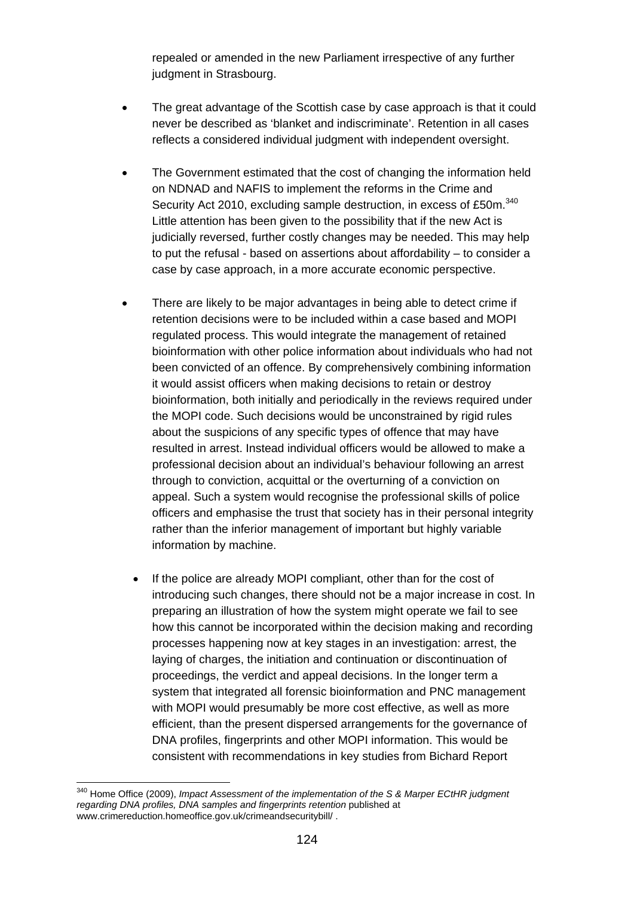repealed or amended in the new Parliament irrespective of any further judgment in Strasbourg.

- The great advantage of the Scottish case by case approach is that it could never be described as 'blanket and indiscriminate'. Retention in all cases reflects a considered individual judgment with independent oversight.

- The Government estimated that the cost of changing the information held on NDNAD and NAFIS to implement the reforms in the Crime and Security Act 2010, excluding sample destruction, in excess of £50m.[340] Little attention has been given to the possibility that if the new Act is judicially reversed, further costly changes may be needed. This may help to put the refusal - based on assertions about affordability – to consider a case by case approach, in a more accurate economic perspective.

- There are likely to be major advantages in being able to detect crime if retention decisions were to be included within a case based and MOPI regulated process. This would integrate the management of retained bioinformation with other police information about individuals who had not been convicted of an offence. By comprehensively combining information it would assist officers when making decisions to retain or destroy bioinformation, both initially and periodically in the reviews required under the MOPI code. Such decisions would be unconstrained by rigid rules about the suspicions of any specific types of offence that may have resulted in arrest. Instead individual officers would be allowed to make a professional decision about an individual's behaviour following an arrest through to conviction, acquittal or the overturning of a conviction on appeal. Such a system would recognise the professional skills of police officers and emphasise the trust that society has in their personal integrity rather than the inferior management of important but highly variable information by machine.

- If the police are already MOPI compliant, other than for the cost of introducing such changes, there should not be a major increase in cost. In preparing an illustration of how the system might operate we fail to see how this cannot be incorporated within the decision making and recording processes happening now at key stages in an investigation: arrest, the laying of charges, the initiation and continuation or discontinuation of proceedings, the verdict and appeal decisions. In the longer term a system that integrated all forensic bioinformation and PNC management with MOPI would presumably be more cost effective, as well as more efficient, than the present dispersed arrangements for the governance of DNA profiles, fingerprints and other MOPI information. This would be consistent with recommendations in key studies from Bichard Report

---

[340] Home Office (2009), *Impact Assessment of the implementation of the S & Marper ECtHR judgment regarding DNA profiles, DNA samples and fingerprints retention* published at www.crimereduction.homeoffice.gov.uk/crimeandsecuritybill/ .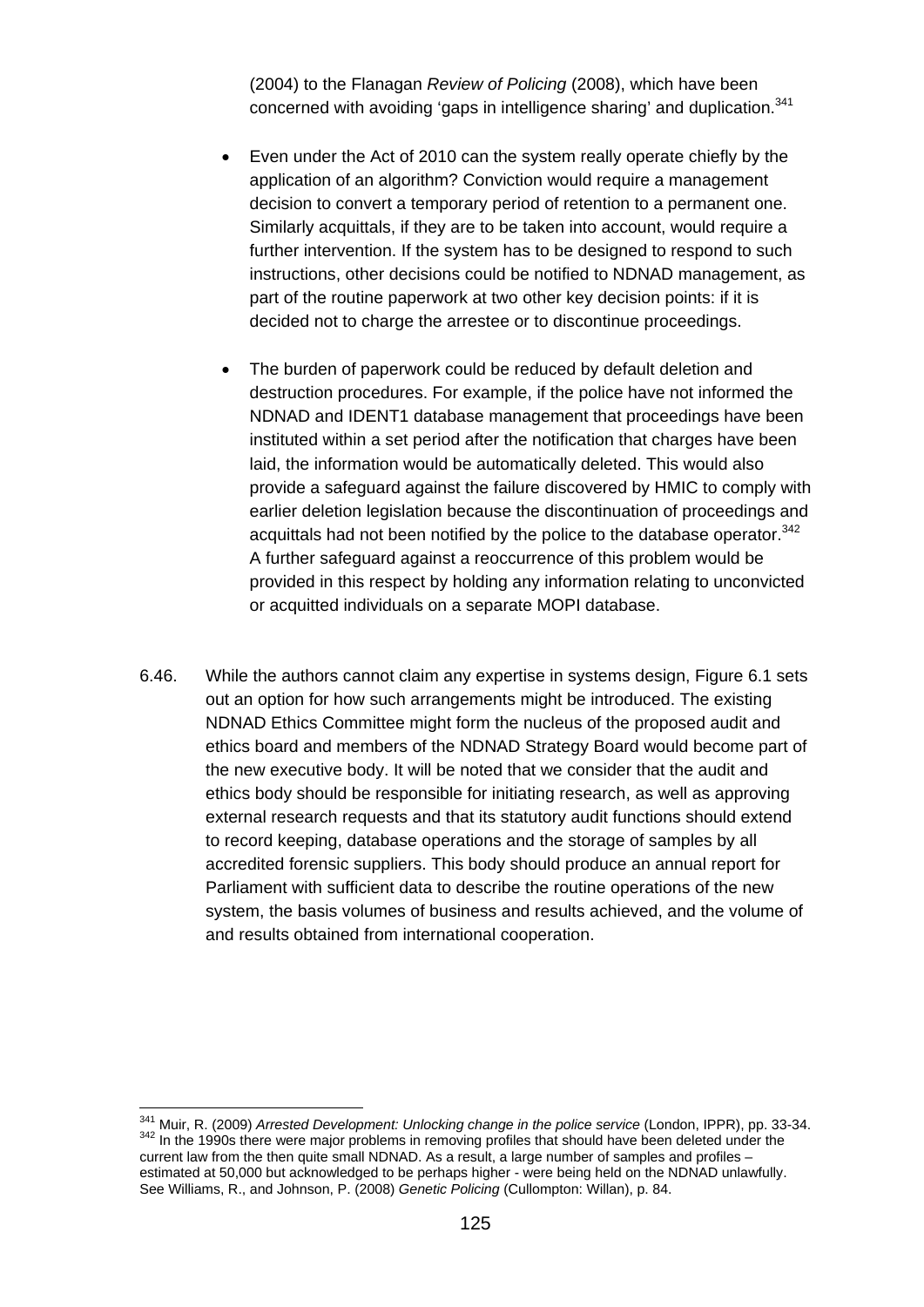(2004) to the Flanagan *Review of Policing* (2008), which have been concerned with avoiding 'gaps in intelligence sharing' and duplication.[341]

- Even under the Act of 2010 can the system really operate chiefly by the application of an algorithm? Conviction would require a management decision to convert a temporary period of retention to a permanent one. Similarly acquittals, if they are to be taken into account, would require a further intervention. If the system has to be designed to respond to such instructions, other decisions could be notified to NDNAD management, as part of the routine paperwork at two other key decision points: if it is decided not to charge the arrestee or to discontinue proceedings.

- The burden of paperwork could be reduced by default deletion and destruction procedures. For example, if the police have not informed the NDNAD and IDENT1 database management that proceedings have been instituted within a set period after the notification that charges have been laid, the information would be automatically deleted. This would also provide a safeguard against the failure discovered by HMIC to comply with earlier deletion legislation because the discontinuation of proceedings and acquittals had not been notified by the police to the database operator.[342] A further safeguard against a reoccurrence of this problem would be provided in this respect by holding any information relating to unconvicted or acquitted individuals on a separate MOPI database.

6.46. While the authors cannot claim any expertise in systems design, Figure 6.1 sets out an option for how such arrangements might be introduced. The existing NDNAD Ethics Committee might form the nucleus of the proposed audit and ethics board and members of the NDNAD Strategy Board would become part of the new executive body. It will be noted that we consider that the audit and ethics body should be responsible for initiating research, as well as approving external research requests and that its statutory audit functions should extend to record keeping, database operations and the storage of samples by all accredited forensic suppliers. This body should produce an annual report for Parliament with sufficient data to describe the routine operations of the new system, the basis volumes of business and results achieved, and the volume of and results obtained from international cooperation.

---

[341] Muir, R. (2009) *Arrested Development: Unlocking change in the police service* (London, IPPR), pp. 33-34.

[342] In the 1990s there were major problems in removing profiles that should have been deleted under the current law from the then quite small NDNAD. As a result, a large number of samples and profiles – estimated at 50,000 but acknowledged to be perhaps higher - were being held on the NDNAD unlawfully. See Williams, R., and Johnson, P. (2008) *Genetic Policing* (Cullompton: Willan), p. 84.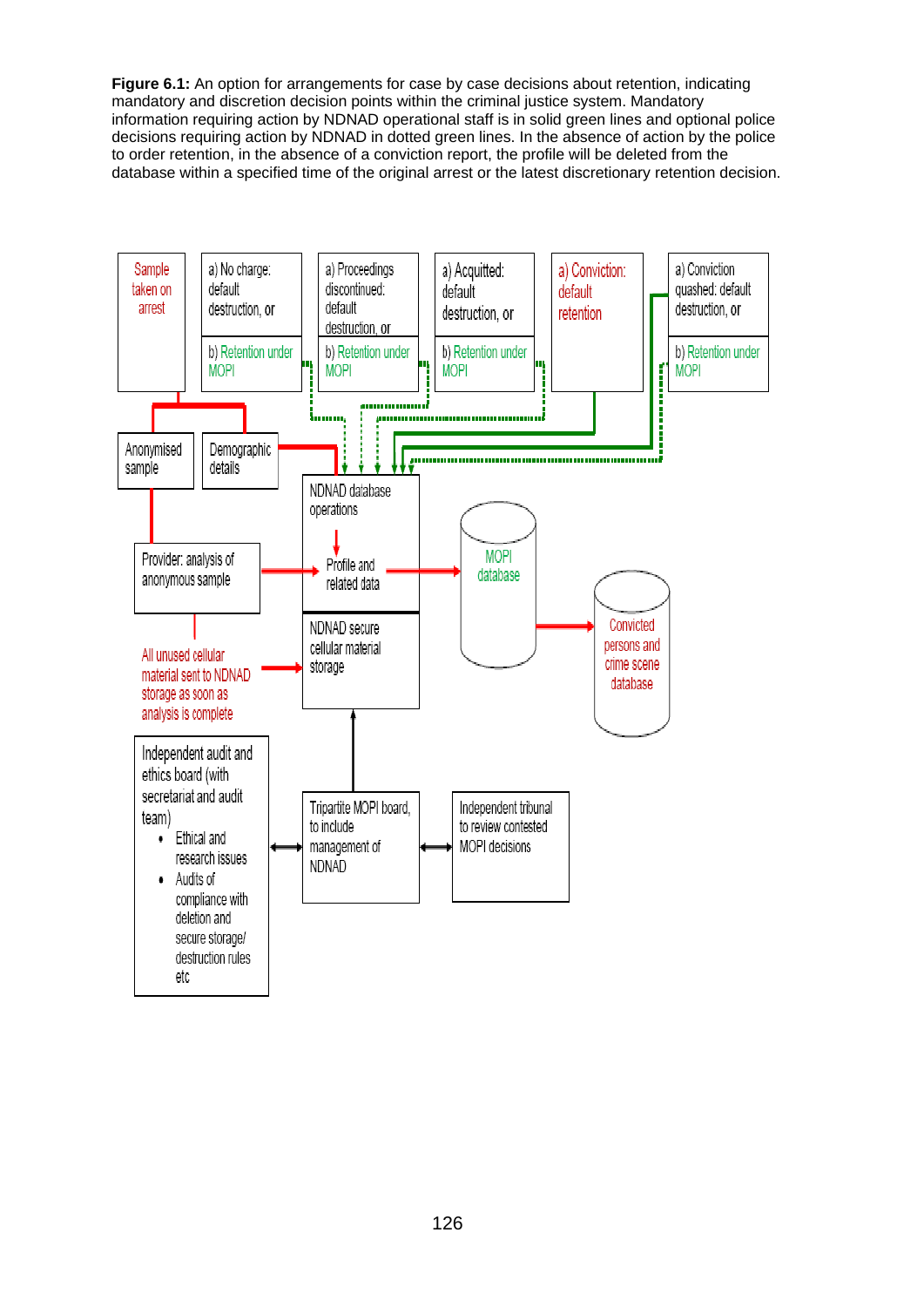**Figure 6.1:** An option for arrangements for case by case decisions about retention, indicating mandatory and discretion decision points within the criminal justice system. Mandatory information requiring action by NDNAD operational staff is in solid green lines and optional police decisions requiring action by NDNAD in dotted green lines. In the absence of action by the police to order retention, in the absence of a conviction report, the profile will be deleted from the database within a specified time of the original arrest or the latest discretionary retention decision.

Sample taken on arrest

a) No charge: default destruction, or

b) Retention under MOPI

a) Proceedings discontinued: default destruction, or

b) Retention under MOPI

a) Acquitted: default destruction, or

b) Retention under MOPI

a) Conviction: default retention

a) Conviction quashed: default destruction, or

b) Retention under MOPI

Anonymised sample

Demographic details

NDNAD database operations

Profile and related data

MOPI database

Provider: analysis of anonymous sample

Convicted persons and crime scene database

All unused cellular material sent to NDNAD storage as soon as analysis is complete

NDNAD secure cellular material storage

Independent audit and ethics board (with secretariat and audit team)

- Ethical and research issues
- Audits of compliance with deletion and secure storage/ destruction rules etc

Tripartite MOPI board, to include management of NDNAD

Independent tribunal to review contested MOPI decisions